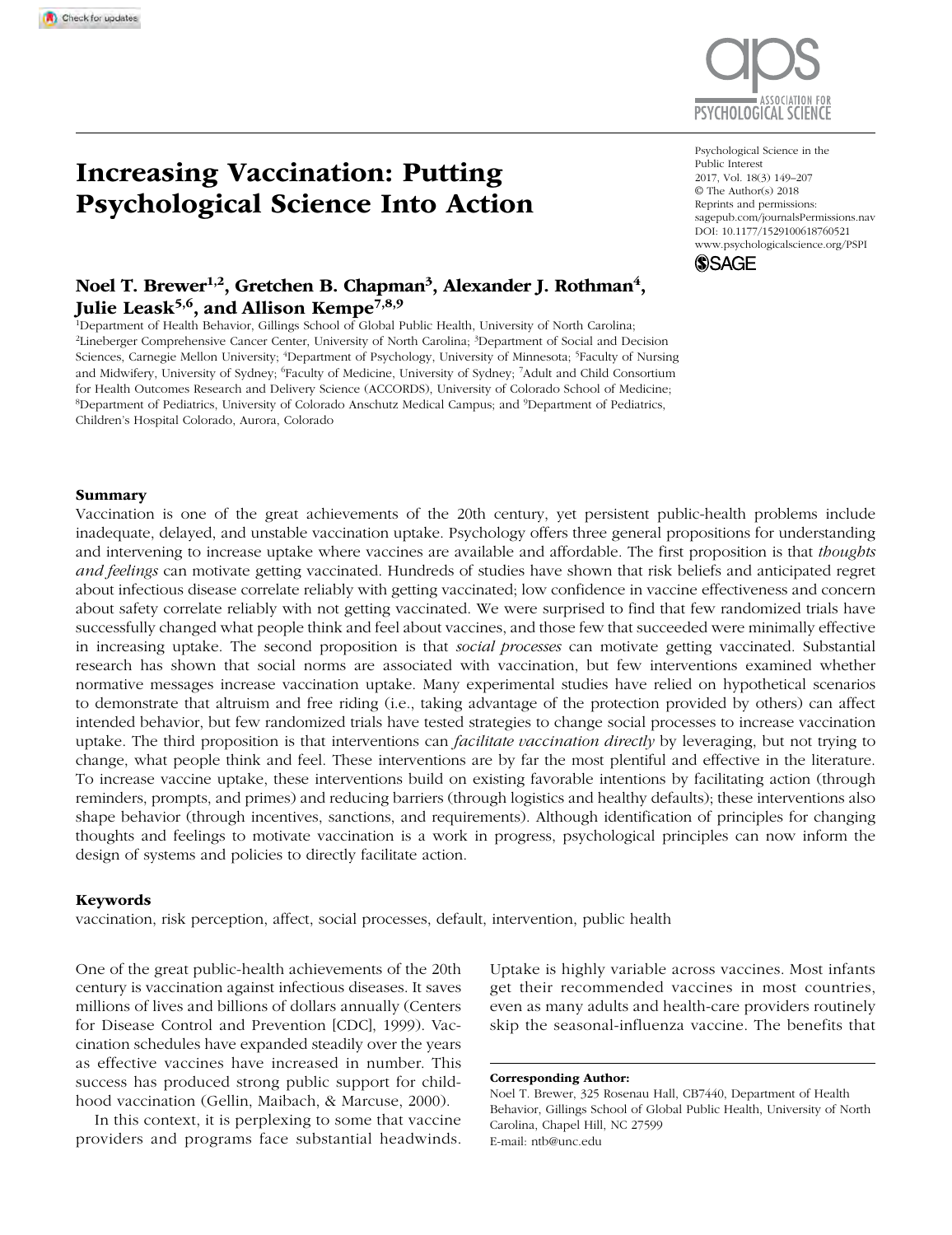# Increasing Vaccination: Putting Psychological Science Into Action

Psychological Science in the Public Interest
2017, Vol. 18(3) 149–207
© The Author(s) 2018
Reprints and permissions:
sagepub.com/journalsPermissions.nav
DOI: 10.1177/1529100618760521
www.psychologicalscience.org/PSPI

**Noel T. Brewer[1,2], Gretchen B. Chapman[3], Alexander J. Rothman[4], Julie Leask[5,6], and Allison Kempe[7,8,9]**

[1]Department of Health Behavior, Gillings School of Global Public Health, University of North Carolina; [2]Lineberger Comprehensive Cancer Center, University of North Carolina; [3]Department of Social and Decision Sciences, Carnegie Mellon University; [4]Department of Psychology, University of Minnesota; [5]Faculty of Nursing and Midwifery, University of Sydney; [6]Faculty of Medicine, University of Sydney; [7]Adult and Child Consortium for Health Outcomes Research and Delivery Science (ACCORDS), University of Colorado School of Medicine; [8]Department of Pediatrics, University of Colorado Anschutz Medical Campus; and [9]Department of Pediatrics, Children's Hospital Colorado, Aurora, Colorado

## Summary

Vaccination is one of the great achievements of the 20th century, yet persistent public-health problems include inadequate, delayed, and unstable vaccination uptake. Psychology offers three general propositions for understanding and intervening to increase uptake where vaccines are available and affordable. The first proposition is that *thoughts and feelings* can motivate getting vaccinated. Hundreds of studies have shown that risk beliefs and anticipated regret about infectious disease correlate reliably with getting vaccinated; low confidence in vaccine effectiveness and concern about safety correlate reliably with not getting vaccinated. We were surprised to find that few randomized trials have successfully changed what people think and feel about vaccines, and those few that succeeded were minimally effective in increasing uptake. The second proposition is that *social processes* can motivate getting vaccinated. Substantial research has shown that social norms are associated with vaccination, but few interventions examined whether normative messages increase vaccination uptake. Many experimental studies have relied on hypothetical scenarios to demonstrate that altruism and free riding (i.e., taking advantage of the protection provided by others) can affect intended behavior, but few randomized trials have tested strategies to change social processes to increase vaccination uptake. The third proposition is that interventions can *facilitate vaccination directly* by leveraging, but not trying to change, what people think and feel. These interventions are by far the most plentiful and effective in the literature. To increase vaccine uptake, these interventions build on existing favorable intentions by facilitating action (through reminders, prompts, and primes) and reducing barriers (through logistics and healthy defaults); these interventions also shape behavior (through incentives, sanctions, and requirements). Although identification of principles for changing thoughts and feelings to motivate vaccination is a work in progress, psychological principles can now inform the design of systems and policies to directly facilitate action.

## Keywords

vaccination, risk perception, affect, social processes, default, intervention, public health

One of the great public-health achievements of the 20th century is vaccination against infectious diseases. It saves millions of lives and billions of dollars annually (Centers for Disease Control and Prevention [CDC], 1999). Vaccination schedules have expanded steadily over the years as effective vaccines have increased in number. This success has produced strong public support for childhood vaccination (Gellin, Maibach, & Marcuse, 2000).

In this context, it is perplexing to some that vaccine providers and programs face substantial headwinds. Uptake is highly variable across vaccines. Most infants get their recommended vaccines in most countries, even as many adults and health-care providers routinely skip the seasonal-influenza vaccine. The benefits that

**Corresponding Author:**
Noel T. Brewer, 325 Rosenau Hall, CB7440, Department of Health Behavior, Gillings School of Global Public Health, University of North Carolina, Chapel Hill, NC 27599
E-mail: ntb@unc.edu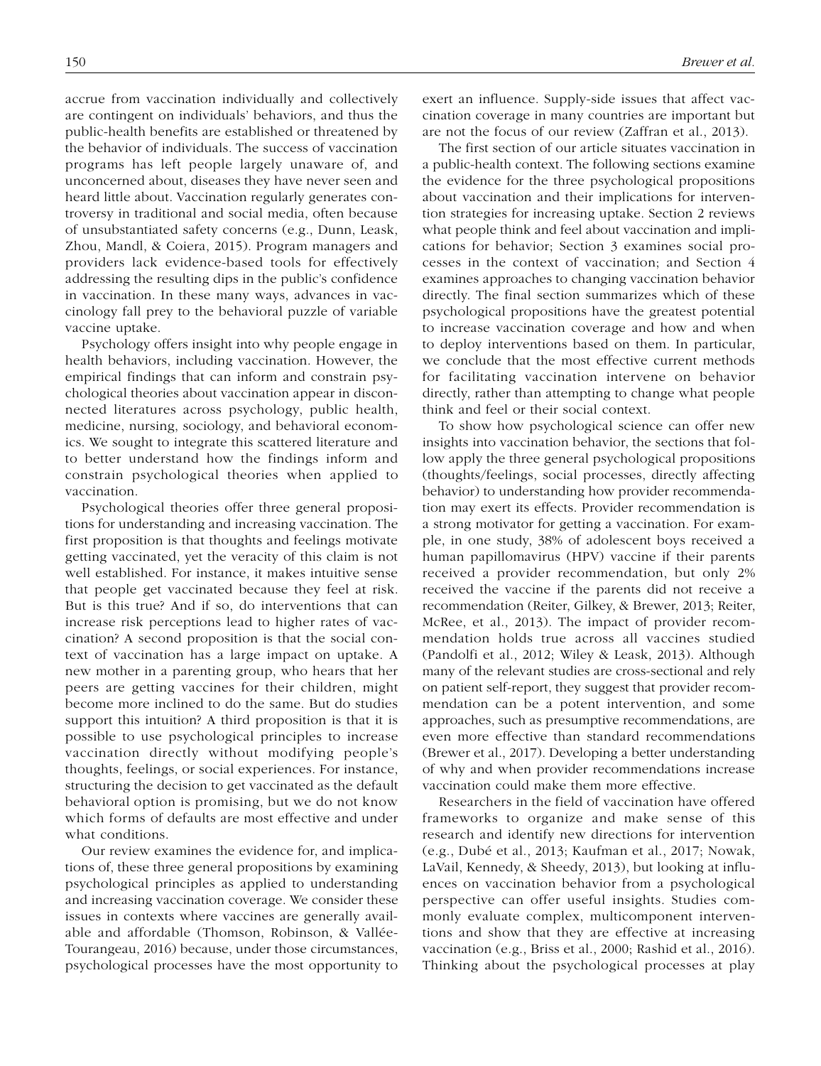accrue from vaccination individually and collectively are contingent on individuals' behaviors, and thus the public-health benefits are established or threatened by the behavior of individuals. The success of vaccination programs has left people largely unaware of, and unconcerned about, diseases they have never seen and heard little about. Vaccination regularly generates controversy in traditional and social media, often because of unsubstantiated safety concerns (e.g., Dunn, Leask, Zhou, Mandl, & Coiera, 2015). Program managers and providers lack evidence-based tools for effectively addressing the resulting dips in the public's confidence in vaccination. In these many ways, advances in vaccinology fall prey to the behavioral puzzle of variable vaccine uptake.

Psychology offers insight into why people engage in health behaviors, including vaccination. However, the empirical findings that can inform and constrain psychological theories about vaccination appear in disconnected literatures across psychology, public health, medicine, nursing, sociology, and behavioral economics. We sought to integrate this scattered literature and to better understand how the findings inform and constrain psychological theories when applied to vaccination.

Psychological theories offer three general propositions for understanding and increasing vaccination. The first proposition is that thoughts and feelings motivate getting vaccinated, yet the veracity of this claim is not well established. For instance, it makes intuitive sense that people get vaccinated because they feel at risk. But is this true? And if so, do interventions that can increase risk perceptions lead to higher rates of vaccination? A second proposition is that the social context of vaccination has a large impact on uptake. A new mother in a parenting group, who hears that her peers are getting vaccines for their children, might become more inclined to do the same. But do studies support this intuition? A third proposition is that it is possible to use psychological principles to increase vaccination directly without modifying people's thoughts, feelings, or social experiences. For instance, structuring the decision to get vaccinated as the default behavioral option is promising, but we do not know which forms of defaults are most effective and under what conditions.

Our review examines the evidence for, and implications of, these three general propositions by examining psychological principles as applied to understanding and increasing vaccination coverage. We consider these issues in contexts where vaccines are generally available and affordable (Thomson, Robinson, & Vallée-Tourangeau, 2016) because, under those circumstances, psychological processes have the most opportunity to exert an influence. Supply-side issues that affect vaccination coverage in many countries are important but are not the focus of our review (Zaffran et al., 2013).

The first section of our article situates vaccination in a public-health context. The following sections examine the evidence for the three psychological propositions about vaccination and their implications for intervention strategies for increasing uptake. Section 2 reviews what people think and feel about vaccination and implications for behavior; Section 3 examines social processes in the context of vaccination; and Section 4 examines approaches to changing vaccination behavior directly. The final section summarizes which of these psychological propositions have the greatest potential to increase vaccination coverage and how and when to deploy interventions based on them. In particular, we conclude that the most effective current methods for facilitating vaccination intervene on behavior directly, rather than attempting to change what people think and feel or their social context.

To show how psychological science can offer new insights into vaccination behavior, the sections that follow apply the three general psychological propositions (thoughts/feelings, social processes, directly affecting behavior) to understanding how provider recommendation may exert its effects. Provider recommendation is a strong motivator for getting a vaccination. For example, in one study, 38% of adolescent boys received a human papillomavirus (HPV) vaccine if their parents received a provider recommendation, but only 2% received the vaccine if the parents did not receive a recommendation (Reiter, Gilkey, & Brewer, 2013; Reiter, McRee, et al., 2013). The impact of provider recommendation holds true across all vaccines studied (Pandolfi et al., 2012; Wiley & Leask, 2013). Although many of the relevant studies are cross-sectional and rely on patient self-report, they suggest that provider recommendation can be a potent intervention, and some approaches, such as presumptive recommendations, are even more effective than standard recommendations (Brewer et al., 2017). Developing a better understanding of why and when provider recommendations increase vaccination could make them more effective.

Researchers in the field of vaccination have offered frameworks to organize and make sense of this research and identify new directions for intervention (e.g., Dubé et al., 2013; Kaufman et al., 2017; Nowak, LaVail, Kennedy, & Sheedy, 2013), but looking at influences on vaccination behavior from a psychological perspective can offer useful insights. Studies commonly evaluate complex, multicomponent interventions and show that they are effective at increasing vaccination (e.g., Briss et al., 2000; Rashid et al., 2016). Thinking about the psychological processes at play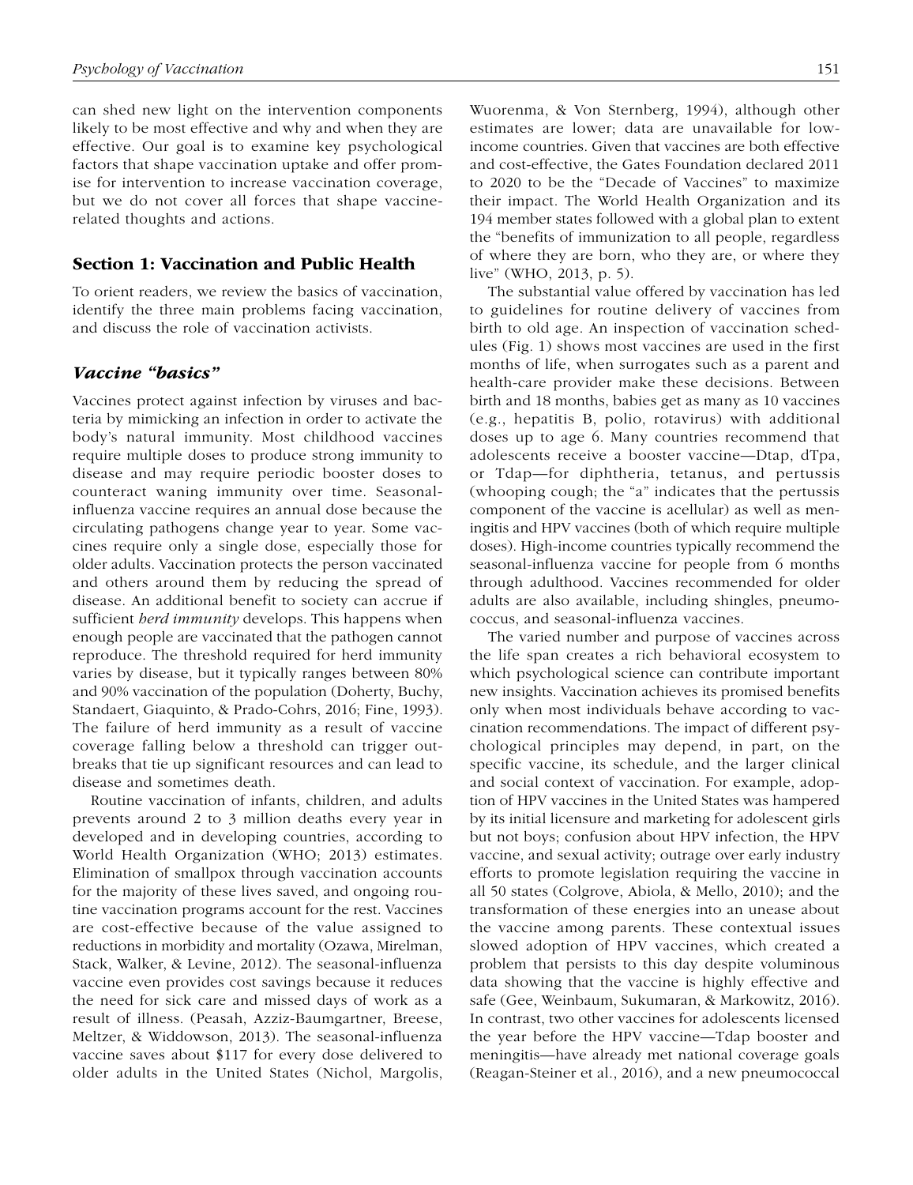can shed new light on the intervention components likely to be most effective and why and when they are effective. Our goal is to examine key psychological factors that shape vaccination uptake and offer promise for intervention to increase vaccination coverage, but we do not cover all forces that shape vaccine-related thoughts and actions.

## Section 1: Vaccination and Public Health

To orient readers, we review the basics of vaccination, identify the three main problems facing vaccination, and discuss the role of vaccination activists.

### *Vaccine "basics"*

Vaccines protect against infection by viruses and bacteria by mimicking an infection in order to activate the body's natural immunity. Most childhood vaccines require multiple doses to produce strong immunity to disease and may require periodic booster doses to counteract waning immunity over time. Seasonal-influenza vaccine requires an annual dose because the circulating pathogens change year to year. Some vaccines require only a single dose, especially those for older adults. Vaccination protects the person vaccinated and others around them by reducing the spread of disease. An additional benefit to society can accrue if sufficient *herd immunity* develops. This happens when enough people are vaccinated that the pathogen cannot reproduce. The threshold required for herd immunity varies by disease, but it typically ranges between 80% and 90% vaccination of the population (Doherty, Buchy, Standaert, Giaquinto, & Prado-Cohrs, 2016; Fine, 1993). The failure of herd immunity as a result of vaccine coverage falling below a threshold can trigger outbreaks that tie up significant resources and can lead to disease and sometimes death.

Routine vaccination of infants, children, and adults prevents around 2 to 3 million deaths every year in developed and in developing countries, according to World Health Organization (WHO; 2013) estimates. Elimination of smallpox through vaccination accounts for the majority of these lives saved, and ongoing routine vaccination programs account for the rest. Vaccines are cost-effective because of the value assigned to reductions in morbidity and mortality (Ozawa, Mirelman, Stack, Walker, & Levine, 2012). The seasonal-influenza vaccine even provides cost savings because it reduces the need for sick care and missed days of work as a result of illness. (Peasah, Azziz-Baumgartner, Breese, Meltzer, & Widdowson, 2013). The seasonal-influenza vaccine saves about $117 for every dose delivered to older adults in the United States (Nichol, Margolis, Wuorenma, & Von Sternberg, 1994), although other estimates are lower; data are unavailable for low-income countries. Given that vaccines are both effective and cost-effective, the Gates Foundation declared 2011 to 2020 to be the "Decade of Vaccines" to maximize their impact. The World Health Organization and its 194 member states followed with a global plan to extent the "benefits of immunization to all people, regardless of where they are born, who they are, or where they live" (WHO, 2013, p. 5).

The substantial value offered by vaccination has led to guidelines for routine delivery of vaccines from birth to old age. An inspection of vaccination schedules (Fig. 1) shows most vaccines are used in the first months of life, when surrogates such as a parent and health-care provider make these decisions. Between birth and 18 months, babies get as many as 10 vaccines (e.g., hepatitis B, polio, rotavirus) with additional doses up to age 6. Many countries recommend that adolescents receive a booster vaccine—Dtap, dTpa, or Tdap—for diphtheria, tetanus, and pertussis (whooping cough; the "a" indicates that the pertussis component of the vaccine is acellular) as well as meningitis and HPV vaccines (both of which require multiple doses). High-income countries typically recommend the seasonal-influenza vaccine for people from 6 months through adulthood. Vaccines recommended for older adults are also available, including shingles, pneumococcus, and seasonal-influenza vaccines.

The varied number and purpose of vaccines across the life span creates a rich behavioral ecosystem to which psychological science can contribute important new insights. Vaccination achieves its promised benefits only when most individuals behave according to vaccination recommendations. The impact of different psychological principles may depend, in part, on the specific vaccine, its schedule, and the larger clinical and social context of vaccination. For example, adoption of HPV vaccines in the United States was hampered by its initial licensure and marketing for adolescent girls but not boys; confusion about HPV infection, the HPV vaccine, and sexual activity; outrage over early industry efforts to promote legislation requiring the vaccine in all 50 states (Colgrove, Abiola, & Mello, 2010); and the transformation of these energies into an unease about the vaccine among parents. These contextual issues slowed adoption of HPV vaccines, which created a problem that persists to this day despite voluminous data showing that the vaccine is highly effective and safe (Gee, Weinbaum, Sukumaran, & Markowitz, 2016). In contrast, two other vaccines for adolescents licensed the year before the HPV vaccine—Tdap booster and meningitis—have already met national coverage goals (Reagan-Steiner et al., 2016), and a new pneumococcal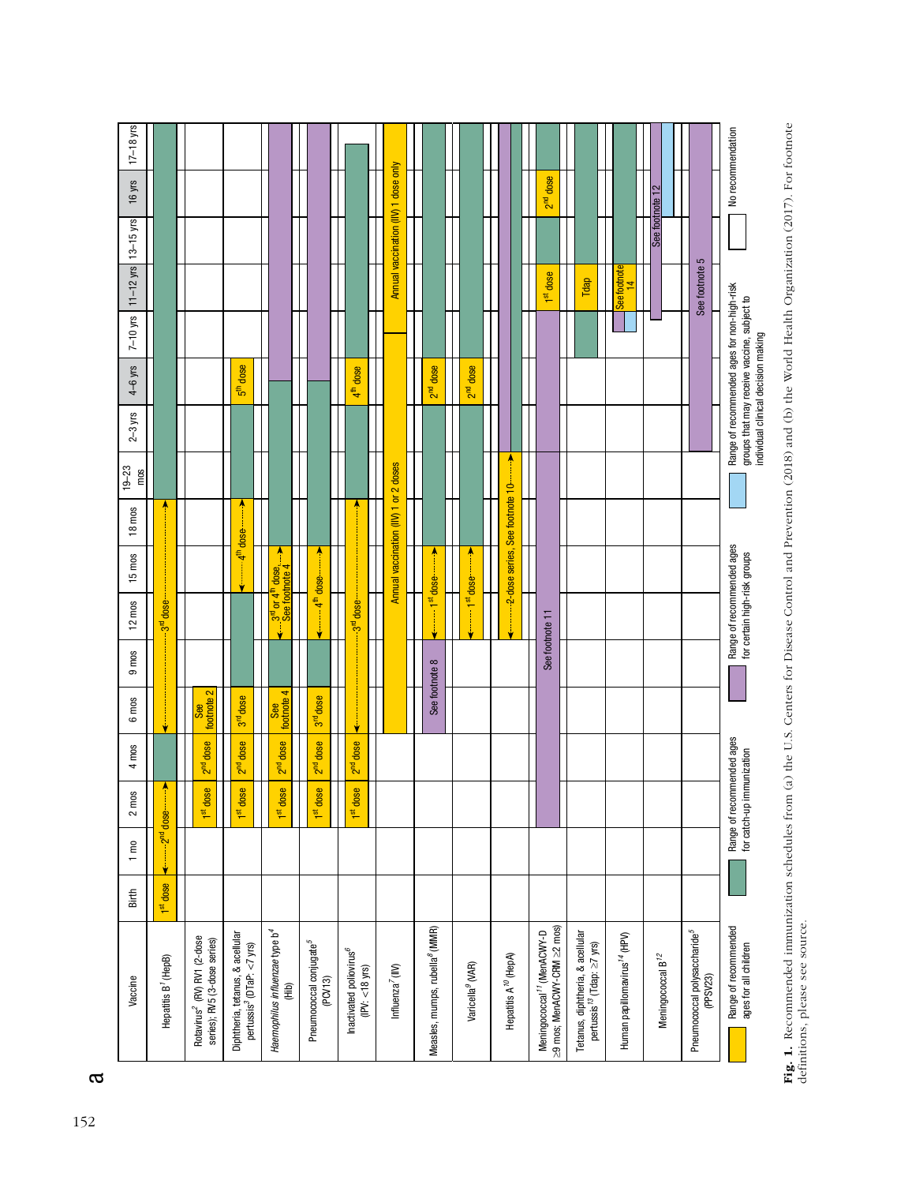**a**

| Vaccine | Birth | 1 mo | 2 mos | 4 mos | 6 mos | 9 mos | 12 mos | 15 mos | 18 mos | 19–23 mos | 2–3 yrs | 4–6 yrs | 7–10 yrs | 11–12 yrs | 13–15 yrs | 16 yrs | 17–18 yrs |
|---|---|---|---|---|---|---|---|---|---|---|---|---|---|---|---|---|---|
| Hepatitis B[1] (HepB) | 1st dose | ←2nd dose→ | | | ←3rd dose→ | | | | | | | | | | | | |
| Rotavirus[2] (RV) RV1 (2-dose series); RV5 (3-dose series) | | | 1st dose | 2nd dose | See footnote 2 | | | | | | | | | | | | |
| Diphtheria, tetanus, & acellular pertussis[3] (DTaP: <7 yrs) | | | 1st dose | 2nd dose | 3rd dose | | | ←4th dose→ | | | | 5th dose | | | | | |
| *Haemophilus influenzae* type b[4] (Hib) | | | 1st dose | 2nd dose | See footnote 4 | | ←3rd or 4th dose, See footnote 4→ | | | | | | | | | | |
| Pneumococcal conjugate[5] (PCV13) | | | 1st dose | 2nd dose | 3rd dose | | ←4th dose→ | | | | | | | | | | |
| Inactivated poliovirus[6] (IPV: <18 yrs) | | | 1st dose | 2nd dose | ←3rd dose→ | | | | | | | 4th dose | | | | | |
| Influenza[7] (IIV) | | | | | Annual vaccination (IIV) 1 or 2 doses | | | | | | | | Annual vaccination (IIV) 1 dose only | | | | |
| Measles, mumps, rubella[8] (MMR) | | | | | See footnote 8 | | ←1st dose→ | | | | | 2nd dose | | | | | |
| Varicella[9] (VAR) | | | | | | | ←1st dose→ | | | | | 2nd dose | | | | | |
| Hepatitis A[10] (HepA) | | | | | | | ←2-dose series, See footnote 10→ | | | | | | | | | | |
| Meningococcal[11] (MenACWY-D ≥9 mos; MenACWY-CRM ≥2 mos) | | | See footnote 11 | | | | | | | | | | | 1st dose | | 2nd dose | |
| Tetanus, diphtheria, & acellular pertussis[13] (Tdap: ≥7 yrs) | | | | | | | | | | | | | | Tdap | | | |
| Human papillomavirus[14] (HPV) | | | | | | | | | | | | | | See footnote 14 | | | |
| Meningococcal B[12] | | | | | | | | | | | | | | | See footnote 12 | | |
| Pneumococcal polysaccharide[5] (PPSV23) | | | | | | | | | | | | | See footnote 5 | | | | |

Legend: Range of recommended ages for all children; Range of recommended ages for catch-up immunization; Range of recommended ages for certain high-risk groups; Range of recommended ages for non-high-risk groups that may receive vaccine, subject to individual clinical decision making; No recommendation

**Fig. 1.** Recommended immunization schedules from (a) the U.S. Centers for Disease Control and Prevention (2018) and (b) the World Health Organization (2017). For footnote definitions, please see source.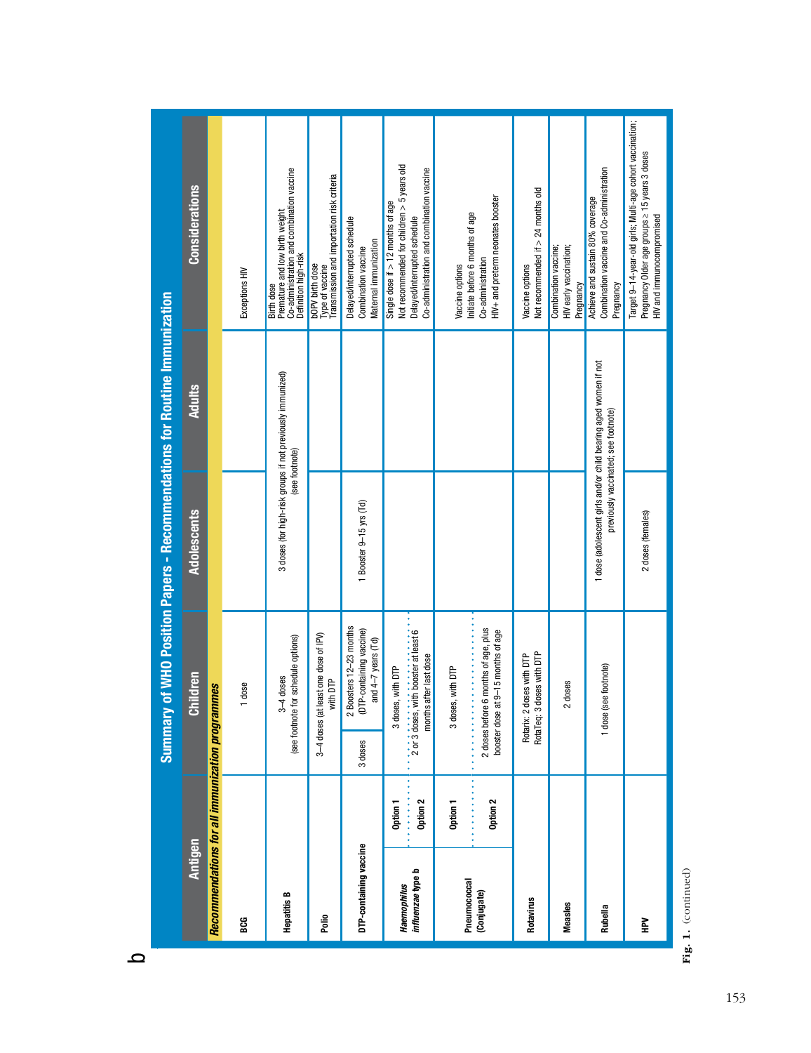b

**Summary of WHO Position Papers - Recommendations for Routine Immunization**

| Antigen | | Children | | Adolescents | Adults | Considerations |
|---|---|---|---|---|---|---|
| ***Recommendations for all immunization programmes*** | | | | | | |
| BCG | | 1 dose | | | | Exceptions HIV |
| Hepatitis B | | 3–4 doses (see footnote for schedule options) | | 3 doses (for high-risk groups if not previously immunized) (see footnote) | | Birth dose<br>Premature and low birth weight<br>Co-administration and combination vaccine<br>Definition high-risk |
| Polio | | 3–4 doses (at least one dose of IPV) with DTP | | | | bOPV birth dose<br>Type of vaccine<br>Transmission and importation risk criteria |
| DTP-containing vaccine | | 3 doses | 2 Boosters 12–23 months (DTP-containing vaccine) and 4–7 years (Td) | 1 Booster 9–15 yrs (Td) | | Delayed/interrupted schedule<br>Combination vaccine<br>Maternal immunization |
| *Haemophilus influenzae* type b | Option 1 | 3 doses, with DTP | | | | Single dose if > 12 months of age<br>Not recommended for children > 5 years old<br>Delayed/interrupted schedule<br>Co-administration and combination vaccine |
| | Option 2 | 2 or 3 doses, with booster at least 6 months after last dose | | | | |
| Pneumococcal (Conjugate) | Option 1 | 3 doses, with DTP | | | | Vaccine options<br>Initiate before 6 months of age<br>Co-administration<br>HIV+ and preterm neonates booster |
| | Option 2 | 2 doses before 6 months of age, plus booster dose at 9–15 months of age | | | | |
| Rotavirus | | Rotarix: 2 doses with DTP<br>RotaTeq: 3 doses with DTP | | | | Vaccine options<br>Not recommended if > 24 months old |
| Measles | | 2 doses | | | | Combination vaccine;<br>HIV early vaccination;<br>Pregnancy |
| Rubella | | 1 dose (see footnote) | | 1 dose (adolescent girls and/or child bearing aged women if not previously vaccinated; see footnote) | | Achieve and sustain 80% coverage<br>Combination vaccine and Co-administration<br>Pregnancy |
| HPV | | | | 2 doses (females) | | Target 9–14-year-old girls; Multi-age cohort vaccination; Pregnancy Older age groups ≥ 15 years 3 doses<br>HIV and immunocompromised |

**Fig. 1.** (continued)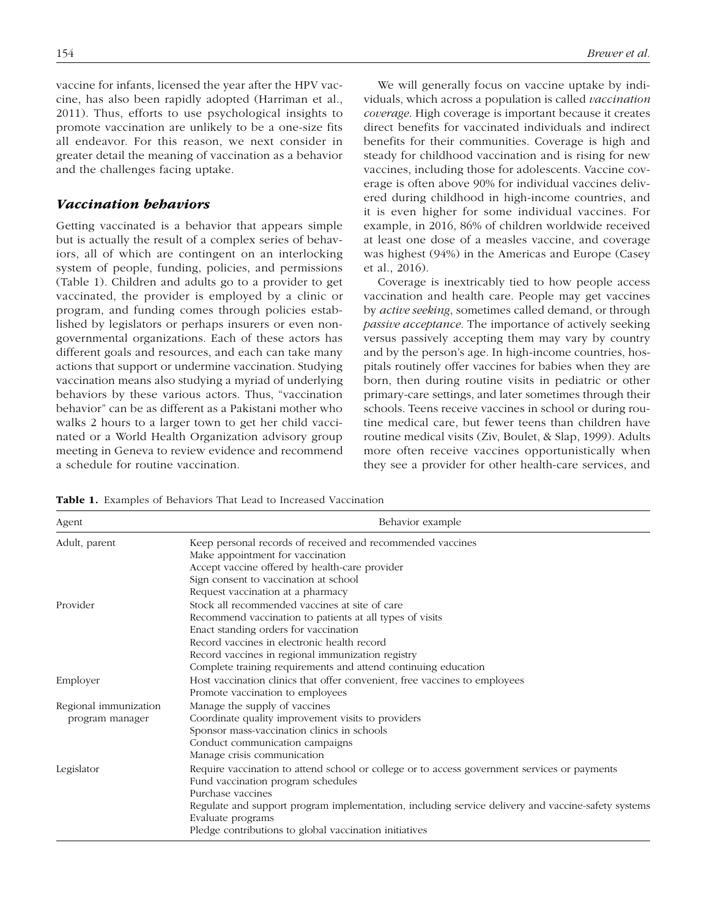vaccine for infants, licensed the year after the HPV vaccine, has also been rapidly adopted (Harriman et al., 2011). Thus, efforts to use psychological insights to promote vaccination are unlikely to be a one-size fits all endeavor. For this reason, we next consider in greater detail the meaning of vaccination as a behavior and the challenges facing uptake.

### *Vaccination behaviors*

Getting vaccinated is a behavior that appears simple but is actually the result of a complex series of behaviors, all of which are contingent on an interlocking system of people, funding, policies, and permissions (Table 1). Children and adults go to a provider to get vaccinated, the provider is employed by a clinic or program, and funding comes through policies established by legislators or perhaps insurers or even nongovernmental organizations. Each of these actors has different goals and resources, and each can take many actions that support or undermine vaccination. Studying vaccination means also studying a myriad of underlying behaviors by these various actors. Thus, "vaccination behavior" can be as different as a Pakistani mother who walks 2 hours to a larger town to get her child vaccinated or a World Health Organization advisory group meeting in Geneva to review evidence and recommend a schedule for routine vaccination.

We will generally focus on vaccine uptake by individuals, which across a population is called *vaccination coverage*. High coverage is important because it creates direct benefits for vaccinated individuals and indirect benefits for their communities. Coverage is high and steady for childhood vaccination and is rising for new vaccines, including those for adolescents. Vaccine coverage is often above 90% for individual vaccines delivered during childhood in high-income countries, and it is even higher for some individual vaccines. For example, in 2016, 86% of children worldwide received at least one dose of a measles vaccine, and coverage was highest (94%) in the Americas and Europe (Casey et al., 2016).

Coverage is inextricably tied to how people access vaccination and health care. People may get vaccines by *active seeking*, sometimes called demand, or through *passive acceptance*. The importance of actively seeking versus passively accepting them may vary by country and by the person's age. In high-income countries, hospitals routinely offer vaccines for babies when they are born, then during routine visits in pediatric or other primary-care settings, and later sometimes through their schools. Teens receive vaccines in school or during routine medical care, but fewer teens than children have routine medical visits (Ziv, Boulet, & Slap, 1999). Adults more often receive vaccines opportunistically when they see a provider for other health-care services, and

**Table 1.** Examples of Behaviors That Lead to Increased Vaccination

| Agent | Behavior example |
|---|---|
| Adult, parent | Keep personal records of received and recommended vaccines |
| | Make appointment for vaccination |
| | Accept vaccine offered by health-care provider |
| | Sign consent to vaccination at school |
| | Request vaccination at a pharmacy |
| Provider | Stock all recommended vaccines at site of care |
| | Recommend vaccination to patients at all types of visits |
| | Enact standing orders for vaccination |
| | Record vaccines in electronic health record |
| | Record vaccines in regional immunization registry |
| | Complete training requirements and attend continuing education |
| Employer | Host vaccination clinics that offer convenient, free vaccines to employees |
| | Promote vaccination to employees |
| Regional immunization program manager | Manage the supply of vaccines |
| | Coordinate quality improvement visits to providers |
| | Sponsor mass-vaccination clinics in schools |
| | Conduct communication campaigns |
| | Manage crisis communication |
| Legislator | Require vaccination to attend school or college or to access government services or payments |
| | Fund vaccination program schedules |
| | Purchase vaccines |
| | Regulate and support program implementation, including service delivery and vaccine-safety systems |
| | Evaluate programs |
| | Pledge contributions to global vaccination initiatives |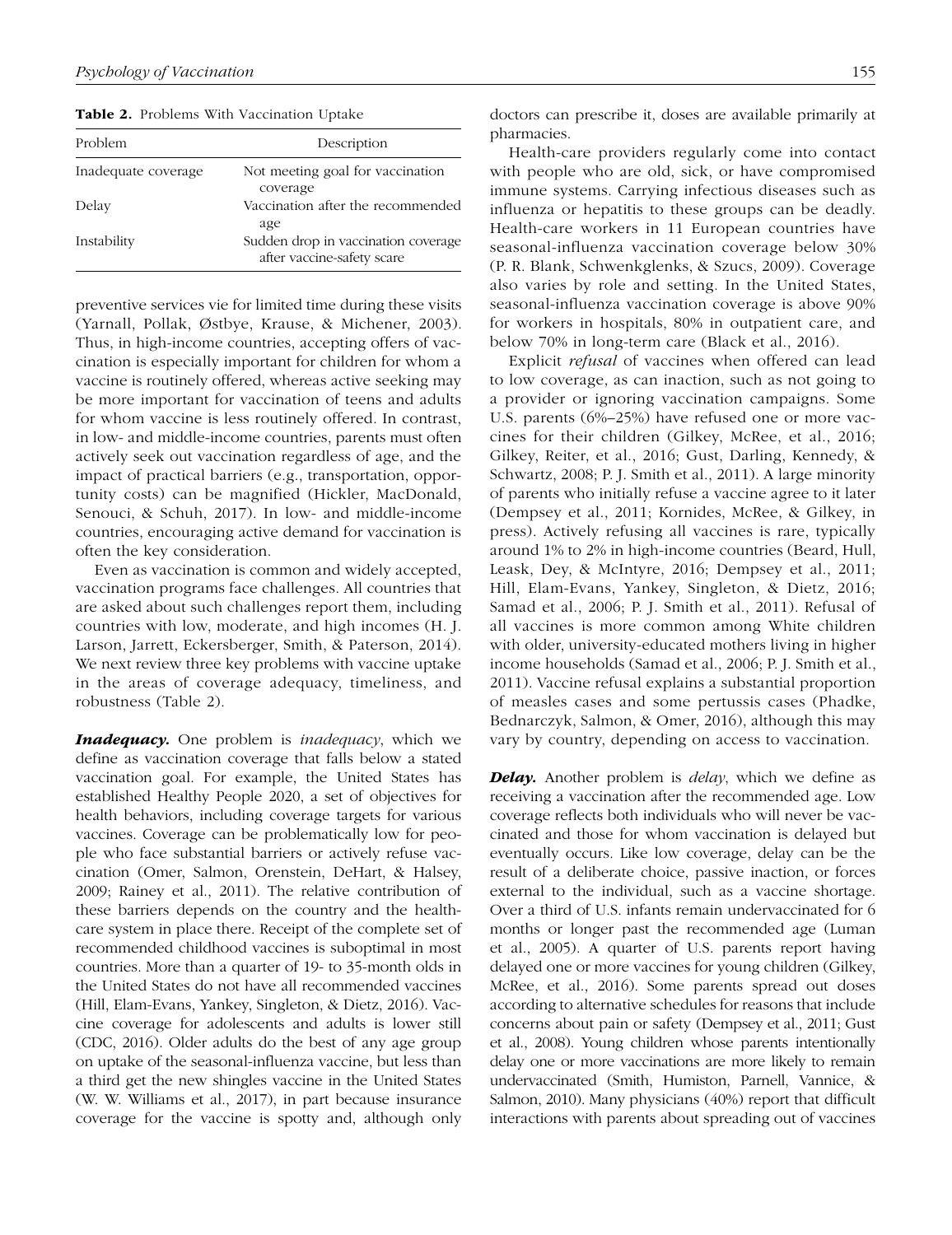**Table 2.** Problems With Vaccination Uptake

| Problem | Description |
| --- | --- |
| Inadequate coverage | Not meeting goal for vaccination coverage |
| Delay | Vaccination after the recommended age |
| Instability | Sudden drop in vaccination coverage after vaccine-safety scare |

preventive services vie for limited time during these visits (Yarnall, Pollak, Østbye, Krause, & Michener, 2003). Thus, in high-income countries, accepting offers of vaccination is especially important for children for whom a vaccine is routinely offered, whereas active seeking may be more important for vaccination of teens and adults for whom vaccine is less routinely offered. In contrast, in low- and middle-income countries, parents must often actively seek out vaccination regardless of age, and the impact of practical barriers (e.g., transportation, opportunity costs) can be magnified (Hickler, MacDonald, Senouci, & Schuh, 2017). In low- and middle-income countries, encouraging active demand for vaccination is often the key consideration.

Even as vaccination is common and widely accepted, vaccination programs face challenges. All countries that are asked about such challenges report them, including countries with low, moderate, and high incomes (H. J. Larson, Jarrett, Eckersberger, Smith, & Paterson, 2014). We next review three key problems with vaccine uptake in the areas of coverage adequacy, timeliness, and robustness (Table 2).

***Inadequacy.*** One problem is *inadequacy*, which we define as vaccination coverage that falls below a stated vaccination goal. For example, the United States has established Healthy People 2020, a set of objectives for health behaviors, including coverage targets for various vaccines. Coverage can be problematically low for people who face substantial barriers or actively refuse vaccination (Omer, Salmon, Orenstein, DeHart, & Halsey, 2009; Rainey et al., 2011). The relative contribution of these barriers depends on the country and the health-care system in place there. Receipt of the complete set of recommended childhood vaccines is suboptimal in most countries. More than a quarter of 19- to 35-month olds in the United States do not have all recommended vaccines (Hill, Elam-Evans, Yankey, Singleton, & Dietz, 2016). Vaccine coverage for adolescents and adults is lower still (CDC, 2016). Older adults do the best of any age group on uptake of the seasonal-influenza vaccine, but less than a third get the new shingles vaccine in the United States (W. W. Williams et al., 2017), in part because insurance coverage for the vaccine is spotty and, although only doctors can prescribe it, doses are available primarily at pharmacies.

Health-care providers regularly come into contact with people who are old, sick, or have compromised immune systems. Carrying infectious diseases such as influenza or hepatitis to these groups can be deadly. Health-care workers in 11 European countries have seasonal-influenza vaccination coverage below 30% (P. R. Blank, Schwenkglenks, & Szucs, 2009). Coverage also varies by role and setting. In the United States, seasonal-influenza vaccination coverage is above 90% for workers in hospitals, 80% in outpatient care, and below 70% in long-term care (Black et al., 2016).

Explicit *refusal* of vaccines when offered can lead to low coverage, as can inaction, such as not going to a provider or ignoring vaccination campaigns. Some U.S. parents (6%–25%) have refused one or more vaccines for their children (Gilkey, McRee, et al., 2016; Gilkey, Reiter, et al., 2016; Gust, Darling, Kennedy, & Schwartz, 2008; P. J. Smith et al., 2011). A large minority of parents who initially refuse a vaccine agree to it later (Dempsey et al., 2011; Kornides, McRee, & Gilkey, in press). Actively refusing all vaccines is rare, typically around 1% to 2% in high-income countries (Beard, Hull, Leask, Dey, & McIntyre, 2016; Dempsey et al., 2011; Hill, Elam-Evans, Yankey, Singleton, & Dietz, 2016; Samad et al., 2006; P. J. Smith et al., 2011). Refusal of all vaccines is more common among White children with older, university-educated mothers living in higher income households (Samad et al., 2006; P. J. Smith et al., 2011). Vaccine refusal explains a substantial proportion of measles cases and some pertussis cases (Phadke, Bednarczyk, Salmon, & Omer, 2016), although this may vary by country, depending on access to vaccination.

***Delay.*** Another problem is *delay*, which we define as receiving a vaccination after the recommended age. Low coverage reflects both individuals who will never be vaccinated and those for whom vaccination is delayed but eventually occurs. Like low coverage, delay can be the result of a deliberate choice, passive inaction, or forces external to the individual, such as a vaccine shortage. Over a third of U.S. infants remain undervaccinated for 6 months or longer past the recommended age (Luman et al., 2005). A quarter of U.S. parents report having delayed one or more vaccines for young children (Gilkey, McRee, et al., 2016). Some parents spread out doses according to alternative schedules for reasons that include concerns about pain or safety (Dempsey et al., 2011; Gust et al., 2008). Young children whose parents intentionally delay one or more vaccinations are more likely to remain undervaccinated (Smith, Humiston, Parnell, Vannice, & Salmon, 2010). Many physicians (40%) report that difficult interactions with parents about spreading out of vaccines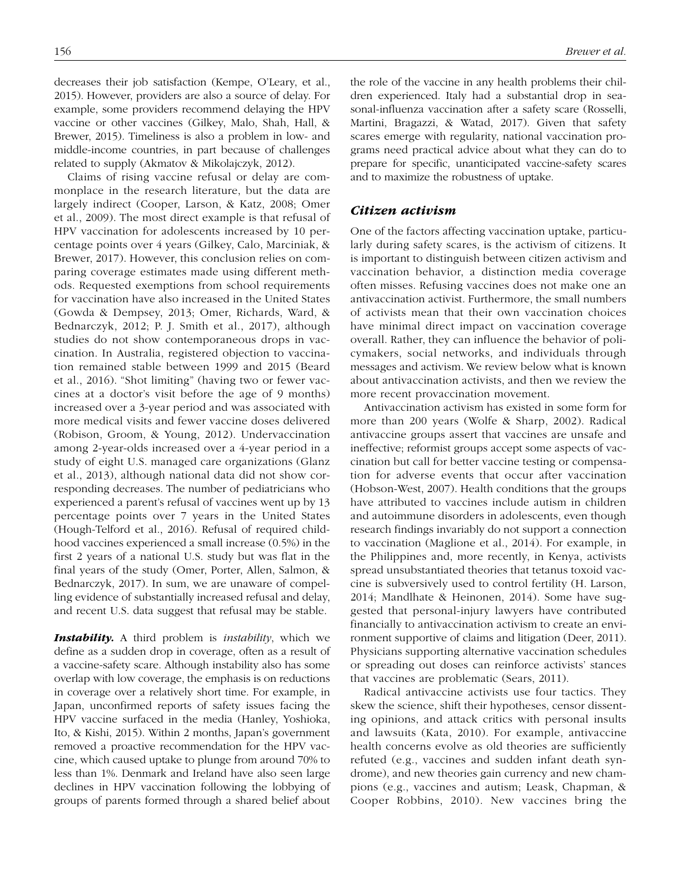decreases their job satisfaction (Kempe, O'Leary, et al., 2015). However, providers are also a source of delay. For example, some providers recommend delaying the HPV vaccine or other vaccines (Gilkey, Malo, Shah, Hall, & Brewer, 2015). Timeliness is also a problem in low- and middle-income countries, in part because of challenges related to supply (Akmatov & Mikolajczyk, 2012).

Claims of rising vaccine refusal or delay are commonplace in the research literature, but the data are largely indirect (Cooper, Larson, & Katz, 2008; Omer et al., 2009). The most direct example is that refusal of HPV vaccination for adolescents increased by 10 percentage points over 4 years (Gilkey, Calo, Marciniak, & Brewer, 2017). However, this conclusion relies on comparing coverage estimates made using different methods. Requested exemptions from school requirements for vaccination have also increased in the United States (Gowda & Dempsey, 2013; Omer, Richards, Ward, & Bednarczyk, 2012; P. J. Smith et al., 2017), although studies do not show contemporaneous drops in vaccination. In Australia, registered objection to vaccination remained stable between 1999 and 2015 (Beard et al., 2016). "Shot limiting" (having two or fewer vaccines at a doctor's visit before the age of 9 months) increased over a 3-year period and was associated with more medical visits and fewer vaccine doses delivered (Robison, Groom, & Young, 2012). Undervaccination among 2-year-olds increased over a 4-year period in a study of eight U.S. managed care organizations (Glanz et al., 2013), although national data did not show corresponding decreases. The number of pediatricians who experienced a parent's refusal of vaccines went up by 13 percentage points over 7 years in the United States (Hough-Telford et al., 2016). Refusal of required childhood vaccines experienced a small increase (0.5%) in the first 2 years of a national U.S. study but was flat in the final years of the study (Omer, Porter, Allen, Salmon, & Bednarczyk, 2017). In sum, we are unaware of compelling evidence of substantially increased refusal and delay, and recent U.S. data suggest that refusal may be stable.

***Instability.*** A third problem is *instability*, which we define as a sudden drop in coverage, often as a result of a vaccine-safety scare. Although instability also has some overlap with low coverage, the emphasis is on reductions in coverage over a relatively short time. For example, in Japan, unconfirmed reports of safety issues facing the HPV vaccine surfaced in the media (Hanley, Yoshioka, Ito, & Kishi, 2015). Within 2 months, Japan's government removed a proactive recommendation for the HPV vaccine, which caused uptake to plunge from around 70% to less than 1%. Denmark and Ireland have also seen large declines in HPV vaccination following the lobbying of groups of parents formed through a shared belief about the role of the vaccine in any health problems their children experienced. Italy had a substantial drop in seasonal-influenza vaccination after a safety scare (Rosselli, Martini, Bragazzi, & Watad, 2017). Given that safety scares emerge with regularity, national vaccination programs need practical advice about what they can do to prepare for specific, unanticipated vaccine-safety scares and to maximize the robustness of uptake.

### *Citizen activism*

One of the factors affecting vaccination uptake, particularly during safety scares, is the activism of citizens. It is important to distinguish between citizen activism and vaccination behavior, a distinction media coverage often misses. Refusing vaccines does not make one an antivaccination activist. Furthermore, the small numbers of activists mean that their own vaccination choices have minimal direct impact on vaccination coverage overall. Rather, they can influence the behavior of policymakers, social networks, and individuals through messages and activism. We review below what is known about antivaccination activists, and then we review the more recent provaccination movement.

Antivaccination activism has existed in some form for more than 200 years (Wolfe & Sharp, 2002). Radical antivaccine groups assert that vaccines are unsafe and ineffective; reformist groups accept some aspects of vaccination but call for better vaccine testing or compensation for adverse events that occur after vaccination (Hobson-West, 2007). Health conditions that the groups have attributed to vaccines include autism in children and autoimmune disorders in adolescents, even though research findings invariably do not support a connection to vaccination (Maglione et al., 2014). For example, in the Philippines and, more recently, in Kenya, activists spread unsubstantiated theories that tetanus toxoid vaccine is subversively used to control fertility (H. Larson, 2014; Mandlhate & Heinonen, 2014). Some have suggested that personal-injury lawyers have contributed financially to antivaccination activism to create an environment supportive of claims and litigation (Deer, 2011). Physicians supporting alternative vaccination schedules or spreading out doses can reinforce activists' stances that vaccines are problematic (Sears, 2011).

Radical antivaccine activists use four tactics. They skew the science, shift their hypotheses, censor dissenting opinions, and attack critics with personal insults and lawsuits (Kata, 2010). For example, antivaccine health concerns evolve as old theories are sufficiently refuted (e.g., vaccines and sudden infant death syndrome), and new theories gain currency and new champions (e.g., vaccines and autism; Leask, Chapman, & Cooper Robbins, 2010). New vaccines bring the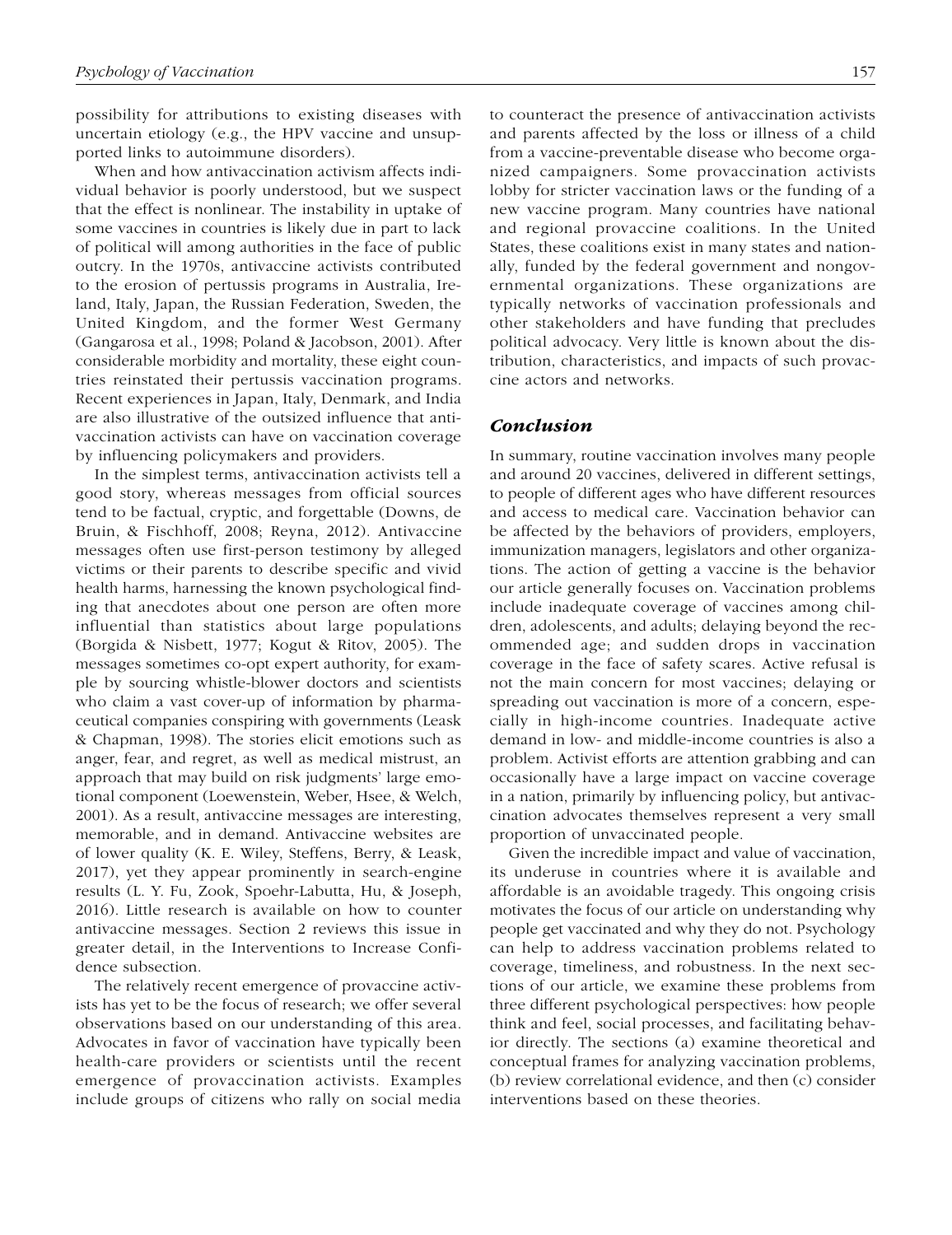possibility for attributions to existing diseases with uncertain etiology (e.g., the HPV vaccine and unsupported links to autoimmune disorders).

When and how antivaccination activism affects individual behavior is poorly understood, but we suspect that the effect is nonlinear. The instability in uptake of some vaccines in countries is likely due in part to lack of political will among authorities in the face of public outcry. In the 1970s, antivaccine activists contributed to the erosion of pertussis programs in Australia, Ireland, Italy, Japan, the Russian Federation, Sweden, the United Kingdom, and the former West Germany (Gangarosa et al., 1998; Poland & Jacobson, 2001). After considerable morbidity and mortality, these eight countries reinstated their pertussis vaccination programs. Recent experiences in Japan, Italy, Denmark, and India are also illustrative of the outsized influence that antivaccination activists can have on vaccination coverage by influencing policymakers and providers.

In the simplest terms, antivaccination activists tell a good story, whereas messages from official sources tend to be factual, cryptic, and forgettable (Downs, de Bruin, & Fischhoff, 2008; Reyna, 2012). Antivaccine messages often use first-person testimony by alleged victims or their parents to describe specific and vivid health harms, harnessing the known psychological finding that anecdotes about one person are often more influential than statistics about large populations (Borgida & Nisbett, 1977; Kogut & Ritov, 2005). The messages sometimes co-opt expert authority, for example by sourcing whistle-blower doctors and scientists who claim a vast cover-up of information by pharmaceutical companies conspiring with governments (Leask & Chapman, 1998). The stories elicit emotions such as anger, fear, and regret, as well as medical mistrust, an approach that may build on risk judgments' large emotional component (Loewenstein, Weber, Hsee, & Welch, 2001). As a result, antivaccine messages are interesting, memorable, and in demand. Antivaccine websites are of lower quality (K. E. Wiley, Steffens, Berry, & Leask, 2017), yet they appear prominently in search-engine results (L. Y. Fu, Zook, Spoehr-Labutta, Hu, & Joseph, 2016). Little research is available on how to counter antivaccine messages. Section 2 reviews this issue in greater detail, in the Interventions to Increase Confidence subsection.

The relatively recent emergence of provaccine activists has yet to be the focus of research; we offer several observations based on our understanding of this area. Advocates in favor of vaccination have typically been health-care providers or scientists until the recent emergence of provaccination activists. Examples include groups of citizens who rally on social media to counteract the presence of antivaccination activists and parents affected by the loss or illness of a child from a vaccine-preventable disease who become organized campaigners. Some provaccination activists lobby for stricter vaccination laws or the funding of a new vaccine program. Many countries have national and regional provaccine coalitions. In the United States, these coalitions exist in many states and nationally, funded by the federal government and nongovernmental organizations. These organizations are typically networks of vaccination professionals and other stakeholders and have funding that precludes political advocacy. Very little is known about the distribution, characteristics, and impacts of such provaccine actors and networks.

### *Conclusion*

In summary, routine vaccination involves many people and around 20 vaccines, delivered in different settings, to people of different ages who have different resources and access to medical care. Vaccination behavior can be affected by the behaviors of providers, employers, immunization managers, legislators and other organizations. The action of getting a vaccine is the behavior our article generally focuses on. Vaccination problems include inadequate coverage of vaccines among children, adolescents, and adults; delaying beyond the recommended age; and sudden drops in vaccination coverage in the face of safety scares. Active refusal is not the main concern for most vaccines; delaying or spreading out vaccination is more of a concern, especially in high-income countries. Inadequate active demand in low- and middle-income countries is also a problem. Activist efforts are attention grabbing and can occasionally have a large impact on vaccine coverage in a nation, primarily by influencing policy, but antivaccination advocates themselves represent a very small proportion of unvaccinated people.

Given the incredible impact and value of vaccination, its underuse in countries where it is available and affordable is an avoidable tragedy. This ongoing crisis motivates the focus of our article on understanding why people get vaccinated and why they do not. Psychology can help to address vaccination problems related to coverage, timeliness, and robustness. In the next sections of our article, we examine these problems from three different psychological perspectives: how people think and feel, social processes, and facilitating behavior directly. The sections (a) examine theoretical and conceptual frames for analyzing vaccination problems, (b) review correlational evidence, and then (c) consider interventions based on these theories.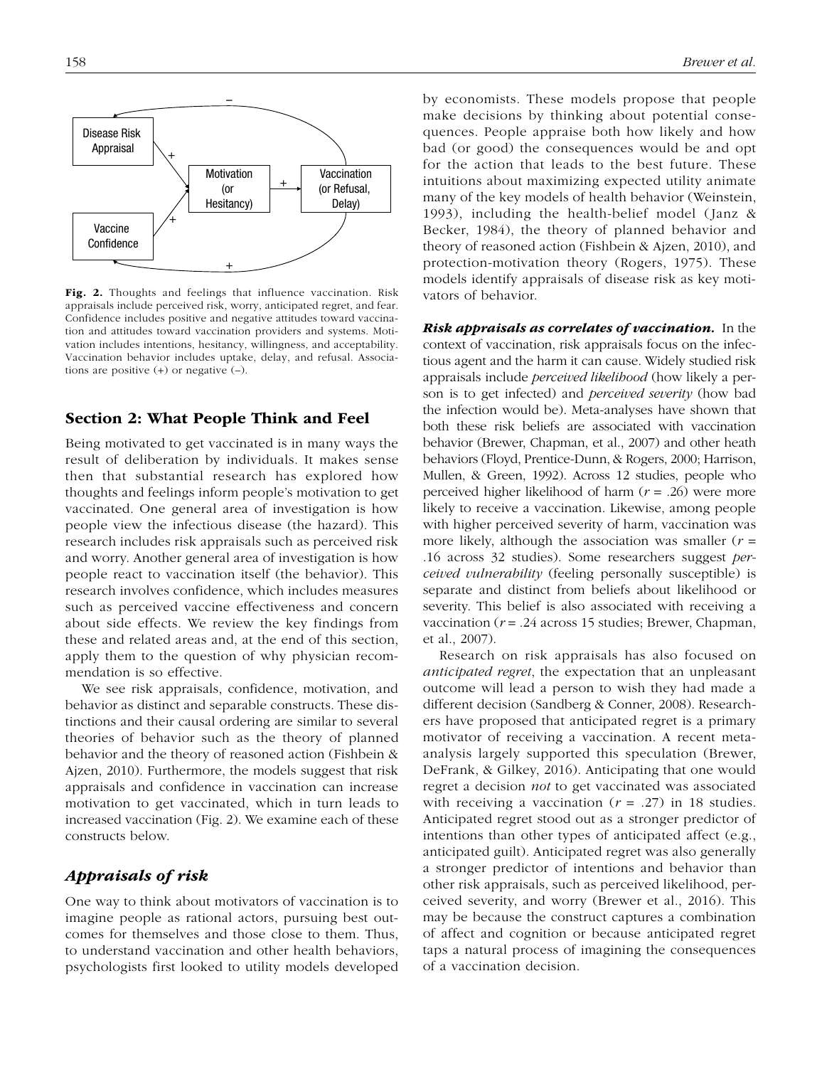−

Disease Risk Appraisal

+

Motivation (or Hesitancy)

+

Vaccination (or Refusal, Delay)

+

Vaccine Confidence

+

**Fig. 2.** Thoughts and feelings that influence vaccination. Risk appraisals include perceived risk, worry, anticipated regret, and fear. Confidence includes positive and negative attitudes toward vaccination and attitudes toward vaccination providers and systems. Motivation includes intentions, hesitancy, willingness, and acceptability. Vaccination behavior includes uptake, delay, and refusal. Associations are positive (+) or negative (–).

## Section 2: What People Think and Feel

Being motivated to get vaccinated is in many ways the result of deliberation by individuals. It makes sense then that substantial research has explored how thoughts and feelings inform people's motivation to get vaccinated. One general area of investigation is how people view the infectious disease (the hazard). This research includes risk appraisals such as perceived risk and worry. Another general area of investigation is how people react to vaccination itself (the behavior). This research involves confidence, which includes measures such as perceived vaccine effectiveness and concern about side effects. We review the key findings from these and related areas and, at the end of this section, apply them to the question of why physician recommendation is so effective.

We see risk appraisals, confidence, motivation, and behavior as distinct and separable constructs. These distinctions and their causal ordering are similar to several theories of behavior such as the theory of planned behavior and the theory of reasoned action (Fishbein & Ajzen, 2010). Furthermore, the models suggest that risk appraisals and confidence in vaccination can increase motivation to get vaccinated, which in turn leads to increased vaccination (Fig. 2). We examine each of these constructs below.

### *Appraisals of risk*

One way to think about motivators of vaccination is to imagine people as rational actors, pursuing best outcomes for themselves and those close to them. Thus, to understand vaccination and other health behaviors, psychologists first looked to utility models developed by economists. These models propose that people make decisions by thinking about potential consequences. People appraise both how likely and how bad (or good) the consequences would be and opt for the action that leads to the best future. These intuitions about maximizing expected utility animate many of the key models of health behavior (Weinstein, 1993), including the health-belief model (Janz & Becker, 1984), the theory of planned behavior and theory of reasoned action (Fishbein & Ajzen, 2010), and protection-motivation theory (Rogers, 1975). These models identify appraisals of disease risk as key motivators of behavior.

***Risk appraisals as correlates of vaccination.*** In the context of vaccination, risk appraisals focus on the infectious agent and the harm it can cause. Widely studied risk appraisals include *perceived likelihood* (how likely a person is to get infected) and *perceived severity* (how bad the infection would be). Meta-analyses have shown that both these risk beliefs are associated with vaccination behavior (Brewer, Chapman, et al., 2007) and other heath behaviors (Floyd, Prentice-Dunn, & Rogers, 2000; Harrison, Mullen, & Green, 1992). Across 12 studies, people who perceived higher likelihood of harm ($r$ = .26) were more likely to receive a vaccination. Likewise, among people with higher perceived severity of harm, vaccination was more likely, although the association was smaller ($r$ = .16 across 32 studies). Some researchers suggest *perceived vulnerability* (feeling personally susceptible) is separate and distinct from beliefs about likelihood or severity. This belief is also associated with receiving a vaccination ($r$ = .24 across 15 studies; Brewer, Chapman, et al., 2007).

Research on risk appraisals has also focused on *anticipated regret*, the expectation that an unpleasant outcome will lead a person to wish they had made a different decision (Sandberg & Conner, 2008). Researchers have proposed that anticipated regret is a primary motivator of receiving a vaccination. A recent meta-analysis largely supported this speculation (Brewer, DeFrank, & Gilkey, 2016). Anticipating that one would regret a decision *not* to get vaccinated was associated with receiving a vaccination ($r$ = .27) in 18 studies. Anticipated regret stood out as a stronger predictor of intentions than other types of anticipated affect (e.g., anticipated guilt). Anticipated regret was also generally a stronger predictor of intentions and behavior than other risk appraisals, such as perceived likelihood, perceived severity, and worry (Brewer et al., 2016). This may be because the construct captures a combination of affect and cognition or because anticipated regret taps a natural process of imagining the consequences of a vaccination decision.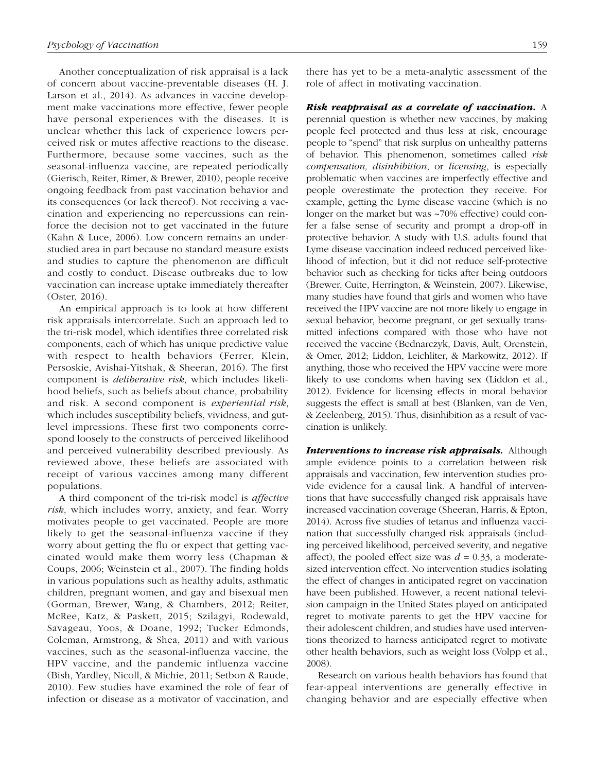Another conceptualization of risk appraisal is a lack of concern about vaccine-preventable diseases (H. J. Larson et al., 2014). As advances in vaccine development make vaccinations more effective, fewer people have personal experiences with the diseases. It is unclear whether this lack of experience lowers perceived risk or mutes affective reactions to the disease. Furthermore, because some vaccines, such as the seasonal-influenza vaccine, are repeated periodically (Gierisch, Reiter, Rimer, & Brewer, 2010), people receive ongoing feedback from past vaccination behavior and its consequences (or lack thereof). Not receiving a vaccination and experiencing no repercussions can reinforce the decision not to get vaccinated in the future (Kahn & Luce, 2006). Low concern remains an understudied area in part because no standard measure exists and studies to capture the phenomenon are difficult and costly to conduct. Disease outbreaks due to low vaccination can increase uptake immediately thereafter (Oster, 2016).

An empirical approach is to look at how different risk appraisals intercorrelate. Such an approach led to the tri-risk model, which identifies three correlated risk components, each of which has unique predictive value with respect to health behaviors (Ferrer, Klein, Persoskie, Avishai-Yitshak, & Sheeran, 2016). The first component is *deliberative risk*, which includes likelihood beliefs, such as beliefs about chance, probability and risk. A second component is *experiential risk*, which includes susceptibility beliefs, vividness, and gut-level impressions. These first two components correspond loosely to the constructs of perceived likelihood and perceived vulnerability described previously. As reviewed above, these beliefs are associated with receipt of various vaccines among many different populations.

A third component of the tri-risk model is *affective risk*, which includes worry, anxiety, and fear. Worry motivates people to get vaccinated. People are more likely to get the seasonal-influenza vaccine if they worry about getting the flu or expect that getting vaccinated would make them worry less (Chapman & Coups, 2006; Weinstein et al., 2007). The finding holds in various populations such as healthy adults, asthmatic children, pregnant women, and gay and bisexual men (Gorman, Brewer, Wang, & Chambers, 2012; Reiter, McRee, Katz, & Paskett, 2015; Szilagyi, Rodewald, Savageau, Yoos, & Doane, 1992; Tucker Edmonds, Coleman, Armstrong, & Shea, 2011) and with various vaccines, such as the seasonal-influenza vaccine, the HPV vaccine, and the pandemic influenza vaccine (Bish, Yardley, Nicoll, & Michie, 2011; Setbon & Raude, 2010). Few studies have examined the role of fear of infection or disease as a motivator of vaccination, and there has yet to be a meta-analytic assessment of the role of affect in motivating vaccination.

***Risk reappraisal as a correlate of vaccination.*** A perennial question is whether new vaccines, by making people feel protected and thus less at risk, encourage people to "spend" that risk surplus on unhealthy patterns of behavior. This phenomenon, sometimes called *risk compensation, disinhibition*, or *licensing*, is especially problematic when vaccines are imperfectly effective and people overestimate the protection they receive. For example, getting the Lyme disease vaccine (which is no longer on the market but was ~70% effective) could confer a false sense of security and prompt a drop-off in protective behavior. A study with U.S. adults found that Lyme disease vaccination indeed reduced perceived likelihood of infection, but it did not reduce self-protective behavior such as checking for ticks after being outdoors (Brewer, Cuite, Herrington, & Weinstein, 2007). Likewise, many studies have found that girls and women who have received the HPV vaccine are not more likely to engage in sexual behavior, become pregnant, or get sexually transmitted infections compared with those who have not received the vaccine (Bednarczyk, Davis, Ault, Orenstein, & Omer, 2012; Liddon, Leichliter, & Markowitz, 2012). If anything, those who received the HPV vaccine were more likely to use condoms when having sex (Liddon et al., 2012). Evidence for licensing effects in moral behavior suggests the effect is small at best (Blanken, van de Ven, & Zeelenberg, 2015). Thus, disinhibition as a result of vaccination is unlikely.

***Interventions to increase risk appraisals.*** Although ample evidence points to a correlation between risk appraisals and vaccination, few intervention studies provide evidence for a causal link. A handful of interventions that have successfully changed risk appraisals have increased vaccination coverage (Sheeran, Harris, & Epton, 2014). Across five studies of tetanus and influenza vaccination that successfully changed risk appraisals (including perceived likelihood, perceived severity, and negative affect), the pooled effect size was $d = 0.33$, a moderate-sized intervention effect. No intervention studies isolating the effect of changes in anticipated regret on vaccination have been published. However, a recent national television campaign in the United States played on anticipated regret to motivate parents to get the HPV vaccine for their adolescent children, and studies have used interventions theorized to harness anticipated regret to motivate other health behaviors, such as weight loss (Volpp et al., 2008).

Research on various health behaviors has found that fear-appeal interventions are generally effective in changing behavior and are especially effective when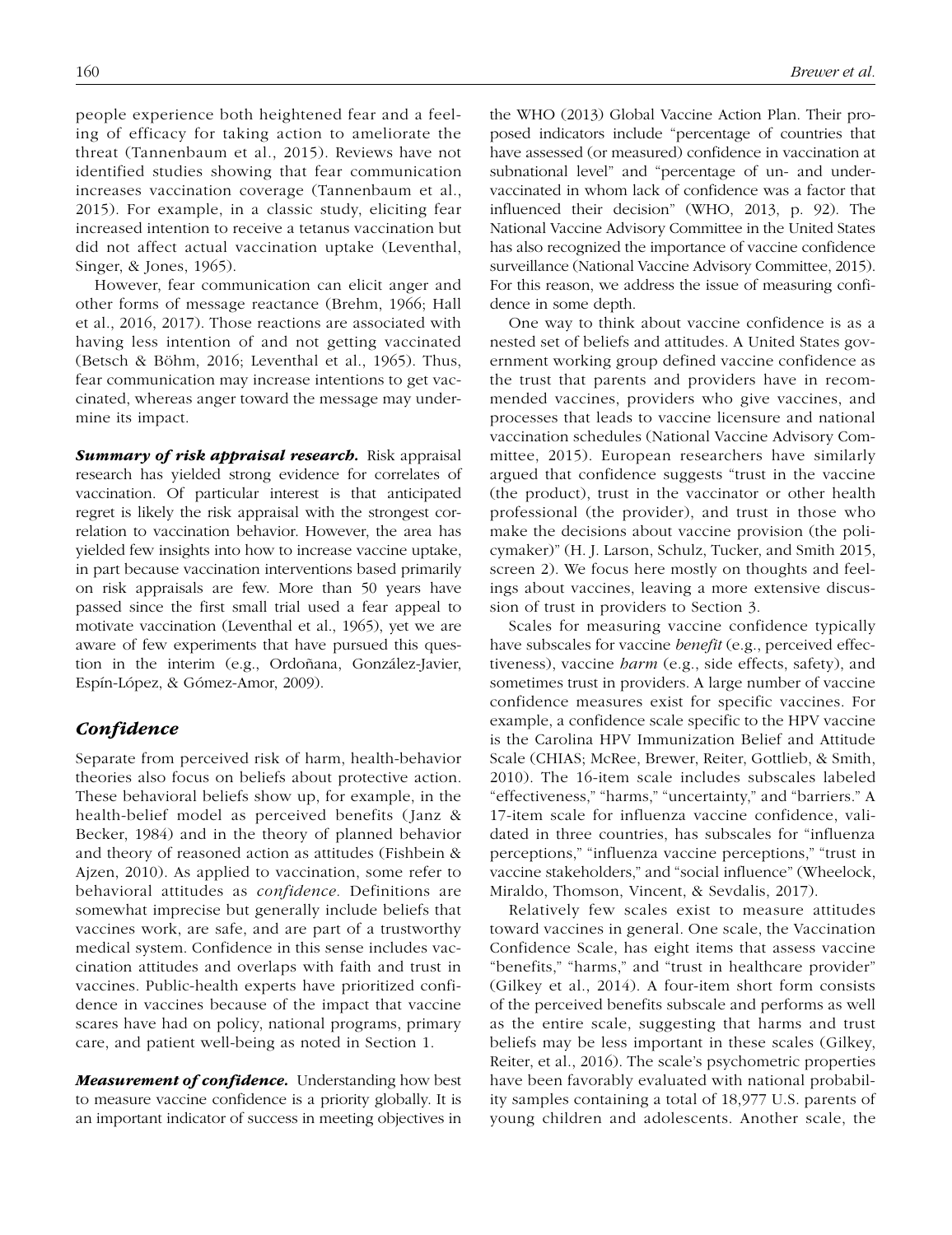people experience both heightened fear and a feeling of efficacy for taking action to ameliorate the threat (Tannenbaum et al., 2015). Reviews have not identified studies showing that fear communication increases vaccination coverage (Tannenbaum et al., 2015). For example, in a classic study, eliciting fear increased intention to receive a tetanus vaccination but did not affect actual vaccination uptake (Leventhal, Singer, & Jones, 1965).

However, fear communication can elicit anger and other forms of message reactance (Brehm, 1966; Hall et al., 2016, 2017). Those reactions are associated with having less intention of and not getting vaccinated (Betsch & Böhm, 2016; Leventhal et al., 1965). Thus, fear communication may increase intentions to get vaccinated, whereas anger toward the message may undermine its impact.

***Summary of risk appraisal research.*** Risk appraisal research has yielded strong evidence for correlates of vaccination. Of particular interest is that anticipated regret is likely the risk appraisal with the strongest correlation to vaccination behavior. However, the area has yielded few insights into how to increase vaccine uptake, in part because vaccination interventions based primarily on risk appraisals are few. More than 50 years have passed since the first small trial used a fear appeal to motivate vaccination (Leventhal et al., 1965), yet we are aware of few experiments that have pursued this question in the interim (e.g., Ordoñana, González-Javier, Espín-López, & Gómez-Amor, 2009).

## *Confidence*

Separate from perceived risk of harm, health-behavior theories also focus on beliefs about protective action. These behavioral beliefs show up, for example, in the health-belief model as perceived benefits (Janz & Becker, 1984) and in the theory of planned behavior and theory of reasoned action as attitudes (Fishbein & Ajzen, 2010). As applied to vaccination, some refer to behavioral attitudes as *confidence*. Definitions are somewhat imprecise but generally include beliefs that vaccines work, are safe, and are part of a trustworthy medical system. Confidence in this sense includes vaccination attitudes and overlaps with faith and trust in vaccines. Public-health experts have prioritized confidence in vaccines because of the impact that vaccine scares have had on policy, national programs, primary care, and patient well-being as noted in Section 1.

***Measurement of confidence.*** Understanding how best to measure vaccine confidence is a priority globally. It is an important indicator of success in meeting objectives in the WHO (2013) Global Vaccine Action Plan. Their proposed indicators include "percentage of countries that have assessed (or measured) confidence in vaccination at subnational level" and "percentage of un- and under-vaccinated in whom lack of confidence was a factor that influenced their decision" (WHO, 2013, p. 92). The National Vaccine Advisory Committee in the United States has also recognized the importance of vaccine confidence surveillance (National Vaccine Advisory Committee, 2015). For this reason, we address the issue of measuring confidence in some depth.

One way to think about vaccine confidence is as a nested set of beliefs and attitudes. A United States government working group defined vaccine confidence as the trust that parents and providers have in recommended vaccines, providers who give vaccines, and processes that leads to vaccine licensure and national vaccination schedules (National Vaccine Advisory Committee, 2015). European researchers have similarly argued that confidence suggests "trust in the vaccine (the product), trust in the vaccinator or other health professional (the provider), and trust in those who make the decisions about vaccine provision (the policymaker)" (H. J. Larson, Schulz, Tucker, and Smith 2015, screen 2). We focus here mostly on thoughts and feelings about vaccines, leaving a more extensive discussion of trust in providers to Section 3.

Scales for measuring vaccine confidence typically have subscales for vaccine *benefit* (e.g., perceived effectiveness), vaccine *harm* (e.g., side effects, safety), and sometimes trust in providers. A large number of vaccine confidence measures exist for specific vaccines. For example, a confidence scale specific to the HPV vaccine is the Carolina HPV Immunization Belief and Attitude Scale (CHIAS; McRee, Brewer, Reiter, Gottlieb, & Smith, 2010). The 16-item scale includes subscales labeled "effectiveness," "harms," "uncertainty," and "barriers." A 17-item scale for influenza vaccine confidence, validated in three countries, has subscales for "influenza perceptions," "influenza vaccine perceptions," "trust in vaccine stakeholders," and "social influence" (Wheelock, Miraldo, Thomson, Vincent, & Sevdalis, 2017).

Relatively few scales exist to measure attitudes toward vaccines in general. One scale, the Vaccination Confidence Scale, has eight items that assess vaccine "benefits," "harms," and "trust in healthcare provider" (Gilkey et al., 2014). A four-item short form consists of the perceived benefits subscale and performs as well as the entire scale, suggesting that harms and trust beliefs may be less important in these scales (Gilkey, Reiter, et al., 2016). The scale's psychometric properties have been favorably evaluated with national probability samples containing a total of 18,977 U.S. parents of young children and adolescents. Another scale, the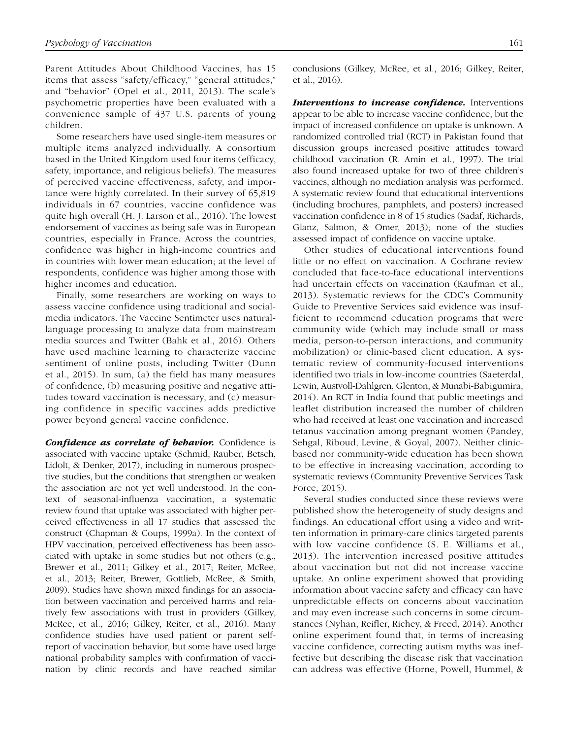Parent Attitudes About Childhood Vaccines, has 15 items that assess "safety/efficacy," "general attitudes," and "behavior" (Opel et al., 2011, 2013). The scale's psychometric properties have been evaluated with a convenience sample of 437 U.S. parents of young children.

Some researchers have used single-item measures or multiple items analyzed individually. A consortium based in the United Kingdom used four items (efficacy, safety, importance, and religious beliefs). The measures of perceived vaccine effectiveness, safety, and importance were highly correlated. In their survey of 65,819 individuals in 67 countries, vaccine confidence was quite high overall (H. J. Larson et al., 2016). The lowest endorsement of vaccines as being safe was in European countries, especially in France. Across the countries, confidence was higher in high-income countries and in countries with lower mean education; at the level of respondents, confidence was higher among those with higher incomes and education.

Finally, some researchers are working on ways to assess vaccine confidence using traditional and social-media indicators. The Vaccine Sentimeter uses natural-language processing to analyze data from mainstream media sources and Twitter (Bahk et al., 2016). Others have used machine learning to characterize vaccine sentiment of online posts, including Twitter (Dunn et al., 2015). In sum, (a) the field has many measures of confidence, (b) measuring positive and negative attitudes toward vaccination is necessary, and (c) measuring confidence in specific vaccines adds predictive power beyond general vaccine confidence.

***Confidence as correlate of behavior.*** Confidence is associated with vaccine uptake (Schmid, Rauber, Betsch, Lidolt, & Denker, 2017), including in numerous prospective studies, but the conditions that strengthen or weaken the association are not yet well understood. In the context of seasonal-influenza vaccination, a systematic review found that uptake was associated with higher perceived effectiveness in all 17 studies that assessed the construct (Chapman & Coups, 1999a). In the context of HPV vaccination, perceived effectiveness has been associated with uptake in some studies but not others (e.g., Brewer et al., 2011; Gilkey et al., 2017; Reiter, McRee, et al., 2013; Reiter, Brewer, Gottlieb, McRee, & Smith, 2009). Studies have shown mixed findings for an association between vaccination and perceived harms and relatively few associations with trust in providers (Gilkey, McRee, et al., 2016; Gilkey, Reiter, et al., 2016). Many confidence studies have used patient or parent self-report of vaccination behavior, but some have used large national probability samples with confirmation of vaccination by clinic records and have reached similar conclusions (Gilkey, McRee, et al., 2016; Gilkey, Reiter, et al., 2016).

***Interventions to increase confidence.*** Interventions appear to be able to increase vaccine confidence, but the impact of increased confidence on uptake is unknown. A randomized controlled trial (RCT) in Pakistan found that discussion groups increased positive attitudes toward childhood vaccination (R. Amin et al., 1997). The trial also found increased uptake for two of three children's vaccines, although no mediation analysis was performed. A systematic review found that educational interventions (including brochures, pamphlets, and posters) increased vaccination confidence in 8 of 15 studies (Sadaf, Richards, Glanz, Salmon, & Omer, 2013); none of the studies assessed impact of confidence on vaccine uptake.

Other studies of educational interventions found little or no effect on vaccination. A Cochrane review concluded that face-to-face educational interventions had uncertain effects on vaccination (Kaufman et al., 2013). Systematic reviews for the CDC's Community Guide to Preventive Services said evidence was insufficient to recommend education programs that were community wide (which may include small or mass media, person-to-person interactions, and community mobilization) or clinic-based client education. A systematic review of community-focused interventions identified two trials in low-income countries (Saeterdal, Lewin, Austvoll-Dahlgren, Glenton, & Munabi-Babigumira, 2014). An RCT in India found that public meetings and leaflet distribution increased the number of children who had received at least one vaccination and increased tetanus vaccination among pregnant women (Pandey, Sehgal, Riboud, Levine, & Goyal, 2007). Neither clinic-based nor community-wide education has been shown to be effective in increasing vaccination, according to systematic reviews (Community Preventive Services Task Force, 2015).

Several studies conducted since these reviews were published show the heterogeneity of study designs and findings. An educational effort using a video and written information in primary-care clinics targeted parents with low vaccine confidence (S. E. Williams et al., 2013). The intervention increased positive attitudes about vaccination but not did not increase vaccine uptake. An online experiment showed that providing information about vaccine safety and efficacy can have unpredictable effects on concerns about vaccination and may even increase such concerns in some circumstances (Nyhan, Reifler, Richey, & Freed, 2014). Another online experiment found that, in terms of increasing vaccine confidence, correcting autism myths was ineffective but describing the disease risk that vaccination can address was effective (Horne, Powell, Hummel, &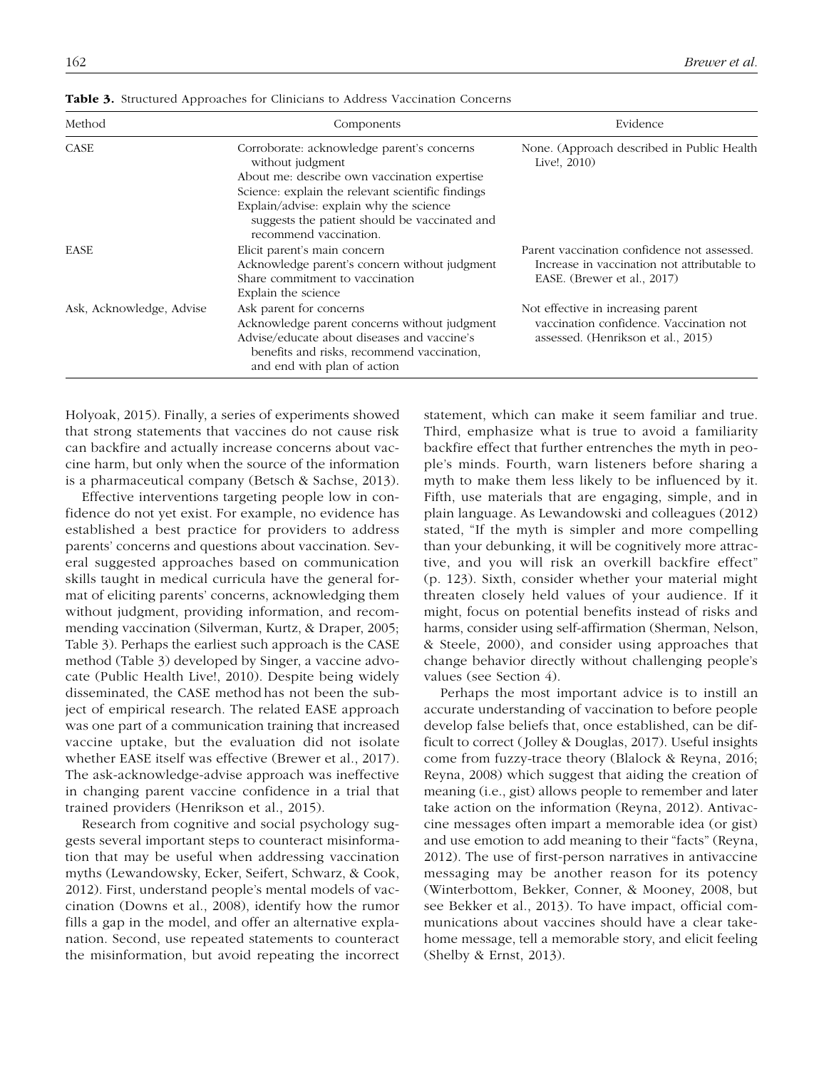**Table 3.** Structured Approaches for Clinicians to Address Vaccination Concerns

| Method | Components | Evidence |
|---|---|---|
| CASE | Corroborate: acknowledge parent's concerns without judgment<br>About me: describe own vaccination expertise<br>Science: explain the relevant scientific findings<br>Explain/advise: explain why the science suggests the patient should be vaccinated and recommend vaccination. | None. (Approach described in Public Health Live!, 2010) |
| EASE | Elicit parent's main concern<br>Acknowledge parent's concern without judgment<br>Share commitment to vaccination<br>Explain the science | Parent vaccination confidence not assessed. Increase in vaccination not attributable to EASE. (Brewer et al., 2017) |
| Ask, Acknowledge, Advise | Ask parent for concerns<br>Acknowledge parent concerns without judgment<br>Advise/educate about diseases and vaccine's benefits and risks, recommend vaccination, and end with plan of action | Not effective in increasing parent vaccination confidence. Vaccination not assessed. (Henrikson et al., 2015) |

Holyoak, 2015). Finally, a series of experiments showed that strong statements that vaccines do not cause risk can backfire and actually increase concerns about vaccine harm, but only when the source of the information is a pharmaceutical company (Betsch & Sachse, 2013).

Effective interventions targeting people low in confidence do not yet exist. For example, no evidence has established a best practice for providers to address parents' concerns and questions about vaccination. Several suggested approaches based on communication skills taught in medical curricula have the general format of eliciting parents' concerns, acknowledging them without judgment, providing information, and recommending vaccination (Silverman, Kurtz, & Draper, 2005; Table 3). Perhaps the earliest such approach is the CASE method (Table 3) developed by Singer, a vaccine advocate (Public Health Live!, 2010). Despite being widely disseminated, the CASE method has not been the subject of empirical research. The related EASE approach was one part of a communication training that increased vaccine uptake, but the evaluation did not isolate whether EASE itself was effective (Brewer et al., 2017). The ask-acknowledge-advise approach was ineffective in changing parent vaccine confidence in a trial that trained providers (Henrikson et al., 2015).

Research from cognitive and social psychology suggests several important steps to counteract misinformation that may be useful when addressing vaccination myths (Lewandowsky, Ecker, Seifert, Schwarz, & Cook, 2012). First, understand people's mental models of vaccination (Downs et al., 2008), identify how the rumor fills a gap in the model, and offer an alternative explanation. Second, use repeated statements to counteract the misinformation, but avoid repeating the incorrect statement, which can make it seem familiar and true. Third, emphasize what is true to avoid a familiarity backfire effect that further entrenches the myth in people's minds. Fourth, warn listeners before sharing a myth to make them less likely to be influenced by it. Fifth, use materials that are engaging, simple, and in plain language. As Lewandowski and colleagues (2012) stated, "If the myth is simpler and more compelling than your debunking, it will be cognitively more attractive, and you will risk an overkill backfire effect" (p. 123). Sixth, consider whether your material might threaten closely held values of your audience. If it might, focus on potential benefits instead of risks and harms, consider using self-affirmation (Sherman, Nelson, & Steele, 2000), and consider using approaches that change behavior directly without challenging people's values (see Section 4).

Perhaps the most important advice is to instill an accurate understanding of vaccination to before people develop false beliefs that, once established, can be difficult to correct (Jolley & Douglas, 2017). Useful insights come from fuzzy-trace theory (Blalock & Reyna, 2016; Reyna, 2008) which suggest that aiding the creation of meaning (i.e., gist) allows people to remember and later take action on the information (Reyna, 2012). Antivaccine messages often impart a memorable idea (or gist) and use emotion to add meaning to their "facts" (Reyna, 2012). The use of first-person narratives in antivaccine messaging may be another reason for its potency (Winterbottom, Bekker, Conner, & Mooney, 2008, but see Bekker et al., 2013). To have impact, official communications about vaccines should have a clear take-home message, tell a memorable story, and elicit feeling (Shelby & Ernst, 2013).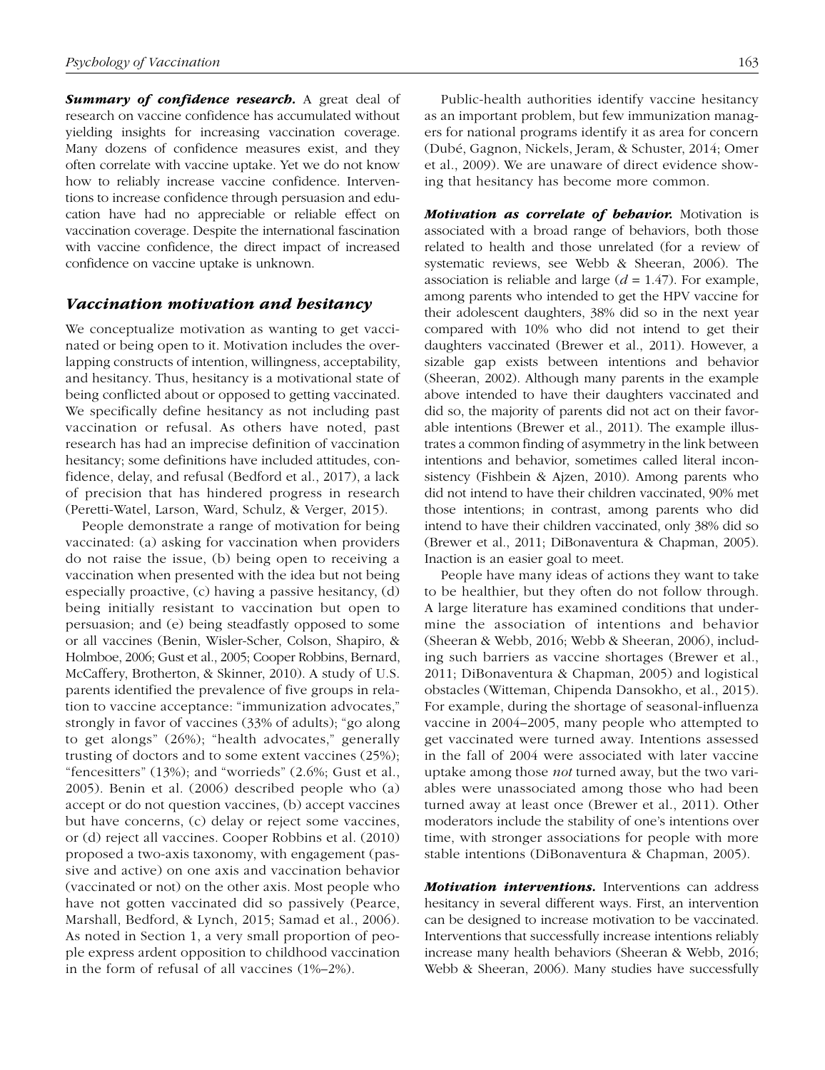***Summary of confidence research.*** A great deal of research on vaccine confidence has accumulated without yielding insights for increasing vaccination coverage. Many dozens of confidence measures exist, and they often correlate with vaccine uptake. Yet we do not know how to reliably increase vaccine confidence. Interventions to increase confidence through persuasion and education have had no appreciable or reliable effect on vaccination coverage. Despite the international fascination with vaccine confidence, the direct impact of increased confidence on vaccine uptake is unknown.

### *Vaccination motivation and hesitancy*

We conceptualize motivation as wanting to get vaccinated or being open to it. Motivation includes the overlapping constructs of intention, willingness, acceptability, and hesitancy. Thus, hesitancy is a motivational state of being conflicted about or opposed to getting vaccinated. We specifically define hesitancy as not including past vaccination or refusal. As others have noted, past research has had an imprecise definition of vaccination hesitancy; some definitions have included attitudes, confidence, delay, and refusal (Bedford et al., 2017), a lack of precision that has hindered progress in research (Peretti-Watel, Larson, Ward, Schulz, & Verger, 2015).

People demonstrate a range of motivation for being vaccinated: (a) asking for vaccination when providers do not raise the issue, (b) being open to receiving a vaccination when presented with the idea but not being especially proactive, (c) having a passive hesitancy, (d) being initially resistant to vaccination but open to persuasion; and (e) being steadfastly opposed to some or all vaccines (Benin, Wisler-Scher, Colson, Shapiro, & Holmboe, 2006; Gust et al., 2005; Cooper Robbins, Bernard, McCaffery, Brotherton, & Skinner, 2010). A study of U.S. parents identified the prevalence of five groups in relation to vaccine acceptance: "immunization advocates," strongly in favor of vaccines (33% of adults); "go along to get alongs" (26%); "health advocates," generally trusting of doctors and to some extent vaccines (25%); "fencesitters" (13%); and "worrieds" (2.6%; Gust et al., 2005). Benin et al. (2006) described people who (a) accept or do not question vaccines, (b) accept vaccines but have concerns, (c) delay or reject some vaccines, or (d) reject all vaccines. Cooper Robbins et al. (2010) proposed a two-axis taxonomy, with engagement (passive and active) on one axis and vaccination behavior (vaccinated or not) on the other axis. Most people who have not gotten vaccinated did so passively (Pearce, Marshall, Bedford, & Lynch, 2015; Samad et al., 2006). As noted in Section 1, a very small proportion of people express ardent opposition to childhood vaccination in the form of refusal of all vaccines (1%–2%).

Public-health authorities identify vaccine hesitancy as an important problem, but few immunization managers for national programs identify it as area for concern (Dubé, Gagnon, Nickels, Jeram, & Schuster, 2014; Omer et al., 2009). We are unaware of direct evidence showing that hesitancy has become more common.

***Motivation as correlate of behavior.*** Motivation is associated with a broad range of behaviors, both those related to health and those unrelated (for a review of systematic reviews, see Webb & Sheeran, 2006). The association is reliable and large ($d = 1.47$). For example, among parents who intended to get the HPV vaccine for their adolescent daughters, 38% did so in the next year compared with 10% who did not intend to get their daughters vaccinated (Brewer et al., 2011). However, a sizable gap exists between intentions and behavior (Sheeran, 2002). Although many parents in the example above intended to have their daughters vaccinated and did so, the majority of parents did not act on their favorable intentions (Brewer et al., 2011). The example illustrates a common finding of asymmetry in the link between intentions and behavior, sometimes called literal inconsistency (Fishbein & Ajzen, 2010). Among parents who did not intend to have their children vaccinated, 90% met those intentions; in contrast, among parents who did intend to have their children vaccinated, only 38% did so (Brewer et al., 2011; DiBonaventura & Chapman, 2005). Inaction is an easier goal to meet.

People have many ideas of actions they want to take to be healthier, but they often do not follow through. A large literature has examined conditions that undermine the association of intentions and behavior (Sheeran & Webb, 2016; Webb & Sheeran, 2006), including such barriers as vaccine shortages (Brewer et al., 2011; DiBonaventura & Chapman, 2005) and logistical obstacles (Witteman, Chipenda Dansokho, et al., 2015). For example, during the shortage of seasonal-influenza vaccine in 2004–2005, many people who attempted to get vaccinated were turned away. Intentions assessed in the fall of 2004 were associated with later vaccine uptake among those *not* turned away, but the two variables were unassociated among those who had been turned away at least once (Brewer et al., 2011). Other moderators include the stability of one's intentions over time, with stronger associations for people with more stable intentions (DiBonaventura & Chapman, 2005).

***Motivation interventions.*** Interventions can address hesitancy in several different ways. First, an intervention can be designed to increase motivation to be vaccinated. Interventions that successfully increase intentions reliably increase many health behaviors (Sheeran & Webb, 2016; Webb & Sheeran, 2006). Many studies have successfully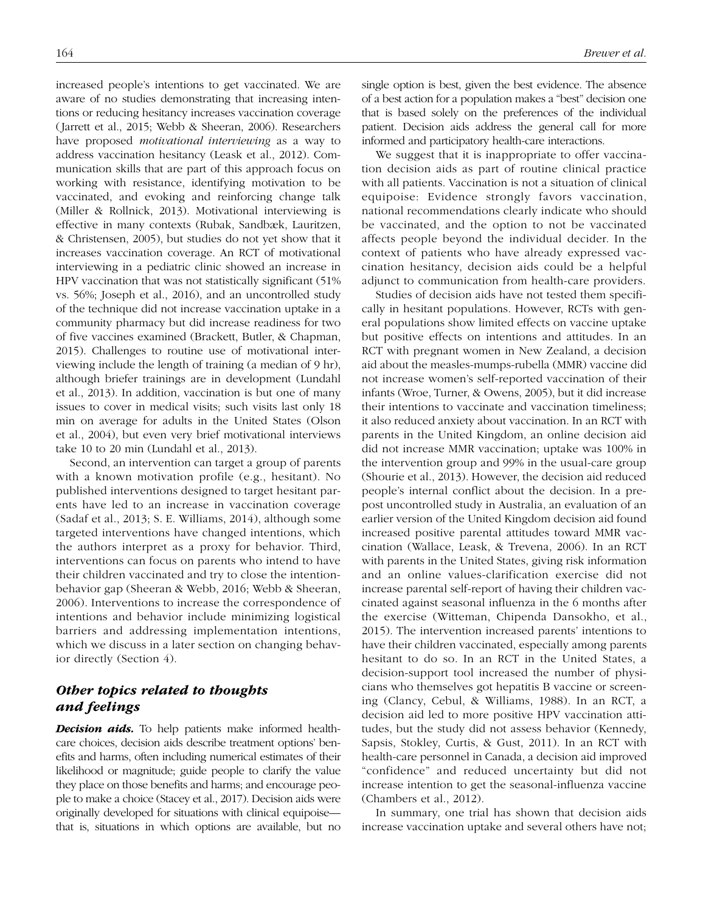increased people's intentions to get vaccinated. We are aware of no studies demonstrating that increasing intentions or reducing hesitancy increases vaccination coverage (Jarrett et al., 2015; Webb & Sheeran, 2006). Researchers have proposed *motivational interviewing* as a way to address vaccination hesitancy (Leask et al., 2012). Communication skills that are part of this approach focus on working with resistance, identifying motivation to be vaccinated, and evoking and reinforcing change talk (Miller & Rollnick, 2013). Motivational interviewing is effective in many contexts (Rubak, Sandbæk, Lauritzen, & Christensen, 2005), but studies do not yet show that it increases vaccination coverage. An RCT of motivational interviewing in a pediatric clinic showed an increase in HPV vaccination that was not statistically significant (51% vs. 56%; Joseph et al., 2016), and an uncontrolled study of the technique did not increase vaccination uptake in a community pharmacy but did increase readiness for two of five vaccines examined (Brackett, Butler, & Chapman, 2015). Challenges to routine use of motivational interviewing include the length of training (a median of 9 hr), although briefer trainings are in development (Lundahl et al., 2013). In addition, vaccination is but one of many issues to cover in medical visits; such visits last only 18 min on average for adults in the United States (Olson et al., 2004), but even very brief motivational interviews take 10 to 20 min (Lundahl et al., 2013).

Second, an intervention can target a group of parents with a known motivation profile (e.g., hesitant). No published interventions designed to target hesitant parents have led to an increase in vaccination coverage (Sadaf et al., 2013; S. E. Williams, 2014), although some targeted interventions have changed intentions, which the authors interpret as a proxy for behavior. Third, interventions can focus on parents who intend to have their children vaccinated and try to close the intention-behavior gap (Sheeran & Webb, 2016; Webb & Sheeran, 2006). Interventions to increase the correspondence of intentions and behavior include minimizing logistical barriers and addressing implementation intentions, which we discuss in a later section on changing behavior directly (Section 4).

## *Other topics related to thoughts and feelings*

***Decision aids.*** To help patients make informed health-care choices, decision aids describe treatment options' benefits and harms, often including numerical estimates of their likelihood or magnitude; guide people to clarify the value they place on those benefits and harms; and encourage people to make a choice (Stacey et al., 2017). Decision aids were originally developed for situations with clinical equipoise—that is, situations in which options are available, but no single option is best, given the best evidence. The absence of a best action for a population makes a "best" decision one that is based solely on the preferences of the individual patient. Decision aids address the general call for more informed and participatory health-care interactions.

We suggest that it is inappropriate to offer vaccination decision aids as part of routine clinical practice with all patients. Vaccination is not a situation of clinical equipoise: Evidence strongly favors vaccination, national recommendations clearly indicate who should be vaccinated, and the option to not be vaccinated affects people beyond the individual decider. In the context of patients who have already expressed vaccination hesitancy, decision aids could be a helpful adjunct to communication from health-care providers.

Studies of decision aids have not tested them specifically in hesitant populations. However, RCTs with general populations show limited effects on vaccine uptake but positive effects on intentions and attitudes. In an RCT with pregnant women in New Zealand, a decision aid about the measles-mumps-rubella (MMR) vaccine did not increase women's self-reported vaccination of their infants (Wroe, Turner, & Owens, 2005), but it did increase their intentions to vaccinate and vaccination timeliness; it also reduced anxiety about vaccination. In an RCT with parents in the United Kingdom, an online decision aid did not increase MMR vaccination; uptake was 100% in the intervention group and 99% in the usual-care group (Shourie et al., 2013). However, the decision aid reduced people's internal conflict about the decision. In a pre-post uncontrolled study in Australia, an evaluation of an earlier version of the United Kingdom decision aid found increased positive parental attitudes toward MMR vaccination (Wallace, Leask, & Trevena, 2006). In an RCT with parents in the United States, giving risk information and an online values-clarification exercise did not increase parental self-report of having their children vaccinated against seasonal influenza in the 6 months after the exercise (Witteman, Chipenda Dansokho, et al., 2015). The intervention increased parents' intentions to have their children vaccinated, especially among parents hesitant to do so. In an RCT in the United States, a decision-support tool increased the number of physicians who themselves got hepatitis B vaccine or screening (Clancy, Cebul, & Williams, 1988). In an RCT, a decision aid led to more positive HPV vaccination attitudes, but the study did not assess behavior (Kennedy, Sapsis, Stokley, Curtis, & Gust, 2011). In an RCT with health-care personnel in Canada, a decision aid improved "confidence" and reduced uncertainty but did not increase intention to get the seasonal-influenza vaccine (Chambers et al., 2012).

In summary, one trial has shown that decision aids increase vaccination uptake and several others have not;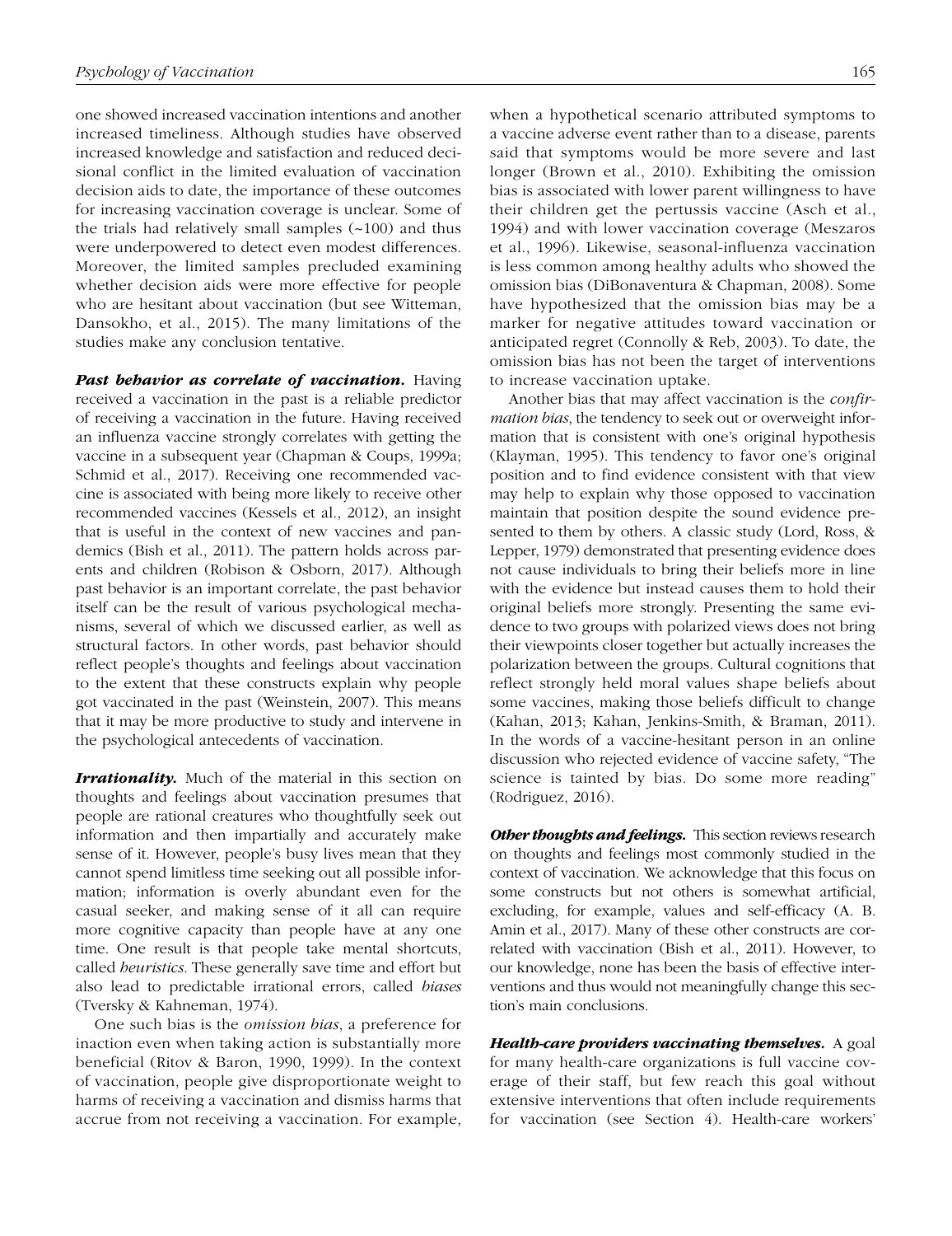one showed increased vaccination intentions and another increased timeliness. Although studies have observed increased knowledge and satisfaction and reduced decisional conflict in the limited evaluation of vaccination decision aids to date, the importance of these outcomes for increasing vaccination coverage is unclear. Some of the trials had relatively small samples (~100) and thus were underpowered to detect even modest differences. Moreover, the limited samples precluded examining whether decision aids were more effective for people who are hesitant about vaccination (but see Witteman, Dansokho, et al., 2015). The many limitations of the studies make any conclusion tentative.

***Past behavior as correlate of vaccination.*** Having received a vaccination in the past is a reliable predictor of receiving a vaccination in the future. Having received an influenza vaccine strongly correlates with getting the vaccine in a subsequent year (Chapman & Coups, 1999a; Schmid et al., 2017). Receiving one recommended vaccine is associated with being more likely to receive other recommended vaccines (Kessels et al., 2012), an insight that is useful in the context of new vaccines and pandemics (Bish et al., 2011). The pattern holds across parents and children (Robison & Osborn, 2017). Although past behavior is an important correlate, the past behavior itself can be the result of various psychological mechanisms, several of which we discussed earlier, as well as structural factors. In other words, past behavior should reflect people's thoughts and feelings about vaccination to the extent that these constructs explain why people got vaccinated in the past (Weinstein, 2007). This means that it may be more productive to study and intervene in the psychological antecedents of vaccination.

***Irrationality.*** Much of the material in this section on thoughts and feelings about vaccination presumes that people are rational creatures who thoughtfully seek out information and then impartially and accurately make sense of it. However, people's busy lives mean that they cannot spend limitless time seeking out all possible information; information is overly abundant even for the casual seeker, and making sense of it all can require more cognitive capacity than people have at any one time. One result is that people take mental shortcuts, called *heuristics*. These generally save time and effort but also lead to predictable irrational errors, called *biases* (Tversky & Kahneman, 1974).

One such bias is the *omission bias*, a preference for inaction even when taking action is substantially more beneficial (Ritov & Baron, 1990, 1999). In the context of vaccination, people give disproportionate weight to harms of receiving a vaccination and dismiss harms that accrue from not receiving a vaccination. For example, when a hypothetical scenario attributed symptoms to a vaccine adverse event rather than to a disease, parents said that symptoms would be more severe and last longer (Brown et al., 2010). Exhibiting the omission bias is associated with lower parent willingness to have their children get the pertussis vaccine (Asch et al., 1994) and with lower vaccination coverage (Meszaros et al., 1996). Likewise, seasonal-influenza vaccination is less common among healthy adults who showed the omission bias (DiBonaventura & Chapman, 2008). Some have hypothesized that the omission bias may be a marker for negative attitudes toward vaccination or anticipated regret (Connolly & Reb, 2003). To date, the omission bias has not been the target of interventions to increase vaccination uptake.

Another bias that may affect vaccination is the *confirmation bias*, the tendency to seek out or overweight information that is consistent with one's original hypothesis (Klayman, 1995). This tendency to favor one's original position and to find evidence consistent with that view may help to explain why those opposed to vaccination maintain that position despite the sound evidence presented to them by others. A classic study (Lord, Ross, & Lepper, 1979) demonstrated that presenting evidence does not cause individuals to bring their beliefs more in line with the evidence but instead causes them to hold their original beliefs more strongly. Presenting the same evidence to two groups with polarized views does not bring their viewpoints closer together but actually increases the polarization between the groups. Cultural cognitions that reflect strongly held moral values shape beliefs about some vaccines, making those beliefs difficult to change (Kahan, 2013; Kahan, Jenkins-Smith, & Braman, 2011). In the words of a vaccine-hesitant person in an online discussion who rejected evidence of vaccine safety, "The science is tainted by bias. Do some more reading" (Rodriguez, 2016).

***Other thoughts and feelings.*** This section reviews research on thoughts and feelings most commonly studied in the context of vaccination. We acknowledge that this focus on some constructs but not others is somewhat artificial, excluding, for example, values and self-efficacy (A. B. Amin et al., 2017). Many of these other constructs are correlated with vaccination (Bish et al., 2011). However, to our knowledge, none has been the basis of effective interventions and thus would not meaningfully change this section's main conclusions.

***Health-care providers vaccinating themselves.*** A goal for many health-care organizations is full vaccine coverage of their staff, but few reach this goal without extensive interventions that often include requirements for vaccination (see Section 4). Health-care workers'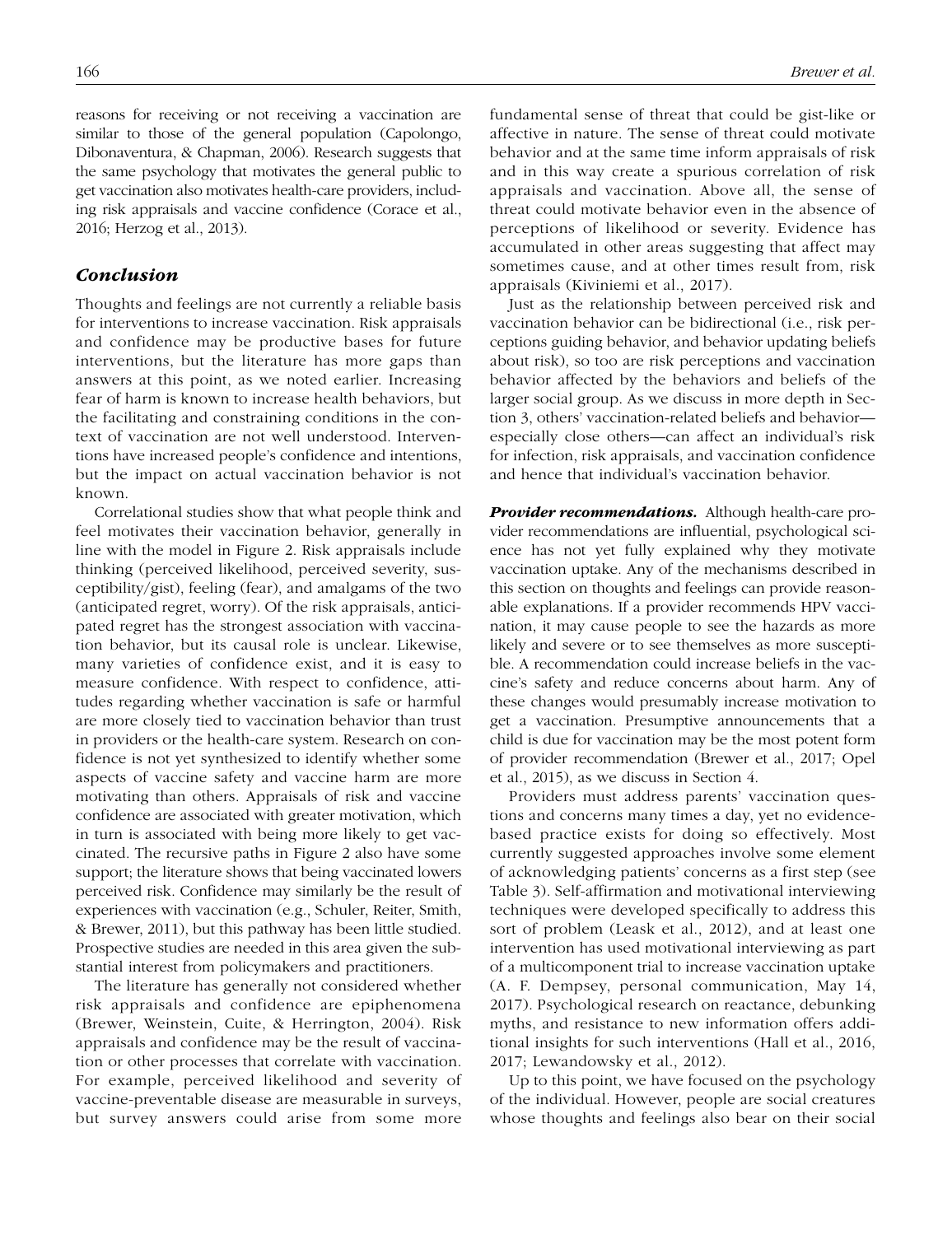reasons for receiving or not receiving a vaccination are similar to those of the general population (Capolongo, Dibonaventura, & Chapman, 2006). Research suggests that the same psychology that motivates the general public to get vaccination also motivates health-care providers, including risk appraisals and vaccine confidence (Corace et al., 2016; Herzog et al., 2013).

### *Conclusion*

Thoughts and feelings are not currently a reliable basis for interventions to increase vaccination. Risk appraisals and confidence may be productive bases for future interventions, but the literature has more gaps than answers at this point, as we noted earlier. Increasing fear of harm is known to increase health behaviors, but the facilitating and constraining conditions in the context of vaccination are not well understood. Interventions have increased people's confidence and intentions, but the impact on actual vaccination behavior is not known.

Correlational studies show that what people think and feel motivates their vaccination behavior, generally in line with the model in Figure 2. Risk appraisals include thinking (perceived likelihood, perceived severity, susceptibility/gist), feeling (fear), and amalgams of the two (anticipated regret, worry). Of the risk appraisals, anticipated regret has the strongest association with vaccination behavior, but its causal role is unclear. Likewise, many varieties of confidence exist, and it is easy to measure confidence. With respect to confidence, attitudes regarding whether vaccination is safe or harmful are more closely tied to vaccination behavior than trust in providers or the health-care system. Research on confidence is not yet synthesized to identify whether some aspects of vaccine safety and vaccine harm are more motivating than others. Appraisals of risk and vaccine confidence are associated with greater motivation, which in turn is associated with being more likely to get vaccinated. The recursive paths in Figure 2 also have some support; the literature shows that being vaccinated lowers perceived risk. Confidence may similarly be the result of experiences with vaccination (e.g., Schuler, Reiter, Smith, & Brewer, 2011), but this pathway has been little studied. Prospective studies are needed in this area given the substantial interest from policymakers and practitioners.

The literature has generally not considered whether risk appraisals and confidence are epiphenomena (Brewer, Weinstein, Cuite, & Herrington, 2004). Risk appraisals and confidence may be the result of vaccination or other processes that correlate with vaccination. For example, perceived likelihood and severity of vaccine-preventable disease are measurable in surveys, but survey answers could arise from some more fundamental sense of threat that could be gist-like or affective in nature. The sense of threat could motivate behavior and at the same time inform appraisals of risk and in this way create a spurious correlation of risk appraisals and vaccination. Above all, the sense of threat could motivate behavior even in the absence of perceptions of likelihood or severity. Evidence has accumulated in other areas suggesting that affect may sometimes cause, and at other times result from, risk appraisals (Kiviniemi et al., 2017).

Just as the relationship between perceived risk and vaccination behavior can be bidirectional (i.e., risk perceptions guiding behavior, and behavior updating beliefs about risk), so too are risk perceptions and vaccination behavior affected by the behaviors and beliefs of the larger social group. As we discuss in more depth in Section 3, others' vaccination-related beliefs and behavior—especially close others—can affect an individual's risk for infection, risk appraisals, and vaccination confidence and hence that individual's vaccination behavior.

***Provider recommendations.*** Although health-care provider recommendations are influential, psychological science has not yet fully explained why they motivate vaccination uptake. Any of the mechanisms described in this section on thoughts and feelings can provide reasonable explanations. If a provider recommends HPV vaccination, it may cause people to see the hazards as more likely and severe or to see themselves as more susceptible. A recommendation could increase beliefs in the vaccine's safety and reduce concerns about harm. Any of these changes would presumably increase motivation to get a vaccination. Presumptive announcements that a child is due for vaccination may be the most potent form of provider recommendation (Brewer et al., 2017; Opel et al., 2015), as we discuss in Section 4.

Providers must address parents' vaccination questions and concerns many times a day, yet no evidence-based practice exists for doing so effectively. Most currently suggested approaches involve some element of acknowledging patients' concerns as a first step (see Table 3). Self-affirmation and motivational interviewing techniques were developed specifically to address this sort of problem (Leask et al., 2012), and at least one intervention has used motivational interviewing as part of a multicomponent trial to increase vaccination uptake (A. F. Dempsey, personal communication, May 14, 2017). Psychological research on reactance, debunking myths, and resistance to new information offers additional insights for such interventions (Hall et al., 2016, 2017; Lewandowsky et al., 2012).

Up to this point, we have focused on the psychology of the individual. However, people are social creatures whose thoughts and feelings also bear on their social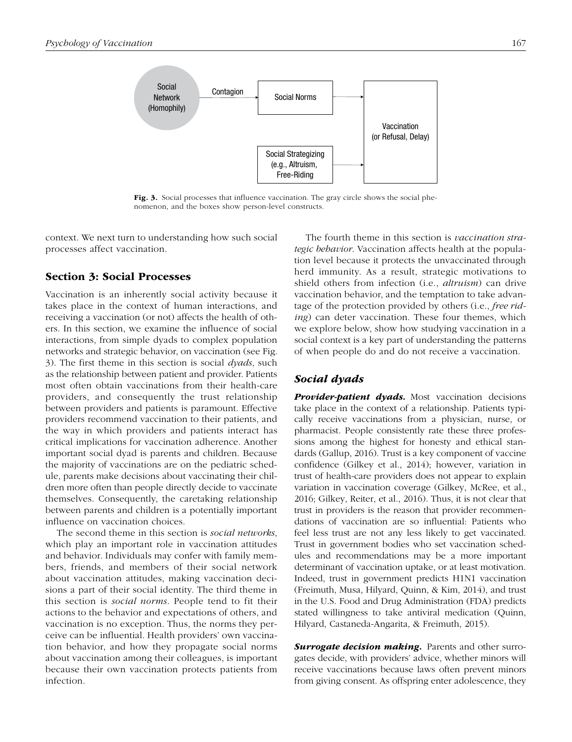Social Network (Homophily)

Contagion

Social Norms

Social Strategizing (e.g., Altruism, Free-Riding

Vaccination (or Refusal, Delay)

**Fig. 3.** Social processes that influence vaccination. The gray circle shows the social phenomenon, and the boxes show person-level constructs.

context. We next turn to understanding how such social processes affect vaccination.

## Section 3: Social Processes

Vaccination is an inherently social activity because it takes place in the context of human interactions, and receiving a vaccination (or not) affects the health of others. In this section, we examine the influence of social interactions, from simple dyads to complex population networks and strategic behavior, on vaccination (see Fig. 3). The first theme in this section is social *dyads*, such as the relationship between patient and provider. Patients most often obtain vaccinations from their health-care providers, and consequently the trust relationship between providers and patients is paramount. Effective providers recommend vaccination to their patients, and the way in which providers and patients interact has critical implications for vaccination adherence. Another important social dyad is parents and children. Because the majority of vaccinations are on the pediatric schedule, parents make decisions about vaccinating their children more often than people directly decide to vaccinate themselves. Consequently, the caretaking relationship between parents and children is a potentially important influence on vaccination choices.

The second theme in this section is *social networks*, which play an important role in vaccination attitudes and behavior. Individuals may confer with family members, friends, and members of their social network about vaccination attitudes, making vaccination decisions a part of their social identity. The third theme in this section is *social norms*. People tend to fit their actions to the behavior and expectations of others, and vaccination is no exception. Thus, the norms they perceive can be influential. Health providers' own vaccination behavior, and how they propagate social norms about vaccination among their colleagues, is important because their own vaccination protects patients from infection.

The fourth theme in this section is *vaccination strategic behavior*. Vaccination affects health at the population level because it protects the unvaccinated through herd immunity. As a result, strategic motivations to shield others from infection (i.e., *altruism*) can drive vaccination behavior, and the temptation to take advantage of the protection provided by others (i.e., *free riding*) can deter vaccination. These four themes, which we explore below, show how studying vaccination in a social context is a key part of understanding the patterns of when people do and do not receive a vaccination.

### Social dyads

***Provider-patient dyads.*** Most vaccination decisions take place in the context of a relationship. Patients typically receive vaccinations from a physician, nurse, or pharmacist. People consistently rate these three professions among the highest for honesty and ethical standards (Gallup, 2016). Trust is a key component of vaccine confidence (Gilkey et al., 2014); however, variation in trust of health-care providers does not appear to explain variation in vaccination coverage (Gilkey, McRee, et al., 2016; Gilkey, Reiter, et al., 2016). Thus, it is not clear that trust in providers is the reason that provider recommendations of vaccination are so influential: Patients who feel less trust are not any less likely to get vaccinated. Trust in government bodies who set vaccination schedules and recommendations may be a more important determinant of vaccination uptake, or at least motivation. Indeed, trust in government predicts H1N1 vaccination (Freimuth, Musa, Hilyard, Quinn, & Kim, 2014), and trust in the U.S. Food and Drug Administration (FDA) predicts stated willingness to take antiviral medication (Quinn, Hilyard, Castaneda-Angarita, & Freimuth, 2015).

***Surrogate decision making.*** Parents and other surrogates decide, with providers' advice, whether minors will receive vaccinations because laws often prevent minors from giving consent. As offspring enter adolescence, they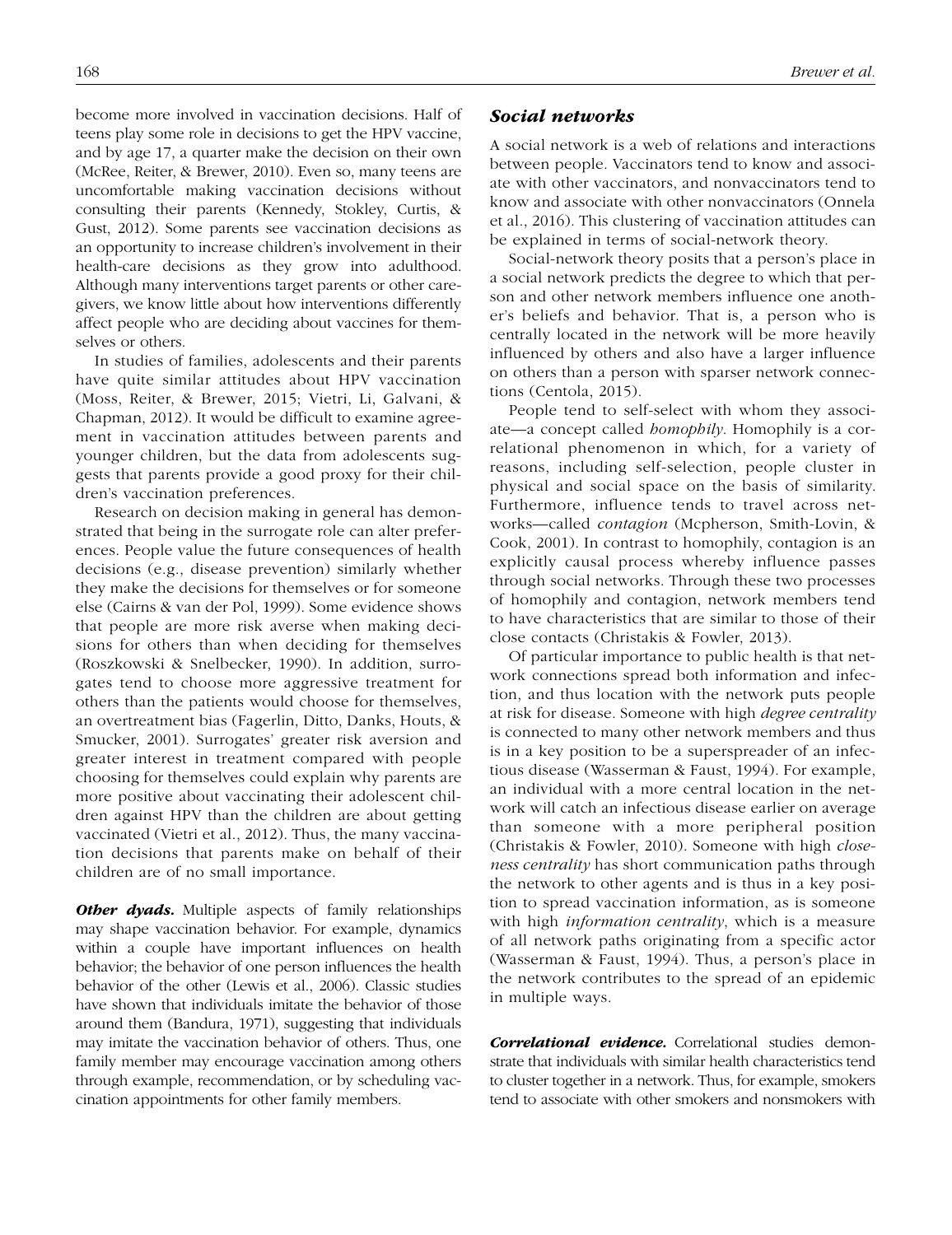become more involved in vaccination decisions. Half of teens play some role in decisions to get the HPV vaccine, and by age 17, a quarter make the decision on their own (McRee, Reiter, & Brewer, 2010). Even so, many teens are uncomfortable making vaccination decisions without consulting their parents (Kennedy, Stokley, Curtis, & Gust, 2012). Some parents see vaccination decisions as an opportunity to increase children's involvement in their health-care decisions as they grow into adulthood. Although many interventions target parents or other caregivers, we know little about how interventions differently affect people who are deciding about vaccines for themselves or others.

In studies of families, adolescents and their parents have quite similar attitudes about HPV vaccination (Moss, Reiter, & Brewer, 2015; Vietri, Li, Galvani, & Chapman, 2012). It would be difficult to examine agreement in vaccination attitudes between parents and younger children, but the data from adolescents suggests that parents provide a good proxy for their children's vaccination preferences.

Research on decision making in general has demonstrated that being in the surrogate role can alter preferences. People value the future consequences of health decisions (e.g., disease prevention) similarly whether they make the decisions for themselves or for someone else (Cairns & van der Pol, 1999). Some evidence shows that people are more risk averse when making decisions for others than when deciding for themselves (Roszkowski & Snelbecker, 1990). In addition, surrogates tend to choose more aggressive treatment for others than the patients would choose for themselves, an overtreatment bias (Fagerlin, Ditto, Danks, Houts, & Smucker, 2001). Surrogates' greater risk aversion and greater interest in treatment compared with people choosing for themselves could explain why parents are more positive about vaccinating their adolescent children against HPV than the children are about getting vaccinated (Vietri et al., 2012). Thus, the many vaccination decisions that parents make on behalf of their children are of no small importance.

***Other dyads.*** Multiple aspects of family relationships may shape vaccination behavior. For example, dynamics within a couple have important influences on health behavior; the behavior of one person influences the health behavior of the other (Lewis et al., 2006). Classic studies have shown that individuals imitate the behavior of those around them (Bandura, 1971), suggesting that individuals may imitate the vaccination behavior of others. Thus, one family member may encourage vaccination among others through example, recommendation, or by scheduling vaccination appointments for other family members.

### *Social networks*

A social network is a web of relations and interactions between people. Vaccinators tend to know and associate with other vaccinators, and nonvaccinators tend to know and associate with other nonvaccinators (Onnela et al., 2016). This clustering of vaccination attitudes can be explained in terms of social-network theory.

Social-network theory posits that a person's place in a social network predicts the degree to which that person and other network members influence one another's beliefs and behavior. That is, a person who is centrally located in the network will be more heavily influenced by others and also have a larger influence on others than a person with sparser network connections (Centola, 2015).

People tend to self-select with whom they associate—a concept called *homophily*. Homophily is a correlational phenomenon in which, for a variety of reasons, including self-selection, people cluster in physical and social space on the basis of similarity. Furthermore, influence tends to travel across networks—called *contagion* (Mcpherson, Smith-Lovin, & Cook, 2001). In contrast to homophily, contagion is an explicitly causal process whereby influence passes through social networks. Through these two processes of homophily and contagion, network members tend to have characteristics that are similar to those of their close contacts (Christakis & Fowler, 2013).

Of particular importance to public health is that network connections spread both information and infection, and thus location with the network puts people at risk for disease. Someone with high *degree centrality* is connected to many other network members and thus is in a key position to be a superspreader of an infectious disease (Wasserman & Faust, 1994). For example, an individual with a more central location in the network will catch an infectious disease earlier on average than someone with a more peripheral position (Christakis & Fowler, 2010). Someone with high *closeness centrality* has short communication paths through the network to other agents and is thus in a key position to spread vaccination information, as is someone with high *information centrality*, which is a measure of all network paths originating from a specific actor (Wasserman & Faust, 1994). Thus, a person's place in the network contributes to the spread of an epidemic in multiple ways.

***Correlational evidence.*** Correlational studies demonstrate that individuals with similar health characteristics tend to cluster together in a network. Thus, for example, smokers tend to associate with other smokers and nonsmokers with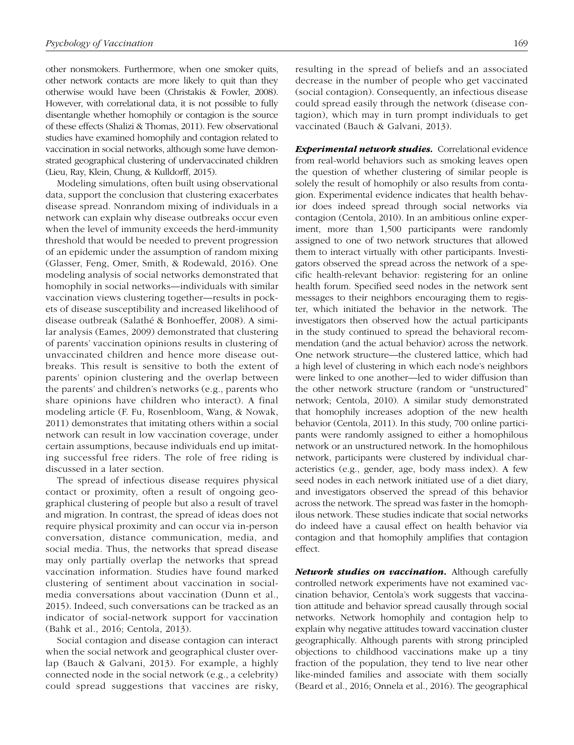other nonsmokers. Furthermore, when one smoker quits, other network contacts are more likely to quit than they otherwise would have been (Christakis & Fowler, 2008). However, with correlational data, it is not possible to fully disentangle whether homophily or contagion is the source of these effects (Shalizi & Thomas, 2011). Few observational studies have examined homophily and contagion related to vaccination in social networks, although some have demonstrated geographical clustering of undervaccinated children (Lieu, Ray, Klein, Chung, & Kulldorff, 2015).

Modeling simulations, often built using observational data, support the conclusion that clustering exacerbates disease spread. Nonrandom mixing of individuals in a network can explain why disease outbreaks occur even when the level of immunity exceeds the herd-immunity threshold that would be needed to prevent progression of an epidemic under the assumption of random mixing (Glasser, Feng, Omer, Smith, & Rodewald, 2016). One modeling analysis of social networks demonstrated that homophily in social networks—individuals with similar vaccination views clustering together—results in pockets of disease susceptibility and increased likelihood of disease outbreak (Salathé & Bonhoeffer, 2008). A similar analysis (Eames, 2009) demonstrated that clustering of parents' vaccination opinions results in clustering of unvaccinated children and hence more disease outbreaks. This result is sensitive to both the extent of parents' opinion clustering and the overlap between the parents' and children's networks (e.g., parents who share opinions have children who interact). A final modeling article (F. Fu, Rosenbloom, Wang, & Nowak, 2011) demonstrates that imitating others within a social network can result in low vaccination coverage, under certain assumptions, because individuals end up imitating successful free riders. The role of free riding is discussed in a later section.

The spread of infectious disease requires physical contact or proximity, often a result of ongoing geographical clustering of people but also a result of travel and migration. In contrast, the spread of ideas does not require physical proximity and can occur via in-person conversation, distance communication, media, and social media. Thus, the networks that spread disease may only partially overlap the networks that spread vaccination information. Studies have found marked clustering of sentiment about vaccination in social-media conversations about vaccination (Dunn et al., 2015). Indeed, such conversations can be tracked as an indicator of social-network support for vaccination (Bahk et al., 2016; Centola, 2013).

Social contagion and disease contagion can interact when the social network and geographical cluster overlap (Bauch & Galvani, 2013). For example, a highly connected node in the social network (e.g., a celebrity) could spread suggestions that vaccines are risky, resulting in the spread of beliefs and an associated decrease in the number of people who get vaccinated (social contagion). Consequently, an infectious disease could spread easily through the network (disease contagion), which may in turn prompt individuals to get vaccinated (Bauch & Galvani, 2013).

***Experimental network studies.*** Correlational evidence from real-world behaviors such as smoking leaves open the question of whether clustering of similar people is solely the result of homophily or also results from contagion. Experimental evidence indicates that health behavior does indeed spread through social networks via contagion (Centola, 2010). In an ambitious online experiment, more than 1,500 participants were randomly assigned to one of two network structures that allowed them to interact virtually with other participants. Investigators observed the spread across the network of a specific health-relevant behavior: registering for an online health forum. Specified seed nodes in the network sent messages to their neighbors encouraging them to register, which initiated the behavior in the network. The investigators then observed how the actual participants in the study continued to spread the behavioral recommendation (and the actual behavior) across the network. One network structure—the clustered lattice, which had a high level of clustering in which each node's neighbors were linked to one another—led to wider diffusion than the other network structure (random or "unstructured" network; Centola, 2010). A similar study demonstrated that homophily increases adoption of the new health behavior (Centola, 2011). In this study, 700 online participants were randomly assigned to either a homophilous network or an unstructured network. In the homophilous network, participants were clustered by individual characteristics (e.g., gender, age, body mass index). A few seed nodes in each network initiated use of a diet diary, and investigators observed the spread of this behavior across the network. The spread was faster in the homophilous network. These studies indicate that social networks do indeed have a causal effect on health behavior via contagion and that homophily amplifies that contagion effect.

***Network studies on vaccination.*** Although carefully controlled network experiments have not examined vaccination behavior, Centola's work suggests that vaccination attitude and behavior spread causally through social networks. Network homophily and contagion help to explain why negative attitudes toward vaccination cluster geographically. Although parents with strong principled objections to childhood vaccinations make up a tiny fraction of the population, they tend to live near other like-minded families and associate with them socially (Beard et al., 2016; Onnela et al., 2016). The geographical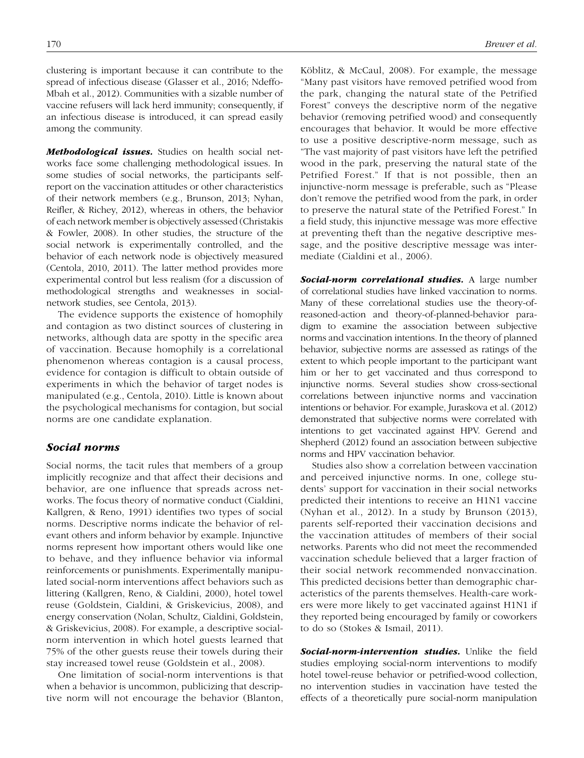clustering is important because it can contribute to the spread of infectious disease (Glasser et al., 2016; Ndeffo-Mbah et al., 2012). Communities with a sizable number of vaccine refusers will lack herd immunity; consequently, if an infectious disease is introduced, it can spread easily among the community.

***Methodological issues.*** Studies on health social networks face some challenging methodological issues. In some studies of social networks, the participants self-report on the vaccination attitudes or other characteristics of their network members (e.g., Brunson, 2013; Nyhan, Reifler, & Richey, 2012), whereas in others, the behavior of each network member is objectively assessed (Christakis & Fowler, 2008). In other studies, the structure of the social network is experimentally controlled, and the behavior of each network node is objectively measured (Centola, 2010, 2011). The latter method provides more experimental control but less realism (for a discussion of methodological strengths and weaknesses in social-network studies, see Centola, 2013).

The evidence supports the existence of homophily and contagion as two distinct sources of clustering in networks, although data are spotty in the specific area of vaccination. Because homophily is a correlational phenomenon whereas contagion is a causal process, evidence for contagion is difficult to obtain outside of experiments in which the behavior of target nodes is manipulated (e.g., Centola, 2010). Little is known about the psychological mechanisms for contagion, but social norms are one candidate explanation.

## Social norms

Social norms, the tacit rules that members of a group implicitly recognize and that affect their decisions and behavior, are one influence that spreads across networks. The focus theory of normative conduct (Cialdini, Kallgren, & Reno, 1991) identifies two types of social norms. Descriptive norms indicate the behavior of relevant others and inform behavior by example. Injunctive norms represent how important others would like one to behave, and they influence behavior via informal reinforcements or punishments. Experimentally manipulated social-norm interventions affect behaviors such as littering (Kallgren, Reno, & Cialdini, 2000), hotel towel reuse (Goldstein, Cialdini, & Griskevicius, 2008), and energy conservation (Nolan, Schultz, Cialdini, Goldstein, & Griskevicius, 2008). For example, a descriptive social-norm intervention in which hotel guests learned that 75% of the other guests reuse their towels during their stay increased towel reuse (Goldstein et al., 2008).

One limitation of social-norm interventions is that when a behavior is uncommon, publicizing that descriptive norm will not encourage the behavior (Blanton, Köblitz, & McCaul, 2008). For example, the message "Many past visitors have removed petrified wood from the park, changing the natural state of the Petrified Forest" conveys the descriptive norm of the negative behavior (removing petrified wood) and consequently encourages that behavior. It would be more effective to use a positive descriptive-norm message, such as "The vast majority of past visitors have left the petrified wood in the park, preserving the natural state of the Petrified Forest." If that is not possible, then an injunctive-norm message is preferable, such as "Please don't remove the petrified wood from the park, in order to preserve the natural state of the Petrified Forest." In a field study, this injunctive message was more effective at preventing theft than the negative descriptive message, and the positive descriptive message was intermediate (Cialdini et al., 2006).

***Social-norm correlational studies.*** A large number of correlational studies have linked vaccination to norms. Many of these correlational studies use the theory-of-reasoned-action and theory-of-planned-behavior paradigm to examine the association between subjective norms and vaccination intentions. In the theory of planned behavior, subjective norms are assessed as ratings of the extent to which people important to the participant want him or her to get vaccinated and thus correspond to injunctive norms. Several studies show cross-sectional correlations between injunctive norms and vaccination intentions or behavior. For example, Juraskova et al. (2012) demonstrated that subjective norms were correlated with intentions to get vaccinated against HPV. Gerend and Shepherd (2012) found an association between subjective norms and HPV vaccination behavior.

Studies also show a correlation between vaccination and perceived injunctive norms. In one, college students' support for vaccination in their social networks predicted their intentions to receive an H1N1 vaccine (Nyhan et al., 2012). In a study by Brunson (2013), parents self-reported their vaccination decisions and the vaccination attitudes of members of their social networks. Parents who did not meet the recommended vaccination schedule believed that a larger fraction of their social network recommended nonvaccination. This predicted decisions better than demographic characteristics of the parents themselves. Health-care workers were more likely to get vaccinated against H1N1 if they reported being encouraged by family or coworkers to do so (Stokes & Ismail, 2011).

***Social-norm-intervention studies.*** Unlike the field studies employing social-norm interventions to modify hotel towel-reuse behavior or petrified-wood collection, no intervention studies in vaccination have tested the effects of a theoretically pure social-norm manipulation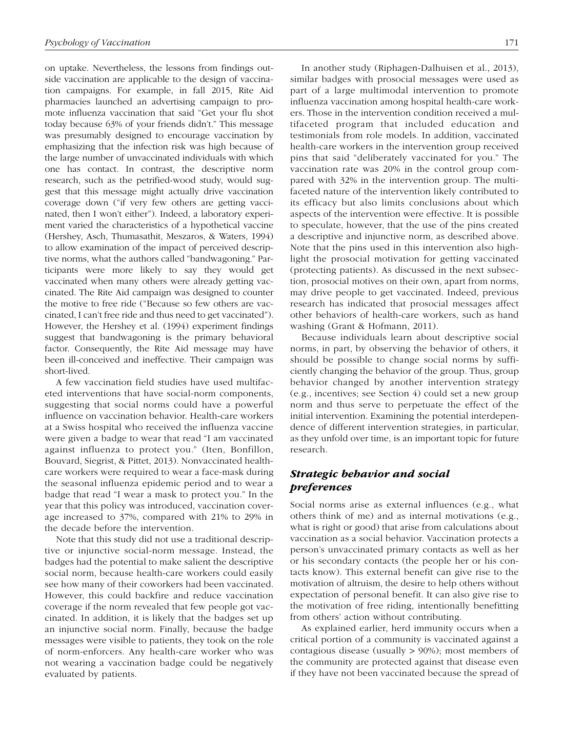on uptake. Nevertheless, the lessons from findings outside vaccination are applicable to the design of vaccination campaigns. For example, in fall 2015, Rite Aid pharmacies launched an advertising campaign to promote influenza vaccination that said "Get your flu shot today because 63% of your friends didn't." This message was presumably designed to encourage vaccination by emphasizing that the infection risk was high because of the large number of unvaccinated individuals with which one has contact. In contrast, the descriptive norm research, such as the petrified-wood study, would suggest that this message might actually drive vaccination coverage down ("if very few others are getting vaccinated, then I won't either"). Indeed, a laboratory experiment varied the characteristics of a hypothetical vaccine (Hershey, Asch, Thumasathit, Meszaros, & Waters, 1994) to allow examination of the impact of perceived descriptive norms, what the authors called "bandwagoning." Participants were more likely to say they would get vaccinated when many others were already getting vaccinated. The Rite Aid campaign was designed to counter the motive to free ride ("Because so few others are vaccinated, I can't free ride and thus need to get vaccinated"). However, the Hershey et al. (1994) experiment findings suggest that bandwagoning is the primary behavioral factor. Consequently, the Rite Aid message may have been ill-conceived and ineffective. Their campaign was short-lived.

A few vaccination field studies have used multifaceted interventions that have social-norm components, suggesting that social norms could have a powerful influence on vaccination behavior. Health-care workers at a Swiss hospital who received the influenza vaccine were given a badge to wear that read "I am vaccinated against influenza to protect you." (Iten, Bonfillon, Bouvard, Siegrist, & Pittet, 2013). Nonvaccinated health-care workers were required to wear a face-mask during the seasonal influenza epidemic period and to wear a badge that read "I wear a mask to protect you." In the year that this policy was introduced, vaccination coverage increased to 37%, compared with 21% to 29% in the decade before the intervention.

Note that this study did not use a traditional descriptive or injunctive social-norm message. Instead, the badges had the potential to make salient the descriptive social norm, because health-care workers could easily see how many of their coworkers had been vaccinated. However, this could backfire and reduce vaccination coverage if the norm revealed that few people got vaccinated. In addition, it is likely that the badges set up an injunctive social norm. Finally, because the badge messages were visible to patients, they took on the role of norm-enforcers. Any health-care worker who was not wearing a vaccination badge could be negatively evaluated by patients.

In another study (Riphagen-Dalhuisen et al., 2013), similar badges with prosocial messages were used as part of a large multimodal intervention to promote influenza vaccination among hospital health-care workers. Those in the intervention condition received a multifaceted program that included education and testimonials from role models. In addition, vaccinated health-care workers in the intervention group received pins that said "deliberately vaccinated for you." The vaccination rate was 20% in the control group compared with 32% in the intervention group. The multifaceted nature of the intervention likely contributed to its efficacy but also limits conclusions about which aspects of the intervention were effective. It is possible to speculate, however, that the use of the pins created a descriptive and injunctive norm, as described above. Note that the pins used in this intervention also highlight the prosocial motivation for getting vaccinated (protecting patients). As discussed in the next subsection, prosocial motives on their own, apart from norms, may drive people to get vaccinated. Indeed, previous research has indicated that prosocial messages affect other behaviors of health-care workers, such as hand washing (Grant & Hofmann, 2011).

Because individuals learn about descriptive social norms, in part, by observing the behavior of others, it should be possible to change social norms by sufficiently changing the behavior of the group. Thus, group behavior changed by another intervention strategy (e.g., incentives; see Section 4) could set a new group norm and thus serve to perpetuate the effect of the initial intervention. Examining the potential interdependence of different intervention strategies, in particular, as they unfold over time, is an important topic for future research.

### *Strategic behavior and social preferences*

Social norms arise as external influences (e.g., what others think of me) and as internal motivations (e.g., what is right or good) that arise from calculations about vaccination as a social behavior. Vaccination protects a person's unvaccinated primary contacts as well as her or his secondary contacts (the people her or his contacts know). This external benefit can give rise to the motivation of altruism, the desire to help others without expectation of personal benefit. It can also give rise to the motivation of free riding, intentionally benefitting from others' action without contributing.

As explained earlier, herd immunity occurs when a critical portion of a community is vaccinated against a contagious disease (usually > 90%); most members of the community are protected against that disease even if they have not been vaccinated because the spread of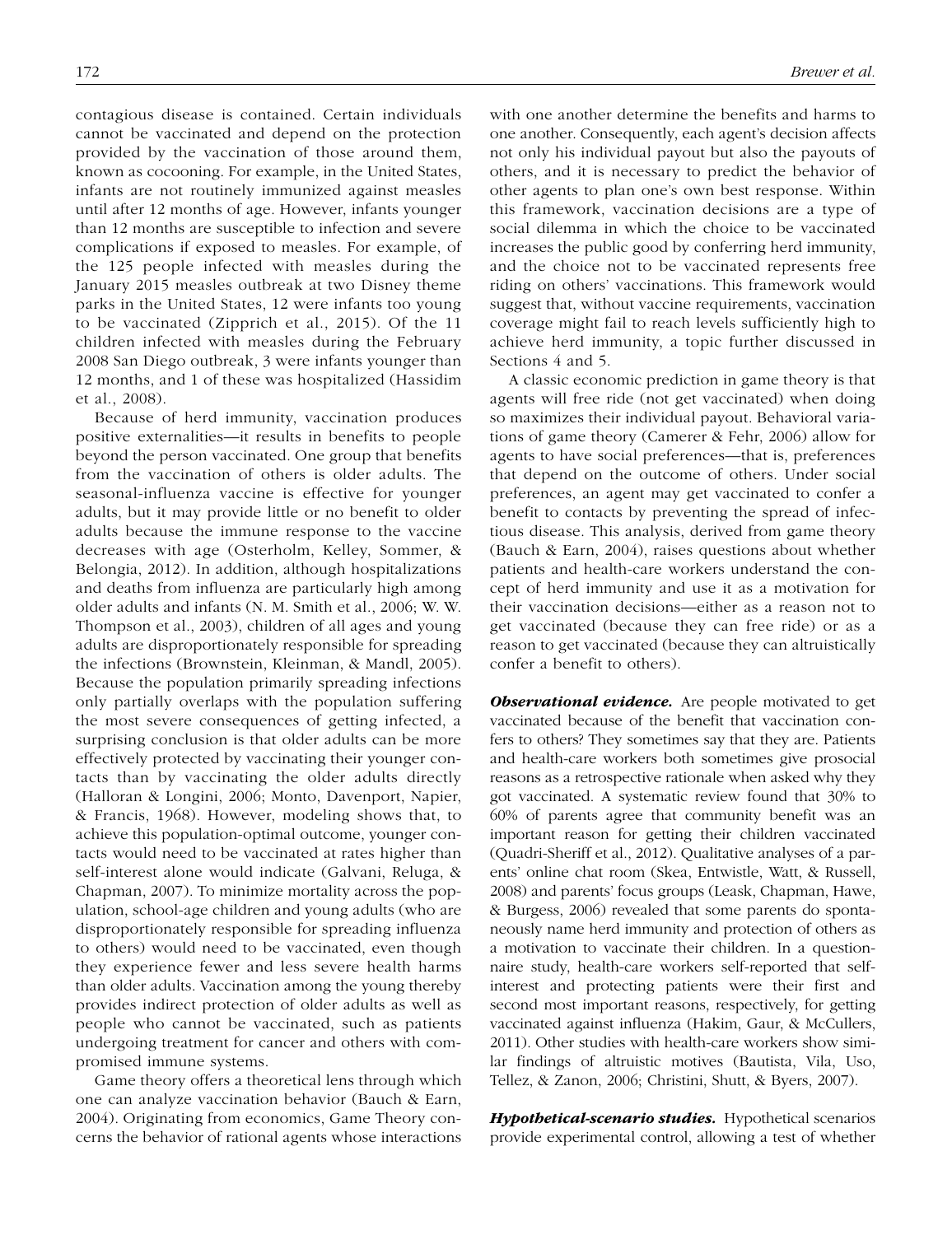contagious disease is contained. Certain individuals cannot be vaccinated and depend on the protection provided by the vaccination of those around them, known as cocooning. For example, in the United States, infants are not routinely immunized against measles until after 12 months of age. However, infants younger than 12 months are susceptible to infection and severe complications if exposed to measles. For example, of the 125 people infected with measles during the January 2015 measles outbreak at two Disney theme parks in the United States, 12 were infants too young to be vaccinated (Zipprich et al., 2015). Of the 11 children infected with measles during the February 2008 San Diego outbreak, 3 were infants younger than 12 months, and 1 of these was hospitalized (Hassidim et al., 2008).

Because of herd immunity, vaccination produces positive externalities—it results in benefits to people beyond the person vaccinated. One group that benefits from the vaccination of others is older adults. The seasonal-influenza vaccine is effective for younger adults, but it may provide little or no benefit to older adults because the immune response to the vaccine decreases with age (Osterholm, Kelley, Sommer, & Belongia, 2012). In addition, although hospitalizations and deaths from influenza are particularly high among older adults and infants (N. M. Smith et al., 2006; W. W. Thompson et al., 2003), children of all ages and young adults are disproportionately responsible for spreading the infections (Brownstein, Kleinman, & Mandl, 2005). Because the population primarily spreading infections only partially overlaps with the population suffering the most severe consequences of getting infected, a surprising conclusion is that older adults can be more effectively protected by vaccinating their younger contacts than by vaccinating the older adults directly (Halloran & Longini, 2006; Monto, Davenport, Napier, & Francis, 1968). However, modeling shows that, to achieve this population-optimal outcome, younger contacts would need to be vaccinated at rates higher than self-interest alone would indicate (Galvani, Reluga, & Chapman, 2007). To minimize mortality across the population, school-age children and young adults (who are disproportionately responsible for spreading influenza to others) would need to be vaccinated, even though they experience fewer and less severe health harms than older adults. Vaccination among the young thereby provides indirect protection of older adults as well as people who cannot be vaccinated, such as patients undergoing treatment for cancer and others with compromised immune systems.

Game theory offers a theoretical lens through which one can analyze vaccination behavior (Bauch & Earn, 2004). Originating from economics, Game Theory concerns the behavior of rational agents whose interactions with one another determine the benefits and harms to one another. Consequently, each agent's decision affects not only his individual payout but also the payouts of others, and it is necessary to predict the behavior of other agents to plan one's own best response. Within this framework, vaccination decisions are a type of social dilemma in which the choice to be vaccinated increases the public good by conferring herd immunity, and the choice not to be vaccinated represents free riding on others' vaccinations. This framework would suggest that, without vaccine requirements, vaccination coverage might fail to reach levels sufficiently high to achieve herd immunity, a topic further discussed in Sections 4 and 5.

A classic economic prediction in game theory is that agents will free ride (not get vaccinated) when doing so maximizes their individual payout. Behavioral variations of game theory (Camerer & Fehr, 2006) allow for agents to have social preferences—that is, preferences that depend on the outcome of others. Under social preferences, an agent may get vaccinated to confer a benefit to contacts by preventing the spread of infectious disease. This analysis, derived from game theory (Bauch & Earn, 2004), raises questions about whether patients and health-care workers understand the concept of herd immunity and use it as a motivation for their vaccination decisions—either as a reason not to get vaccinated (because they can free ride) or as a reason to get vaccinated (because they can altruistically confer a benefit to others).

***Observational evidence.*** Are people motivated to get vaccinated because of the benefit that vaccination confers to others? They sometimes say that they are. Patients and health-care workers both sometimes give prosocial reasons as a retrospective rationale when asked why they got vaccinated. A systematic review found that 30% to 60% of parents agree that community benefit was an important reason for getting their children vaccinated (Quadri-Sheriff et al., 2012). Qualitative analyses of a parents' online chat room (Skea, Entwistle, Watt, & Russell, 2008) and parents' focus groups (Leask, Chapman, Hawe, & Burgess, 2006) revealed that some parents do spontaneously name herd immunity and protection of others as a motivation to vaccinate their children. In a questionnaire study, health-care workers self-reported that self-interest and protecting patients were their first and second most important reasons, respectively, for getting vaccinated against influenza (Hakim, Gaur, & McCullers, 2011). Other studies with health-care workers show similar findings of altruistic motives (Bautista, Vila, Uso, Tellez, & Zanon, 2006; Christini, Shutt, & Byers, 2007).

***Hypothetical-scenario studies.*** Hypothetical scenarios provide experimental control, allowing a test of whether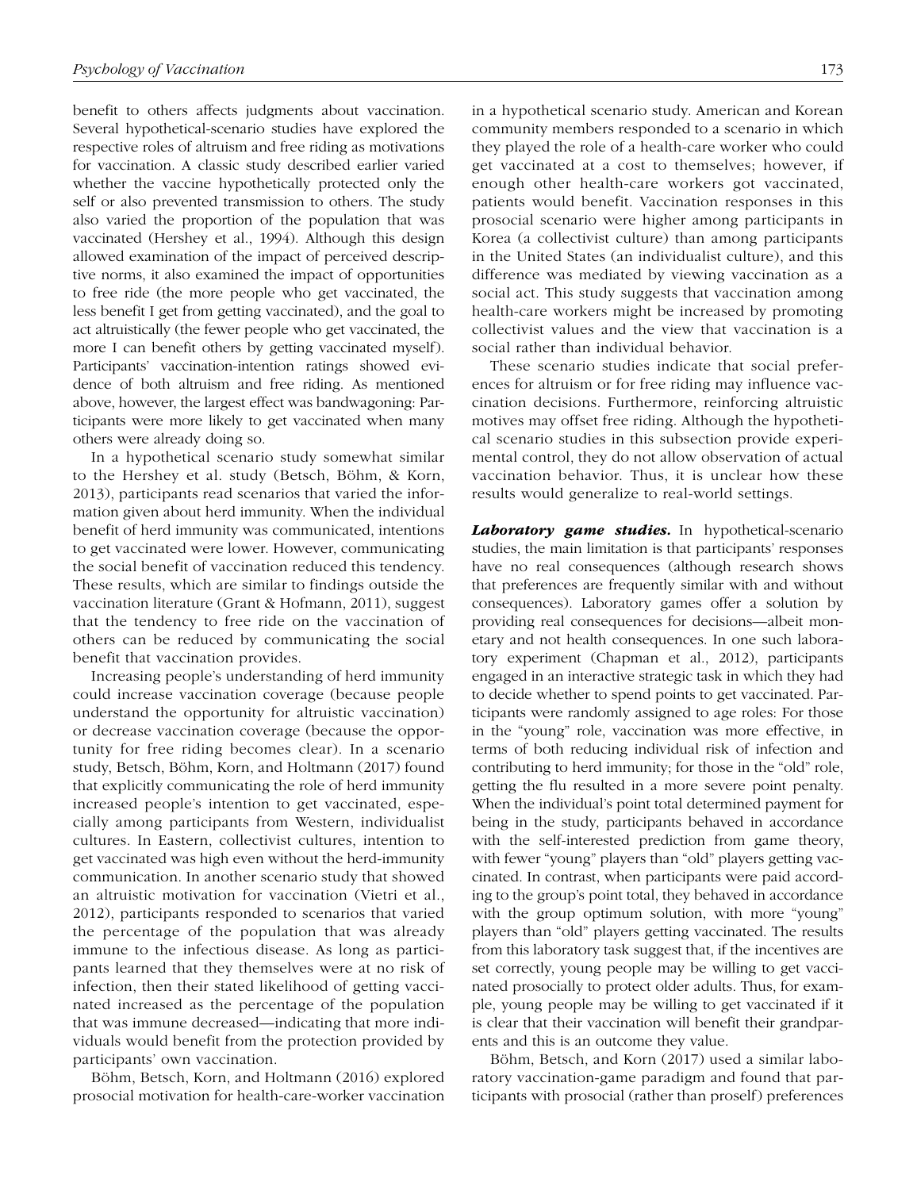benefit to others affects judgments about vaccination. Several hypothetical-scenario studies have explored the respective roles of altruism and free riding as motivations for vaccination. A classic study described earlier varied whether the vaccine hypothetically protected only the self or also prevented transmission to others. The study also varied the proportion of the population that was vaccinated (Hershey et al., 1994). Although this design allowed examination of the impact of perceived descriptive norms, it also examined the impact of opportunities to free ride (the more people who get vaccinated, the less benefit I get from getting vaccinated), and the goal to act altruistically (the fewer people who get vaccinated, the more I can benefit others by getting vaccinated myself). Participants' vaccination-intention ratings showed evidence of both altruism and free riding. As mentioned above, however, the largest effect was bandwagoning: Participants were more likely to get vaccinated when many others were already doing so.

In a hypothetical scenario study somewhat similar to the Hershey et al. study (Betsch, Böhm, & Korn, 2013), participants read scenarios that varied the information given about herd immunity. When the individual benefit of herd immunity was communicated, intentions to get vaccinated were lower. However, communicating the social benefit of vaccination reduced this tendency. These results, which are similar to findings outside the vaccination literature (Grant & Hofmann, 2011), suggest that the tendency to free ride on the vaccination of others can be reduced by communicating the social benefit that vaccination provides.

Increasing people's understanding of herd immunity could increase vaccination coverage (because people understand the opportunity for altruistic vaccination) or decrease vaccination coverage (because the opportunity for free riding becomes clear). In a scenario study, Betsch, Böhm, Korn, and Holtmann (2017) found that explicitly communicating the role of herd immunity increased people's intention to get vaccinated, especially among participants from Western, individualist cultures. In Eastern, collectivist cultures, intention to get vaccinated was high even without the herd-immunity communication. In another scenario study that showed an altruistic motivation for vaccination (Vietri et al., 2012), participants responded to scenarios that varied the percentage of the population that was already immune to the infectious disease. As long as participants learned that they themselves were at no risk of infection, then their stated likelihood of getting vaccinated increased as the percentage of the population that was immune decreased—indicating that more individuals would benefit from the protection provided by participants' own vaccination.

Böhm, Betsch, Korn, and Holtmann (2016) explored prosocial motivation for health-care-worker vaccination in a hypothetical scenario study. American and Korean community members responded to a scenario in which they played the role of a health-care worker who could get vaccinated at a cost to themselves; however, if enough other health-care workers got vaccinated, patients would benefit. Vaccination responses in this prosocial scenario were higher among participants in Korea (a collectivist culture) than among participants in the United States (an individualist culture), and this difference was mediated by viewing vaccination as a social act. This study suggests that vaccination among health-care workers might be increased by promoting collectivist values and the view that vaccination is a social rather than individual behavior.

These scenario studies indicate that social preferences for altruism or for free riding may influence vaccination decisions. Furthermore, reinforcing altruistic motives may offset free riding. Although the hypothetical scenario studies in this subsection provide experimental control, they do not allow observation of actual vaccination behavior. Thus, it is unclear how these results would generalize to real-world settings.

***Laboratory game studies.*** In hypothetical-scenario studies, the main limitation is that participants' responses have no real consequences (although research shows that preferences are frequently similar with and without consequences). Laboratory games offer a solution by providing real consequences for decisions—albeit monetary and not health consequences. In one such laboratory experiment (Chapman et al., 2012), participants engaged in an interactive strategic task in which they had to decide whether to spend points to get vaccinated. Participants were randomly assigned to age roles: For those in the "young" role, vaccination was more effective, in terms of both reducing individual risk of infection and contributing to herd immunity; for those in the "old" role, getting the flu resulted in a more severe point penalty. When the individual's point total determined payment for being in the study, participants behaved in accordance with the self-interested prediction from game theory, with fewer "young" players than "old" players getting vaccinated. In contrast, when participants were paid according to the group's point total, they behaved in accordance with the group optimum solution, with more "young" players than "old" players getting vaccinated. The results from this laboratory task suggest that, if the incentives are set correctly, young people may be willing to get vaccinated prosocially to protect older adults. Thus, for example, young people may be willing to get vaccinated if it is clear that their vaccination will benefit their grandparents and this is an outcome they value.

Böhm, Betsch, and Korn (2017) used a similar laboratory vaccination-game paradigm and found that participants with prosocial (rather than proself) preferences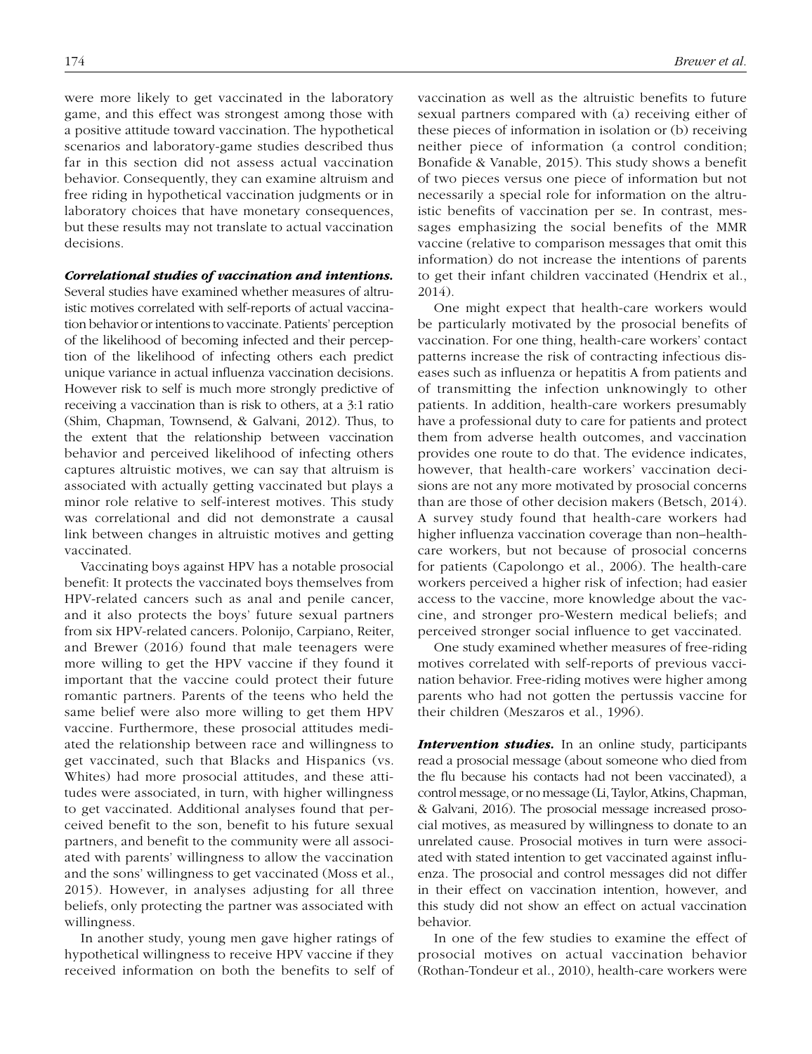were more likely to get vaccinated in the laboratory game, and this effect was strongest among those with a positive attitude toward vaccination. The hypothetical scenarios and laboratory-game studies described thus far in this section did not assess actual vaccination behavior. Consequently, they can examine altruism and free riding in hypothetical vaccination judgments or in laboratory choices that have monetary consequences, but these results may not translate to actual vaccination decisions.

***Correlational studies of vaccination and intentions.*** Several studies have examined whether measures of altruistic motives correlated with self-reports of actual vaccination behavior or intentions to vaccinate. Patients' perception of the likelihood of becoming infected and their perception of the likelihood of infecting others each predict unique variance in actual influenza vaccination decisions. However risk to self is much more strongly predictive of receiving a vaccination than is risk to others, at a 3:1 ratio (Shim, Chapman, Townsend, & Galvani, 2012). Thus, to the extent that the relationship between vaccination behavior and perceived likelihood of infecting others captures altruistic motives, we can say that altruism is associated with actually getting vaccinated but plays a minor role relative to self-interest motives. This study was correlational and did not demonstrate a causal link between changes in altruistic motives and getting vaccinated.

Vaccinating boys against HPV has a notable prosocial benefit: It protects the vaccinated boys themselves from HPV-related cancers such as anal and penile cancer, and it also protects the boys' future sexual partners from six HPV-related cancers. Polonijo, Carpiano, Reiter, and Brewer (2016) found that male teenagers were more willing to get the HPV vaccine if they found it important that the vaccine could protect their future romantic partners. Parents of the teens who held the same belief were also more willing to get them HPV vaccine. Furthermore, these prosocial attitudes mediated the relationship between race and willingness to get vaccinated, such that Blacks and Hispanics (vs. Whites) had more prosocial attitudes, and these attitudes were associated, in turn, with higher willingness to get vaccinated. Additional analyses found that perceived benefit to the son, benefit to his future sexual partners, and benefit to the community were all associated with parents' willingness to allow the vaccination and the sons' willingness to get vaccinated (Moss et al., 2015). However, in analyses adjusting for all three beliefs, only protecting the partner was associated with willingness.

In another study, young men gave higher ratings of hypothetical willingness to receive HPV vaccine if they received information on both the benefits to self of vaccination as well as the altruistic benefits to future sexual partners compared with (a) receiving either of these pieces of information in isolation or (b) receiving neither piece of information (a control condition; Bonafide & Vanable, 2015). This study shows a benefit of two pieces versus one piece of information but not necessarily a special role for information on the altruistic benefits of vaccination per se. In contrast, messages emphasizing the social benefits of the MMR vaccine (relative to comparison messages that omit this information) do not increase the intentions of parents to get their infant children vaccinated (Hendrix et al., 2014).

One might expect that health-care workers would be particularly motivated by the prosocial benefits of vaccination. For one thing, health-care workers' contact patterns increase the risk of contracting infectious diseases such as influenza or hepatitis A from patients and of transmitting the infection unknowingly to other patients. In addition, health-care workers presumably have a professional duty to care for patients and protect them from adverse health outcomes, and vaccination provides one route to do that. The evidence indicates, however, that health-care workers' vaccination decisions are not any more motivated by prosocial concerns than are those of other decision makers (Betsch, 2014). A survey study found that health-care workers had higher influenza vaccination coverage than non–health-care workers, but not because of prosocial concerns for patients (Capolongo et al., 2006). The health-care workers perceived a higher risk of infection; had easier access to the vaccine, more knowledge about the vaccine, and stronger pro-Western medical beliefs; and perceived stronger social influence to get vaccinated.

One study examined whether measures of free-riding motives correlated with self-reports of previous vaccination behavior. Free-riding motives were higher among parents who had not gotten the pertussis vaccine for their children (Meszaros et al., 1996).

***Intervention studies.*** In an online study, participants read a prosocial message (about someone who died from the flu because his contacts had not been vaccinated), a control message, or no message (Li, Taylor, Atkins, Chapman, & Galvani, 2016). The prosocial message increased prosocial motives, as measured by willingness to donate to an unrelated cause. Prosocial motives in turn were associated with stated intention to get vaccinated against influenza. The prosocial and control messages did not differ in their effect on vaccination intention, however, and this study did not show an effect on actual vaccination behavior.

In one of the few studies to examine the effect of prosocial motives on actual vaccination behavior (Rothan-Tondeur et al., 2010), health-care workers were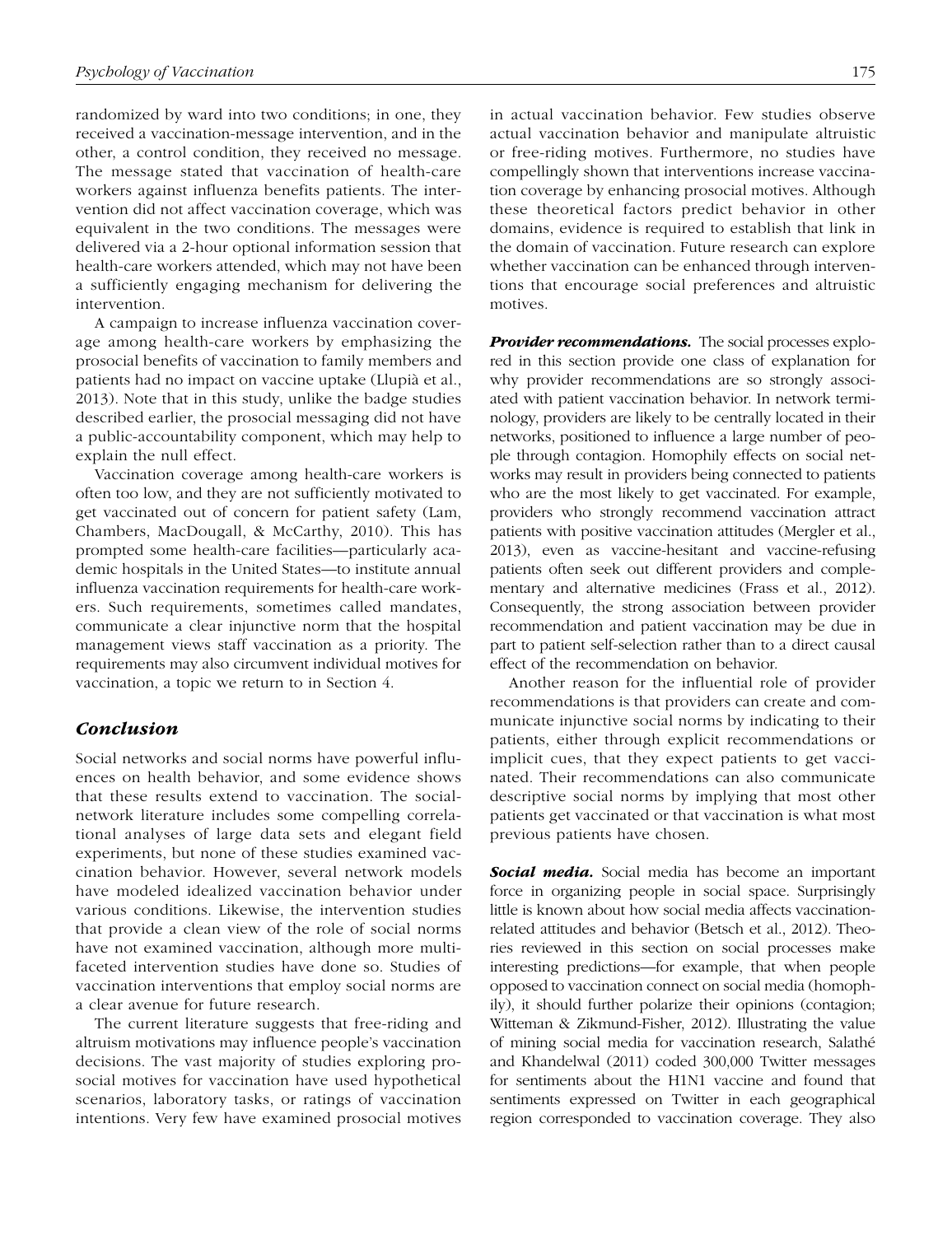randomized by ward into two conditions; in one, they received a vaccination-message intervention, and in the other, a control condition, they received no message. The message stated that vaccination of health-care workers against influenza benefits patients. The intervention did not affect vaccination coverage, which was equivalent in the two conditions. The messages were delivered via a 2-hour optional information session that health-care workers attended, which may not have been a sufficiently engaging mechanism for delivering the intervention.

A campaign to increase influenza vaccination coverage among health-care workers by emphasizing the prosocial benefits of vaccination to family members and patients had no impact on vaccine uptake (Llupià et al., 2013). Note that in this study, unlike the badge studies described earlier, the prosocial messaging did not have a public-accountability component, which may help to explain the null effect.

Vaccination coverage among health-care workers is often too low, and they are not sufficiently motivated to get vaccinated out of concern for patient safety (Lam, Chambers, MacDougall, & McCarthy, 2010). This has prompted some health-care facilities—particularly academic hospitals in the United States—to institute annual influenza vaccination requirements for health-care workers. Such requirements, sometimes called mandates, communicate a clear injunctive norm that the hospital management views staff vaccination as a priority. The requirements may also circumvent individual motives for vaccination, a topic we return to in Section 4.

## *Conclusion*

Social networks and social norms have powerful influences on health behavior, and some evidence shows that these results extend to vaccination. The social-network literature includes some compelling correlational analyses of large data sets and elegant field experiments, but none of these studies examined vaccination behavior. However, several network models have modeled idealized vaccination behavior under various conditions. Likewise, the intervention studies that provide a clean view of the role of social norms have not examined vaccination, although more multifaceted intervention studies have done so. Studies of vaccination interventions that employ social norms are a clear avenue for future research.

The current literature suggests that free-riding and altruism motivations may influence people's vaccination decisions. The vast majority of studies exploring prosocial motives for vaccination have used hypothetical scenarios, laboratory tasks, or ratings of vaccination intentions. Very few have examined prosocial motives in actual vaccination behavior. Few studies observe actual vaccination behavior and manipulate altruistic or free-riding motives. Furthermore, no studies have compellingly shown that interventions increase vaccination coverage by enhancing prosocial motives. Although these theoretical factors predict behavior in other domains, evidence is required to establish that link in the domain of vaccination. Future research can explore whether vaccination can be enhanced through interventions that encourage social preferences and altruistic motives.

***Provider recommendations.*** The social processes explored in this section provide one class of explanation for why provider recommendations are so strongly associated with patient vaccination behavior. In network terminology, providers are likely to be centrally located in their networks, positioned to influence a large number of people through contagion. Homophily effects on social networks may result in providers being connected to patients who are the most likely to get vaccinated. For example, providers who strongly recommend vaccination attract patients with positive vaccination attitudes (Mergler et al., 2013), even as vaccine-hesitant and vaccine-refusing patients often seek out different providers and complementary and alternative medicines (Frass et al., 2012). Consequently, the strong association between provider recommendation and patient vaccination may be due in part to patient self-selection rather than to a direct causal effect of the recommendation on behavior.

Another reason for the influential role of provider recommendations is that providers can create and communicate injunctive social norms by indicating to their patients, either through explicit recommendations or implicit cues, that they expect patients to get vaccinated. Their recommendations can also communicate descriptive social norms by implying that most other patients get vaccinated or that vaccination is what most previous patients have chosen.

***Social media.*** Social media has become an important force in organizing people in social space. Surprisingly little is known about how social media affects vaccination-related attitudes and behavior (Betsch et al., 2012). Theories reviewed in this section on social processes make interesting predictions—for example, that when people opposed to vaccination connect on social media (homophily), it should further polarize their opinions (contagion; Witteman & Zikmund-Fisher, 2012). Illustrating the value of mining social media for vaccination research, Salathé and Khandelwal (2011) coded 300,000 Twitter messages for sentiments about the H1N1 vaccine and found that sentiments expressed on Twitter in each geographical region corresponded to vaccination coverage. They also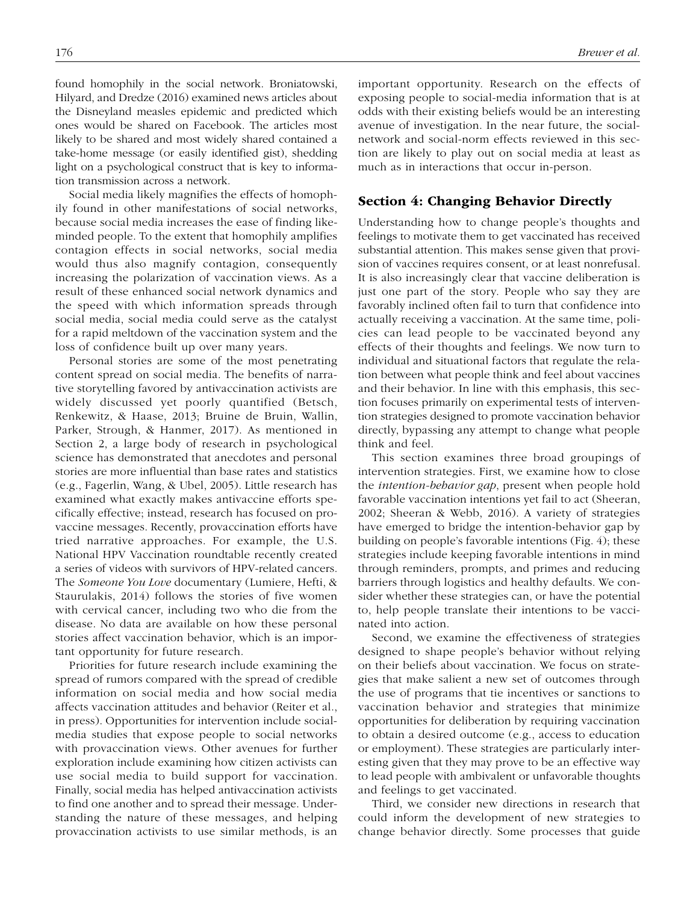found homophily in the social network. Broniatowski, Hilyard, and Dredze (2016) examined news articles about the Disneyland measles epidemic and predicted which ones would be shared on Facebook. The articles most likely to be shared and most widely shared contained a take-home message (or easily identified gist), shedding light on a psychological construct that is key to information transmission across a network.

Social media likely magnifies the effects of homophily found in other manifestations of social networks, because social media increases the ease of finding like-minded people. To the extent that homophily amplifies contagion effects in social networks, social media would thus also magnify contagion, consequently increasing the polarization of vaccination views. As a result of these enhanced social network dynamics and the speed with which information spreads through social media, social media could serve as the catalyst for a rapid meltdown of the vaccination system and the loss of confidence built up over many years.

Personal stories are some of the most penetrating content spread on social media. The benefits of narrative storytelling favored by antivaccination activists are widely discussed yet poorly quantified (Betsch, Renkewitz, & Haase, 2013; Bruine de Bruin, Wallin, Parker, Strough, & Hanmer, 2017). As mentioned in Section 2, a large body of research in psychological science has demonstrated that anecdotes and personal stories are more influential than base rates and statistics (e.g., Fagerlin, Wang, & Ubel, 2005). Little research has examined what exactly makes antivaccine efforts specifically effective; instead, research has focused on provaccine messages. Recently, provaccination efforts have tried narrative approaches. For example, the U.S. National HPV Vaccination roundtable recently created a series of videos with survivors of HPV-related cancers. The *Someone You Love* documentary (Lumiere, Hefti, & Staurulakis, 2014) follows the stories of five women with cervical cancer, including two who die from the disease. No data are available on how these personal stories affect vaccination behavior, which is an important opportunity for future research.

Priorities for future research include examining the spread of rumors compared with the spread of credible information on social media and how social media affects vaccination attitudes and behavior (Reiter et al., in press). Opportunities for intervention include social-media studies that expose people to social networks with provaccination views. Other avenues for further exploration include examining how citizen activists can use social media to build support for vaccination. Finally, social media has helped antivaccination activists to find one another and to spread their message. Understanding the nature of these messages, and helping provaccination activists to use similar methods, is an important opportunity. Research on the effects of exposing people to social-media information that is at odds with their existing beliefs would be an interesting avenue of investigation. In the near future, the social-network and social-norm effects reviewed in this section are likely to play out on social media at least as much as in interactions that occur in-person.

## Section 4: Changing Behavior Directly

Understanding how to change people's thoughts and feelings to motivate them to get vaccinated has received substantial attention. This makes sense given that provision of vaccines requires consent, or at least nonrefusal. It is also increasingly clear that vaccine deliberation is just one part of the story. People who say they are favorably inclined often fail to turn that confidence into actually receiving a vaccination. At the same time, policies can lead people to be vaccinated beyond any effects of their thoughts and feelings. We now turn to individual and situational factors that regulate the relation between what people think and feel about vaccines and their behavior. In line with this emphasis, this section focuses primarily on experimental tests of intervention strategies designed to promote vaccination behavior directly, bypassing any attempt to change what people think and feel.

This section examines three broad groupings of intervention strategies. First, we examine how to close the *intention-behavior gap*, present when people hold favorable vaccination intentions yet fail to act (Sheeran, 2002; Sheeran & Webb, 2016). A variety of strategies have emerged to bridge the intention-behavior gap by building on people's favorable intentions (Fig. 4); these strategies include keeping favorable intentions in mind through reminders, prompts, and primes and reducing barriers through logistics and healthy defaults. We consider whether these strategies can, or have the potential to, help people translate their intentions to be vaccinated into action.

Second, we examine the effectiveness of strategies designed to shape people's behavior without relying on their beliefs about vaccination. We focus on strategies that make salient a new set of outcomes through the use of programs that tie incentives or sanctions to vaccination behavior and strategies that minimize opportunities for deliberation by requiring vaccination to obtain a desired outcome (e.g., access to education or employment). These strategies are particularly interesting given that they may prove to be an effective way to lead people with ambivalent or unfavorable thoughts and feelings to get vaccinated.

Third, we consider new directions in research that could inform the development of new strategies to change behavior directly. Some processes that guide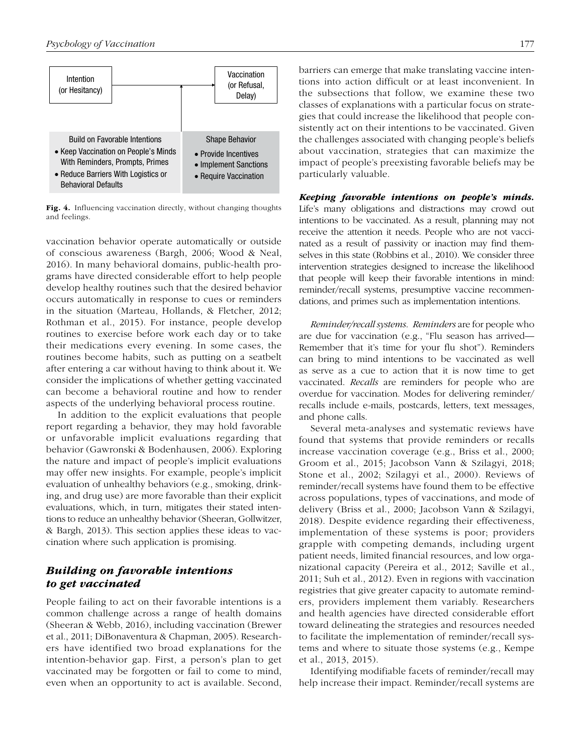Intention
(or Hesitancy)

Vaccination
(or Refusal,
Delay)

Build on Favorable Intentions
- Keep Vaccination on People's Minds With Reminders, Prompts, Primes
- Reduce Barriers With Logistics or Behavioral Defaults

Shape Behavior
- Provide Incentives
- Implement Sanctions
- Require Vaccination

**Fig. 4.** Influencing vaccination directly, without changing thoughts and feelings.

vaccination behavior operate automatically or outside of conscious awareness (Bargh, 2006; Wood & Neal, 2016). In many behavioral domains, public-health programs have directed considerable effort to help people develop healthy routines such that the desired behavior occurs automatically in response to cues or reminders in the situation (Marteau, Hollands, & Fletcher, 2012; Rothman et al., 2015). For instance, people develop routines to exercise before work each day or to take their medications every evening. In some cases, the routines become habits, such as putting on a seatbelt after entering a car without having to think about it. We consider the implications of whether getting vaccinated can become a behavioral routine and how to render aspects of the underlying behavioral process routine.

In addition to the explicit evaluations that people report regarding a behavior, they may hold favorable or unfavorable implicit evaluations regarding that behavior (Gawronski & Bodenhausen, 2006). Exploring the nature and impact of people's implicit evaluations may offer new insights. For example, people's implicit evaluation of unhealthy behaviors (e.g., smoking, drinking, and drug use) are more favorable than their explicit evaluations, which, in turn, mitigates their stated intentions to reduce an unhealthy behavior (Sheeran, Gollwitzer, & Bargh, 2013). This section applies these ideas to vaccination where such application is promising.

### *Building on favorable intentions to get vaccinated*

People failing to act on their favorable intentions is a common challenge across a range of health domains (Sheeran & Webb, 2016), including vaccination (Brewer et al., 2011; DiBonaventura & Chapman, 2005). Researchers have identified two broad explanations for the intention-behavior gap. First, a person's plan to get vaccinated may be forgotten or fail to come to mind, even when an opportunity to act is available. Second, barriers can emerge that make translating vaccine intentions into action difficult or at least inconvenient. In the subsections that follow, we examine these two classes of explanations with a particular focus on strategies that could increase the likelihood that people consistently act on their intentions to be vaccinated. Given the challenges associated with changing people's beliefs about vaccination, strategies that can maximize the impact of people's preexisting favorable beliefs may be particularly valuable.

***Keeping favorable intentions on people's minds.*** Life's many obligations and distractions may crowd out intentions to be vaccinated. As a result, planning may not receive the attention it needs. People who are not vaccinated as a result of passivity or inaction may find themselves in this state (Robbins et al., 2010). We consider three intervention strategies designed to increase the likelihood that people will keep their favorable intentions in mind: reminder/recall systems, presumptive vaccine recommendations, and primes such as implementation intentions.

*Reminder/recall systems. Reminders* are for people who are due for vaccination (e.g., "Flu season has arrived—Remember that it's time for your flu shot"). Reminders can bring to mind intentions to be vaccinated as well as serve as a cue to action that it is now time to get vaccinated. *Recalls* are reminders for people who are overdue for vaccination. Modes for delivering reminder/recalls include e-mails, postcards, letters, text messages, and phone calls.

Several meta-analyses and systematic reviews have found that systems that provide reminders or recalls increase vaccination coverage (e.g., Briss et al., 2000; Groom et al., 2015; Jacobson Vann & Szilagyi, 2018; Stone et al., 2002; Szilagyi et al., 2000). Reviews of reminder/recall systems have found them to be effective across populations, types of vaccinations, and mode of delivery (Briss et al., 2000; Jacobson Vann & Szilagyi, 2018). Despite evidence regarding their effectiveness, implementation of these systems is poor; providers grapple with competing demands, including urgent patient needs, limited financial resources, and low organizational capacity (Pereira et al., 2012; Saville et al., 2011; Suh et al., 2012). Even in regions with vaccination registries that give greater capacity to automate reminders, providers implement them variably. Researchers and health agencies have directed considerable effort toward delineating the strategies and resources needed to facilitate the implementation of reminder/recall systems and where to situate those systems (e.g., Kempe et al., 2013, 2015).

Identifying modifiable facets of reminder/recall may help increase their impact. Reminder/recall systems are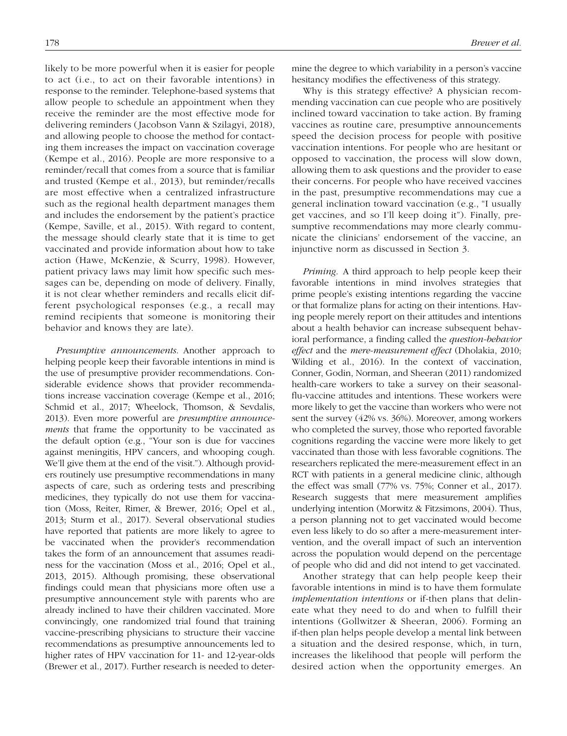likely to be more powerful when it is easier for people to act (i.e., to act on their favorable intentions) in response to the reminder. Telephone-based systems that allow people to schedule an appointment when they receive the reminder are the most effective mode for delivering reminders (Jacobson Vann & Szilagyi, 2018), and allowing people to choose the method for contacting them increases the impact on vaccination coverage (Kempe et al., 2016). People are more responsive to a reminder/recall that comes from a source that is familiar and trusted (Kempe et al., 2013), but reminder/recalls are most effective when a centralized infrastructure such as the regional health department manages them and includes the endorsement by the patient's practice (Kempe, Saville, et al., 2015). With regard to content, the message should clearly state that it is time to get vaccinated and provide information about how to take action (Hawe, McKenzie, & Scurry, 1998). However, patient privacy laws may limit how specific such messages can be, depending on mode of delivery. Finally, it is not clear whether reminders and recalls elicit different psychological responses (e.g., a recall may remind recipients that someone is monitoring their behavior and knows they are late).

*Presumptive announcements.* Another approach to helping people keep their favorable intentions in mind is the use of presumptive provider recommendations. Considerable evidence shows that provider recommendations increase vaccination coverage (Kempe et al., 2016; Schmid et al., 2017; Wheelock, Thomson, & Sevdalis, 2013). Even more powerful are *presumptive announcements* that frame the opportunity to be vaccinated as the default option (e.g., "Your son is due for vaccines against meningitis, HPV cancers, and whooping cough. We'll give them at the end of the visit."). Although providers routinely use presumptive recommendations in many aspects of care, such as ordering tests and prescribing medicines, they typically do not use them for vaccination (Moss, Reiter, Rimer, & Brewer, 2016; Opel et al., 2013; Sturm et al., 2017). Several observational studies have reported that patients are more likely to agree to be vaccinated when the provider's recommendation takes the form of an announcement that assumes readiness for the vaccination (Moss et al., 2016; Opel et al., 2013, 2015). Although promising, these observational findings could mean that physicians more often use a presumptive announcement style with parents who are already inclined to have their children vaccinated. More convincingly, one randomized trial found that training vaccine-prescribing physicians to structure their vaccine recommendations as presumptive announcements led to higher rates of HPV vaccination for 11- and 12-year-olds (Brewer et al., 2017). Further research is needed to determine the degree to which variability in a person's vaccine hesitancy modifies the effectiveness of this strategy.

Why is this strategy effective? A physician recommending vaccination can cue people who are positively inclined toward vaccination to take action. By framing vaccines as routine care, presumptive announcements speed the decision process for people with positive vaccination intentions. For people who are hesitant or opposed to vaccination, the process will slow down, allowing them to ask questions and the provider to ease their concerns. For people who have received vaccines in the past, presumptive recommendations may cue a general inclination toward vaccination (e.g., "I usually get vaccines, and so I'll keep doing it"). Finally, presumptive recommendations may more clearly communicate the clinicians' endorsement of the vaccine, an injunctive norm as discussed in Section 3.

*Priming.* A third approach to help people keep their favorable intentions in mind involves strategies that prime people's existing intentions regarding the vaccine or that formalize plans for acting on their intentions. Having people merely report on their attitudes and intentions about a health behavior can increase subsequent behavioral performance, a finding called the *question-behavior effect* and the *mere-measurement effect* (Dholakia, 2010; Wilding et al., 2016). In the context of vaccination, Conner, Godin, Norman, and Sheeran (2011) randomized health-care workers to take a survey on their seasonal-flu-vaccine attitudes and intentions. These workers were more likely to get the vaccine than workers who were not sent the survey (42% vs. 36%). Moreover, among workers who completed the survey, those who reported favorable cognitions regarding the vaccine were more likely to get vaccinated than those with less favorable cognitions. The researchers replicated the mere-measurement effect in an RCT with patients in a general medicine clinic, although the effect was small (77% vs. 75%; Conner et al., 2017). Research suggests that mere measurement amplifies intention (Morwitz & Fitzsimons, 2004). Thus, a person planning not to get vaccinated would become even less likely to do so after a mere-measurement intervention, and the overall impact of such an intervention across the population would depend on the percentage of people who did and did not intend to get vaccinated.

Another strategy that can help people keep their favorable intentions in mind is to have them formulate *implementation intentions* or if-then plans that delineate what they need to do and when to fulfill their intentions (Gollwitzer & Sheeran, 2006). Forming an if-then plan helps people develop a mental link between a situation and the desired response, which, in turn, increases the likelihood that people will perform the desired action when the opportunity emerges. An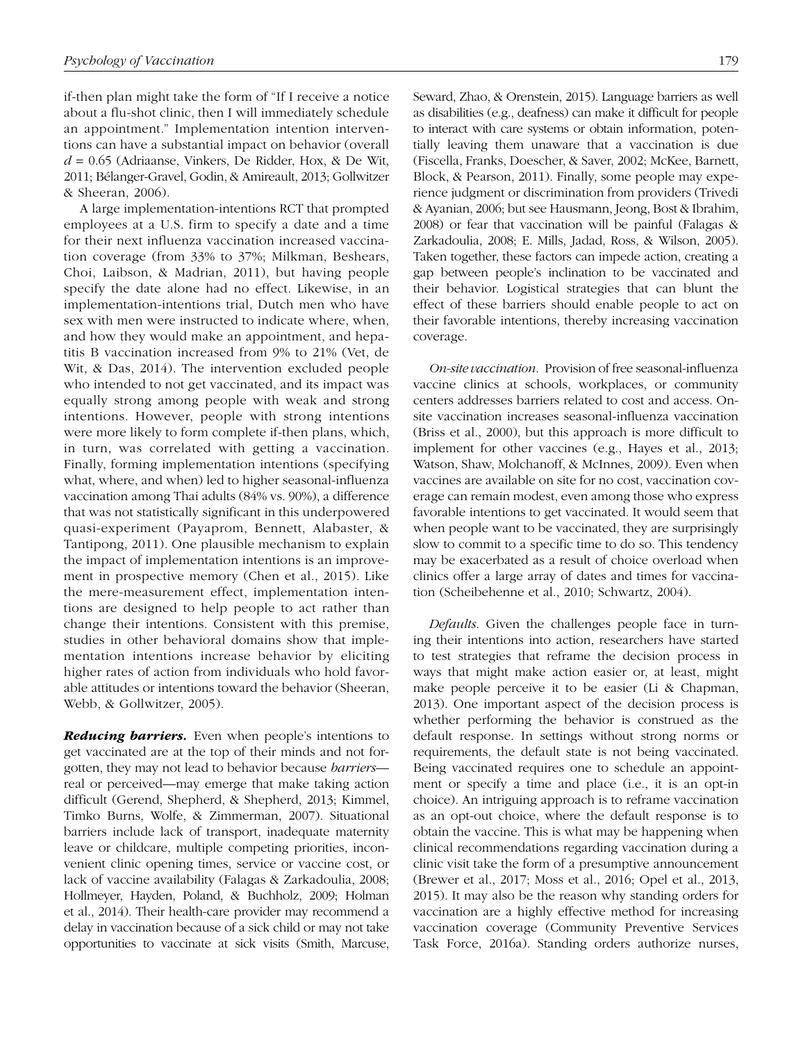if-then plan might take the form of "If I receive a notice about a flu-shot clinic, then I will immediately schedule an appointment." Implementation intention interventions can have a substantial impact on behavior (overall $d = 0.65$ (Adriaanse, Vinkers, De Ridder, Hox, & De Wit, 2011; Bélanger-Gravel, Godin, & Amireault, 2013; Gollwitzer & Sheeran, 2006).

A large implementation-intentions RCT that prompted employees at a U.S. firm to specify a date and a time for their next influenza vaccination increased vaccination coverage (from 33% to 37%; Milkman, Beshears, Choi, Laibson, & Madrian, 2011), but having people specify the date alone had no effect. Likewise, in an implementation-intentions trial, Dutch men who have sex with men were instructed to indicate where, when, and how they would make an appointment, and hepatitis B vaccination increased from 9% to 21% (Vet, de Wit, & Das, 2014). The intervention excluded people who intended to not get vaccinated, and its impact was equally strong among people with weak and strong intentions. However, people with strong intentions were more likely to form complete if-then plans, which, in turn, was correlated with getting a vaccination. Finally, forming implementation intentions (specifying what, where, and when) led to higher seasonal-influenza vaccination among Thai adults (84% vs. 90%), a difference that was not statistically significant in this underpowered quasi-experiment (Payaprom, Bennett, Alabaster, & Tantipong, 2011). One plausible mechanism to explain the impact of implementation intentions is an improvement in prospective memory (Chen et al., 2015). Like the mere-measurement effect, implementation intentions are designed to help people to act rather than change their intentions. Consistent with this premise, studies in other behavioral domains show that implementation intentions increase behavior by eliciting higher rates of action from individuals who hold favorable attitudes or intentions toward the behavior (Sheeran, Webb, & Gollwitzer, 2005).

***Reducing barriers.*** Even when people's intentions to get vaccinated are at the top of their minds and not forgotten, they may not lead to behavior because *barriers*—real or perceived—may emerge that make taking action difficult (Gerend, Shepherd, & Shepherd, 2013; Kimmel, Timko Burns, Wolfe, & Zimmerman, 2007). Situational barriers include lack of transport, inadequate maternity leave or childcare, multiple competing priorities, inconvenient clinic opening times, service or vaccine cost, or lack of vaccine availability (Falagas & Zarkadoulia, 2008; Hollmeyer, Hayden, Poland, & Buchholz, 2009; Holman et al., 2014). Their health-care provider may recommend a delay in vaccination because of a sick child or may not take opportunities to vaccinate at sick visits (Smith, Marcuse, Seward, Zhao, & Orenstein, 2015). Language barriers as well as disabilities (e.g., deafness) can make it difficult for people to interact with care systems or obtain information, potentially leaving them unaware that a vaccination is due (Fiscella, Franks, Doescher, & Saver, 2002; McKee, Barnett, Block, & Pearson, 2011). Finally, some people may experience judgment or discrimination from providers (Trivedi & Ayanian, 2006; but see Hausmann, Jeong, Bost & Ibrahim, 2008) or fear that vaccination will be painful (Falagas & Zarkadoulia, 2008; E. Mills, Jadad, Ross, & Wilson, 2005). Taken together, these factors can impede action, creating a gap between people's inclination to be vaccinated and their behavior. Logistical strategies that can blunt the effect of these barriers should enable people to act on their favorable intentions, thereby increasing vaccination coverage.

*On-site vaccination.* Provision of free seasonal-influenza vaccine clinics at schools, workplaces, or community centers addresses barriers related to cost and access. On-site vaccination increases seasonal-influenza vaccination (Briss et al., 2000), but this approach is more difficult to implement for other vaccines (e.g., Hayes et al., 2013; Watson, Shaw, Molchanoff, & McInnes, 2009). Even when vaccines are available on site for no cost, vaccination coverage can remain modest, even among those who express favorable intentions to get vaccinated. It would seem that when people want to be vaccinated, they are surprisingly slow to commit to a specific time to do so. This tendency may be exacerbated as a result of choice overload when clinics offer a large array of dates and times for vaccination (Scheibehenne et al., 2010; Schwartz, 2004).

*Defaults.* Given the challenges people face in turning their intentions into action, researchers have started to test strategies that reframe the decision process in ways that might make action easier or, at least, might make people perceive it to be easier (Li & Chapman, 2013). One important aspect of the decision process is whether performing the behavior is construed as the default response. In settings without strong norms or requirements, the default state is not being vaccinated. Being vaccinated requires one to schedule an appointment or specify a time and place (i.e., it is an opt-in choice). An intriguing approach is to reframe vaccination as an opt-out choice, where the default response is to obtain the vaccine. This is what may be happening when clinical recommendations regarding vaccination during a clinic visit take the form of a presumptive announcement (Brewer et al., 2017; Moss et al., 2016; Opel et al., 2013, 2015). It may also be the reason why standing orders for vaccination are a highly effective method for increasing vaccination coverage (Community Preventive Services Task Force, 2016a). Standing orders authorize nurses,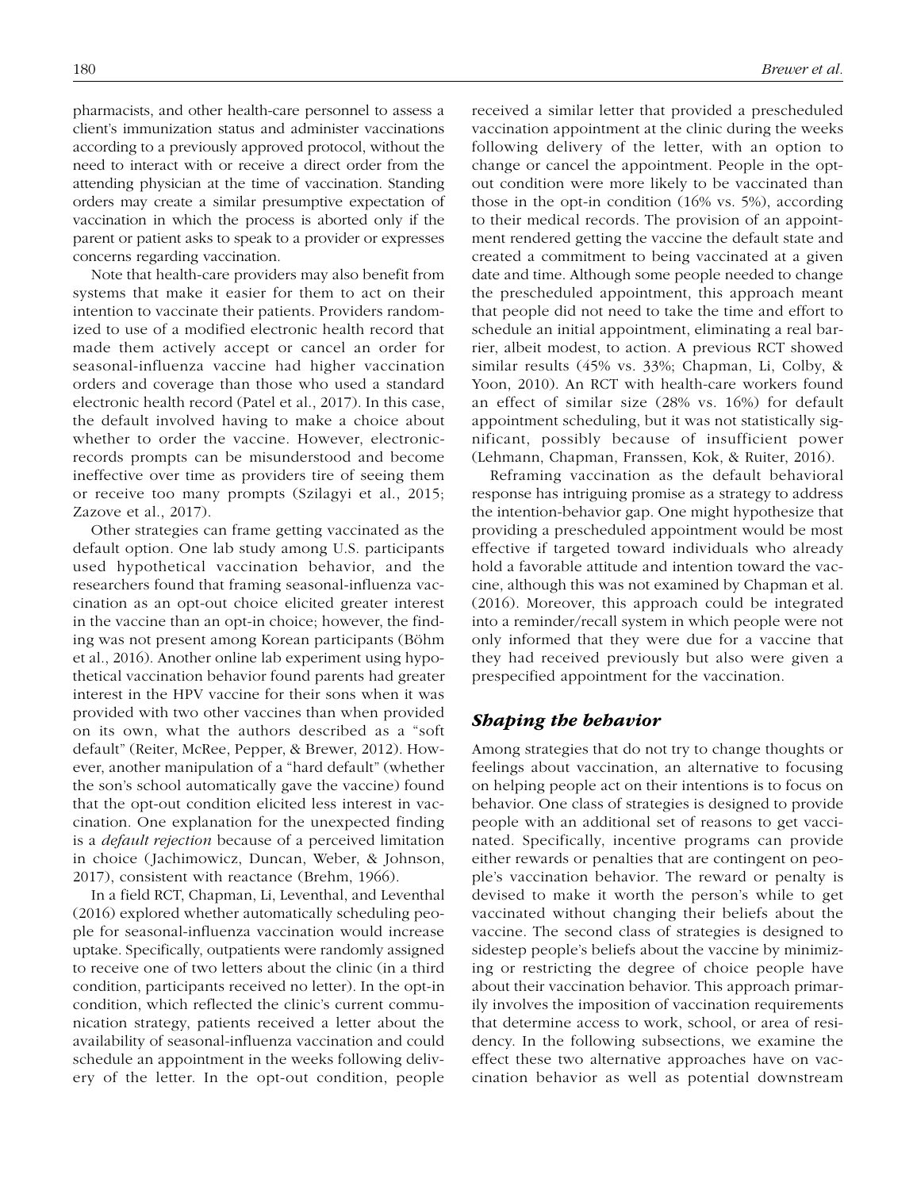pharmacists, and other health-care personnel to assess a client's immunization status and administer vaccinations according to a previously approved protocol, without the need to interact with or receive a direct order from the attending physician at the time of vaccination. Standing orders may create a similar presumptive expectation of vaccination in which the process is aborted only if the parent or patient asks to speak to a provider or expresses concerns regarding vaccination.

Note that health-care providers may also benefit from systems that make it easier for them to act on their intention to vaccinate their patients. Providers randomized to use of a modified electronic health record that made them actively accept or cancel an order for seasonal-influenza vaccine had higher vaccination orders and coverage than those who used a standard electronic health record (Patel et al., 2017). In this case, the default involved having to make a choice about whether to order the vaccine. However, electronic-records prompts can be misunderstood and become ineffective over time as providers tire of seeing them or receive too many prompts (Szilagyi et al., 2015; Zazove et al., 2017).

Other strategies can frame getting vaccinated as the default option. One lab study among U.S. participants used hypothetical vaccination behavior, and the researchers found that framing seasonal-influenza vaccination as an opt-out choice elicited greater interest in the vaccine than an opt-in choice; however, the finding was not present among Korean participants (Böhm et al., 2016). Another online lab experiment using hypothetical vaccination behavior found parents had greater interest in the HPV vaccine for their sons when it was provided with two other vaccines than when provided on its own, what the authors described as a "soft default" (Reiter, McRee, Pepper, & Brewer, 2012). However, another manipulation of a "hard default" (whether the son's school automatically gave the vaccine) found that the opt-out condition elicited less interest in vaccination. One explanation for the unexpected finding is a *default rejection* because of a perceived limitation in choice (Jachimowicz, Duncan, Weber, & Johnson, 2017), consistent with reactance (Brehm, 1966).

In a field RCT, Chapman, Li, Leventhal, and Leventhal (2016) explored whether automatically scheduling people for seasonal-influenza vaccination would increase uptake. Specifically, outpatients were randomly assigned to receive one of two letters about the clinic (in a third condition, participants received no letter). In the opt-in condition, which reflected the clinic's current communication strategy, patients received a letter about the availability of seasonal-influenza vaccination and could schedule an appointment in the weeks following delivery of the letter. In the opt-out condition, people received a similar letter that provided a prescheduled vaccination appointment at the clinic during the weeks following delivery of the letter, with an option to change or cancel the appointment. People in the opt-out condition were more likely to be vaccinated than those in the opt-in condition (16% vs. 5%), according to their medical records. The provision of an appointment rendered getting the vaccine the default state and created a commitment to being vaccinated at a given date and time. Although some people needed to change the prescheduled appointment, this approach meant that people did not need to take the time and effort to schedule an initial appointment, eliminating a real barrier, albeit modest, to action. A previous RCT showed similar results (45% vs. 33%; Chapman, Li, Colby, & Yoon, 2010). An RCT with health-care workers found an effect of similar size (28% vs. 16%) for default appointment scheduling, but it was not statistically significant, possibly because of insufficient power (Lehmann, Chapman, Franssen, Kok, & Ruiter, 2016).

Reframing vaccination as the default behavioral response has intriguing promise as a strategy to address the intention-behavior gap. One might hypothesize that providing a prescheduled appointment would be most effective if targeted toward individuals who already hold a favorable attitude and intention toward the vaccine, although this was not examined by Chapman et al. (2016). Moreover, this approach could be integrated into a reminder/recall system in which people were not only informed that they were due for a vaccine that they had received previously but also were given a prespecified appointment for the vaccination.

### *Shaping the behavior*

Among strategies that do not try to change thoughts or feelings about vaccination, an alternative to focusing on helping people act on their intentions is to focus on behavior. One class of strategies is designed to provide people with an additional set of reasons to get vaccinated. Specifically, incentive programs can provide either rewards or penalties that are contingent on people's vaccination behavior. The reward or penalty is devised to make it worth the person's while to get vaccinated without changing their beliefs about the vaccine. The second class of strategies is designed to sidestep people's beliefs about the vaccine by minimizing or restricting the degree of choice people have about their vaccination behavior. This approach primarily involves the imposition of vaccination requirements that determine access to work, school, or area of residency. In the following subsections, we examine the effect these two alternative approaches have on vaccination behavior as well as potential downstream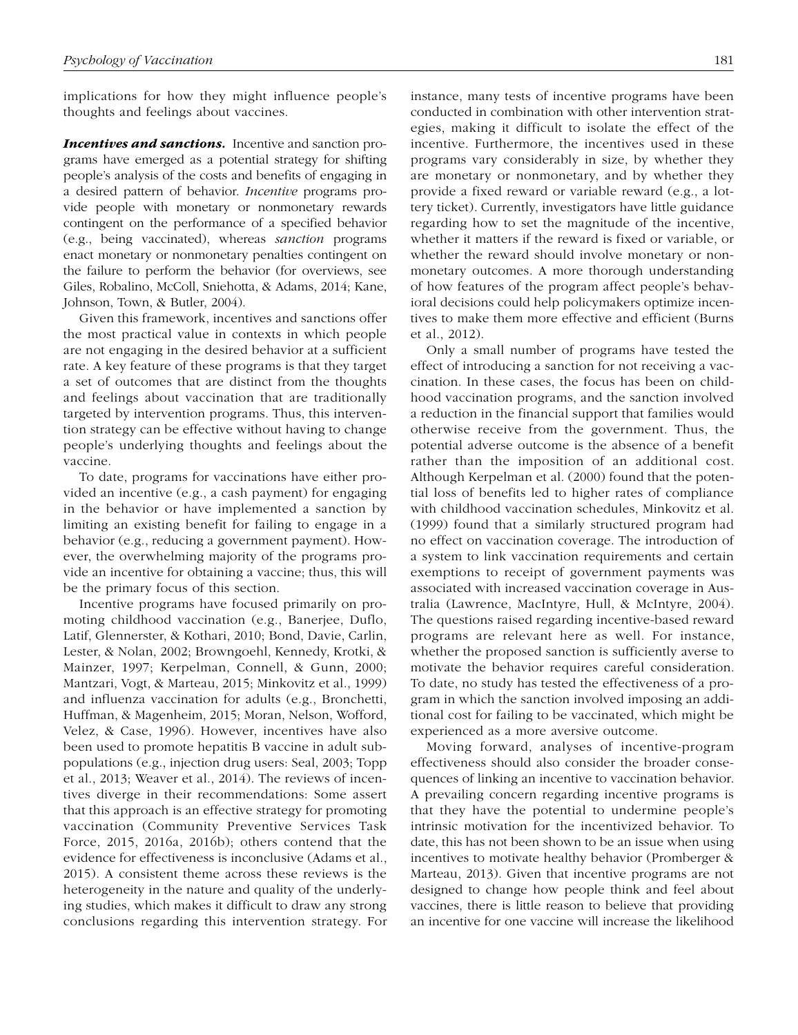implications for how they might influence people's thoughts and feelings about vaccines.

***Incentives and sanctions.*** Incentive and sanction programs have emerged as a potential strategy for shifting people's analysis of the costs and benefits of engaging in a desired pattern of behavior. *Incentive* programs provide people with monetary or nonmonetary rewards contingent on the performance of a specified behavior (e.g., being vaccinated), whereas *sanction* programs enact monetary or nonmonetary penalties contingent on the failure to perform the behavior (for overviews, see Giles, Robalino, McColl, Sniehotta, & Adams, 2014; Kane, Johnson, Town, & Butler, 2004).

Given this framework, incentives and sanctions offer the most practical value in contexts in which people are not engaging in the desired behavior at a sufficient rate. A key feature of these programs is that they target a set of outcomes that are distinct from the thoughts and feelings about vaccination that are traditionally targeted by intervention programs. Thus, this intervention strategy can be effective without having to change people's underlying thoughts and feelings about the vaccine.

To date, programs for vaccinations have either provided an incentive (e.g., a cash payment) for engaging in the behavior or have implemented a sanction by limiting an existing benefit for failing to engage in a behavior (e.g., reducing a government payment). However, the overwhelming majority of the programs provide an incentive for obtaining a vaccine; thus, this will be the primary focus of this section.

Incentive programs have focused primarily on promoting childhood vaccination (e.g., Banerjee, Duflo, Latif, Glennerster, & Kothari, 2010; Bond, Davie, Carlin, Lester, & Nolan, 2002; Browngoehl, Kennedy, Krotki, & Mainzer, 1997; Kerpelman, Connell, & Gunn, 2000; Mantzari, Vogt, & Marteau, 2015; Minkovitz et al., 1999) and influenza vaccination for adults (e.g., Bronchetti, Huffman, & Magenheim, 2015; Moran, Nelson, Wofford, Velez, & Case, 1996). However, incentives have also been used to promote hepatitis B vaccine in adult subpopulations (e.g., injection drug users: Seal, 2003; Topp et al., 2013; Weaver et al., 2014). The reviews of incentives diverge in their recommendations: Some assert that this approach is an effective strategy for promoting vaccination (Community Preventive Services Task Force, 2015, 2016a, 2016b); others contend that the evidence for effectiveness is inconclusive (Adams et al., 2015). A consistent theme across these reviews is the heterogeneity in the nature and quality of the underlying studies, which makes it difficult to draw any strong conclusions regarding this intervention strategy. For instance, many tests of incentive programs have been conducted in combination with other intervention strategies, making it difficult to isolate the effect of the incentive. Furthermore, the incentives used in these programs vary considerably in size, by whether they are monetary or nonmonetary, and by whether they provide a fixed reward or variable reward (e.g., a lottery ticket). Currently, investigators have little guidance regarding how to set the magnitude of the incentive, whether it matters if the reward is fixed or variable, or whether the reward should involve monetary or nonmonetary outcomes. A more thorough understanding of how features of the program affect people's behavioral decisions could help policymakers optimize incentives to make them more effective and efficient (Burns et al., 2012).

Only a small number of programs have tested the effect of introducing a sanction for not receiving a vaccination. In these cases, the focus has been on childhood vaccination programs, and the sanction involved a reduction in the financial support that families would otherwise receive from the government. Thus, the potential adverse outcome is the absence of a benefit rather than the imposition of an additional cost. Although Kerpelman et al. (2000) found that the potential loss of benefits led to higher rates of compliance with childhood vaccination schedules, Minkovitz et al. (1999) found that a similarly structured program had no effect on vaccination coverage. The introduction of a system to link vaccination requirements and certain exemptions to receipt of government payments was associated with increased vaccination coverage in Australia (Lawrence, MacIntyre, Hull, & McIntyre, 2004). The questions raised regarding incentive-based reward programs are relevant here as well. For instance, whether the proposed sanction is sufficiently averse to motivate the behavior requires careful consideration. To date, no study has tested the effectiveness of a program in which the sanction involved imposing an additional cost for failing to be vaccinated, which might be experienced as a more aversive outcome.

Moving forward, analyses of incentive-program effectiveness should also consider the broader consequences of linking an incentive to vaccination behavior. A prevailing concern regarding incentive programs is that they have the potential to undermine people's intrinsic motivation for the incentivized behavior. To date, this has not been shown to be an issue when using incentives to motivate healthy behavior (Promberger & Marteau, 2013). Given that incentive programs are not designed to change how people think and feel about vaccines, there is little reason to believe that providing an incentive for one vaccine will increase the likelihood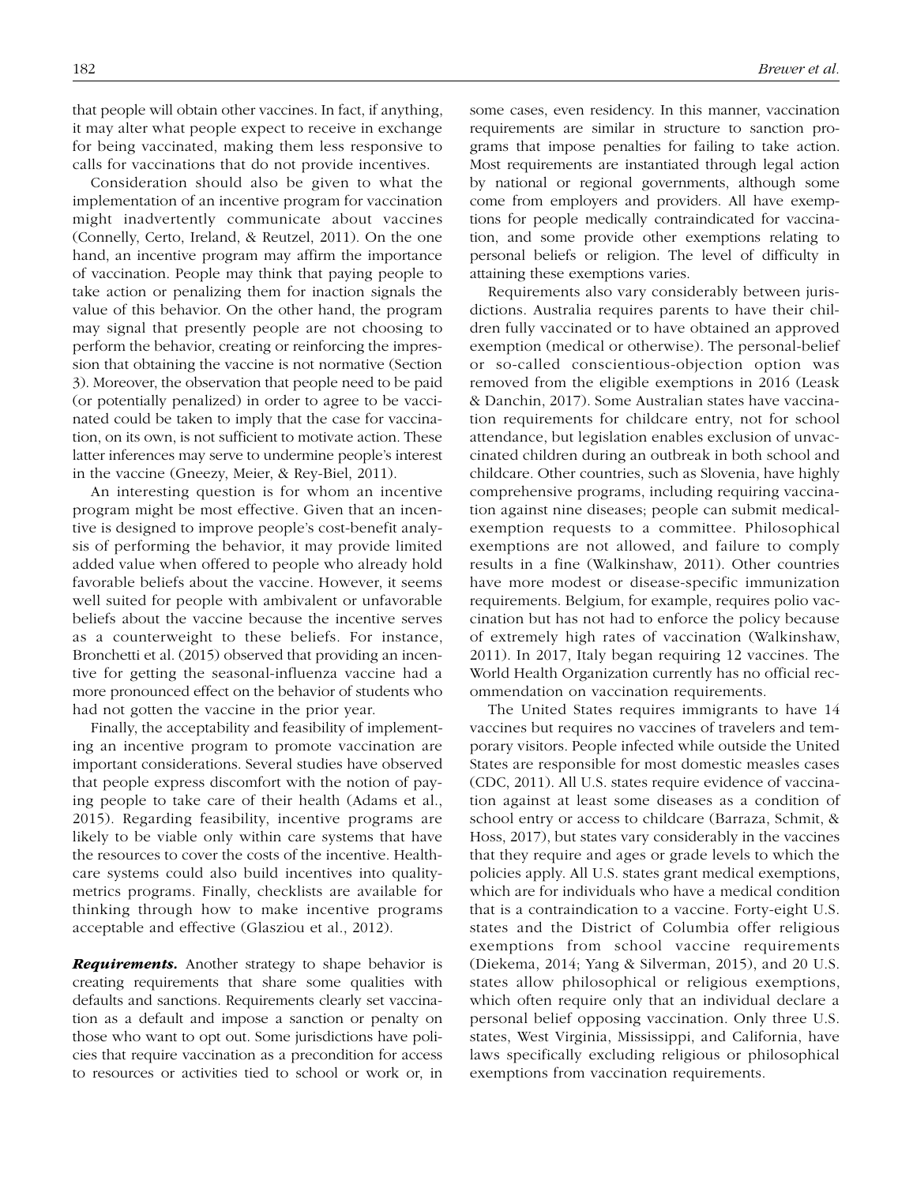that people will obtain other vaccines. In fact, if anything, it may alter what people expect to receive in exchange for being vaccinated, making them less responsive to calls for vaccinations that do not provide incentives.

Consideration should also be given to what the implementation of an incentive program for vaccination might inadvertently communicate about vaccines (Connelly, Certo, Ireland, & Reutzel, 2011). On the one hand, an incentive program may affirm the importance of vaccination. People may think that paying people to take action or penalizing them for inaction signals the value of this behavior. On the other hand, the program may signal that presently people are not choosing to perform the behavior, creating or reinforcing the impression that obtaining the vaccine is not normative (Section 3). Moreover, the observation that people need to be paid (or potentially penalized) in order to agree to be vaccinated could be taken to imply that the case for vaccination, on its own, is not sufficient to motivate action. These latter inferences may serve to undermine people's interest in the vaccine (Gneezy, Meier, & Rey-Biel, 2011).

An interesting question is for whom an incentive program might be most effective. Given that an incentive is designed to improve people's cost-benefit analysis of performing the behavior, it may provide limited added value when offered to people who already hold favorable beliefs about the vaccine. However, it seems well suited for people with ambivalent or unfavorable beliefs about the vaccine because the incentive serves as a counterweight to these beliefs. For instance, Bronchetti et al. (2015) observed that providing an incentive for getting the seasonal-influenza vaccine had a more pronounced effect on the behavior of students who had not gotten the vaccine in the prior year.

Finally, the acceptability and feasibility of implementing an incentive program to promote vaccination are important considerations. Several studies have observed that people express discomfort with the notion of paying people to take care of their health (Adams et al., 2015). Regarding feasibility, incentive programs are likely to be viable only within care systems that have the resources to cover the costs of the incentive. Healthcare systems could also build incentives into quality-metrics programs. Finally, checklists are available for thinking through how to make incentive programs acceptable and effective (Glasziou et al., 2012).

***Requirements.*** Another strategy to shape behavior is creating requirements that share some qualities with defaults and sanctions. Requirements clearly set vaccination as a default and impose a sanction or penalty on those who want to opt out. Some jurisdictions have policies that require vaccination as a precondition for access to resources or activities tied to school or work or, in some cases, even residency. In this manner, vaccination requirements are similar in structure to sanction programs that impose penalties for failing to take action. Most requirements are instantiated through legal action by national or regional governments, although some come from employers and providers. All have exemptions for people medically contraindicated for vaccination, and some provide other exemptions relating to personal beliefs or religion. The level of difficulty in attaining these exemptions varies.

Requirements also vary considerably between jurisdictions. Australia requires parents to have their children fully vaccinated or to have obtained an approved exemption (medical or otherwise). The personal-belief or so-called conscientious-objection option was removed from the eligible exemptions in 2016 (Leask & Danchin, 2017). Some Australian states have vaccination requirements for childcare entry, not for school attendance, but legislation enables exclusion of unvaccinated children during an outbreak in both school and childcare. Other countries, such as Slovenia, have highly comprehensive programs, including requiring vaccination against nine diseases; people can submit medical-exemption requests to a committee. Philosophical exemptions are not allowed, and failure to comply results in a fine (Walkinshaw, 2011). Other countries have more modest or disease-specific immunization requirements. Belgium, for example, requires polio vaccination but has not had to enforce the policy because of extremely high rates of vaccination (Walkinshaw, 2011). In 2017, Italy began requiring 12 vaccines. The World Health Organization currently has no official recommendation on vaccination requirements.

The United States requires immigrants to have 14 vaccines but requires no vaccines of travelers and temporary visitors. People infected while outside the United States are responsible for most domestic measles cases (CDC, 2011). All U.S. states require evidence of vaccination against at least some diseases as a condition of school entry or access to childcare (Barraza, Schmit, & Hoss, 2017), but states vary considerably in the vaccines that they require and ages or grade levels to which the policies apply. All U.S. states grant medical exemptions, which are for individuals who have a medical condition that is a contraindication to a vaccine. Forty-eight U.S. states and the District of Columbia offer religious exemptions from school vaccine requirements (Diekema, 2014; Yang & Silverman, 2015), and 20 U.S. states allow philosophical or religious exemptions, which often require only that an individual declare a personal belief opposing vaccination. Only three U.S. states, West Virginia, Mississippi, and California, have laws specifically excluding religious or philosophical exemptions from vaccination requirements.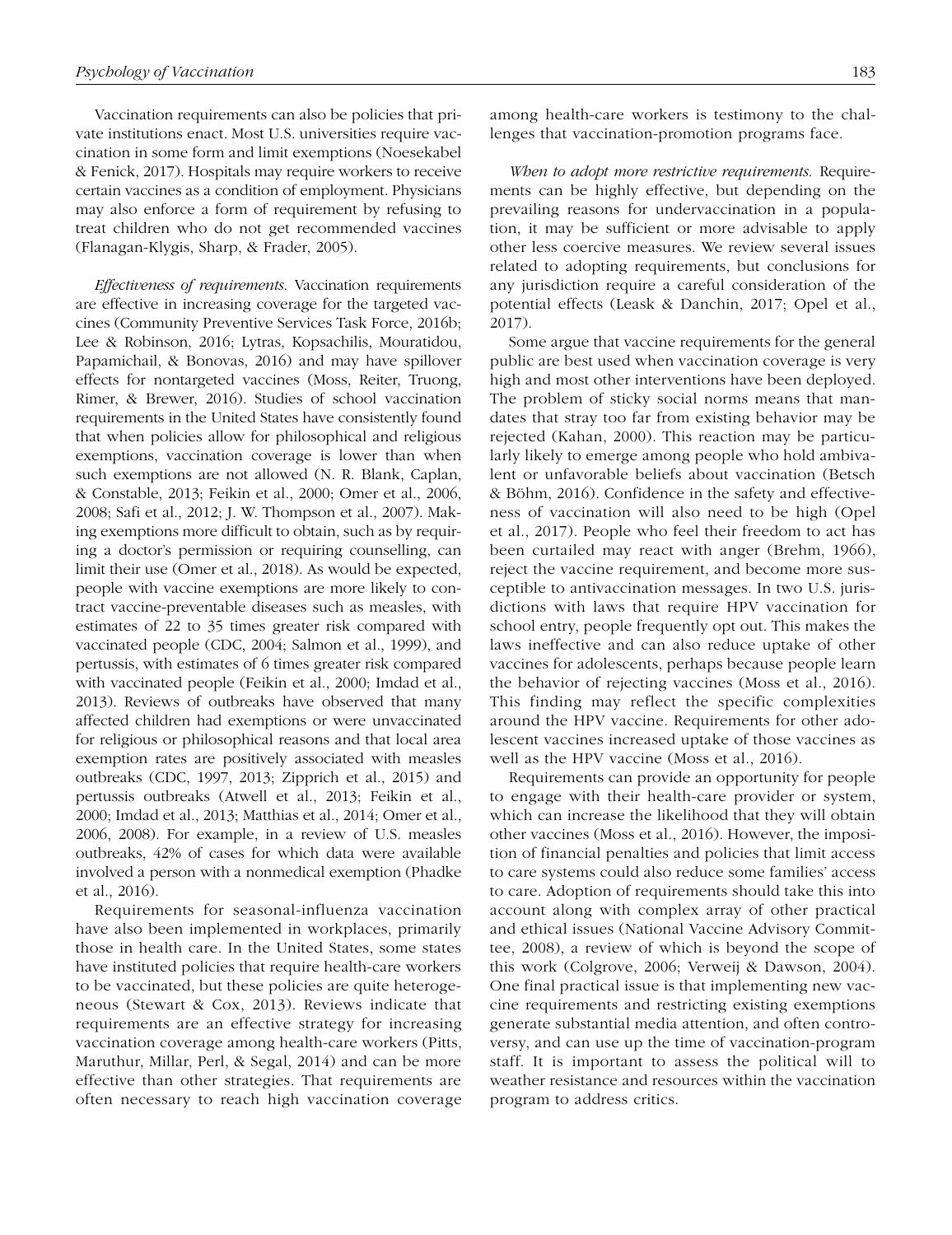Vaccination requirements can also be policies that private institutions enact. Most U.S. universities require vaccination in some form and limit exemptions (Noesekabel & Fenick, 2017). Hospitals may require workers to receive certain vaccines as a condition of employment. Physicians may also enforce a form of requirement by refusing to treat children who do not get recommended vaccines (Flanagan-Klygis, Sharp, & Frader, 2005).

*Effectiveness of requirements.* Vaccination requirements are effective in increasing coverage for the targeted vaccines (Community Preventive Services Task Force, 2016b; Lee & Robinson, 2016; Lytras, Kopsachilis, Mouratidou, Papamichail, & Bonovas, 2016) and may have spillover effects for nontargeted vaccines (Moss, Reiter, Truong, Rimer, & Brewer, 2016). Studies of school vaccination requirements in the United States have consistently found that when policies allow for philosophical and religious exemptions, vaccination coverage is lower than when such exemptions are not allowed (N. R. Blank, Caplan, & Constable, 2013; Feikin et al., 2000; Omer et al., 2006, 2008; Safi et al., 2012; J. W. Thompson et al., 2007). Making exemptions more difficult to obtain, such as by requiring a doctor's permission or requiring counselling, can limit their use (Omer et al., 2018). As would be expected, people with vaccine exemptions are more likely to contract vaccine-preventable diseases such as measles, with estimates of 22 to 35 times greater risk compared with vaccinated people (CDC, 2004; Salmon et al., 1999), and pertussis, with estimates of 6 times greater risk compared with vaccinated people (Feikin et al., 2000; Imdad et al., 2013). Reviews of outbreaks have observed that many affected children had exemptions or were unvaccinated for religious or philosophical reasons and that local area exemption rates are positively associated with measles outbreaks (CDC, 1997, 2013; Zipprich et al., 2015) and pertussis outbreaks (Atwell et al., 2013; Feikin et al., 2000; Imdad et al., 2013; Matthias et al., 2014; Omer et al., 2006, 2008). For example, in a review of U.S. measles outbreaks, 42% of cases for which data were available involved a person with a nonmedical exemption (Phadke et al., 2016).

Requirements for seasonal-influenza vaccination have also been implemented in workplaces, primarily those in health care. In the United States, some states have instituted policies that require health-care workers to be vaccinated, but these policies are quite heterogeneous (Stewart & Cox, 2013). Reviews indicate that requirements are an effective strategy for increasing vaccination coverage among health-care workers (Pitts, Maruthur, Millar, Perl, & Segal, 2014) and can be more effective than other strategies. That requirements are often necessary to reach high vaccination coverage among health-care workers is testimony to the challenges that vaccination-promotion programs face.

*When to adopt more restrictive requirements.* Requirements can be highly effective, but depending on the prevailing reasons for undervaccination in a population, it may be sufficient or more advisable to apply other less coercive measures. We review several issues related to adopting requirements, but conclusions for any jurisdiction require a careful consideration of the potential effects (Leask & Danchin, 2017; Opel et al., 2017).

Some argue that vaccine requirements for the general public are best used when vaccination coverage is very high and most other interventions have been deployed. The problem of sticky social norms means that mandates that stray too far from existing behavior may be rejected (Kahan, 2000). This reaction may be particularly likely to emerge among people who hold ambivalent or unfavorable beliefs about vaccination (Betsch & Böhm, 2016). Confidence in the safety and effectiveness of vaccination will also need to be high (Opel et al., 2017). People who feel their freedom to act has been curtailed may react with anger (Brehm, 1966), reject the vaccine requirement, and become more susceptible to antivaccination messages. In two U.S. jurisdictions with laws that require HPV vaccination for school entry, people frequently opt out. This makes the laws ineffective and can also reduce uptake of other vaccines for adolescents, perhaps because people learn the behavior of rejecting vaccines (Moss et al., 2016). This finding may reflect the specific complexities around the HPV vaccine. Requirements for other adolescent vaccines increased uptake of those vaccines as well as the HPV vaccine (Moss et al., 2016).

Requirements can provide an opportunity for people to engage with their health-care provider or system, which can increase the likelihood that they will obtain other vaccines (Moss et al., 2016). However, the imposition of financial penalties and policies that limit access to care systems could also reduce some families' access to care. Adoption of requirements should take this into account along with complex array of other practical and ethical issues (National Vaccine Advisory Committee, 2008), a review of which is beyond the scope of this work (Colgrove, 2006; Verweij & Dawson, 2004). One final practical issue is that implementing new vaccine requirements and restricting existing exemptions generate substantial media attention, and often controversy, and can use up the time of vaccination-program staff. It is important to assess the political will to weather resistance and resources within the vaccination program to address critics.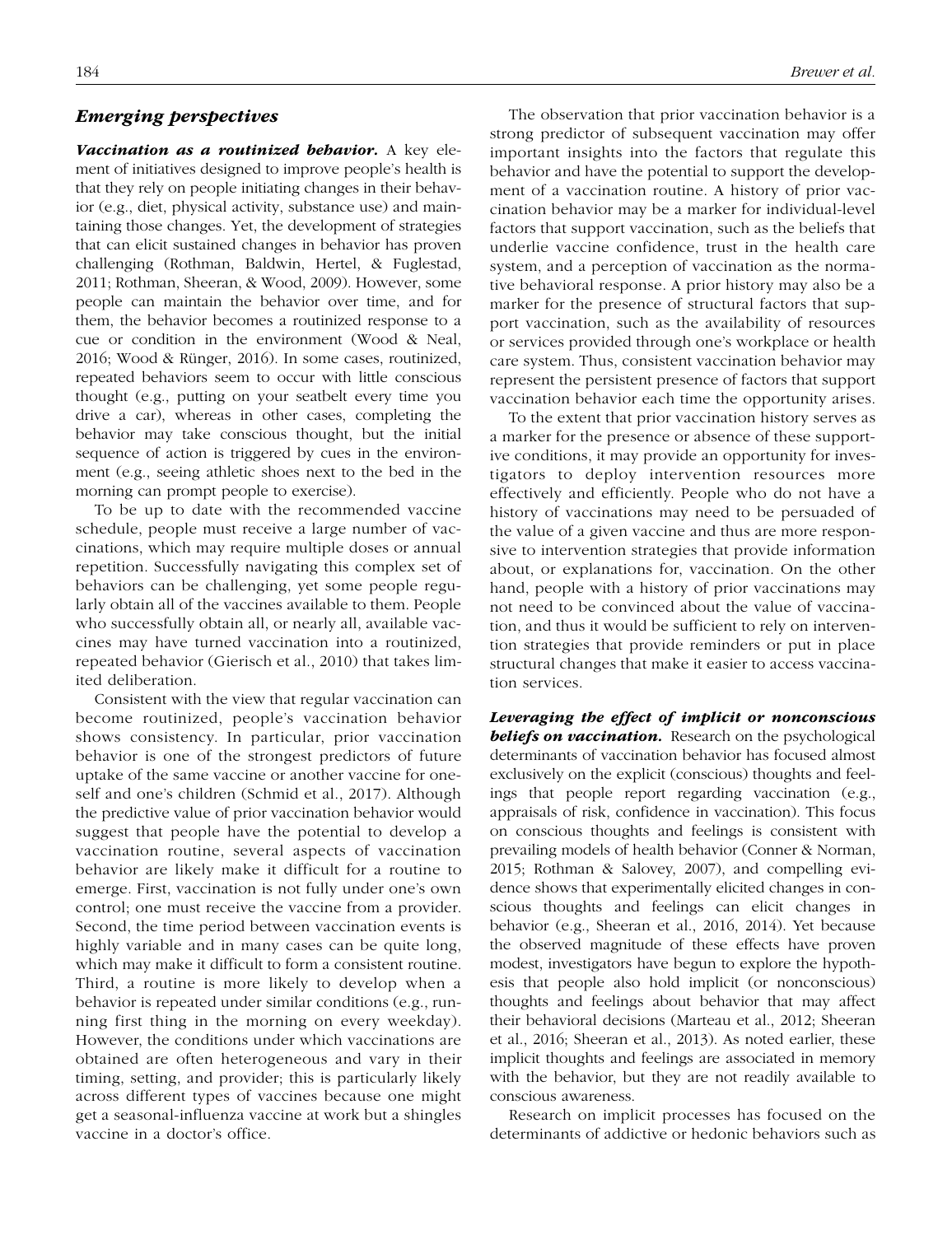## *Emerging perspectives*

***Vaccination as a routinized behavior.*** A key element of initiatives designed to improve people's health is that they rely on people initiating changes in their behavior (e.g., diet, physical activity, substance use) and maintaining those changes. Yet, the development of strategies that can elicit sustained changes in behavior has proven challenging (Rothman, Baldwin, Hertel, & Fuglestad, 2011; Rothman, Sheeran, & Wood, 2009)). However, some people can maintain the behavior over time, and for them, the behavior becomes a routinized response to a cue or condition in the environment (Wood & Neal, 2016; Wood & Rünger, 2016). In some cases, routinized, repeated behaviors seem to occur with little conscious thought (e.g., putting on your seatbelt every time you drive a car), whereas in other cases, completing the behavior may take conscious thought, but the initial sequence of action is triggered by cues in the environment (e.g., seeing athletic shoes next to the bed in the morning can prompt people to exercise).

To be up to date with the recommended vaccine schedule, people must receive a large number of vaccinations, which may require multiple doses or annual repetition. Successfully navigating this complex set of behaviors can be challenging, yet some people regularly obtain all of the vaccines available to them. People who successfully obtain all, or nearly all, available vaccines may have turned vaccination into a routinized, repeated behavior (Gierisch et al., 2010) that takes limited deliberation.

Consistent with the view that regular vaccination can become routinized, people's vaccination behavior shows consistency. In particular, prior vaccination behavior is one of the strongest predictors of future uptake of the same vaccine or another vaccine for oneself and one's children (Schmid et al., 2017). Although the predictive value of prior vaccination behavior would suggest that people have the potential to develop a vaccination routine, several aspects of vaccination behavior are likely make it difficult for a routine to emerge. First, vaccination is not fully under one's own control; one must receive the vaccine from a provider. Second, the time period between vaccination events is highly variable and in many cases can be quite long, which may make it difficult to form a consistent routine. Third, a routine is more likely to develop when a behavior is repeated under similar conditions (e.g., running first thing in the morning on every weekday). However, the conditions under which vaccinations are obtained are often heterogeneous and vary in their timing, setting, and provider; this is particularly likely across different types of vaccines because one might get a seasonal-influenza vaccine at work but a shingles vaccine in a doctor's office.

The observation that prior vaccination behavior is a strong predictor of subsequent vaccination may offer important insights into the factors that regulate this behavior and have the potential to support the development of a vaccination routine. A history of prior vaccination behavior may be a marker for individual-level factors that support vaccination, such as the beliefs that underlie vaccine confidence, trust in the health care system, and a perception of vaccination as the normative behavioral response. A prior history may also be a marker for the presence of structural factors that support vaccination, such as the availability of resources or services provided through one's workplace or health care system. Thus, consistent vaccination behavior may represent the persistent presence of factors that support vaccination behavior each time the opportunity arises.

To the extent that prior vaccination history serves as a marker for the presence or absence of these supportive conditions, it may provide an opportunity for investigators to deploy intervention resources more effectively and efficiently. People who do not have a history of vaccinations may need to be persuaded of the value of a given vaccine and thus are more responsive to intervention strategies that provide information about, or explanations for, vaccination. On the other hand, people with a history of prior vaccinations may not need to be convinced about the value of vaccination, and thus it would be sufficient to rely on intervention strategies that provide reminders or put in place structural changes that make it easier to access vaccination services.

***Leveraging the effect of implicit or nonconscious beliefs on vaccination.*** Research on the psychological determinants of vaccination behavior has focused almost exclusively on the explicit (conscious) thoughts and feelings that people report regarding vaccination (e.g., appraisals of risk, confidence in vaccination). This focus on conscious thoughts and feelings is consistent with prevailing models of health behavior (Conner & Norman, 2015; Rothman & Salovey, 2007), and compelling evidence shows that experimentally elicited changes in conscious thoughts and feelings can elicit changes in behavior (e.g., Sheeran et al., 2016, 2014). Yet because the observed magnitude of these effects have proven modest, investigators have begun to explore the hypothesis that people also hold implicit (or nonconscious) thoughts and feelings about behavior that may affect their behavioral decisions (Marteau et al., 2012; Sheeran et al., 2016; Sheeran et al., 2013). As noted earlier, these implicit thoughts and feelings are associated in memory with the behavior, but they are not readily available to conscious awareness.

Research on implicit processes has focused on the determinants of addictive or hedonic behaviors such as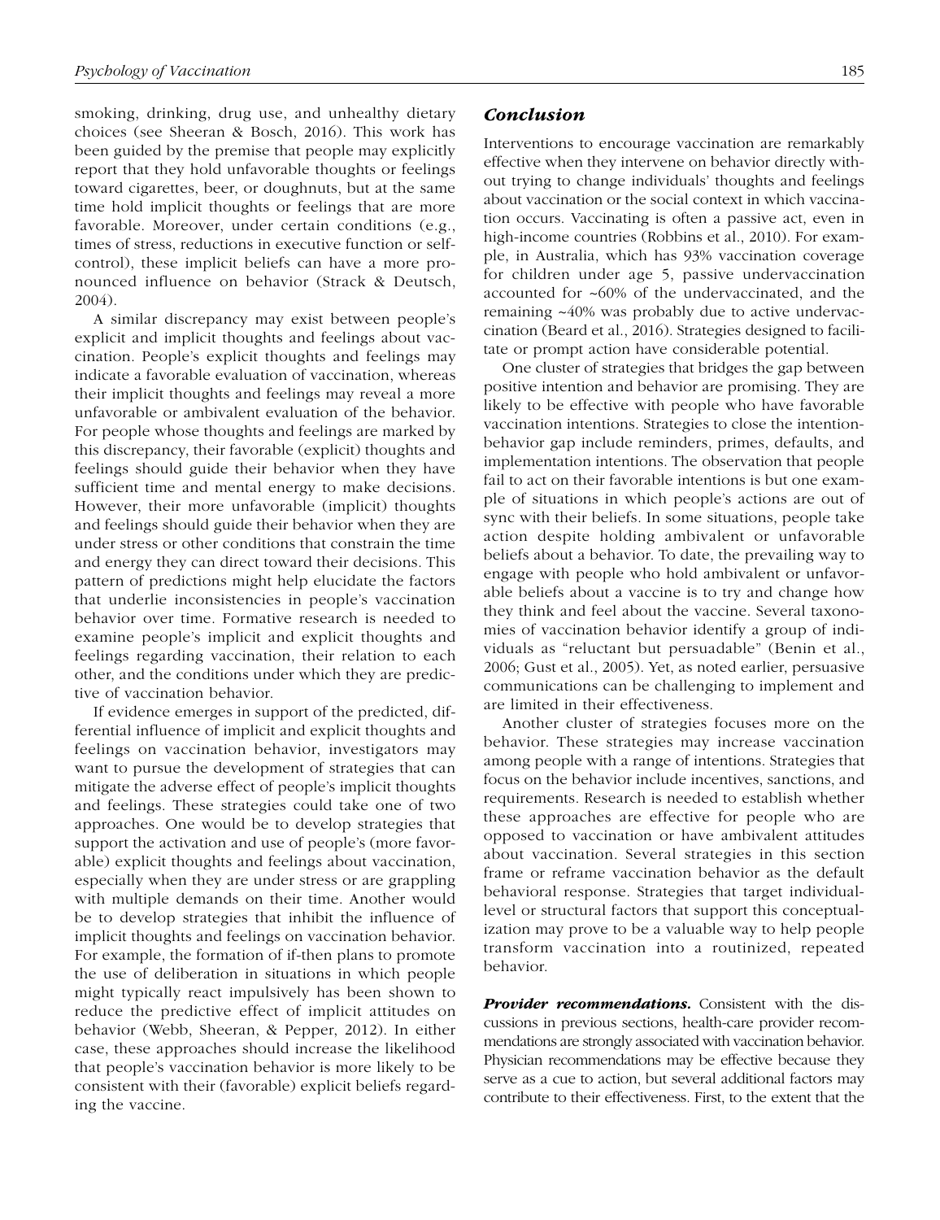smoking, drinking, drug use, and unhealthy dietary choices (see Sheeran & Bosch, 2016). This work has been guided by the premise that people may explicitly report that they hold unfavorable thoughts or feelings toward cigarettes, beer, or doughnuts, but at the same time hold implicit thoughts or feelings that are more favorable. Moreover, under certain conditions (e.g., times of stress, reductions in executive function or self-control), these implicit beliefs can have a more pronounced influence on behavior (Strack & Deutsch, 2004).

A similar discrepancy may exist between people's explicit and implicit thoughts and feelings about vaccination. People's explicit thoughts and feelings may indicate a favorable evaluation of vaccination, whereas their implicit thoughts and feelings may reveal a more unfavorable or ambivalent evaluation of the behavior. For people whose thoughts and feelings are marked by this discrepancy, their favorable (explicit) thoughts and feelings should guide their behavior when they have sufficient time and mental energy to make decisions. However, their more unfavorable (implicit) thoughts and feelings should guide their behavior when they are under stress or other conditions that constrain the time and energy they can direct toward their decisions. This pattern of predictions might help elucidate the factors that underlie inconsistencies in people's vaccination behavior over time. Formative research is needed to examine people's implicit and explicit thoughts and feelings regarding vaccination, their relation to each other, and the conditions under which they are predictive of vaccination behavior.

If evidence emerges in support of the predicted, differential influence of implicit and explicit thoughts and feelings on vaccination behavior, investigators may want to pursue the development of strategies that can mitigate the adverse effect of people's implicit thoughts and feelings. These strategies could take one of two approaches. One would be to develop strategies that support the activation and use of people's (more favorable) explicit thoughts and feelings about vaccination, especially when they are under stress or are grappling with multiple demands on their time. Another would be to develop strategies that inhibit the influence of implicit thoughts and feelings on vaccination behavior. For example, the formation of if-then plans to promote the use of deliberation in situations in which people might typically react impulsively has been shown to reduce the predictive effect of implicit attitudes on behavior (Webb, Sheeran, & Pepper, 2012). In either case, these approaches should increase the likelihood that people's vaccination behavior is more likely to be consistent with their (favorable) explicit beliefs regarding the vaccine.

## *Conclusion*

Interventions to encourage vaccination are remarkably effective when they intervene on behavior directly without trying to change individuals' thoughts and feelings about vaccination or the social context in which vaccination occurs. Vaccinating is often a passive act, even in high-income countries (Robbins et al., 2010). For example, in Australia, which has 93% vaccination coverage for children under age 5, passive undervaccination accounted for ~60% of the undervaccinated, and the remaining ~40% was probably due to active undervaccination (Beard et al., 2016). Strategies designed to facilitate or prompt action have considerable potential.

One cluster of strategies that bridges the gap between positive intention and behavior are promising. They are likely to be effective with people who have favorable vaccination intentions. Strategies to close the intention-behavior gap include reminders, primes, defaults, and implementation intentions. The observation that people fail to act on their favorable intentions is but one example of situations in which people's actions are out of sync with their beliefs. In some situations, people take action despite holding ambivalent or unfavorable beliefs about a behavior. To date, the prevailing way to engage with people who hold ambivalent or unfavorable beliefs about a vaccine is to try and change how they think and feel about the vaccine. Several taxonomies of vaccination behavior identify a group of individuals as "reluctant but persuadable" (Benin et al., 2006; Gust et al., 2005). Yet, as noted earlier, persuasive communications can be challenging to implement and are limited in their effectiveness.

Another cluster of strategies focuses more on the behavior. These strategies may increase vaccination among people with a range of intentions. Strategies that focus on the behavior include incentives, sanctions, and requirements. Research is needed to establish whether these approaches are effective for people who are opposed to vaccination or have ambivalent attitudes about vaccination. Several strategies in this section frame or reframe vaccination behavior as the default behavioral response. Strategies that target individual-level or structural factors that support this conceptualization may prove to be a valuable way to help people transform vaccination into a routinized, repeated behavior.

***Provider recommendations.*** Consistent with the discussions in previous sections, health-care provider recommendations are strongly associated with vaccination behavior. Physician recommendations may be effective because they serve as a cue to action, but several additional factors may contribute to their effectiveness. First, to the extent that the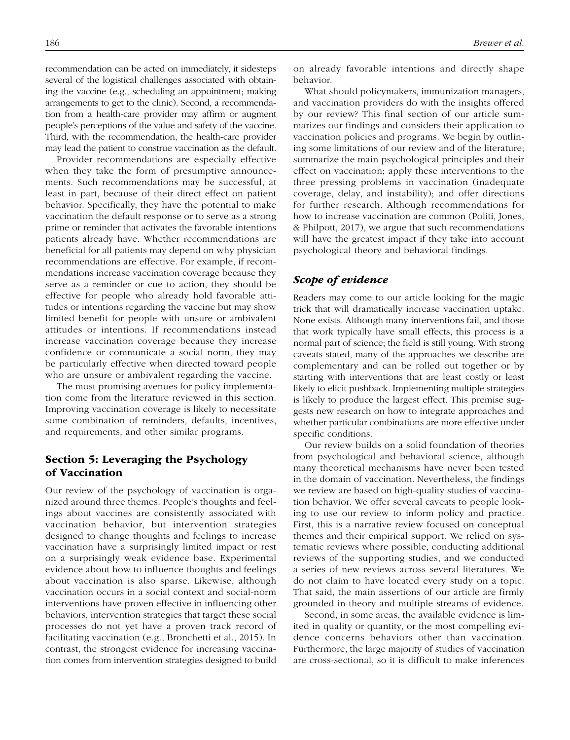recommendation can be acted on immediately, it sidesteps several of the logistical challenges associated with obtaining the vaccine (e.g., scheduling an appointment; making arrangements to get to the clinic). Second, a recommendation from a health-care provider may affirm or augment people's perceptions of the value and safety of the vaccine. Third, with the recommendation, the health-care provider may lead the patient to construe vaccination as the default.

Provider recommendations are especially effective when they take the form of presumptive announcements. Such recommendations may be successful, at least in part, because of their direct effect on patient behavior. Specifically, they have the potential to make vaccination the default response or to serve as a strong prime or reminder that activates the favorable intentions patients already have. Whether recommendations are beneficial for all patients may depend on why physician recommendations are effective. For example, if recommendations increase vaccination coverage because they serve as a reminder or cue to action, they should be effective for people who already hold favorable attitudes or intentions regarding the vaccine but may show limited benefit for people with unsure or ambivalent attitudes or intentions. If recommendations instead increase vaccination coverage because they increase confidence or communicate a social norm, they may be particularly effective when directed toward people who are unsure or ambivalent regarding the vaccine.

The most promising avenues for policy implementation come from the literature reviewed in this section. Improving vaccination coverage is likely to necessitate some combination of reminders, defaults, incentives, and requirements, and other similar programs.

## Section 5: Leveraging the Psychology of Vaccination

Our review of the psychology of vaccination is organized around three themes. People's thoughts and feelings about vaccines are consistently associated with vaccination behavior, but intervention strategies designed to change thoughts and feelings to increase vaccination have a surprisingly limited impact or rest on a surprisingly weak evidence base. Experimental evidence about how to influence thoughts and feelings about vaccination is also sparse. Likewise, although vaccination occurs in a social context and social-norm interventions have proven effective in influencing other behaviors, intervention strategies that target these social processes do not yet have a proven track record of facilitating vaccination (e.g., Bronchetti et al., 2015). In contrast, the strongest evidence for increasing vaccination comes from intervention strategies designed to build on already favorable intentions and directly shape behavior.

What should policymakers, immunization managers, and vaccination providers do with the insights offered by our review? This final section of our article summarizes our findings and considers their application to vaccination policies and programs. We begin by outlining some limitations of our review and of the literature; summarize the main psychological principles and their effect on vaccination; apply these interventions to the three pressing problems in vaccination (inadequate coverage, delay, and instability); and offer directions for further research. Although recommendations for how to increase vaccination are common (Politi, Jones, & Philpott, 2017), we argue that such recommendations will have the greatest impact if they take into account psychological theory and behavioral findings.

### *Scope of evidence*

Readers may come to our article looking for the magic trick that will dramatically increase vaccination uptake. None exists. Although many interventions fail, and those that work typically have small effects, this process is a normal part of science; the field is still young. With strong caveats stated, many of the approaches we describe are complementary and can be rolled out together or by starting with interventions that are least costly or least likely to elicit pushback. Implementing multiple strategies is likely to produce the largest effect. This premise suggests new research on how to integrate approaches and whether particular combinations are more effective under specific conditions.

Our review builds on a solid foundation of theories from psychological and behavioral science, although many theoretical mechanisms have never been tested in the domain of vaccination. Nevertheless, the findings we review are based on high-quality studies of vaccination behavior. We offer several caveats to people looking to use our review to inform policy and practice. First, this is a narrative review focused on conceptual themes and their empirical support. We relied on systematic reviews where possible, conducting additional reviews of the supporting studies, and we conducted a series of new reviews across several literatures. We do not claim to have located every study on a topic. That said, the main assertions of our article are firmly grounded in theory and multiple streams of evidence.

Second, in some areas, the available evidence is limited in quality or quantity, or the most compelling evidence concerns behaviors other than vaccination. Furthermore, the large majority of studies of vaccination are cross-sectional, so it is difficult to make inferences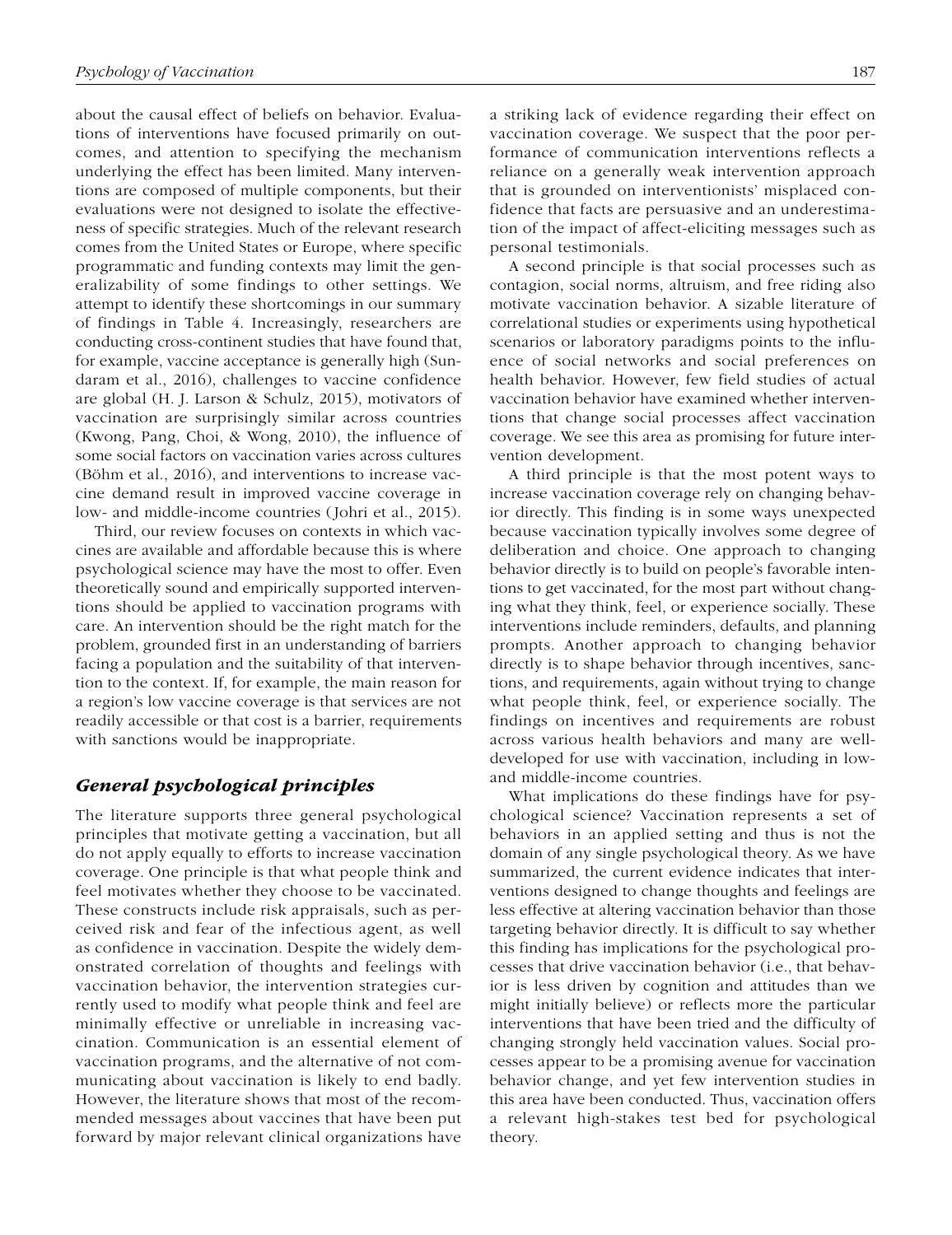about the causal effect of beliefs on behavior. Evaluations of interventions have focused primarily on outcomes, and attention to specifying the mechanism underlying the effect has been limited. Many interventions are composed of multiple components, but their evaluations were not designed to isolate the effectiveness of specific strategies. Much of the relevant research comes from the United States or Europe, where specific programmatic and funding contexts may limit the generalizability of some findings to other settings. We attempt to identify these shortcomings in our summary of findings in Table 4. Increasingly, researchers are conducting cross-continent studies that have found that, for example, vaccine acceptance is generally high (Sundaram et al., 2016), challenges to vaccine confidence are global (H. J. Larson & Schulz, 2015), motivators of vaccination are surprisingly similar across countries (Kwong, Pang, Choi, & Wong, 2010), the influence of some social factors on vaccination varies across cultures (Böhm et al., 2016), and interventions to increase vaccine demand result in improved vaccine coverage in low- and middle-income countries (Johri et al., 2015).

Third, our review focuses on contexts in which vaccines are available and affordable because this is where psychological science may have the most to offer. Even theoretically sound and empirically supported interventions should be applied to vaccination programs with care. An intervention should be the right match for the problem, grounded first in an understanding of barriers facing a population and the suitability of that intervention to the context. If, for example, the main reason for a region's low vaccine coverage is that services are not readily accessible or that cost is a barrier, requirements with sanctions would be inappropriate.

### *General psychological principles*

The literature supports three general psychological principles that motivate getting a vaccination, but all do not apply equally to efforts to increase vaccination coverage. One principle is that what people think and feel motivates whether they choose to be vaccinated. These constructs include risk appraisals, such as perceived risk and fear of the infectious agent, as well as confidence in vaccination. Despite the widely demonstrated correlation of thoughts and feelings with vaccination behavior, the intervention strategies currently used to modify what people think and feel are minimally effective or unreliable in increasing vaccination. Communication is an essential element of vaccination programs, and the alternative of not communicating about vaccination is likely to end badly. However, the literature shows that most of the recommended messages about vaccines that have been put forward by major relevant clinical organizations have a striking lack of evidence regarding their effect on vaccination coverage. We suspect that the poor performance of communication interventions reflects a reliance on a generally weak intervention approach that is grounded on interventionists' misplaced confidence that facts are persuasive and an underestimation of the impact of affect-eliciting messages such as personal testimonials.

A second principle is that social processes such as contagion, social norms, altruism, and free riding also motivate vaccination behavior. A sizable literature of correlational studies or experiments using hypothetical scenarios or laboratory paradigms points to the influence of social networks and social preferences on health behavior. However, few field studies of actual vaccination behavior have examined whether interventions that change social processes affect vaccination coverage. We see this area as promising for future intervention development.

A third principle is that the most potent ways to increase vaccination coverage rely on changing behavior directly. This finding is in some ways unexpected because vaccination typically involves some degree of deliberation and choice. One approach to changing behavior directly is to build on people's favorable intentions to get vaccinated, for the most part without changing what they think, feel, or experience socially. These interventions include reminders, defaults, and planning prompts. Another approach to changing behavior directly is to shape behavior through incentives, sanctions, and requirements, again without trying to change what people think, feel, or experience socially. The findings on incentives and requirements are robust across various health behaviors and many are well-developed for use with vaccination, including in low- and middle-income countries.

What implications do these findings have for psychological science? Vaccination represents a set of behaviors in an applied setting and thus is not the domain of any single psychological theory. As we have summarized, the current evidence indicates that interventions designed to change thoughts and feelings are less effective at altering vaccination behavior than those targeting behavior directly. It is difficult to say whether this finding has implications for the psychological processes that drive vaccination behavior (i.e., that behavior is less driven by cognition and attitudes than we might initially believe) or reflects more the particular interventions that have been tried and the difficulty of changing strongly held vaccination values. Social processes appear to be a promising avenue for vaccination behavior change, and yet few intervention studies in this area have been conducted. Thus, vaccination offers a relevant high-stakes test bed for psychological theory.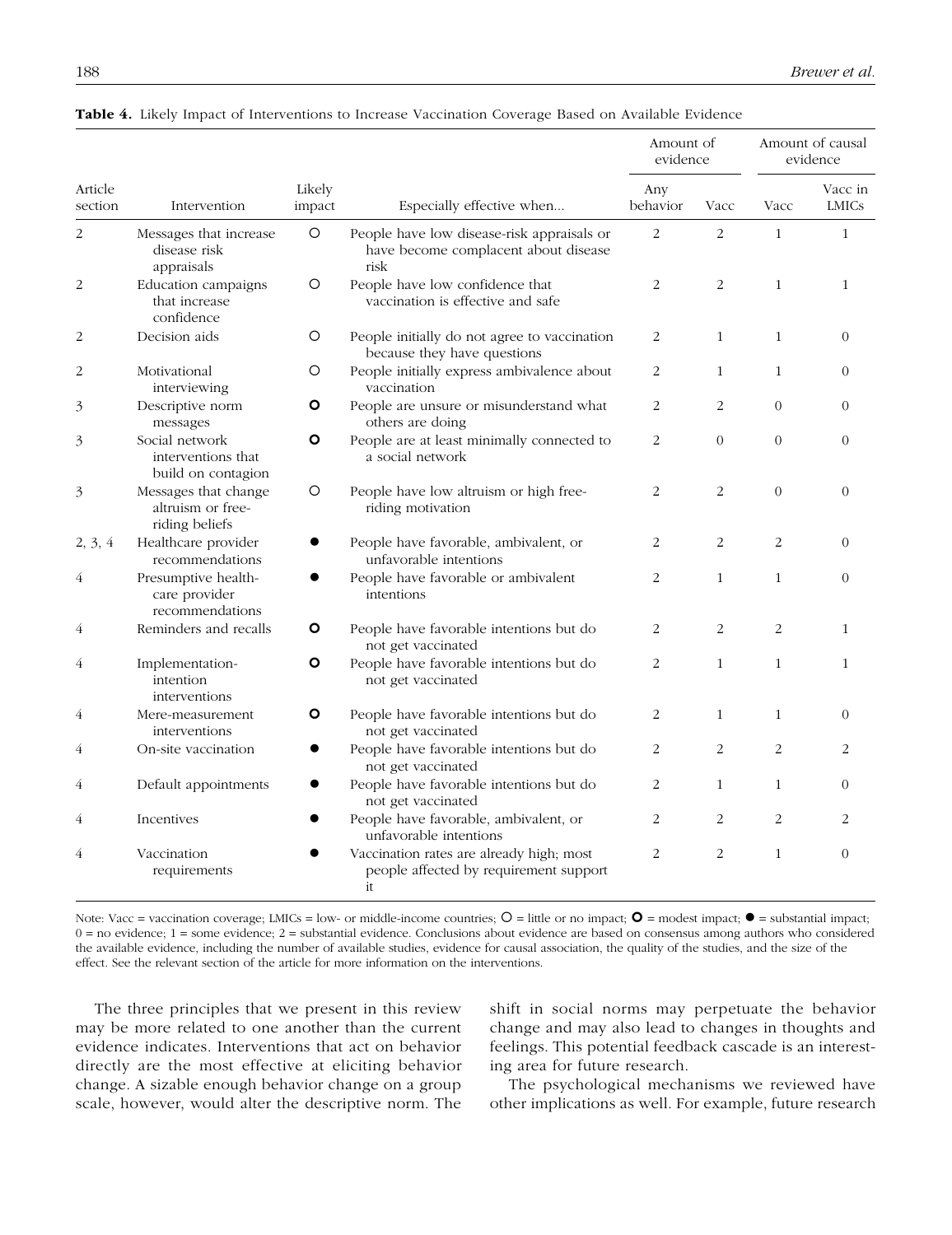**Table 4.** Likely Impact of Interventions to Increase Vaccination Coverage Based on Available Evidence

| Article section | Intervention | Likely impact | Especially effective when... | Amount of evidence | | Amount of causal evidence | |
|---|---|---|---|---|---|---|---|
| | | | | Any behavior | Vacc | Vacc | Vacc in LMICs |
| 2 | Messages that increase disease risk appraisals | ○ | People have low disease-risk appraisals or have become complacent about disease risk | 2 | 2 | 1 | 1 |
| 2 | Education campaigns that increase confidence | ○ | People have low confidence that vaccination is effective and safe | 2 | 2 | 1 | 1 |
| 2 | Decision aids | ○ | People initially do not agree to vaccination because they have questions | 2 | 1 | 1 | 0 |
| 2 | Motivational interviewing | ○ | People initially express ambivalence about vaccination | 2 | 1 | 1 | 0 |
| 3 | Descriptive norm messages | **O** | People are unsure or misunderstand what others are doing | 2 | 2 | 0 | 0 |
| 3 | Social network interventions that build on contagion | **O** | People are at least minimally connected to a social network | 2 | 0 | 0 | 0 |
| 3 | Messages that change altruism or free-riding beliefs | ○ | People have low altruism or high free-riding motivation | 2 | 2 | 0 | 0 |
| 2, 3, 4 | Healthcare provider recommendations | ● | People have favorable, ambivalent, or unfavorable intentions | 2 | 2 | 2 | 0 |
| 4 | Presumptive health-care provider recommendations | ● | People have favorable or ambivalent intentions | 2 | 1 | 1 | 0 |
| 4 | Reminders and recalls | **O** | People have favorable intentions but do not get vaccinated | 2 | 2 | 2 | 1 |
| 4 | Implementation-intention interventions | **O** | People have favorable intentions but do not get vaccinated | 2 | 1 | 1 | 1 |
| 4 | Mere-measurement interventions | **O** | People have favorable intentions but do not get vaccinated | 2 | 1 | 1 | 0 |
| 4 | On-site vaccination | ● | People have favorable intentions but do not get vaccinated | 2 | 2 | 2 | 2 |
| 4 | Default appointments | ● | People have favorable intentions but do not get vaccinated | 2 | 1 | 1 | 0 |
| 4 | Incentives | ● | People have favorable, ambivalent, or unfavorable intentions | 2 | 2 | 2 | 2 |
| 4 | Vaccination requirements | ● | Vaccination rates are already high; most people affected by requirement support it | 2 | 2 | 1 | 0 |

Note: Vacc = vaccination coverage; LMICs = low- or middle-income countries; ○ = little or no impact; **O** = modest impact; ● = substantial impact; 0 = no evidence; 1 = some evidence; 2 = substantial evidence. Conclusions about evidence are based on consensus among authors who considered the available evidence, including the number of available studies, evidence for causal association, the quality of the studies, and the size of the effect. See the relevant section of the article for more information on the interventions.

The three principles that we present in this review may be more related to one another than the current evidence indicates. Interventions that act on behavior directly are the most effective at eliciting behavior change. A sizable enough behavior change on a group scale, however, would alter the descriptive norm. The shift in social norms may perpetuate the behavior change and may also lead to changes in thoughts and feelings. This potential feedback cascade is an interesting area for future research.

The psychological mechanisms we reviewed have other implications as well. For example, future research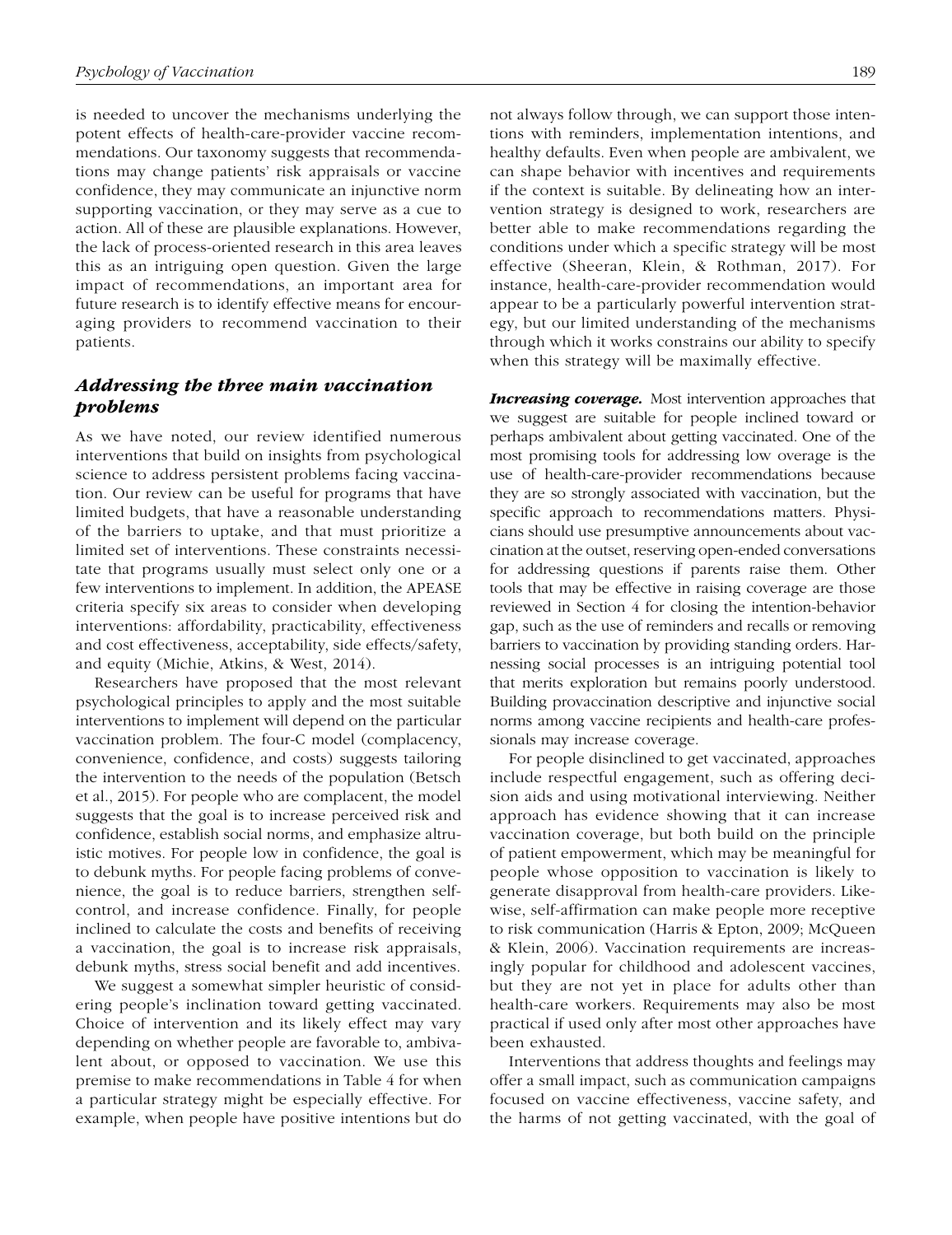is needed to uncover the mechanisms underlying the potent effects of health-care-provider vaccine recommendations. Our taxonomy suggests that recommendations may change patients' risk appraisals or vaccine confidence, they may communicate an injunctive norm supporting vaccination, or they may serve as a cue to action. All of these are plausible explanations. However, the lack of process-oriented research in this area leaves this as an intriguing open question. Given the large impact of recommendations, an important area for future research is to identify effective means for encouraging providers to recommend vaccination to their patients.

### *Addressing the three main vaccination problems*

As we have noted, our review identified numerous interventions that build on insights from psychological science to address persistent problems facing vaccination. Our review can be useful for programs that have limited budgets, that have a reasonable understanding of the barriers to uptake, and that must prioritize a limited set of interventions. These constraints necessitate that programs usually must select only one or a few interventions to implement. In addition, the APEASE criteria specify six areas to consider when developing interventions: affordability, practicability, effectiveness and cost effectiveness, acceptability, side effects/safety, and equity (Michie, Atkins, & West, 2014).

Researchers have proposed that the most relevant psychological principles to apply and the most suitable interventions to implement will depend on the particular vaccination problem. The four-C model (complacency, convenience, confidence, and costs) suggests tailoring the intervention to the needs of the population (Betsch et al., 2015). For people who are complacent, the model suggests that the goal is to increase perceived risk and confidence, establish social norms, and emphasize altruistic motives. For people low in confidence, the goal is to debunk myths. For people facing problems of convenience, the goal is to reduce barriers, strengthen self-control, and increase confidence. Finally, for people inclined to calculate the costs and benefits of receiving a vaccination, the goal is to increase risk appraisals, debunk myths, stress social benefit and add incentives.

We suggest a somewhat simpler heuristic of considering people's inclination toward getting vaccinated. Choice of intervention and its likely effect may vary depending on whether people are favorable to, ambivalent about, or opposed to vaccination. We use this premise to make recommendations in Table 4 for when a particular strategy might be especially effective. For example, when people have positive intentions but do not always follow through, we can support those intentions with reminders, implementation intentions, and healthy defaults. Even when people are ambivalent, we can shape behavior with incentives and requirements if the context is suitable. By delineating how an intervention strategy is designed to work, researchers are better able to make recommendations regarding the conditions under which a specific strategy will be most effective (Sheeran, Klein, & Rothman, 2017). For instance, health-care-provider recommendation would appear to be a particularly powerful intervention strategy, but our limited understanding of the mechanisms through which it works constrains our ability to specify when this strategy will be maximally effective.

***Increasing coverage.*** Most intervention approaches that we suggest are suitable for people inclined toward or perhaps ambivalent about getting vaccinated. One of the most promising tools for addressing low overage is the use of health-care-provider recommendations because they are so strongly associated with vaccination, but the specific approach to recommendations matters. Physicians should use presumptive announcements about vaccination at the outset, reserving open-ended conversations for addressing questions if parents raise them. Other tools that may be effective in raising coverage are those reviewed in Section 4 for closing the intention-behavior gap, such as the use of reminders and recalls or removing barriers to vaccination by providing standing orders. Harnessing social processes is an intriguing potential tool that merits exploration but remains poorly understood. Building provaccination descriptive and injunctive social norms among vaccine recipients and health-care professionals may increase coverage.

For people disinclined to get vaccinated, approaches include respectful engagement, such as offering decision aids and using motivational interviewing. Neither approach has evidence showing that it can increase vaccination coverage, but both build on the principle of patient empowerment, which may be meaningful for people whose opposition to vaccination is likely to generate disapproval from health-care providers. Likewise, self-affirmation can make people more receptive to risk communication (Harris & Epton, 2009; McQueen & Klein, 2006). Vaccination requirements are increasingly popular for childhood and adolescent vaccines, but they are not yet in place for adults other than health-care workers. Requirements may also be most practical if used only after most other approaches have been exhausted.

Interventions that address thoughts and feelings may offer a small impact, such as communication campaigns focused on vaccine effectiveness, vaccine safety, and the harms of not getting vaccinated, with the goal of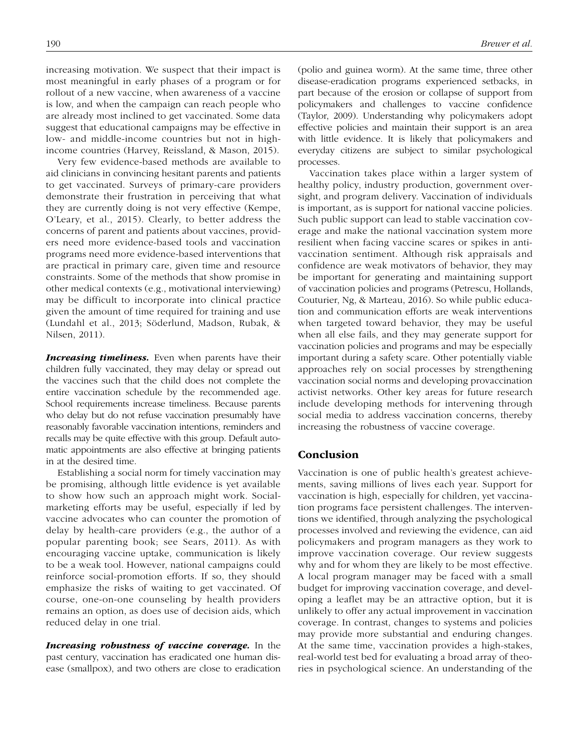increasing motivation. We suspect that their impact is most meaningful in early phases of a program or for rollout of a new vaccine, when awareness of a vaccine is low, and when the campaign can reach people who are already most inclined to get vaccinated. Some data suggest that educational campaigns may be effective in low- and middle-income countries but not in high-income countries (Harvey, Reissland, & Mason, 2015).

Very few evidence-based methods are available to aid clinicians in convincing hesitant parents and patients to get vaccinated. Surveys of primary-care providers demonstrate their frustration in perceiving that what they are currently doing is not very effective (Kempe, O'Leary, et al., 2015). Clearly, to better address the concerns of parent and patients about vaccines, providers need more evidence-based tools and vaccination programs need more evidence-based interventions that are practical in primary care, given time and resource constraints. Some of the methods that show promise in other medical contexts (e.g., motivational interviewing) may be difficult to incorporate into clinical practice given the amount of time required for training and use (Lundahl et al., 2013; Söderlund, Madson, Rubak, & Nilsen, 2011).

***Increasing timeliness.*** Even when parents have their children fully vaccinated, they may delay or spread out the vaccines such that the child does not complete the entire vaccination schedule by the recommended age. School requirements increase timeliness. Because parents who delay but do not refuse vaccination presumably have reasonably favorable vaccination intentions, reminders and recalls may be quite effective with this group. Default automatic appointments are also effective at bringing patients in at the desired time.

Establishing a social norm for timely vaccination may be promising, although little evidence is yet available to show how such an approach might work. Social-marketing efforts may be useful, especially if led by vaccine advocates who can counter the promotion of delay by health-care providers (e.g., the author of a popular parenting book; see Sears, 2011). As with encouraging vaccine uptake, communication is likely to be a weak tool. However, national campaigns could reinforce social-promotion efforts. If so, they should emphasize the risks of waiting to get vaccinated. Of course, one-on-one counseling by health providers remains an option, as does use of decision aids, which reduced delay in one trial.

***Increasing robustness of vaccine coverage.*** In the past century, vaccination has eradicated one human disease (smallpox), and two others are close to eradication (polio and guinea worm). At the same time, three other disease-eradication programs experienced setbacks, in part because of the erosion or collapse of support from policymakers and challenges to vaccine confidence (Taylor, 2009). Understanding why policymakers adopt effective policies and maintain their support is an area with little evidence. It is likely that policymakers and everyday citizens are subject to similar psychological processes.

Vaccination takes place within a larger system of healthy policy, industry production, government oversight, and program delivery. Vaccination of individuals is important, as is support for national vaccine policies. Such public support can lead to stable vaccination coverage and make the national vaccination system more resilient when facing vaccine scares or spikes in anti-vaccination sentiment. Although risk appraisals and confidence are weak motivators of behavior, they may be important for generating and maintaining support of vaccination policies and programs (Petrescu, Hollands, Couturier, Ng, & Marteau, 2016). So while public education and communication efforts are weak interventions when targeted toward behavior, they may be useful when all else fails, and they may generate support for vaccination policies and programs and may be especially important during a safety scare. Other potentially viable approaches rely on social processes by strengthening vaccination social norms and developing provaccination activist networks. Other key areas for future research include developing methods for intervening through social media to address vaccination concerns, thereby increasing the robustness of vaccine coverage.

## Conclusion

Vaccination is one of public health's greatest achievements, saving millions of lives each year. Support for vaccination is high, especially for children, yet vaccination programs face persistent challenges. The interventions we identified, through analyzing the psychological processes involved and reviewing the evidence, can aid policymakers and program managers as they work to improve vaccination coverage. Our review suggests why and for whom they are likely to be most effective. A local program manager may be faced with a small budget for improving vaccination coverage, and developing a leaflet may be an attractive option, but it is unlikely to offer any actual improvement in vaccination coverage. In contrast, changes to systems and policies may provide more substantial and enduring changes. At the same time, vaccination provides a high-stakes, real-world test bed for evaluating a broad array of theories in psychological science. An understanding of the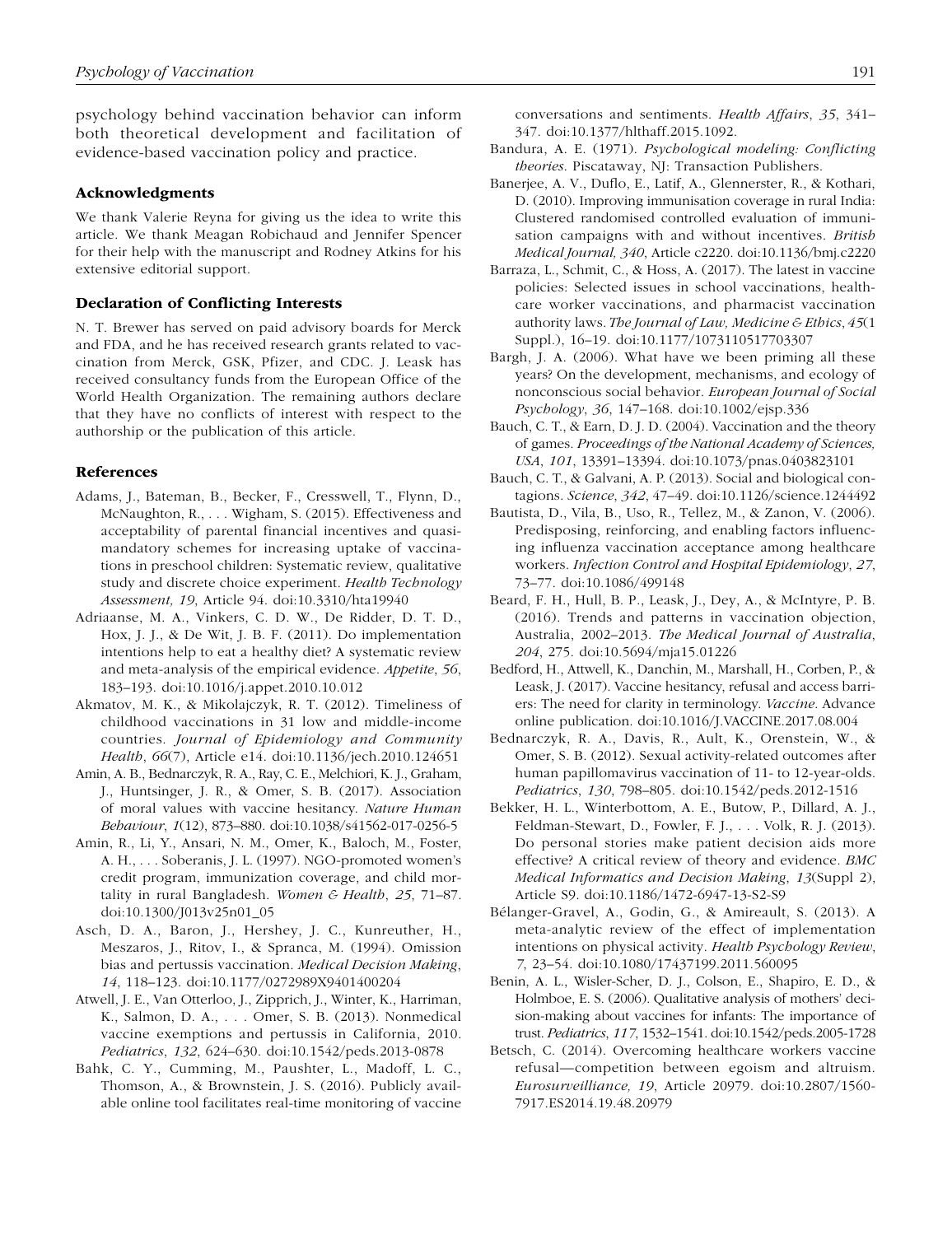psychology behind vaccination behavior can inform both theoretical development and facilitation of evidence-based vaccination policy and practice.

### Acknowledgments

We thank Valerie Reyna for giving us the idea to write this article. We thank Meagan Robichaud and Jennifer Spencer for their help with the manuscript and Rodney Atkins for his extensive editorial support.

### Declaration of Conflicting Interests

N. T. Brewer has served on paid advisory boards for Merck and FDA, and he has received research grants related to vaccination from Merck, GSK, Pfizer, and CDC. J. Leask has received consultancy funds from the European Office of the World Health Organization. The remaining authors declare that they have no conflicts of interest with respect to the authorship or the publication of this article.

### References

Adams, J., Bateman, B., Becker, F., Cresswell, T., Flynn, D., McNaughton, R., . . . Wigham, S. (2015). Effectiveness and acceptability of parental financial incentives and quasi-mandatory schemes for increasing uptake of vaccinations in preschool children: Systematic review, qualitative study and discrete choice experiment. *Health Technology Assessment, 19*, Article 94. doi:10.3310/hta19940

Adriaanse, M. A., Vinkers, C. D. W., De Ridder, D. T. D., Hox, J. J., & De Wit, J. B. F. (2011). Do implementation intentions help to eat a healthy diet? A systematic review and meta-analysis of the empirical evidence. *Appetite*, *56*, 183–193. doi:10.1016/j.appet.2010.10.012

Akmatov, M. K., & Mikolajczyk, R. T. (2012). Timeliness of childhood vaccinations in 31 low and middle-income countries. *Journal of Epidemiology and Community Health*, *66*(7), Article e14. doi:10.1136/jech.2010.124651

Amin, A. B., Bednarczyk, R. A., Ray, C. E., Melchiori, K. J., Graham, J., Huntsinger, J. R., & Omer, S. B. (2017). Association of moral values with vaccine hesitancy. *Nature Human Behaviour*, *1*(12), 873–880. doi:10.1038/s41562-017-0256-5

Amin, R., Li, Y., Ansari, N. M., Omer, K., Baloch, M., Foster, A. H., . . . Soberanis, J. L. (1997). NGO-promoted women's credit program, immunization coverage, and child mortality in rural Bangladesh. *Women & Health*, *25*, 71–87. doi:10.1300/J013v25n01_05

Asch, D. A., Baron, J., Hershey, J. C., Kunreuther, H., Meszaros, J., Ritov, I., & Spranca, M. (1994). Omission bias and pertussis vaccination. *Medical Decision Making*, *14*, 118–123. doi:10.1177/0272989X9401400204

Atwell, J. E., Van Otterloo, J., Zipprich, J., Winter, K., Harriman, K., Salmon, D. A., . . . Omer, S. B. (2013). Nonmedical vaccine exemptions and pertussis in California, 2010. *Pediatrics*, *132*, 624–630. doi:10.1542/peds.2013-0878

Bahk, C. Y., Cumming, M., Paushter, L., Madoff, L. C., Thomson, A., & Brownstein, J. S. (2016). Publicly available online tool facilitates real-time monitoring of vaccine conversations and sentiments. *Health Affairs*, *35*, 341–347. doi:10.1377/hlthaff.2015.1092.

Bandura, A. E. (1971). *Psychological modeling: Conflicting theories*. Piscataway, NJ: Transaction Publishers.

Banerjee, A. V., Duflo, E., Latif, A., Glennerster, R., & Kothari, D. (2010). Improving immunisation coverage in rural India: Clustered randomised controlled evaluation of immunisation campaigns with and without incentives. *British Medical Journal, 340*, Article c2220. doi:10.1136/bmj.c2220

Barraza, L., Schmit, C., & Hoss, A. (2017). The latest in vaccine policies: Selected issues in school vaccinations, healthcare worker vaccinations, and pharmacist vaccination authority laws. *The Journal of Law, Medicine & Ethics*, *45*(1 Suppl.), 16–19. doi:10.1177/1073110517703307

Bargh, J. A. (2006). What have we been priming all these years? On the development, mechanisms, and ecology of nonconscious social behavior. *European Journal of Social Psychology*, *36*, 147–168. doi:10.1002/ejsp.336

Bauch, C. T., & Earn, D. J. D. (2004). Vaccination and the theory of games. *Proceedings of the National Academy of Sciences, USA*, *101*, 13391–13394. doi:10.1073/pnas.0403823101

Bauch, C. T., & Galvani, A. P. (2013). Social and biological contagions. *Science*, *342*, 47–49. doi:10.1126/science.1244492

Bautista, D., Vila, B., Uso, R., Tellez, M., & Zanon, V. (2006). Predisposing, reinforcing, and enabling factors influencing influenza vaccination acceptance among healthcare workers. *Infection Control and Hospital Epidemiology*, *27*, 73–77. doi:10.1086/499148

Beard, F. H., Hull, B. P., Leask, J., Dey, A., & McIntyre, P. B. (2016). Trends and patterns in vaccination objection, Australia, 2002–2013. *The Medical Journal of Australia*, *204*, 275. doi:10.5694/mja15.01226

Bedford, H., Attwell, K., Danchin, M., Marshall, H., Corben, P., & Leask, J. (2017). Vaccine hesitancy, refusal and access barriers: The need for clarity in terminology. *Vaccine*. Advance online publication. doi:10.1016/J.VACCINE.2017.08.004

Bednarczyk, R. A., Davis, R., Ault, K., Orenstein, W., & Omer, S. B. (2012). Sexual activity-related outcomes after human papillomavirus vaccination of 11- to 12-year-olds. *Pediatrics*, *130*, 798–805. doi:10.1542/peds.2012-1516

Bekker, H. L., Winterbottom, A. E., Butow, P., Dillard, A. J., Feldman-Stewart, D., Fowler, F. J., . . . Volk, R. J. (2013). Do personal stories make patient decision aids more effective? A critical review of theory and evidence. *BMC Medical Informatics and Decision Making*, *13*(Suppl 2), Article S9. doi:10.1186/1472-6947-13-S2-S9

Bélanger-Gravel, A., Godin, G., & Amireault, S. (2013). A meta-analytic review of the effect of implementation intentions on physical activity. *Health Psychology Review*, *7*, 23–54. doi:10.1080/17437199.2011.560095

Benin, A. L., Wisler-Scher, D. J., Colson, E., Shapiro, E. D., & Holmboe, E. S. (2006). Qualitative analysis of mothers' decision-making about vaccines for infants: The importance of trust. *Pediatrics*, *117*, 1532–1541. doi:10.1542/peds.2005-1728

Betsch, C. (2014). Overcoming healthcare workers vaccine refusal—competition between egoism and altruism. *Eurosurveilliance, 19*, Article 20979. doi:10.2807/1560-7917.ES2014.19.48.20979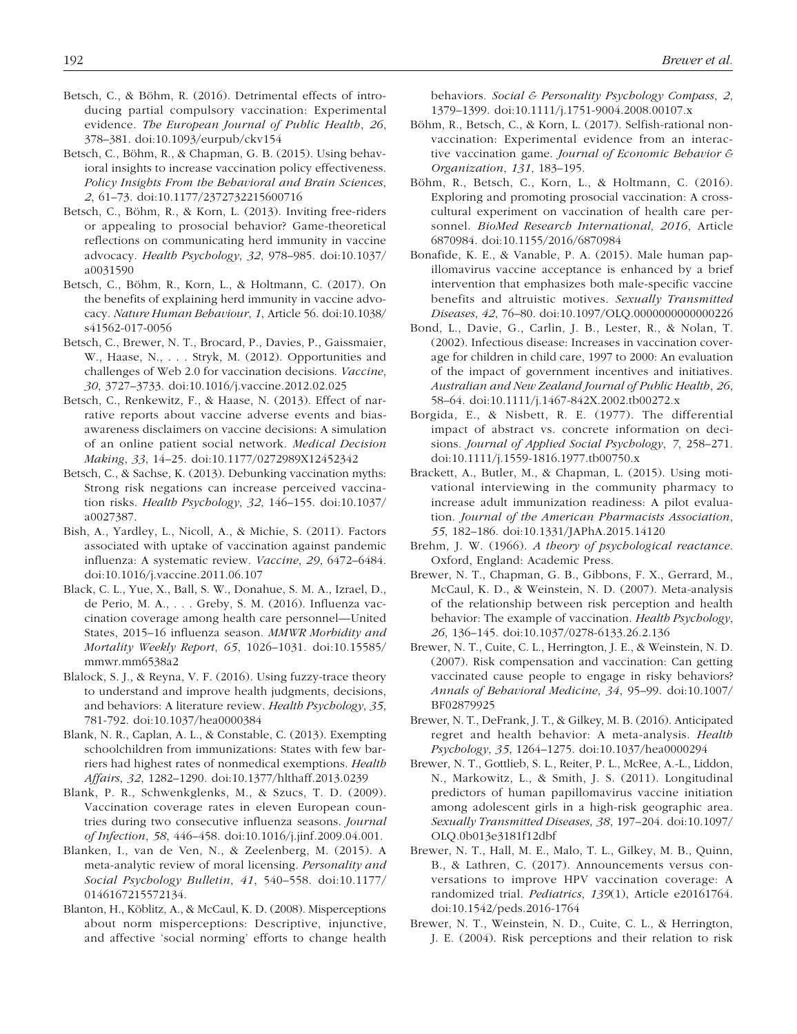Betsch, C., & Böhm, R. (2016). Detrimental effects of introducing partial compulsory vaccination: Experimental evidence. *The European Journal of Public Health*, *26*, 378–381. doi:10.1093/eurpub/ckv154

Betsch, C., Böhm, R., & Chapman, G. B. (2015). Using behavioral insights to increase vaccination policy effectiveness. *Policy Insights From the Behavioral and Brain Sciences*, *2*, 61–73. doi:10.1177/2372732215600716

Betsch, C., Böhm, R., & Korn, L. (2013). Inviting free-riders or appealing to prosocial behavior? Game-theoretical reflections on communicating herd immunity in vaccine advocacy. *Health Psychology*, *32*, 978–985. doi:10.1037/a0031590

Betsch, C., Böhm, R., Korn, L., & Holtmann, C. (2017). On the benefits of explaining herd immunity in vaccine advocacy. *Nature Human Behaviour*, *1*, Article 56. doi:10.1038/s41562-017-0056

Betsch, C., Brewer, N. T., Brocard, P., Davies, P., Gaissmaier, W., Haase, N., . . . Stryk, M. (2012). Opportunities and challenges of Web 2.0 for vaccination decisions. *Vaccine*, *30*, 3727–3733. doi:10.1016/j.vaccine.2012.02.025

Betsch, C., Renkewitz, F., & Haase, N. (2013). Effect of narrative reports about vaccine adverse events and bias-awareness disclaimers on vaccine decisions: A simulation of an online patient social network. *Medical Decision Making*, *33*, 14–25. doi:10.1177/0272989X12452342

Betsch, C., & Sachse, K. (2013). Debunking vaccination myths: Strong risk negations can increase perceived vaccination risks. *Health Psychology*, *32*, 146–155. doi:10.1037/a0027387.

Bish, A., Yardley, L., Nicoll, A., & Michie, S. (2011). Factors associated with uptake of vaccination against pandemic influenza: A systematic review. *Vaccine*, *29*, 6472–6484. doi:10.1016/j.vaccine.2011.06.107

Black, C. L., Yue, X., Ball, S. W., Donahue, S. M. A., Izrael, D., de Perio, M. A., . . . Greby, S. M. (2016). Influenza vaccination coverage among health care personnel—United States, 2015–16 influenza season. *MMWR Morbidity and Mortality Weekly Report*, *65*, 1026–1031. doi:10.15585/mmwr.mm6538a2

Blalock, S. J., & Reyna, V. F. (2016). Using fuzzy-trace theory to understand and improve health judgments, decisions, and behaviors: A literature review. *Health Psychology*, *35*, 781-792. doi:10.1037/hea0000384

Blank, N. R., Caplan, A. L., & Constable, C. (2013). Exempting schoolchildren from immunizations: States with few barriers had highest rates of nonmedical exemptions. *Health Affairs*, *32*, 1282–1290. doi:10.1377/hlthaff.2013.0239

Blank, P. R., Schwenkglenks, M., & Szucs, T. D. (2009). Vaccination coverage rates in eleven European countries during two consecutive influenza seasons. *Journal of Infection*, *58*, 446–458. doi:10.1016/j.jinf.2009.04.001.

Blanken, I., van de Ven, N., & Zeelenberg, M. (2015). A meta-analytic review of moral licensing. *Personality and Social Psychology Bulletin*, *41*, 540–558. doi:10.1177/0146167215572134.

Blanton, H., Köblitz, A., & McCaul, K. D. (2008). Misperceptions about norm misperceptions: Descriptive, injunctive, and affective 'social norming' efforts to change health behaviors. *Social & Personality Psychology Compass*, *2*, 1379–1399. doi:10.1111/j.1751-9004.2008.00107.x

Böhm, R., Betsch, C., & Korn, L. (2017). Selfish-rational non-vaccination: Experimental evidence from an interactive vaccination game. *Journal of Economic Behavior & Organization*, *131*, 183–195.

Böhm, R., Betsch, C., Korn, L., & Holtmann, C. (2016). Exploring and promoting prosocial vaccination: A cross-cultural experiment on vaccination of health care personnel. *BioMed Research International, 2016*, Article 6870984. doi:10.1155/2016/6870984

Bonafide, K. E., & Vanable, P. A. (2015). Male human papillomavirus vaccine acceptance is enhanced by a brief intervention that emphasizes both male-specific vaccine benefits and altruistic motives. *Sexually Transmitted Diseases*, *42*, 76–80. doi:10.1097/OLQ.0000000000000226

Bond, L., Davie, G., Carlin, J. B., Lester, R., & Nolan, T. (2002). Infectious disease: Increases in vaccination coverage for children in child care, 1997 to 2000: An evaluation of the impact of government incentives and initiatives. *Australian and New Zealand Journal of Public Health*, *26*, 58–64. doi:10.1111/j.1467-842X.2002.tb00272.x

Borgida, E., & Nisbett, R. E. (1977). The differential impact of abstract vs. concrete information on decisions. *Journal of Applied Social Psychology*, *7*, 258–271. doi:10.1111/j.1559-1816.1977.tb00750.x

Brackett, A., Butler, M., & Chapman, L. (2015). Using motivational interviewing in the community pharmacy to increase adult immunization readiness: A pilot evaluation. *Journal of the American Pharmacists Association*, *55*, 182–186. doi:10.1331/JAPhA.2015.14120

Brehm, J. W. (1966). *A theory of psychological reactance*. Oxford, England: Academic Press.

Brewer, N. T., Chapman, G. B., Gibbons, F. X., Gerrard, M., McCaul, K. D., & Weinstein, N. D. (2007). Meta-analysis of the relationship between risk perception and health behavior: The example of vaccination. *Health Psychology*, *26*, 136–145. doi:10.1037/0278-6133.26.2.136

Brewer, N. T., Cuite, C. L., Herrington, J. E., & Weinstein, N. D. (2007). Risk compensation and vaccination: Can getting vaccinated cause people to engage in risky behaviors? *Annals of Behavioral Medicine*, *34*, 95–99. doi:10.1007/BF02879925

Brewer, N. T., DeFrank, J. T., & Gilkey, M. B. (2016). Anticipated regret and health behavior: A meta-analysis. *Health Psychology*, *35*, 1264–1275. doi:10.1037/hea0000294

Brewer, N. T., Gottlieb, S. L., Reiter, P. L., McRee, A.-L., Liddon, N., Markowitz, L., & Smith, J. S. (2011). Longitudinal predictors of human papillomavirus vaccine initiation among adolescent girls in a high-risk geographic area. *Sexually Transmitted Diseases*, *38*, 197–204. doi:10.1097/OLQ.0b013e3181f12dbf

Brewer, N. T., Hall, M. E., Malo, T. L., Gilkey, M. B., Quinn, B., & Lathren, C. (2017). Announcements versus conversations to improve HPV vaccination coverage: A randomized trial. *Pediatrics*, *139*(1), Article e20161764. doi:10.1542/peds.2016-1764

Brewer, N. T., Weinstein, N. D., Cuite, C. L., & Herrington, J. E. (2004). Risk perceptions and their relation to risk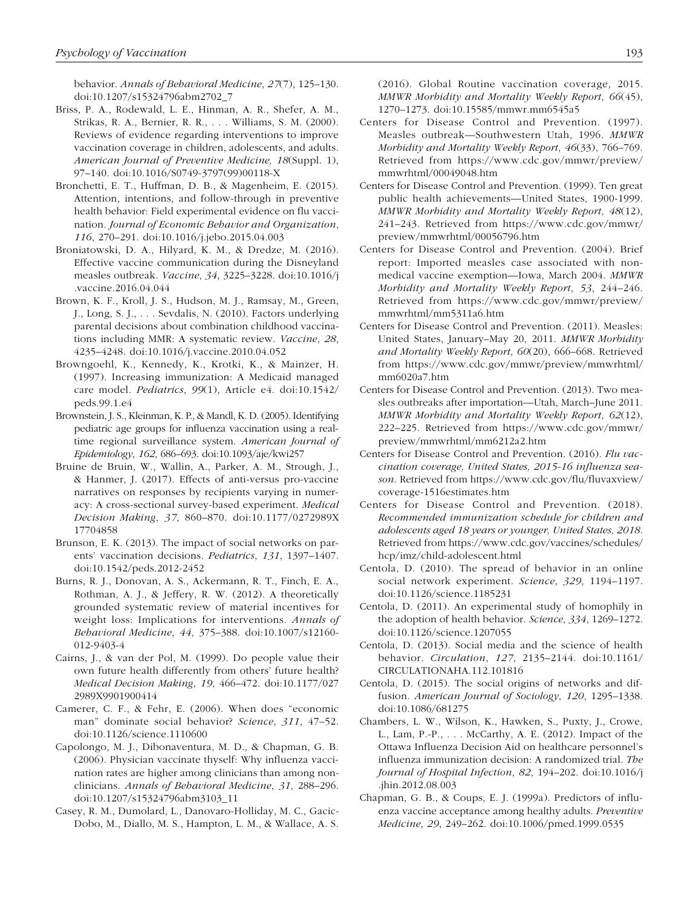behavior. *Annals of Behavioral Medicine*, *27*(7), 125–130. doi:10.1207/s15324796abm2702_7

Briss, P. A., Rodewald, L. E., Hinman, A. R., Shefer, A. M., Strikas, R. A., Bernier, R. R., . . . Williams, S. M. (2000). Reviews of evidence regarding interventions to improve vaccination coverage in children, adolescents, and adults. *American Journal of Preventive Medicine, 18*(Suppl. 1), 97–140. doi:10.1016/S0749-3797(99)00118-X

Bronchetti, E. T., Huffman, D. B., & Magenheim, E. (2015). Attention, intentions, and follow-through in preventive health behavior: Field experimental evidence on flu vaccination. *Journal of Economic Behavior and Organization*, *116*, 270–291. doi:10.1016/j.jebo.2015.04.003

Broniatowski, D. A., Hilyard, K. M., & Dredze, M. (2016). Effective vaccine communication during the Disneyland measles outbreak. *Vaccine*, *34*, 3225–3228. doi:10.1016/j.vaccine.2016.04.044

Brown, K. F., Kroll, J. S., Hudson, M. J., Ramsay, M., Green, J., Long, S. J., . . . Sevdalis, N. (2010). Factors underlying parental decisions about combination childhood vaccinations including MMR: A systematic review. *Vaccine*, *28*, 4235–4248. doi:10.1016/j.vaccine.2010.04.052

Browngoehl, K., Kennedy, K., Krotki, K., & Mainzer, H. (1997). Increasing immunization: A Medicaid managed care model. *Pediatrics*, *99*(1), Article e4. doi:10.1542/peds.99.1.e4

Brownstein, J. S., Kleinman, K. P., & Mandl, K. D. (2005). Identifying pediatric age groups for influenza vaccination using a real-time regional surveillance system. *American Journal of Epidemiology*, *162*, 686–693. doi:10.1093/aje/kwi257

Bruine de Bruin, W., Wallin, A., Parker, A. M., Strough, J., & Hanmer, J. (2017). Effects of anti-versus pro-vaccine narratives on responses by recipients varying in numeracy: A cross-sectional survey-based experiment. *Medical Decision Making*, *37*, 860–870. doi:10.1177/0272989X17704858

Brunson, E. K. (2013). The impact of social networks on parents' vaccination decisions. *Pediatrics*, *131*, 1397–1407. doi:10.1542/peds.2012-2452

Burns, R. J., Donovan, A. S., Ackermann, R. T., Finch, E. A., Rothman, A. J., & Jeffery, R. W. (2012). A theoretically grounded systematic review of material incentives for weight loss: Implications for interventions. *Annals of Behavioral Medicine*, *44*, 375–388. doi:10.1007/s12160-012-9403-4

Cairns, J., & van der Pol, M. (1999). Do people value their own future health differently from others' future health? *Medical Decision Making*, *19*, 466–472. doi:10.1177/0272989X9901900414

Camerer, C. F., & Fehr, E. (2006). When does "economic man" dominate social behavior? *Science*, *311*, 47–52. doi:10.1126/science.1110600

Capolongo, M. J., Dibonaventura, M. D., & Chapman, G. B. (2006). Physician vaccinate thyself: Why influenza vaccination rates are higher among clinicians than among nonclinicians. *Annals of Behavioral Medicine*, *31*, 288–296. doi:10.1207/s15324796abm3103_11

Casey, R. M., Dumolard, L., Danovaro-Holliday, M. C., Gacic-Dobo, M., Diallo, M. S., Hampton, L. M., & Wallace, A. S. (2016). Global Routine vaccination coverage, 2015. *MMWR Morbidity and Mortality Weekly Report*, *66*(45), 1270–1273. doi:10.15585/mmwr.mm6545a5

Centers for Disease Control and Prevention. (1997). Measles outbreak—Southwestern Utah, 1996. *MMWR Morbidity and Mortality Weekly Report*, *46*(33), 766–769. Retrieved from https://www.cdc.gov/mmwr/preview/mmwrhtml/00049048.htm

Centers for Disease Control and Prevention. (1999). Ten great public health achievements—United States, 1900-1999. *MMWR Morbidity and Mortality Weekly Report*, *48*(12), 241–243. Retrieved from https://www.cdc.gov/mmwr/preview/mmwrhtml/00056796.htm

Centers for Disease Control and Prevention. (2004). Brief report: Imported measles case associated with nonmedical vaccine exemption—Iowa, March 2004. *MMWR Morbidity and Mortality Weekly Report*, *53*, 244–246. Retrieved from https://www.cdc.gov/mmwr/preview/mmwrhtml/mm5311a6.htm

Centers for Disease Control and Prevention. (2011). Measles: United States, January–May 20, 2011. *MMWR Morbidity and Mortality Weekly Report*, *60*(20), 666–668. Retrieved from https://www.cdc.gov/mmwr/preview/mmwrhtml/mm6020a7.htm

Centers for Disease Control and Prevention. (2013). Two measles outbreaks after importation—Utah, March–June 2011. *MMWR Morbidity and Mortality Weekly Report*, *62*(12), 222–225. Retrieved from https://www.cdc.gov/mmwr/preview/mmwrhtml/mm6212a2.htm

Centers for Disease Control and Prevention. (2016). *Flu vaccination coverage, United States, 2015-16 influenza season*. Retrieved from https://www.cdc.gov/flu/fluvaxview/coverage-1516estimates.htm

Centers for Disease Control and Prevention. (2018). *Recommended immunization schedule for children and adolescents aged 18 years or younger, United States, 2018*. Retrieved from https://www.cdc.gov/vaccines/schedules/hcp/imz/child-adolescent.html

Centola, D. (2010). The spread of behavior in an online social network experiment. *Science*, *329*, 1194–1197. doi:10.1126/science.1185231

Centola, D. (2011). An experimental study of homophily in the adoption of health behavior. *Science*, *334*, 1269–1272. doi:10.1126/science.1207055

Centola, D. (2013). Social media and the science of health behavior. *Circulation*, *127*, 2135–2144. doi:10.1161/CIRCULATIONAHA.112.101816

Centola, D. (2015). The social origins of networks and diffusion. *American Journal of Sociology*, *120*, 1295–1338. doi:10.1086/681275

Chambers, L. W., Wilson, K., Hawken, S., Puxty, J., Crowe, L., Lam, P.-P., . . . McCarthy, A. E. (2012). Impact of the Ottawa Influenza Decision Aid on healthcare personnel's influenza immunization decision: A randomized trial. *The Journal of Hospital Infection*, *82*, 194–202. doi:10.1016/j.jhin.2012.08.003

Chapman, G. B., & Coups, E. J. (1999a). Predictors of influenza vaccine acceptance among healthy adults. *Preventive Medicine*, *29*, 249–262. doi:10.1006/pmed.1999.0535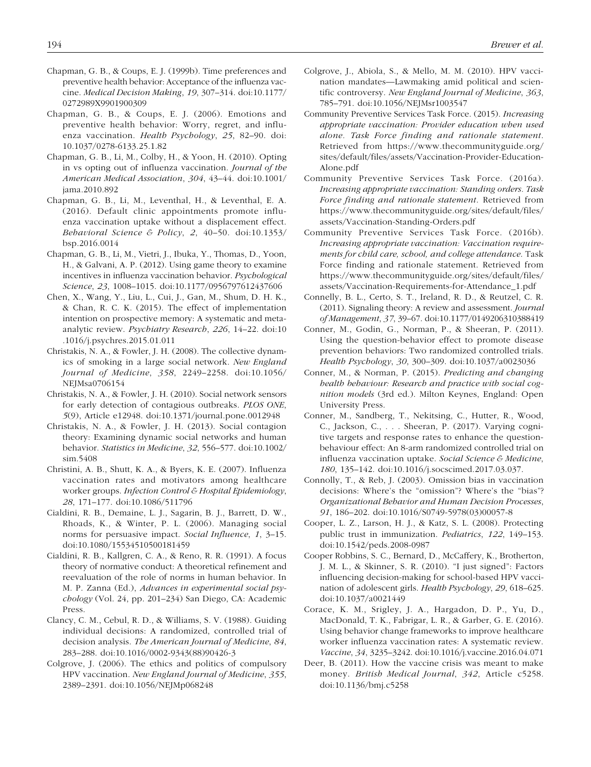Chapman, G. B., & Coups, E. J. (1999b). Time preferences and preventive health behavior: Acceptance of the influenza vaccine. *Medical Decision Making*, *19*, 307–314. doi:10.1177/0272989X9901900309

Chapman, G. B., & Coups, E. J. (2006). Emotions and preventive health behavior: Worry, regret, and influenza vaccination. *Health Psychology*, *25*, 82–90. doi:10.1037/0278-6133.25.1.82

Chapman, G. B., Li, M., Colby, H., & Yoon, H. (2010). Opting in vs opting out of influenza vaccination. *Journal of the American Medical Association*, *304*, 43–44. doi:10.1001/jama.2010.892

Chapman, G. B., Li, M., Leventhal, H., & Leventhal, E. A. (2016). Default clinic appointments promote influenza vaccination uptake without a displacement effect. *Behavioral Science & Policy*, *2*, 40–50. doi:10.1353/bsp.2016.0014

Chapman, G. B., Li, M., Vietri, J., Ibuka, Y., Thomas, D., Yoon, H., & Galvani, A. P. (2012). Using game theory to examine incentives in influenza vaccination behavior. *Psychological Science*, *23*, 1008–1015. doi:10.1177/0956797612437606

Chen, X., Wang, Y., Liu, L., Cui, J., Gan, M., Shum, D. H. K., & Chan, R. C. K. (2015). The effect of implementation intention on prospective memory: A systematic and meta-analytic review. *Psychiatry Research*, *226*, 14–22. doi:10.1016/j.psychres.2015.01.011

Christakis, N. A., & Fowler, J. H. (2008). The collective dynamics of smoking in a large social network. *New England Journal of Medicine*, *358*, 2249–2258. doi:10.1056/NEJMsa0706154

Christakis, N. A., & Fowler, J. H. (2010). Social network sensors for early detection of contagious outbreaks. *PLOS ONE*, *5*(9), Article e12948. doi:10.1371/journal.pone.0012948

Christakis, N. A., & Fowler, J. H. (2013). Social contagion theory: Examining dynamic social networks and human behavior. *Statistics in Medicine*, *32*, 556–577. doi:10.1002/sim.5408

Christini, A. B., Shutt, K. A., & Byers, K. E. (2007). Influenza vaccination rates and motivators among healthcare worker groups. *Infection Control & Hospital Epidemiology*, *28*, 171–177. doi:10.1086/511796

Cialdini, R. B., Demaine, L. J., Sagarin, B. J., Barrett, D. W., Rhoads, K., & Winter, P. L. (2006). Managing social norms for persuasive impact. *Social Influence*, *1*, 3–15. doi:10.1080/15534510500181459

Cialdini, R. B., Kallgren, C. A., & Reno, R. R. (1991). A focus theory of normative conduct: A theoretical refinement and reevaluation of the role of norms in human behavior. In M. P. Zanna (Ed.), *Advances in experimental social psychology* (Vol. 24, pp. 201–234) San Diego, CA: Academic Press.

Clancy, C. M., Cebul, R. D., & Williams, S. V. (1988). Guiding individual decisions: A randomized, controlled trial of decision analysis. *The American Journal of Medicine*, *84*, 283–288. doi:10.1016/0002-9343(88)90426-3

Colgrove, J. (2006). The ethics and politics of compulsory HPV vaccination. *New England Journal of Medicine*, *355*, 2389–2391. doi:10.1056/NEJMp068248

Colgrove, J., Abiola, S., & Mello, M. M. (2010). HPV vaccination mandates—Lawmaking amid political and scientific controversy. *New England Journal of Medicine*, *363*, 785–791. doi:10.1056/NEJMsr1003547

Community Preventive Services Task Force. (2015). *Increasing appropriate vaccination: Provider education when used alone. Task Force finding and rationale statement*. Retrieved from https://www.thecommunityguide.org/sites/default/files/assets/Vaccination-Provider-Education-Alone.pdf

Community Preventive Services Task Force. (2016a). *Increasing appropriate vaccination: Standing orders. Task Force finding and rationale statement*. Retrieved from https://www.thecommunityguide.org/sites/default/files/assets/Vaccination-Standing-Orders.pdf

Community Preventive Services Task Force. (2016b). *Increasing appropriate vaccination: Vaccination requirements for child care, school, and college attendance*. Task Force finding and rationale statement. Retrieved from https://www.thecommunityguide.org/sites/default/files/assets/Vaccination-Requirements-for-Attendance_1.pdf

Connelly, B. L., Certo, S. T., Ireland, R. D., & Reutzel, C. R. (2011). Signaling theory: A review and assessment. *Journal of Management*, *37*, 39–67. doi:10.1177/0149206310388419

Conner, M., Godin, G., Norman, P., & Sheeran, P. (2011). Using the question-behavior effect to promote disease prevention behaviors: Two randomized controlled trials. *Health Psychology*, *30*, 300–309. doi:10.1037/a0023036

Conner, M., & Norman, P. (2015). *Predicting and changing health behaviour: Research and practice with social cognition models* (3rd ed.). Milton Keynes, England: Open University Press.

Conner, M., Sandberg, T., Nekitsing, C., Hutter, R., Wood, C., Jackson, C., . . . Sheeran, P. (2017). Varying cognitive targets and response rates to enhance the question-behaviour effect: An 8-arm randomized controlled trial on influenza vaccination uptake. *Social Science & Medicine*, *180*, 135–142. doi:10.1016/j.socscimed.2017.03.037.

Connolly, T., & Reb, J. (2003). Omission bias in vaccination decisions: Where's the "omission"? Where's the "bias"? *Organizational Behavior and Human Decision Processes*, *91*, 186–202. doi:10.1016/S0749-5978(03)00057-8

Cooper, L. Z., Larson, H. J., & Katz, S. L. (2008). Protecting public trust in immunization. *Pediatrics*, *122*, 149–153. doi:10.1542/peds.2008-0987

Cooper Robbins, S. C., Bernard, D., McCaffery, K., Brotherton, J. M. L., & Skinner, S. R. (2010). "I just signed": Factors influencing decision-making for school-based HPV vaccination of adolescent girls. *Health Psychology*, *29*, 618–625. doi:10.1037/a0021449

Corace, K. M., Srigley, J. A., Hargadon, D. P., Yu, D., MacDonald, T. K., Fabrigar, L. R., & Garber, G. E. (2016). Using behavior change frameworks to improve healthcare worker influenza vaccination rates: A systematic review. *Vaccine*, *34*, 3235–3242. doi:10.1016/j.vaccine.2016.04.071

Deer, B. (2011). How the vaccine crisis was meant to make money. *British Medical Journal*, *342*, Article c5258. doi:10.1136/bmj.c5258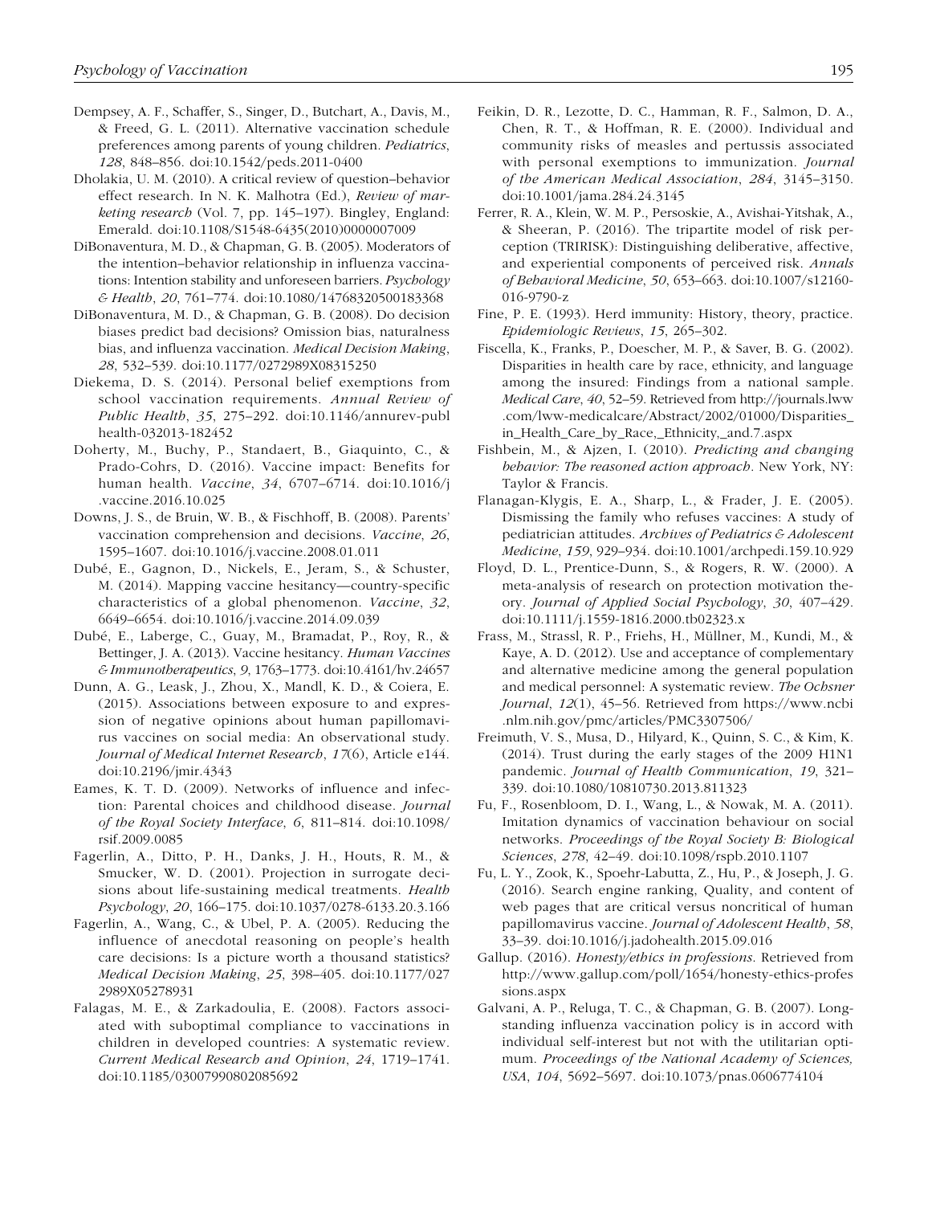Dempsey, A. F., Schaffer, S., Singer, D., Butchart, A., Davis, M., & Freed, G. L. (2011). Alternative vaccination schedule preferences among parents of young children. *Pediatrics*, *128*, 848–856. doi:10.1542/peds.2011-0400

Dholakia, U. M. (2010). A critical review of question–behavior effect research. In N. K. Malhotra (Ed.), *Review of marketing research* (Vol. 7, pp. 145–197). Bingley, England: Emerald. doi:10.1108/S1548-6435(2010)0000007009

DiBonaventura, M. D., & Chapman, G. B. (2005). Moderators of the intention–behavior relationship in influenza vaccinations: Intention stability and unforeseen barriers. *Psychology & Health*, *20*, 761–774. doi:10.1080/14768320500183368

DiBonaventura, M. D., & Chapman, G. B. (2008). Do decision biases predict bad decisions? Omission bias, naturalness bias, and influenza vaccination. *Medical Decision Making*, *28*, 532–539. doi:10.1177/0272989X08315250

Diekema, D. S. (2014). Personal belief exemptions from school vaccination requirements. *Annual Review of Public Health*, *35*, 275–292. doi:10.1146/annurev-publhealth-032013-182452

Doherty, M., Buchy, P., Standaert, B., Giaquinto, C., & Prado-Cohrs, D. (2016). Vaccine impact: Benefits for human health. *Vaccine*, *34*, 6707–6714. doi:10.1016/j.vaccine.2016.10.025

Downs, J. S., de Bruin, W. B., & Fischhoff, B. (2008). Parents' vaccination comprehension and decisions. *Vaccine*, *26*, 1595–1607. doi:10.1016/j.vaccine.2008.01.011

Dubé, E., Gagnon, D., Nickels, E., Jeram, S., & Schuster, M. (2014). Mapping vaccine hesitancy—country-specific characteristics of a global phenomenon. *Vaccine*, *32*, 6649–6654. doi:10.1016/j.vaccine.2014.09.039

Dubé, E., Laberge, C., Guay, M., Bramadat, P., Roy, R., & Bettinger, J. A. (2013). Vaccine hesitancy. *Human Vaccines & Immunotherapeutics*, *9*, 1763–1773. doi:10.4161/hv.24657

Dunn, A. G., Leask, J., Zhou, X., Mandl, K. D., & Coiera, E. (2015). Associations between exposure to and expression of negative opinions about human papillomavirus vaccines on social media: An observational study. *Journal of Medical Internet Research*, *17*(6), Article e144. doi:10.2196/jmir.4343

Eames, K. T. D. (2009). Networks of influence and infection: Parental choices and childhood disease. *Journal of the Royal Society Interface*, *6*, 811–814. doi:10.1098/rsif.2009.0085

Fagerlin, A., Ditto, P. H., Danks, J. H., Houts, R. M., & Smucker, W. D. (2001). Projection in surrogate decisions about life-sustaining medical treatments. *Health Psychology*, *20*, 166–175. doi:10.1037/0278-6133.20.3.166

Fagerlin, A., Wang, C., & Ubel, P. A. (2005). Reducing the influence of anecdotal reasoning on people's health care decisions: Is a picture worth a thousand statistics? *Medical Decision Making*, *25*, 398–405. doi:10.1177/0272989X05278931

Falagas, M. E., & Zarkadoulia, E. (2008). Factors associated with suboptimal compliance to vaccinations in children in developed countries: A systematic review. *Current Medical Research and Opinion*, *24*, 1719–1741. doi:10.1185/03007990802085692

Feikin, D. R., Lezotte, D. C., Hamman, R. F., Salmon, D. A., Chen, R. T., & Hoffman, R. E. (2000). Individual and community risks of measles and pertussis associated with personal exemptions to immunization. *Journal of the American Medical Association*, *284*, 3145–3150. doi:10.1001/jama.284.24.3145

Ferrer, R. A., Klein, W. M. P., Persoskie, A., Avishai-Yitshak, A., & Sheeran, P. (2016). The tripartite model of risk perception (TRIRISK): Distinguishing deliberative, affective, and experiential components of perceived risk. *Annals of Behavioral Medicine*, *50*, 653–663. doi:10.1007/s12160-016-9790-z

Fine, P. E. (1993). Herd immunity: History, theory, practice. *Epidemiologic Reviews*, *15*, 265–302.

Fiscella, K., Franks, P., Doescher, M. P., & Saver, B. G. (2002). Disparities in health care by race, ethnicity, and language among the insured: Findings from a national sample. *Medical Care*, *40*, 52–59. Retrieved from http://journals.lww.com/lww-medicalcare/Abstract/2002/01000/Disparities_in_Health_Care_by_Race,_Ethnicity,_and.7.aspx

Fishbein, M., & Ajzen, I. (2010). *Predicting and changing behavior: The reasoned action approach*. New York, NY: Taylor & Francis.

Flanagan-Klygis, E. A., Sharp, L., & Frader, J. E. (2005). Dismissing the family who refuses vaccines: A study of pediatrician attitudes. *Archives of Pediatrics & Adolescent Medicine*, *159*, 929–934. doi:10.1001/archpedi.159.10.929

Floyd, D. L., Prentice-Dunn, S., & Rogers, R. W. (2000). A meta-analysis of research on protection motivation theory. *Journal of Applied Social Psychology*, *30*, 407–429. doi:10.1111/j.1559-1816.2000.tb02323.x

Frass, M., Strassl, R. P., Friehs, H., Müllner, M., Kundi, M., & Kaye, A. D. (2012). Use and acceptance of complementary and alternative medicine among the general population and medical personnel: A systematic review. *The Ochsner Journal*, *12*(1), 45–56. Retrieved from https://www.ncbi.nlm.nih.gov/pmc/articles/PMC3307506/

Freimuth, V. S., Musa, D., Hilyard, K., Quinn, S. C., & Kim, K. (2014). Trust during the early stages of the 2009 H1N1 pandemic. *Journal of Health Communication*, *19*, 321–339. doi:10.1080/10810730.2013.811323

Fu, F., Rosenbloom, D. I., Wang, L., & Nowak, M. A. (2011). Imitation dynamics of vaccination behaviour on social networks. *Proceedings of the Royal Society B: Biological Sciences*, *278*, 42–49. doi:10.1098/rspb.2010.1107

Fu, L. Y., Zook, K., Spoehr-Labutta, Z., Hu, P., & Joseph, J. G. (2016). Search engine ranking, Quality, and content of web pages that are critical versus noncritical of human papillomavirus vaccine. *Journal of Adolescent Health*, *58*, 33–39. doi:10.1016/j.jadohealth.2015.09.016

Gallup. (2016). *Honesty/ethics in professions*. Retrieved from http://www.gallup.com/poll/1654/honesty-ethics-professions.aspx

Galvani, A. P., Reluga, T. C., & Chapman, G. B. (2007). Long-standing influenza vaccination policy is in accord with individual self-interest but not with the utilitarian optimum. *Proceedings of the National Academy of Sciences, USA*, *104*, 5692–5697. doi:10.1073/pnas.0606774104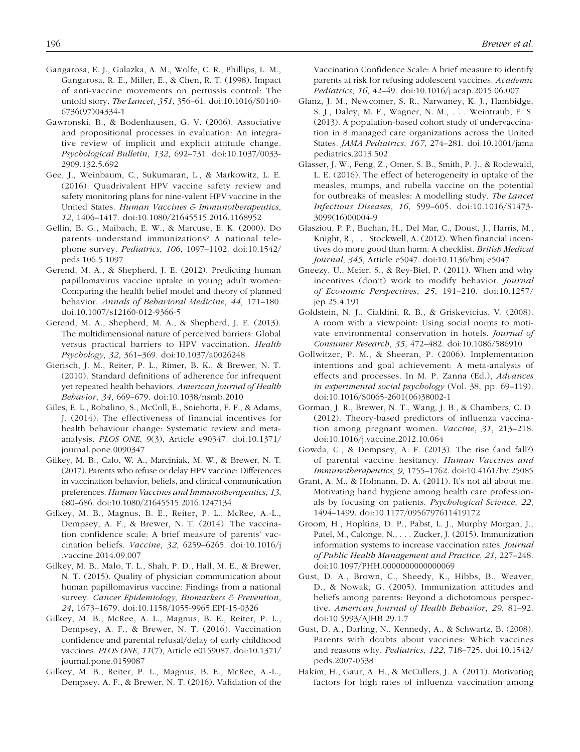Gangarosa, E. J., Galazka, A. M., Wolfe, C. R., Phillips, L. M., Gangarosa, R. E., Miller, E., & Chen, R. T. (1998). Impact of anti-vaccine movements on pertussis control: The untold story. *The Lancet*, *351*, 356–61. doi:10.1016/S0140-6736(97)04334-1

Gawronski, B., & Bodenhausen, G. V. (2006). Associative and propositional processes in evaluation: An integrative review of implicit and explicit attitude change. *Psychological Bulletin*, *132*, 692–731. doi:10.1037/0033-2909.132.5.692

Gee, J., Weinbaum, C., Sukumaran, L., & Markowitz, L. E. (2016). Quadrivalent HPV vaccine safety review and safety monitoring plans for nine-valent HPV vaccine in the United States. *Human Vaccines & Immunotherapeutics*, *12*, 1406–1417. doi:10.1080/21645515.2016.1168952

Gellin, B. G., Maibach, E. W., & Marcuse, E. K. (2000). Do parents understand immunizations? A national telephone survey. *Pediatrics*, *106*, 1097–1102. doi:10.1542/peds.106.5.1097

Gerend, M. A., & Shepherd, J. E. (2012). Predicting human papillomavirus vaccine uptake in young adult women: Comparing the health belief model and theory of planned behavior. *Annals of Behavioral Medicine*, *44*, 171–180. doi:10.1007/s12160-012-9366-5

Gerend, M. A., Shepherd, M. A., & Shepherd, J. E. (2013). The multidimensional nature of perceived barriers: Global versus practical barriers to HPV vaccination. *Health Psychology*, *32*, 361–369. doi:10.1037/a0026248

Gierisch, J. M., Reiter, P. L., Rimer, B. K., & Brewer, N. T. (2010). Standard definitions of adherence for infrequent yet repeated health behaviors. *American Journal of Health Behavior*, *34*, 669–679. doi:10.1038/nsmb.2010

Giles, E. L., Robalino, S., McColl, E., Sniehotta, F. F., & Adams, J. (2014). The effectiveness of financial incentives for health behaviour change: Systematic review and meta-analysis. *PLOS ONE*, *9*(3), Article e90347. doi:10.1371/journal.pone.0090347

Gilkey, M. B., Calo, W. A., Marciniak, M. W., & Brewer, N. T. (2017). Parents who refuse or delay HPV vaccine: Differences in vaccination behavior, beliefs, and clinical communication preferences. *Human Vaccines and Immunotherapeutics*, *13*, 680–686. doi:10.1080/21645515.2016.1247134

Gilkey, M. B., Magnus, B. E., Reiter, P. L., McRee, A.-L., Dempsey, A. F., & Brewer, N. T. (2014). The vaccination confidence scale: A brief measure of parents' vaccination beliefs. *Vaccine*, *32*, 6259–6265. doi:10.1016/j.vaccine.2014.09.007

Gilkey, M. B., Malo, T. L., Shah, P. D., Hall, M. E., & Brewer, N. T. (2015). Quality of physician communication about human papillomavirus vaccine: Findings from a national survey. *Cancer Epidemiology, Biomarkers & Prevention*, *24*, 1673–1679. doi:10.1158/1055-9965.EPI-15-0326

Gilkey, M. B., McRee, A. L., Magnus, B. E., Reiter, P. L., Dempsey, A. F., & Brewer, N. T. (2016). Vaccination confidence and parental refusal/delay of early childhood vaccines. *PLOS ONE*, *11*(7), Article e0159087. doi:10.1371/journal.pone.0159087

Gilkey, M. B., Reiter, P. L., Magnus, B. E., McRee, A.-L., Dempsey, A. F., & Brewer, N. T. (2016). Validation of the Vaccination Confidence Scale: A brief measure to identify parents at risk for refusing adolescent vaccines. *Academic Pediatrics*, *16*, 42–49. doi:10.1016/j.acap.2015.06.007

Glanz, J. M., Newcomer, S. R., Narwaney, K. J., Hambidge, S. J., Daley, M. F., Wagner, N. M., . . . Weintraub, E. S. (2013). A population-based cohort study of undervaccination in 8 managed care organizations across the United States. *JAMA Pediatrics*, *167*, 274–281. doi:10.1001/jamapediatrics.2013.502

Glasser, J. W., Feng, Z., Omer, S. B., Smith, P. J., & Rodewald, L. E. (2016). The effect of heterogeneity in uptake of the measles, mumps, and rubella vaccine on the potential for outbreaks of measles: A modelling study. *The Lancet Infectious Diseases*, *16*, 599–605. doi:10.1016/S1473-3099(16)00004-9

Glasziou, P. P., Buchan, H., Del Mar, C., Doust, J., Harris, M., Knight, R., . . . Stockwell, A. (2012). When financial incentives do more good than harm: A checklist. *British Medical Journal*, *345*, Article e5047. doi:10.1136/bmj.e5047

Gneezy, U., Meier, S., & Rey-Biel, P. (2011). When and why incentives (don't) work to modify behavior. *Journal of Economic Perspectives*, *25*, 191–210. doi:10.1257/jep.25.4.191

Goldstein, N. J., Cialdini, R. B., & Griskevicius, V. (2008). A room with a viewpoint: Using social norms to motivate environmental conservation in hotels. *Journal of Consumer Research*, *35*, 472–482. doi:10.1086/586910

Gollwitzer, P. M., & Sheeran, P. (2006). Implementation intentions and goal achievement: A meta-analysis of effects and processes. In M. P. Zanna (Ed.), *Advances in experimental social psychology* (Vol. 38, pp. 69–119). doi:10.1016/S0065-2601(06)38002-1

Gorman, J. R., Brewer, N. T., Wang, J. B., & Chambers, C. D. (2012). Theory-based predictors of influenza vaccination among pregnant women. *Vaccine*, *31*, 213–218. doi:10.1016/j.vaccine.2012.10.064

Gowda, C., & Dempsey, A. F. (2013). The rise (and fall?) of parental vaccine hesitancy. *Human Vaccines and Immunotherapeutics*, *9*, 1755–1762. doi:10.4161/hv.25085

Grant, A. M., & Hofmann, D. A. (2011). It's not all about me: Motivating hand hygiene among health care professionals by focusing on patients. *Psychological Science*, *22*, 1494–1499. doi:10.1177/0956797611419172

Groom, H., Hopkins, D. P., Pabst, L. J., Murphy Morgan, J., Patel, M., Calonge, N., . . . Zucker, J. (2015). Immunization information systems to increase vaccination rates. *Journal of Public Health Management and Practice*, *21*, 227–248. doi:10.1097/PHH.0000000000000069

Gust, D. A., Brown, C., Sheedy, K., Hibbs, B., Weaver, D., & Nowak, G. (2005). Immunization attitudes and beliefs among parents: Beyond a dichotomous perspective. *American Journal of Health Behavior*, *29*, 81–92. doi:10.5993/AJHB.29.1.7

Gust, D. A., Darling, N., Kennedy, A., & Schwartz, B. (2008). Parents with doubts about vaccines: Which vaccines and reasons why. *Pediatrics*, *122*, 718–725. doi:10.1542/peds.2007-0538

Hakim, H., Gaur, A. H., & McCullers, J. A. (2011). Motivating factors for high rates of influenza vaccination among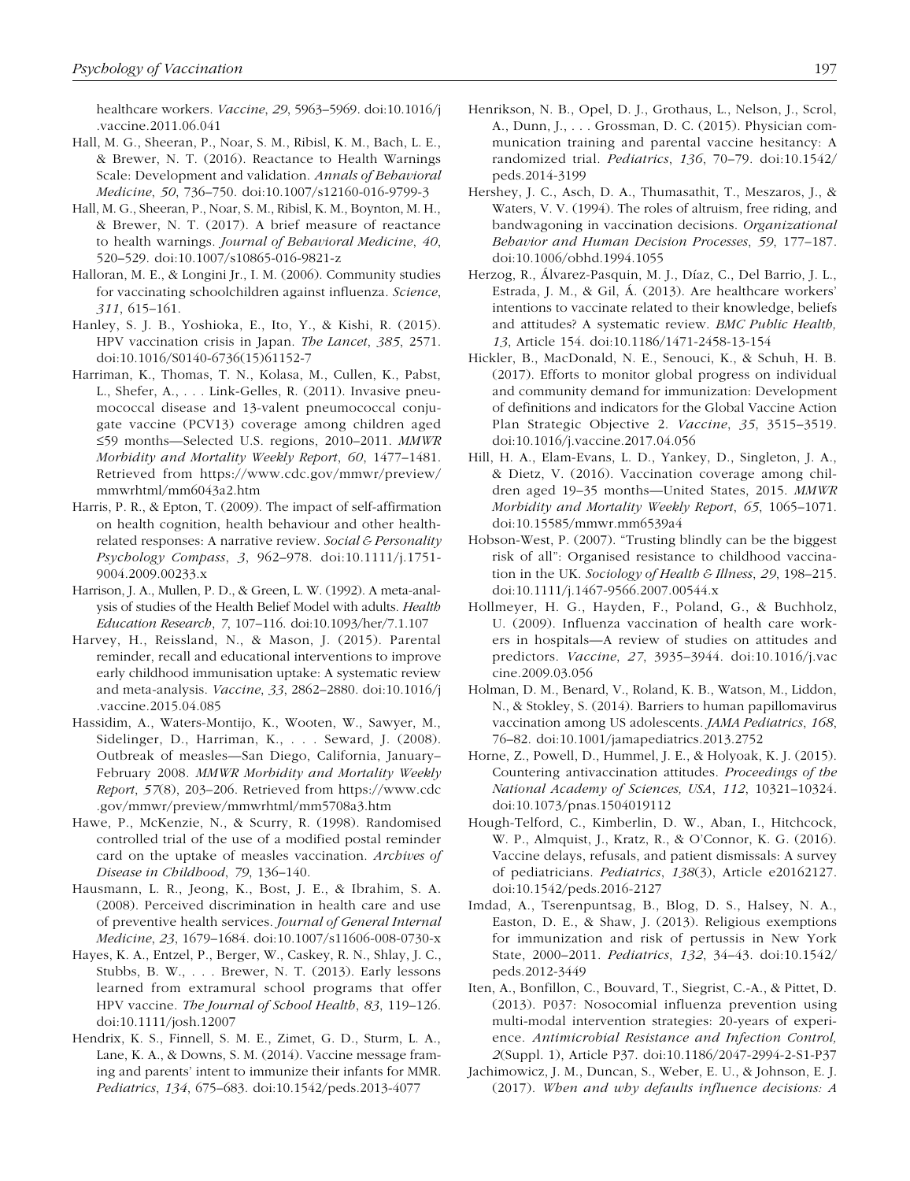healthcare workers. *Vaccine*, *29*, 5963–5969. doi:10.1016/j.vaccine.2011.06.041

Hall, M. G., Sheeran, P., Noar, S. M., Ribisl, K. M., Bach, L. E., & Brewer, N. T. (2016). Reactance to Health Warnings Scale: Development and validation. *Annals of Behavioral Medicine*, *50*, 736–750. doi:10.1007/s12160-016-9799-3

Hall, M. G., Sheeran, P., Noar, S. M., Ribisl, K. M., Boynton, M. H., & Brewer, N. T. (2017). A brief measure of reactance to health warnings. *Journal of Behavioral Medicine*, *40*, 520–529. doi:10.1007/s10865-016-9821-z

Halloran, M. E., & Longini Jr., I. M. (2006). Community studies for vaccinating schoolchildren against influenza. *Science*, *311*, 615–161.

Hanley, S. J. B., Yoshioka, E., Ito, Y., & Kishi, R. (2015). HPV vaccination crisis in Japan. *The Lancet*, *385*, 2571. doi:10.1016/S0140-6736(15)61152-7

Harriman, K., Thomas, T. N., Kolasa, M., Cullen, K., Pabst, L., Shefer, A., . . . Link-Gelles, R. (2011). Invasive pneumococcal disease and 13-valent pneumococcal conjugate vaccine (PCV13) coverage among children aged ≤59 months—Selected U.S. regions, 2010–2011. *MMWR Morbidity and Mortality Weekly Report*, *60*, 1477–1481. Retrieved from https://www.cdc.gov/mmwr/preview/mmwrhtml/mm6043a2.htm

Harris, P. R., & Epton, T. (2009). The impact of self-affirmation on health cognition, health behaviour and other health-related responses: A narrative review. *Social & Personality Psychology Compass*, *3*, 962–978. doi:10.1111/j.1751-9004.2009.00233.x

Harrison, J. A., Mullen, P. D., & Green, L. W. (1992). A meta-analysis of studies of the Health Belief Model with adults. *Health Education Research*, *7*, 107–116. doi:10.1093/her/7.1.107

Harvey, H., Reissland, N., & Mason, J. (2015). Parental reminder, recall and educational interventions to improve early childhood immunisation uptake: A systematic review and meta-analysis. *Vaccine*, *33*, 2862–2880. doi:10.1016/j.vaccine.2015.04.085

Hassidim, A., Waters-Montijo, K., Wooten, W., Sawyer, M., Sidelinger, D., Harriman, K., . . . Seward, J. (2008). Outbreak of measles—San Diego, California, January–February 2008. *MMWR Morbidity and Mortality Weekly Report*, *57*(8), 203–206. Retrieved from https://www.cdc.gov/mmwr/preview/mmwrhtml/mm5708a3.htm

Hawe, P., McKenzie, N., & Scurry, R. (1998). Randomised controlled trial of the use of a modified postal reminder card on the uptake of measles vaccination. *Archives of Disease in Childhood*, *79*, 136–140.

Hausmann, L. R., Jeong, K., Bost, J. E., & Ibrahim, S. A. (2008). Perceived discrimination in health care and use of preventive health services. *Journal of General Internal Medicine*, *23*, 1679–1684. doi:10.1007/s11606-008-0730-x

Hayes, K. A., Entzel, P., Berger, W., Caskey, R. N., Shlay, J. C., Stubbs, B. W., . . . Brewer, N. T. (2013). Early lessons learned from extramural school programs that offer HPV vaccine. *The Journal of School Health*, *83*, 119–126. doi:10.1111/josh.12007

Hendrix, K. S., Finnell, S. M. E., Zimet, G. D., Sturm, L. A., Lane, K. A., & Downs, S. M. (2014). Vaccine message framing and parents' intent to immunize their infants for MMR. *Pediatrics*, *134*, 675–683. doi:10.1542/peds.2013-4077

Henrikson, N. B., Opel, D. J., Grothaus, L., Nelson, J., Scrol, A., Dunn, J., . . . Grossman, D. C. (2015). Physician communication training and parental vaccine hesitancy: A randomized trial. *Pediatrics*, *136*, 70–79. doi:10.1542/peds.2014-3199

Hershey, J. C., Asch, D. A., Thumasathit, T., Meszaros, J., & Waters, V. V. (1994). The roles of altruism, free riding, and bandwagoning in vaccination decisions. *Organizational Behavior and Human Decision Processes*, *59*, 177–187. doi:10.1006/obhd.1994.1055

Herzog, R., Álvarez-Pasquin, M. J., Díaz, C., Del Barrio, J. L., Estrada, J. M., & Gil, Á. (2013). Are healthcare workers' intentions to vaccinate related to their knowledge, beliefs and attitudes? A systematic review. *BMC Public Health*, *13*, Article 154. doi:10.1186/1471-2458-13-154

Hickler, B., MacDonald, N. E., Senouci, K., & Schuh, H. B. (2017). Efforts to monitor global progress on individual and community demand for immunization: Development of definitions and indicators for the Global Vaccine Action Plan Strategic Objective 2. *Vaccine*, *35*, 3515–3519. doi:10.1016/j.vaccine.2017.04.056

Hill, H. A., Elam-Evans, L. D., Yankey, D., Singleton, J. A., & Dietz, V. (2016). Vaccination coverage among children aged 19–35 months—United States, 2015. *MMWR Morbidity and Mortality Weekly Report*, *65*, 1065–1071. doi:10.15585/mmwr.mm6539a4

Hobson-West, P. (2007). "Trusting blindly can be the biggest risk of all": Organised resistance to childhood vaccination in the UK. *Sociology of Health & Illness*, *29*, 198–215. doi:10.1111/j.1467-9566.2007.00544.x

Hollmeyer, H. G., Hayden, F., Poland, G., & Buchholz, U. (2009). Influenza vaccination of health care workers in hospitals—A review of studies on attitudes and predictors. *Vaccine*, *27*, 3935–3944. doi:10.1016/j.vaccine.2009.03.056

Holman, D. M., Benard, V., Roland, K. B., Watson, M., Liddon, N., & Stokley, S. (2014). Barriers to human papillomavirus vaccination among US adolescents. *JAMA Pediatrics*, *168*, 76–82. doi:10.1001/jamapediatrics.2013.2752

Horne, Z., Powell, D., Hummel, J. E., & Holyoak, K. J. (2015). Countering antivaccination attitudes. *Proceedings of the National Academy of Sciences, USA*, *112*, 10321–10324. doi:10.1073/pnas.1504019112

Hough-Telford, C., Kimberlin, D. W., Aban, I., Hitchcock, W. P., Almquist, J., Kratz, R., & O'Connor, K. G. (2016). Vaccine delays, refusals, and patient dismissals: A survey of pediatricians. *Pediatrics*, *138*(3), Article e20162127. doi:10.1542/peds.2016-2127

Imdad, A., Tserenpuntsag, B., Blog, D. S., Halsey, N. A., Easton, D. E., & Shaw, J. (2013). Religious exemptions for immunization and risk of pertussis in New York State, 2000–2011. *Pediatrics*, *132*, 34–43. doi:10.1542/peds.2012-3449

Iten, A., Bonfillon, C., Bouvard, T., Siegrist, C.-A., & Pittet, D. (2013). P037: Nosocomial influenza prevention using multi-modal intervention strategies: 20-years of experience. *Antimicrobial Resistance and Infection Control*, *2*(Suppl. 1), Article P37. doi:10.1186/2047-2994-2-S1-P37

Jachimowicz, J. M., Duncan, S., Weber, E. U., & Johnson, E. J. (2017). *When and why defaults influence decisions: A*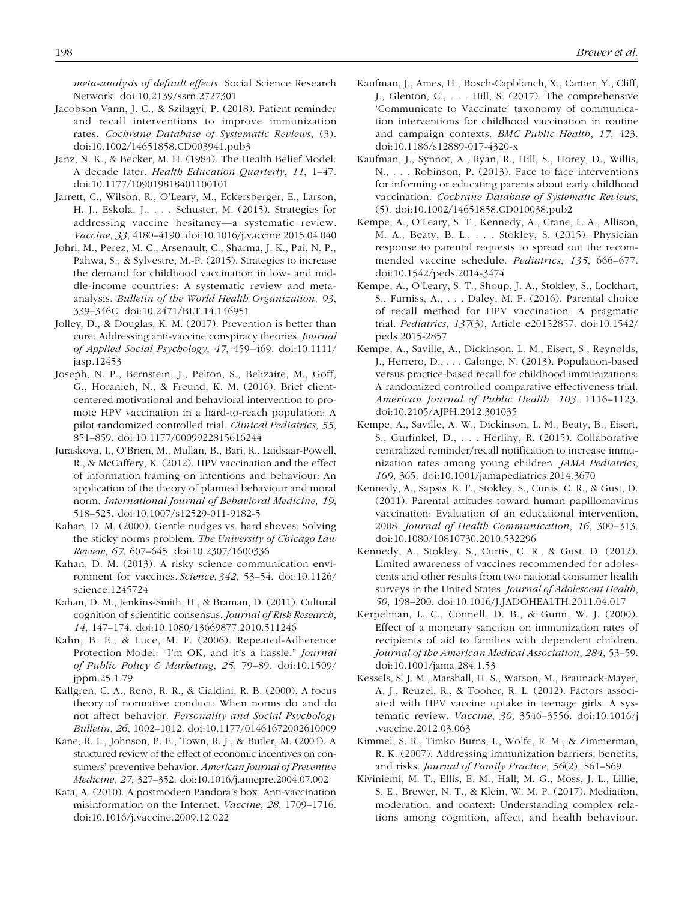*meta-analysis of default effects*. Social Science Research Network. doi:10.2139/ssrn.2727301

Jacobson Vann, J. C., & Szilagyi, P. (2018). Patient reminder and recall interventions to improve immunization rates. *Cochrane Database of Systematic Reviews*, (3). doi:10.1002/14651858.CD003941.pub3

Janz, N. K., & Becker, M. H. (1984). The Health Belief Model: A decade later. *Health Education Quarterly*, *11*, 1–47. doi:10.1177/109019818401100101

Jarrett, C., Wilson, R., O'Leary, M., Eckersberger, E., Larson, H. J., Eskola, J., . . . Schuster, M. (2015). Strategies for addressing vaccine hesitancy—a systematic review. *Vaccine*, *33*, 4180–4190. doi:10.1016/j.vaccine.2015.04.040

Johri, M., Perez, M. C., Arsenault, C., Sharma, J. K., Pai, N. P., Pahwa, S., & Sylvestre, M.-P. (2015). Strategies to increase the demand for childhood vaccination in low- and middle-income countries: A systematic review and meta-analysis. *Bulletin of the World Health Organization*, *93*, 339–346C. doi:10.2471/BLT.14.146951

Jolley, D., & Douglas, K. M. (2017). Prevention is better than cure: Addressing anti-vaccine conspiracy theories. *Journal of Applied Social Psychology*, *47*, 459–469. doi:10.1111/jasp.12453

Joseph, N. P., Bernstein, J., Pelton, S., Belizaire, M., Goff, G., Horanieh, N., & Freund, K. M. (2016). Brief client-centered motivational and behavioral intervention to promote HPV vaccination in a hard-to-reach population: A pilot randomized controlled trial. *Clinical Pediatrics*, *55*, 851–859. doi:10.1177/0009922815616244

Juraskova, I., O'Brien, M., Mullan, B., Bari, R., Laidsaar-Powell, R., & McCaffery, K. (2012). HPV vaccination and the effect of information framing on intentions and behaviour: An application of the theory of planned behaviour and moral norm. *International Journal of Behavioral Medicine*, *19*, 518–525. doi:10.1007/s12529-011-9182-5

Kahan, D. M. (2000). Gentle nudges vs. hard shoves: Solving the sticky norms problem. *The University of Chicago Law Review*, *67*, 607–645. doi:10.2307/1600336

Kahan, D. M. (2013). A risky science communication environment for vaccines. *Science*, *342*, 53–54. doi:10.1126/science.1245724

Kahan, D. M., Jenkins-Smith, H., & Braman, D. (2011). Cultural cognition of scientific consensus. *Journal of Risk Research*, *14*, 147–174. doi:10.1080/13669877.2010.511246

Kahn, B. E., & Luce, M. F. (2006). Repeated-Adherence Protection Model: "I'm OK, and it's a hassle." *Journal of Public Policy & Marketing*, *25*, 79–89. doi:10.1509/jppm.25.1.79

Kallgren, C. A., Reno, R. R., & Cialdini, R. B. (2000). A focus theory of normative conduct: When norms do and do not affect behavior. *Personality and Social Psychology Bulletin*, *26*, 1002–1012. doi:10.1177/01461672002610009

Kane, R. L., Johnson, P. E., Town, R. J., & Butler, M. (2004). A structured review of the effect of economic incentives on consumers' preventive behavior. *American Journal of Preventive Medicine*, *27*, 327–352. doi:10.1016/j.amepre.2004.07.002

Kata, A. (2010). A postmodern Pandora's box: Anti-vaccination misinformation on the Internet. *Vaccine*, *28*, 1709–1716. doi:10.1016/j.vaccine.2009.12.022

Kaufman, J., Ames, H., Bosch-Capblanch, X., Cartier, Y., Cliff, J., Glenton, C., . . . Hill, S. (2017). The comprehensive 'Communicate to Vaccinate' taxonomy of communication interventions for childhood vaccination in routine and campaign contexts. *BMC Public Health*, *17*, 423. doi:10.1186/s12889-017-4320-x

Kaufman, J., Synnot, A., Ryan, R., Hill, S., Horey, D., Willis, N., . . . Robinson, P. (2013). Face to face interventions for informing or educating parents about early childhood vaccination. *Cochrane Database of Systematic Reviews*, (5). doi:10.1002/14651858.CD010038.pub2

Kempe, A., O'Leary, S. T., Kennedy, A., Crane, L. A., Allison, M. A., Beaty, B. L., . . . Stokley, S. (2015). Physician response to parental requests to spread out the recommended vaccine schedule. *Pediatrics*, *135*, 666–677. doi:10.1542/peds.2014-3474

Kempe, A., O'Leary, S. T., Shoup, J. A., Stokley, S., Lockhart, S., Furniss, A., . . . Daley, M. F. (2016). Parental choice of recall method for HPV vaccination: A pragmatic trial. *Pediatrics*, *137*(3), Article e20152857. doi:10.1542/peds.2015-2857

Kempe, A., Saville, A., Dickinson, L. M., Eisert, S., Reynolds, J., Herrero, D., . . . Calonge, N. (2013). Population-based versus practice-based recall for childhood immunizations: A randomized controlled comparative effectiveness trial. *American Journal of Public Health*, *103*, 1116–1123. doi:10.2105/AJPH.2012.301035

Kempe, A., Saville, A. W., Dickinson, L. M., Beaty, B., Eisert, S., Gurfinkel, D., . . . Herlihy, R. (2015). Collaborative centralized reminder/recall notification to increase immunization rates among young children. *JAMA Pediatrics*, *169*, 365. doi:10.1001/jamapediatrics.2014.3670

Kennedy, A., Sapsis, K. F., Stokley, S., Curtis, C. R., & Gust, D. (2011). Parental attitudes toward human papillomavirus vaccination: Evaluation of an educational intervention, 2008. *Journal of Health Communication*, *16*, 300–313. doi:10.1080/10810730.2010.532296

Kennedy, A., Stokley, S., Curtis, C. R., & Gust, D. (2012). Limited awareness of vaccines recommended for adolescents and other results from two national consumer health surveys in the United States. *Journal of Adolescent Health*, *50*, 198–200. doi:10.1016/J.JADOHEALTH.2011.04.017

Kerpelman, L. C., Connell, D. B., & Gunn, W. J. (2000). Effect of a monetary sanction on immunization rates of recipients of aid to families with dependent children. *Journal of the American Medical Association*, *284*, 53–59. doi:10.1001/jama.284.1.53

Kessels, S. J. M., Marshall, H. S., Watson, M., Braunack-Mayer, A. J., Reuzel, R., & Tooher, R. L. (2012). Factors associated with HPV vaccine uptake in teenage girls: A systematic review. *Vaccine*, *30*, 3546–3556. doi:10.1016/j.vaccine.2012.03.063

Kimmel, S. R., Timko Burns, I., Wolfe, R. M., & Zimmerman, R. K. (2007). Addressing immunization barriers, benefits, and risks. *Journal of Family Practice*, *56*(2), S61–S69.

Kiviniemi, M. T., Ellis, E. M., Hall, M. G., Moss, J. L., Lillie, S. E., Brewer, N. T., & Klein, W. M. P. (2017). Mediation, moderation, and context: Understanding complex relations among cognition, affect, and health behaviour.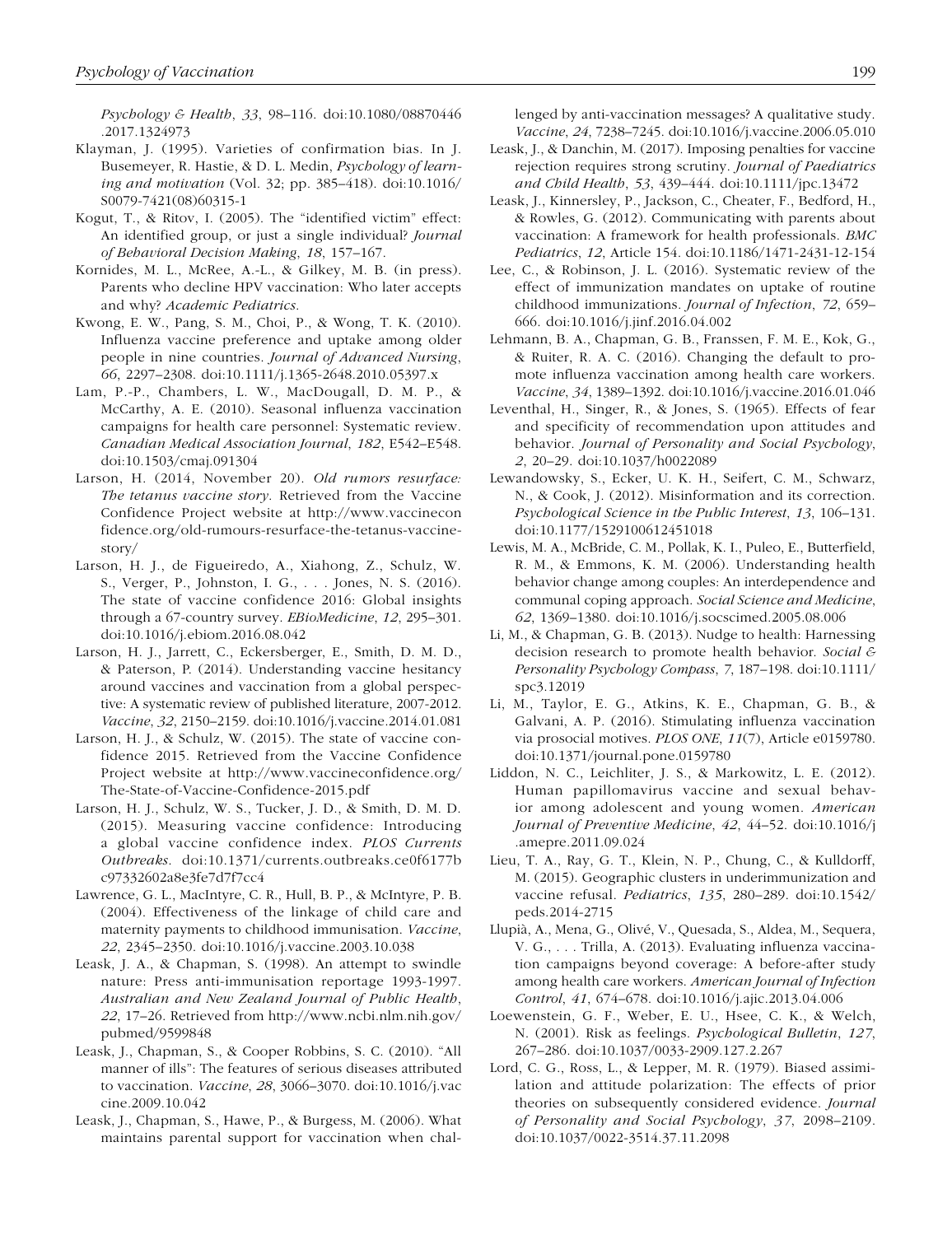*Psychology & Health*, *33*, 98–116. doi:10.1080/08870446.2017.1324973

Klayman, J. (1995). Varieties of confirmation bias. In J. Busemeyer, R. Hastie, & D. L. Medin, *Psychology of learning and motivation* (Vol. 32; pp. 385–418). doi:10.1016/S0079-7421(08)60315-1

Kogut, T., & Ritov, I. (2005). The "identified victim" effect: An identified group, or just a single individual? *Journal of Behavioral Decision Making*, *18*, 157–167.

Kornides, M. L., McRee, A.-L., & Gilkey, M. B. (in press). Parents who decline HPV vaccination: Who later accepts and why? *Academic Pediatrics*.

Kwong, E. W., Pang, S. M., Choi, P., & Wong, T. K. (2010). Influenza vaccine preference and uptake among older people in nine countries. *Journal of Advanced Nursing*, *66*, 2297–2308. doi:10.1111/j.1365-2648.2010.05397.x

Lam, P.-P., Chambers, L. W., MacDougall, D. M. P., & McCarthy, A. E. (2010). Seasonal influenza vaccination campaigns for health care personnel: Systematic review. *Canadian Medical Association Journal*, *182*, E542–E548. doi:10.1503/cmaj.091304

Larson, H. (2014, November 20). *Old rumors resurface: The tetanus vaccine story*. Retrieved from the Vaccine Confidence Project website at http://www.vaccineconfidence.org/old-rumours-resurface-the-tetanus-vaccine-story/

Larson, H. J., de Figueiredo, A., Xiahong, Z., Schulz, W. S., Verger, P., Johnston, I. G., . . . Jones, N. S. (2016). The state of vaccine confidence 2016: Global insights through a 67-country survey. *EBioMedicine*, *12*, 295–301. doi:10.1016/j.ebiom.2016.08.042

Larson, H. J., Jarrett, C., Eckersberger, E., Smith, D. M. D., & Paterson, P. (2014). Understanding vaccine hesitancy around vaccines and vaccination from a global perspective: A systematic review of published literature, 2007-2012. *Vaccine*, *32*, 2150–2159. doi:10.1016/j.vaccine.2014.01.081

Larson, H. J., & Schulz, W. (2015). The state of vaccine confidence 2015. Retrieved from the Vaccine Confidence Project website at http://www.vaccineconfidence.org/The-State-of-Vaccine-Confidence-2015.pdf

Larson, H. J., Schulz, W. S., Tucker, J. D., & Smith, D. M. D. (2015). Measuring vaccine confidence: Introducing a global vaccine confidence index. *PLOS Currents Outbreaks*. doi:10.1371/currents.outbreaks.ce0f6177bc97332602a8e3fe7d7f7cc4

Lawrence, G. L., MacIntyre, C. R., Hull, B. P., & McIntyre, P. B. (2004). Effectiveness of the linkage of child care and maternity payments to childhood immunisation. *Vaccine*, *22*, 2345–2350. doi:10.1016/j.vaccine.2003.10.038

Leask, J. A., & Chapman, S. (1998). An attempt to swindle nature: Press anti-immunisation reportage 1993-1997. *Australian and New Zealand Journal of Public Health*, *22*, 17–26. Retrieved from http://www.ncbi.nlm.nih.gov/pubmed/9599848

Leask, J., Chapman, S., & Cooper Robbins, S. C. (2010). "All manner of ills": The features of serious diseases attributed to vaccination. *Vaccine*, *28*, 3066–3070. doi:10.1016/j.vaccine.2009.10.042

Leask, J., Chapman, S., Hawe, P., & Burgess, M. (2006). What maintains parental support for vaccination when challenged by anti-vaccination messages? A qualitative study. *Vaccine*, *24*, 7238–7245. doi:10.1016/j.vaccine.2006.05.010

Leask, J., & Danchin, M. (2017). Imposing penalties for vaccine rejection requires strong scrutiny. *Journal of Paediatrics and Child Health*, *53*, 439–444. doi:10.1111/jpc.13472

Leask, J., Kinnersley, P., Jackson, C., Cheater, F., Bedford, H., & Rowles, G. (2012). Communicating with parents about vaccination: A framework for health professionals. *BMC Pediatrics*, *12*, Article 154. doi:10.1186/1471-2431-12-154

Lee, C., & Robinson, J. L. (2016). Systematic review of the effect of immunization mandates on uptake of routine childhood immunizations. *Journal of Infection*, *72*, 659–666. doi:10.1016/j.jinf.2016.04.002

Lehmann, B. A., Chapman, G. B., Franssen, F. M. E., Kok, G., & Ruiter, R. A. C. (2016). Changing the default to promote influenza vaccination among health care workers. *Vaccine*, *34*, 1389–1392. doi:10.1016/j.vaccine.2016.01.046

Leventhal, H., Singer, R., & Jones, S. (1965). Effects of fear and specificity of recommendation upon attitudes and behavior. *Journal of Personality and Social Psychology*, *2*, 20–29. doi:10.1037/h0022089

Lewandowsky, S., Ecker, U. K. H., Seifert, C. M., Schwarz, N., & Cook, J. (2012). Misinformation and its correction. *Psychological Science in the Public Interest*, *13*, 106–131. doi:10.1177/1529100612451018

Lewis, M. A., McBride, C. M., Pollak, K. I., Puleo, E., Butterfield, R. M., & Emmons, K. M. (2006). Understanding health behavior change among couples: An interdependence and communal coping approach. *Social Science and Medicine*, *62*, 1369–1380. doi:10.1016/j.socscimed.2005.08.006

Li, M., & Chapman, G. B. (2013). Nudge to health: Harnessing decision research to promote health behavior. *Social & Personality Psychology Compass*, *7*, 187–198. doi:10.1111/spc3.12019

Li, M., Taylor, E. G., Atkins, K. E., Chapman, G. B., & Galvani, A. P. (2016). Stimulating influenza vaccination via prosocial motives. *PLOS ONE*, *11*(7), Article e0159780. doi:10.1371/journal.pone.0159780

Liddon, N. C., Leichliter, J. S., & Markowitz, L. E. (2012). Human papillomavirus vaccine and sexual behavior among adolescent and young women. *American Journal of Preventive Medicine*, *42*, 44–52. doi:10.1016/j.amepre.2011.09.024

Lieu, T. A., Ray, G. T., Klein, N. P., Chung, C., & Kulldorff, M. (2015). Geographic clusters in underimmunization and vaccine refusal. *Pediatrics*, *135*, 280–289. doi:10.1542/peds.2014-2715

Llupià, A., Mena, G., Olivé, V., Quesada, S., Aldea, M., Sequera, V. G., . . . Trilla, A. (2013). Evaluating influenza vaccination campaigns beyond coverage: A before-after study among health care workers. *American Journal of Infection Control*, *41*, 674–678. doi:10.1016/j.ajic.2013.04.006

Loewenstein, G. F., Weber, E. U., Hsee, C. K., & Welch, N. (2001). Risk as feelings. *Psychological Bulletin*, *127*, 267–286. doi:10.1037/0033-2909.127.2.267

Lord, C. G., Ross, L., & Lepper, M. R. (1979). Biased assimilation and attitude polarization: The effects of prior theories on subsequently considered evidence. *Journal of Personality and Social Psychology*, *37*, 2098–2109. doi:10.1037/0022-3514.37.11.2098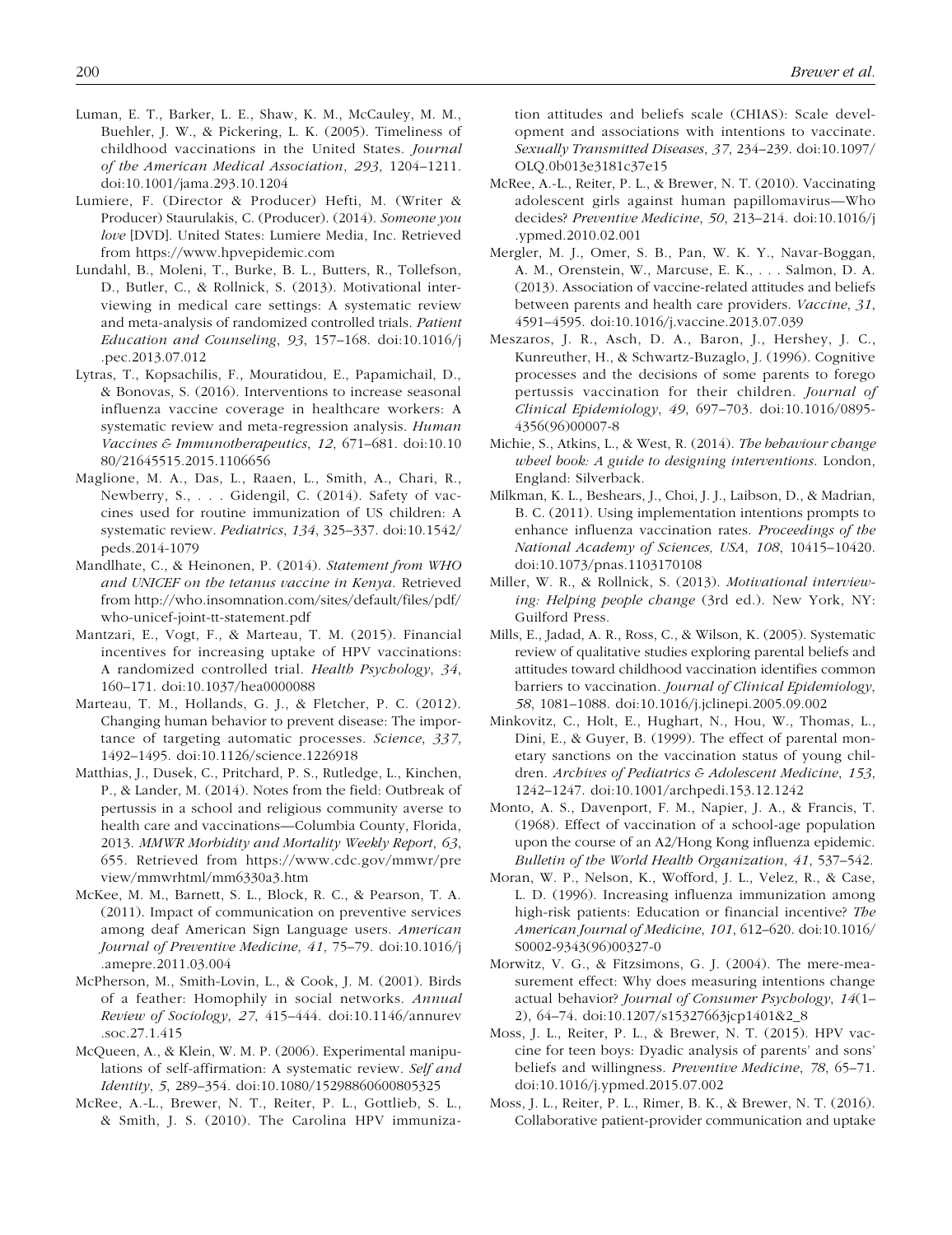Luman, E. T., Barker, L. E., Shaw, K. M., McCauley, M. M., Buehler, J. W., & Pickering, L. K. (2005). Timeliness of childhood vaccinations in the United States. *Journal of the American Medical Association*, *293*, 1204–1211. doi:10.1001/jama.293.10.1204

Lumiere, F. (Director & Producer) Hefti, M. (Writer & Producer) Staurulakis, C. (Producer). (2014). *Someone you love* [DVD]. United States: Lumiere Media, Inc. Retrieved from https://www.hpvepidemic.com

Lundahl, B., Moleni, T., Burke, B. L., Butters, R., Tollefson, D., Butler, C., & Rollnick, S. (2013). Motivational interviewing in medical care settings: A systematic review and meta-analysis of randomized controlled trials. *Patient Education and Counseling*, *93*, 157–168. doi:10.1016/j.pec.2013.07.012

Lytras, T., Kopsachilis, F., Mouratidou, E., Papamichail, D., & Bonovas, S. (2016). Interventions to increase seasonal influenza vaccine coverage in healthcare workers: A systematic review and meta-regression analysis. *Human Vaccines & Immunotherapeutics*, *12*, 671–681. doi:10.1080/21645515.2015.1106656

Maglione, M. A., Das, L., Raaen, L., Smith, A., Chari, R., Newberry, S., . . . Gidengil, C. (2014). Safety of vaccines used for routine immunization of US children: A systematic review. *Pediatrics*, *134*, 325–337. doi:10.1542/peds.2014-1079

Mandlhate, C., & Heinonen, P. (2014). *Statement from WHO and UNICEF on the tetanus vaccine in Kenya*. Retrieved from http://who.insomnation.com/sites/default/files/pdf/who-unicef-joint-tt-statement.pdf

Mantzari, E., Vogt, F., & Marteau, T. M. (2015). Financial incentives for increasing uptake of HPV vaccinations: A randomized controlled trial. *Health Psychology*, *34*, 160–171. doi:10.1037/hea0000088

Marteau, T. M., Hollands, G. J., & Fletcher, P. C. (2012). Changing human behavior to prevent disease: The importance of targeting automatic processes. *Science*, *337*, 1492–1495. doi:10.1126/science.1226918

Matthias, J., Dusek, C., Pritchard, P. S., Rutledge, L., Kinchen, P., & Lander, M. (2014). Notes from the field: Outbreak of pertussis in a school and religious community averse to health care and vaccinations—Columbia County, Florida, 2013. *MMWR Morbidity and Mortality Weekly Report*, *63*, 655. Retrieved from https://www.cdc.gov/mmwr/preview/mmwrhtml/mm6330a3.htm

McKee, M. M., Barnett, S. L., Block, R. C., & Pearson, T. A. (2011). Impact of communication on preventive services among deaf American Sign Language users. *American Journal of Preventive Medicine*, *41*, 75–79. doi:10.1016/j.amepre.2011.03.004

McPherson, M., Smith-Lovin, L., & Cook, J. M. (2001). Birds of a feather: Homophily in social networks. *Annual Review of Sociology*, *27*, 415–444. doi:10.1146/annurev.soc.27.1.415

McQueen, A., & Klein, W. M. P. (2006). Experimental manipulations of self-affirmation: A systematic review. *Self and Identity*, *5*, 289–354. doi:10.1080/15298860600805325

McRee, A.-L., Brewer, N. T., Reiter, P. L., Gottlieb, S. L., & Smith, J. S. (2010). The Carolina HPV immunization attitudes and beliefs scale (CHIAS): Scale development and associations with intentions to vaccinate. *Sexually Transmitted Diseases*, *37*, 234–239. doi:10.1097/OLQ.0b013e3181c37e15

McRee, A.-L., Reiter, P. L., & Brewer, N. T. (2010). Vaccinating adolescent girls against human papillomavirus—Who decides? *Preventive Medicine*, *50*, 213–214. doi:10.1016/j.ypmed.2010.02.001

Mergler, M. J., Omer, S. B., Pan, W. K. Y., Navar-Boggan, A. M., Orenstein, W., Marcuse, E. K., . . . Salmon, D. A. (2013). Association of vaccine-related attitudes and beliefs between parents and health care providers. *Vaccine*, *31*, 4591–4595. doi:10.1016/j.vaccine.2013.07.039

Meszaros, J. R., Asch, D. A., Baron, J., Hershey, J. C., Kunreuther, H., & Schwartz-Buzaglo, J. (1996). Cognitive processes and the decisions of some parents to forego pertussis vaccination for their children. *Journal of Clinical Epidemiology*, *49*, 697–703. doi:10.1016/0895-4356(96)00007-8

Michie, S., Atkins, L., & West, R. (2014). *The behaviour change wheel book: A guide to designing interventions*. London, England: Silverback.

Milkman, K. L., Beshears, J., Choi, J. J., Laibson, D., & Madrian, B. C. (2011). Using implementation intentions prompts to enhance influenza vaccination rates. *Proceedings of the National Academy of Sciences, USA*, *108*, 10415–10420. doi:10.1073/pnas.1103170108

Miller, W. R., & Rollnick, S. (2013). *Motivational interviewing: Helping people change* (3rd ed.). New York, NY: Guilford Press.

Mills, E., Jadad, A. R., Ross, C., & Wilson, K. (2005). Systematic review of qualitative studies exploring parental beliefs and attitudes toward childhood vaccination identifies common barriers to vaccination. *Journal of Clinical Epidemiology*, *58*, 1081–1088. doi:10.1016/j.jclinepi.2005.09.002

Minkovitz, C., Holt, E., Hughart, N., Hou, W., Thomas, L., Dini, E., & Guyer, B. (1999). The effect of parental monetary sanctions on the vaccination status of young children. *Archives of Pediatrics & Adolescent Medicine*, *153*, 1242–1247. doi:10.1001/archpedi.153.12.1242

Monto, A. S., Davenport, F. M., Napier, J. A., & Francis, T. (1968). Effect of vaccination of a school-age population upon the course of an A2/Hong Kong influenza epidemic. *Bulletin of the World Health Organization*, *41*, 537–542.

Moran, W. P., Nelson, K., Wofford, J. L., Velez, R., & Case, L. D. (1996). Increasing influenza immunization among high-risk patients: Education or financial incentive? *The American Journal of Medicine*, *101*, 612–620. doi:10.1016/S0002-9343(96)00327-0

Morwitz, V. G., & Fitzsimons, G. J. (2004). The mere-measurement effect: Why does measuring intentions change actual behavior? *Journal of Consumer Psychology*, *14*(1–2), 64–74. doi:10.1207/s15327663jcp1401&2_8

Moss, J. L., Reiter, P. L., & Brewer, N. T. (2015). HPV vaccine for teen boys: Dyadic analysis of parents' and sons' beliefs and willingness. *Preventive Medicine*, *78*, 65–71. doi:10.1016/j.ypmed.2015.07.002

Moss, J. L., Reiter, P. L., Rimer, B. K., & Brewer, N. T. (2016). Collaborative patient-provider communication and uptake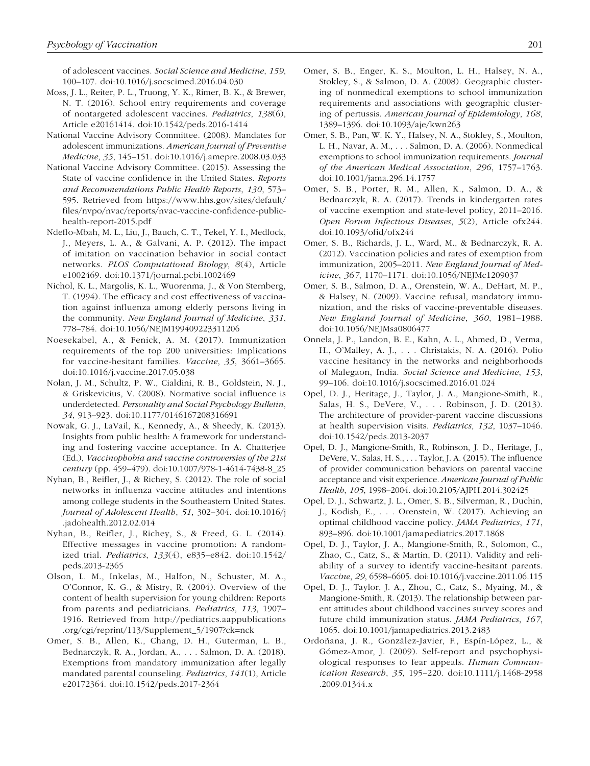of adolescent vaccines. *Social Science and Medicine*, *159*, 100–107. doi:10.1016/j.socscimed.2016.04.030

Moss, J. L., Reiter, P. L., Truong, Y. K., Rimer, B. K., & Brewer, N. T. (2016). School entry requirements and coverage of nontargeted adolescent vaccines. *Pediatrics*, *138*(6), Article e20161414. doi:10.1542/peds.2016-1414

National Vaccine Advisory Committee. (2008). Mandates for adolescent immunizations. *American Journal of Preventive Medicine*, *35*, 145–151. doi:10.1016/j.amepre.2008.03.033

National Vaccine Advisory Committee. (2015). Assessing the State of vaccine confidence in the United States. *Reports and Recommendations Public Health Reports*, *130*, 573–595. Retrieved from https://www.hhs.gov/sites/default/files/nvpo/nvac/reports/nvac-vaccine-confidence-public-health-report-2015.pdf

Ndeffo-Mbah, M. L., Liu, J., Bauch, C. T., Tekel, Y. I., Medlock, J., Meyers, L. A., & Galvani, A. P. (2012). The impact of imitation on vaccination behavior in social contact networks. *PLOS Computational Biology*, *8*(4), Article e1002469. doi:10.1371/journal.pcbi.1002469

Nichol, K. L., Margolis, K. L., Wuorenma, J., & Von Sternberg, T. (1994). The efficacy and cost effectiveness of vaccination against influenza among elderly persons living in the community. *New England Journal of Medicine*, *331*, 778–784. doi:10.1056/NEJM199409223311206

Noesekabel, A., & Fenick, A. M. (2017). Immunization requirements of the top 200 universities: Implications for vaccine-hesitant families. *Vaccine*, *35*, 3661–3665. doi:10.1016/j.vaccine.2017.05.038

Nolan, J. M., Schultz, P. W., Cialdini, R. B., Goldstein, N. J., & Griskevicius, V. (2008). Normative social influence is underdetected. *Personality and Social Psychology Bulletin*, *34*, 913–923. doi:10.1177/0146167208316691

Nowak, G. J., LaVail, K., Kennedy, A., & Sheedy, K. (2013). Insights from public health: A framework for understanding and fostering vaccine acceptance. In A. Chatterjee (Ed.), *Vaccinophobia and vaccine controversies of the 21st century* (pp. 459–479). doi:10.1007/978-1-4614-7438-8_25

Nyhan, B., Reifler, J., & Richey, S. (2012). The role of social networks in influenza vaccine attitudes and intentions among college students in the Southeastern United States. *Journal of Adolescent Health*, *51*, 302–304. doi:10.1016/j.jadohealth.2012.02.014

Nyhan, B., Reifler, J., Richey, S., & Freed, G. L. (2014). Effective messages in vaccine promotion: A randomized trial. *Pediatrics*, *133*(4), e835–e842. doi:10.1542/peds.2013-2365

Olson, L. M., Inkelas, M., Halfon, N., Schuster, M. A., O'Connor, K. G., & Mistry, R. (2004). Overview of the content of health supervision for young children: Reports from parents and pediatricians. *Pediatrics*, *113*, 1907–1916. Retrieved from http://pediatrics.aappublications.org/cgi/reprint/113/Supplement_5/1907?ck=nck

Omer, S. B., Allen, K., Chang, D. H., Guterman, L. B., Bednarczyk, R. A., Jordan, A., . . . Salmon, D. A. (2018). Exemptions from mandatory immunization after legally mandated parental counseling. *Pediatrics*, *141*(1), Article e20172364. doi:10.1542/peds.2017-2364

Omer, S. B., Enger, K. S., Moulton, L. H., Halsey, N. A., Stokley, S., & Salmon, D. A. (2008). Geographic clustering of nonmedical exemptions to school immunization requirements and associations with geographic clustering of pertussis. *American Journal of Epidemiology*, *168*, 1389–1396. doi:10.1093/aje/kwn263

Omer, S. B., Pan, W. K. Y., Halsey, N. A., Stokley, S., Moulton, L. H., Navar, A. M., . . . Salmon, D. A. (2006). Nonmedical exemptions to school immunization requirements. *Journal of the American Medical Association*, *296*, 1757–1763. doi:10.1001/jama.296.14.1757

Omer, S. B., Porter, R. M., Allen, K., Salmon, D. A., & Bednarczyk, R. A. (2017). Trends in kindergarten rates of vaccine exemption and state-level policy, 2011–2016. *Open Forum Infectious Diseases*, *5*(2), Article ofx244. doi:10.1093/ofid/ofx244

Omer, S. B., Richards, J. L., Ward, M., & Bednarczyk, R. A. (2012). Vaccination policies and rates of exemption from immunization, 2005–2011. *New England Journal of Medicine*, *367*, 1170–1171. doi:10.1056/NEJMc1209037

Omer, S. B., Salmon, D. A., Orenstein, W. A., DeHart, M. P., & Halsey, N. (2009). Vaccine refusal, mandatory immunization, and the risks of vaccine-preventable diseases. *New England Journal of Medicine*, *360*, 1981–1988. doi:10.1056/NEJMsa0806477

Onnela, J. P., Landon, B. E., Kahn, A. L., Ahmed, D., Verma, H., O'Malley, A. J., . . . Christakis, N. A. (2016). Polio vaccine hesitancy in the networks and neighborhoods of Malegaon, India. *Social Science and Medicine*, *153*, 99–106. doi:10.1016/j.socscimed.2016.01.024

Opel, D. J., Heritage, J., Taylor, J. A., Mangione-Smith, R., Salas, H. S., DeVere, V., . . . Robinson, J. D. (2013). The architecture of provider-parent vaccine discussions at health supervision visits. *Pediatrics*, *132*, 1037–1046. doi:10.1542/peds.2013-2037

Opel, D. J., Mangione-Smith, R., Robinson, J. D., Heritage, J., DeVere, V., Salas, H. S., . . . Taylor, J. A. (2015). The influence of provider communication behaviors on parental vaccine acceptance and visit experience. *American Journal of Public Health*, *105*, 1998–2004. doi:10.2105/AJPH.2014.302425

Opel, D. J., Schwartz, J. L., Omer, S. B., Silverman, R., Duchin, J., Kodish, E., . . . Orenstein, W. (2017). Achieving an optimal childhood vaccine policy. *JAMA Pediatrics*, *171*, 893–896. doi:10.1001/jamapediatrics.2017.1868

Opel, D. J., Taylor, J. A., Mangione-Smith, R., Solomon, C., Zhao, C., Catz, S., & Martin, D. (2011). Validity and reliability of a survey to identify vaccine-hesitant parents. *Vaccine*, *29*, 6598–6605. doi:10.1016/j.vaccine.2011.06.115

Opel, D. J., Taylor, J. A., Zhou, C., Catz, S., Myaing, M., & Mangione-Smith, R. (2013). The relationship between parent attitudes about childhood vaccines survey scores and future child immunization status. *JAMA Pediatrics*, *167*, 1065. doi:10.1001/jamapediatrics.2013.2483

Ordoñana, J. R., González-Javier, F., Espín-López, L., & Gómez-Amor, J. (2009). Self-report and psychophysiological responses to fear appeals. *Human Communication Research*, *35*, 195–220. doi:10.1111/j.1468-2958.2009.01344.x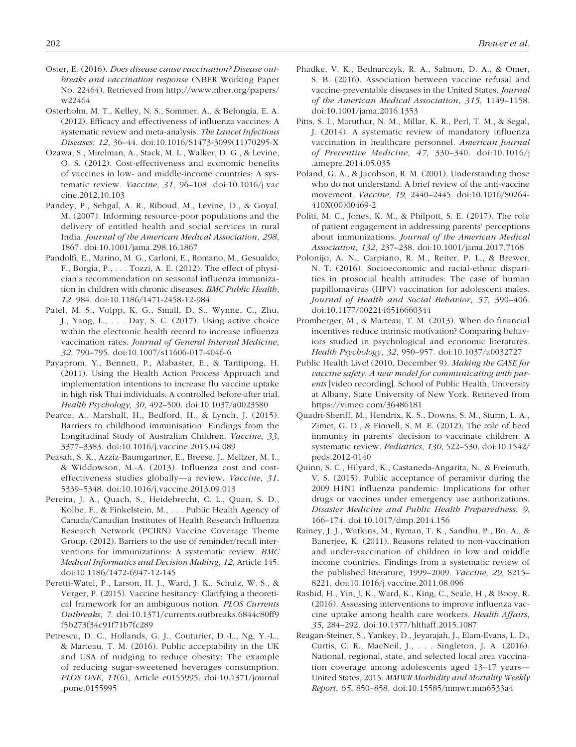Oster, E. (2016). *Does disease cause vaccination? Disease outbreaks and vaccination response* (NBER Working Paper No. 22464). Retrieved from http://www.nber.org/papers/w22464

Osterholm, M. T., Kelley, N. S., Sommer, A., & Belongia, E. A. (2012). Efficacy and effectiveness of influenza vaccines: A systematic review and meta-analysis. *The Lancet Infectious Diseases*, *12*, 36–44. doi:10.1016/S1473-3099(11)70295-X

Ozawa, S., Mirelman, A., Stack, M. L., Walker, D. G., & Levine, O. S. (2012). Cost-effectiveness and economic benefits of vaccines in low- and middle-income countries: A systematic review. *Vaccine*, *31*, 96–108. doi:10.1016/j.vaccine.2012.10.103

Pandey, P., Sehgal, A. R., Riboud, M., Levine, D., & Goyal, M. (2007). Informing resource-poor populations and the delivery of entitled health and social services in rural India. *Journal of the American Medical Association*, *298*, 1867. doi:10.1001/jama.298.16.1867

Pandolfi, E., Marino, M. G., Carloni, E., Romano, M., Gesualdo, F., Borgia, P., . . . Tozzi, A. E. (2012). The effect of physician's recommendation on seasonal influenza immunization in children with chronic diseases. *BMC Public Health*, *12*, 984. doi:10.1186/1471-2458-12-984

Patel, M. S., Volpp, K. G., Small, D. S., Wynne, C., Zhu, J., Yang, L., . . . Day, S. C. (2017). Using active choice within the electronic health record to increase influenza vaccination rates. *Journal of General Internal Medicine*, *32*, 790–795. doi:10.1007/s11606-017-4046-6

Payaprom, Y., Bennett, P., Alabaster, E., & Tantipong, H. (2011). Using the Health Action Process Approach and implementation intentions to increase flu vaccine uptake in high risk Thai individuals: A controlled before-after trial. *Health Psychology*, *30*, 492–500. doi:10.1037/a0023580

Pearce, A., Marshall, H., Bedford, H., & Lynch, J. (2015). Barriers to childhood immunisation: Findings from the Longitudinal Study of Australian Children. *Vaccine*, *33*, 3377–3383. doi:10.1016/j.vaccine.2015.04.089

Peasah, S. K., Azziz-Baumgartner, E., Breese, J., Meltzer, M. I., & Widdowson, M.-A. (2013). Influenza cost and cost-effectiveness studies globally—a review. *Vaccine*, *31*, 5339–5348. doi:10.1016/j.vaccine.2013.09.013

Pereira, J. A., Quach, S., Heidebrecht, C. L., Quan, S. D., Kolbe, F., & Finkelstein, M., . . . Public Health Agency of Canada/Canadian Institutes of Health Research Influenza Research Network (PCIRN) Vaccine Coverage Theme Group. (2012). Barriers to the use of reminder/recall interventions for immunizations: A systematic review. *BMC Medical Informatics and Decision Making*, *12*, Article 145. doi:10.1186/1472-6947-12-145

Peretti-Watel, P., Larson, H. J., Ward, J. K., Schulz, W. S., & Verger, P. (2015). Vaccine hesitancy: Clarifying a theoretical framework for an ambiguous notion. *PLOS Currents Outbreaks*, *7*. doi:10.1371/currents.outbreaks.6844c80ff9f5b273f34c91f71b7fc289

Petrescu, D. C., Hollands, G. J., Couturier, D.-L., Ng, Y.-L., & Marteau, T. M. (2016). Public acceptability in the UK and USA of nudging to reduce obesity: The example of reducing sugar-sweetened beverages consumption. *PLOS ONE*, *11*(6), Article e0155995. doi:10.1371/journal.pone.0155995

Phadke, V. K., Bednarczyk, R. A., Salmon, D. A., & Omer, S. B. (2016). Association between vaccine refusal and vaccine-preventable diseases in the United States. *Journal of the American Medical Association*, *315*, 1149–1158. doi:10.1001/jama.2016.1353

Pitts, S. I., Maruthur, N. M., Millar, K. R., Perl, T. M., & Segal, J. (2014). A systematic review of mandatory influenza vaccination in healthcare personnel. *American Journal of Preventive Medicine*, *47*, 330–340. doi:10.1016/j.amepre.2014.05.035

Poland, G. A., & Jacobson, R. M. (2001). Understanding those who do not understand: A brief review of the anti-vaccine movement. *Vaccine*, *19*, 2440–2445. doi:10.1016/S0264-410X(00)00469-2

Politi, M. C., Jones, K. M., & Philpott, S. E. (2017). The role of patient engagement in addressing parents' perceptions about immunizations. *Journal of the American Medical Association*, *132*, 237–238. doi:10.1001/jama.2017.7168

Polonijo, A. N., Carpiano, R. M., Reiter, P. L., & Brewer, N. T. (2016). Socioeconomic and racial-ethnic disparities in prosocial health attitudes: The case of human papillomavirus (HPV) vaccination for adolescent males. *Journal of Health and Social Behavior*, *57*, 390–406. doi:10.1177/0022146516660344

Promberger, M., & Marteau, T. M. (2013). When do financial incentives reduce intrinsic motivation? Comparing behaviors studied in psychological and economic literatures. *Health Psychology*, *32*, 950–957. doi:10.1037/a0032727

Public Health Live! (2010, December 9). *Making the CASE for vaccine safety: A new model for communicating with parents* [video recording]. School of Public Health, University at Albany, State University of New York. Retrieved from https://vimeo.com/36486181

Quadri-Sheriff, M., Hendrix, K. S., Downs, S. M., Sturm, L. A., Zimet, G. D., & Finnell, S. M. E. (2012). The role of herd immunity in parents' decision to vaccinate children: A systematic review. *Pediatrics*, *130*, 522–530. doi:10.1542/peds.2012-0140

Quinn, S. C., Hilyard, K., Castaneda-Angarita, N., & Freimuth, V. S. (2015). Public acceptance of peramivir during the 2009 H1N1 influenza pandemic: Implications for other drugs or vaccines under emergency use authorizations. *Disaster Medicine and Public Health Preparedness*, *9*, 166–174. doi:10.1017/dmp.2014.156

Rainey, J. J., Watkins, M., Ryman, T. K., Sandhu, P., Bo, A., & Banerjee, K. (2011). Reasons related to non-vaccination and under-vaccination of children in low and middle income countries: Findings from a systematic review of the published literature, 1999–2009. *Vaccine*, *29*, 8215–8221. doi:10.1016/j.vaccine.2011.08.096

Rashid, H., Yin, J. K., Ward, K., King, C., Seale, H., & Booy, R. (2016). Assessing interventions to improve influenza vaccine uptake among health care workers. *Health Affairs*, *35*, 284–292. doi:10.1377/hlthaff.2015.1087

Reagan-Steiner, S., Yankey, D., Jeyarajah, J., Elam-Evans, L. D., Curtis, C. R., MacNeil, J., . . . Singleton, J. A. (2016). National, regional, state, and selected local area vaccination coverage among adolescents aged 13–17 years—United States, 2015. *MMWR Morbidity and Mortality Weekly Report*, *65*, 850–858. doi:10.15585/mmwr.mm6533a4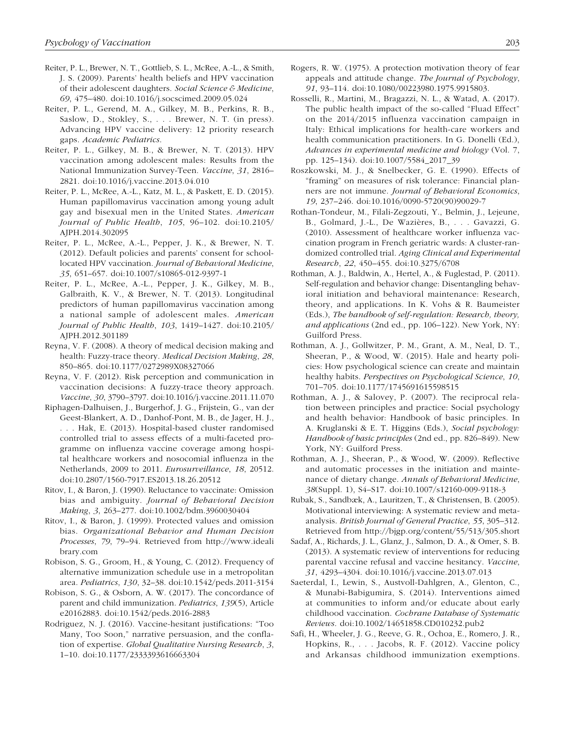Reiter, P. L., Brewer, N. T., Gottlieb, S. L., McRee, A.-L., & Smith, J. S. (2009). Parents' health beliefs and HPV vaccination of their adolescent daughters. *Social Science & Medicine*, *69*, 475–480. doi:10.1016/j.socscimed.2009.05.024

Reiter, P. L., Gerend, M. A., Gilkey, M. B., Perkins, R. B., Saslow, D., Stokley, S., . . . Brewer, N. T. (in press). Advancing HPV vaccine delivery: 12 priority research gaps. *Academic Pediatrics*.

Reiter, P. L., Gilkey, M. B., & Brewer, N. T. (2013). HPV vaccination among adolescent males: Results from the National Immunization Survey-Teen. *Vaccine*, *31*, 2816–2821. doi:10.1016/j.vaccine.2013.04.010

Reiter, P. L., McRee, A.-L., Katz, M. L., & Paskett, E. D. (2015). Human papillomavirus vaccination among young adult gay and bisexual men in the United States. *American Journal of Public Health*, *105*, 96–102. doi:10.2105/AJPH.2014.302095

Reiter, P. L., McRee, A.-L., Pepper, J. K., & Brewer, N. T. (2012). Default policies and parents' consent for school-located HPV vaccination. *Journal of Behavioral Medicine*, *35*, 651–657. doi:10.1007/s10865-012-9397-1

Reiter, P. L., McRee, A.-L., Pepper, J. K., Gilkey, M. B., Galbraith, K. V., & Brewer, N. T. (2013). Longitudinal predictors of human papillomavirus vaccination among a national sample of adolescent males. *American Journal of Public Health*, *103*, 1419–1427. doi:10.2105/AJPH.2012.301189

Reyna, V. F. (2008). A theory of medical decision making and health: Fuzzy-trace theory. *Medical Decision Making*, *28*, 850–865. doi:10.1177/0272989X08327066

Reyna, V. F. (2012). Risk perception and communication in vaccination decisions: A fuzzy-trace theory approach. *Vaccine*, *30*, 3790–3797. doi:10.1016/j.vaccine.2011.11.070

Riphagen-Dalhuisen, J., Burgerhof, J. G., Frijstein, G., van der Geest-Blankert, A. D., Danhof-Pont, M. B., de Jager, H. J., . . . Hak, E. (2013). Hospital-based cluster randomised controlled trial to assess effects of a multi-faceted programme on influenza vaccine coverage among hospital healthcare workers and nosocomial influenza in the Netherlands, 2009 to 2011. *Eurosurveillance*, *18*, 20512. doi:10.2807/1560-7917.ES2013.18.26.20512

Ritov, I., & Baron, J. (1990). Reluctance to vaccinate: Omission bias and ambiguity. *Journal of Behavioral Decision Making*, *3*, 263–277. doi:10.1002/bdm.3960030404

Ritov, I., & Baron, J. (1999). Protected values and omission bias. *Organizational Behavior and Human Decision Processes*, *79*, 79–94. Retrieved from http://www.idealibrary.com

Robison, S. G., Groom, H., & Young, C. (2012). Frequency of alternative immunization schedule use in a metropolitan area. *Pediatrics*, *130*, 32–38. doi:10.1542/peds.2011-3154

Robison, S. G., & Osborn, A. W. (2017). The concordance of parent and child immunization. *Pediatrics*, *139*(5), Article e20162883. doi:10.1542/peds.2016-2883

Rodriguez, N. J. (2016). Vaccine-hesitant justifications: "Too Many, Too Soon," narrative persuasion, and the conflation of expertise. *Global Qualitative Nursing Research*, *3*, 1–10. doi:10.1177/2333393616663304

Rogers, R. W. (1975). A protection motivation theory of fear appeals and attitude change. *The Journal of Psychology*, *91*, 93–114. doi:10.1080/00223980.1975.9915803.

Rosselli, R., Martini, M., Bragazzi, N. L., & Watad, A. (2017). The public health impact of the so-called "Fluad Effect" on the 2014/2015 influenza vaccination campaign in Italy: Ethical implications for health-care workers and health communication practitioners. In G. Donelli (Ed.), *Advances in experimental medicine and biology* (Vol. 7, pp. 125–134). doi:10.1007/5584_2017_39

Roszkowski, M. J., & Snelbecker, G. E. (1990). Effects of "framing" on measures of risk tolerance: Financial planners are not immune. *Journal of Behavioral Economics*, *19*, 237–246. doi:10.1016/0090-5720(90)90029-7

Rothan-Tondeur, M., Filali-Zegzouti, Y., Belmin, J., Lejeune, B., Golmard, J.-L., De Wazières, B., . . . Gavazzi, G. (2010). Assessment of healthcare worker influenza vaccination program in French geriatric wards: A cluster-randomized controlled trial. *Aging Clinical and Experimental Research*, *22*, 450–455. doi:10.3275/6708

Rothman, A. J., Baldwin, A., Hertel, A., & Fuglestad, P. (2011). Self-regulation and behavior change: Disentangling behavioral initiation and behavioral maintenance: Research, theory, and applications. In K. Vohs & R. Baumeister (Eds.), *The handbook of self-regulation: Research, theory, and applications* (2nd ed., pp. 106–122). New York, NY: Guilford Press.

Rothman, A. J., Gollwitzer, P. M., Grant, A. M., Neal, D. T., Sheeran, P., & Wood, W. (2015). Hale and hearty policies: How psychological science can create and maintain healthy habits. *Perspectives on Psychological Science*, *10*, 701–705. doi:10.1177/1745691615598515

Rothman, A. J., & Salovey, P. (2007). The reciprocal relation between principles and practice: Social psychology and health behavior: Handbook of basic principles. In A. Kruglanski & E. T. Higgins (Eds.), *Social psychology: Handbook of basic principles* (2nd ed., pp. 826–849). New York, NY: Guilford Press.

Rothman, A. J., Sheeran, P., & Wood, W. (2009). Reflective and automatic processes in the initiation and maintenance of dietary change. *Annals of Behavioral Medicine*, *38*(Suppl. 1), S4–S17. doi:10.1007/s12160-009-9118-3

Rubak, S., Sandbæk, A., Lauritzen, T., & Christensen, B. (2005). Motivational interviewing: A systematic review and meta-analysis. *British Journal of General Practice*, *55*, 305–312. Retrieved from http://bjgp.org/content/55/513/305.short

Sadaf, A., Richards, J. L., Glanz, J., Salmon, D. A., & Omer, S. B. (2013). A systematic review of interventions for reducing parental vaccine refusal and vaccine hesitancy. *Vaccine*, *31*, 4293–4304. doi:10.1016/j.vaccine.2013.07.013

Saeterdal, I., Lewin, S., Austvoll-Dahlgren, A., Glenton, C., & Munabi-Babigumira, S. (2014). Interventions aimed at communities to inform and/or educate about early childhood vaccination. *Cochrane Database of Systematic Reviews*. doi:10.1002/14651858.CD010232.pub2

Safi, H., Wheeler, J. G., Reeve, G. R., Ochoa, E., Romero, J. R., Hopkins, R., . . . Jacobs, R. F. (2012). Vaccine policy and Arkansas childhood immunization exemptions.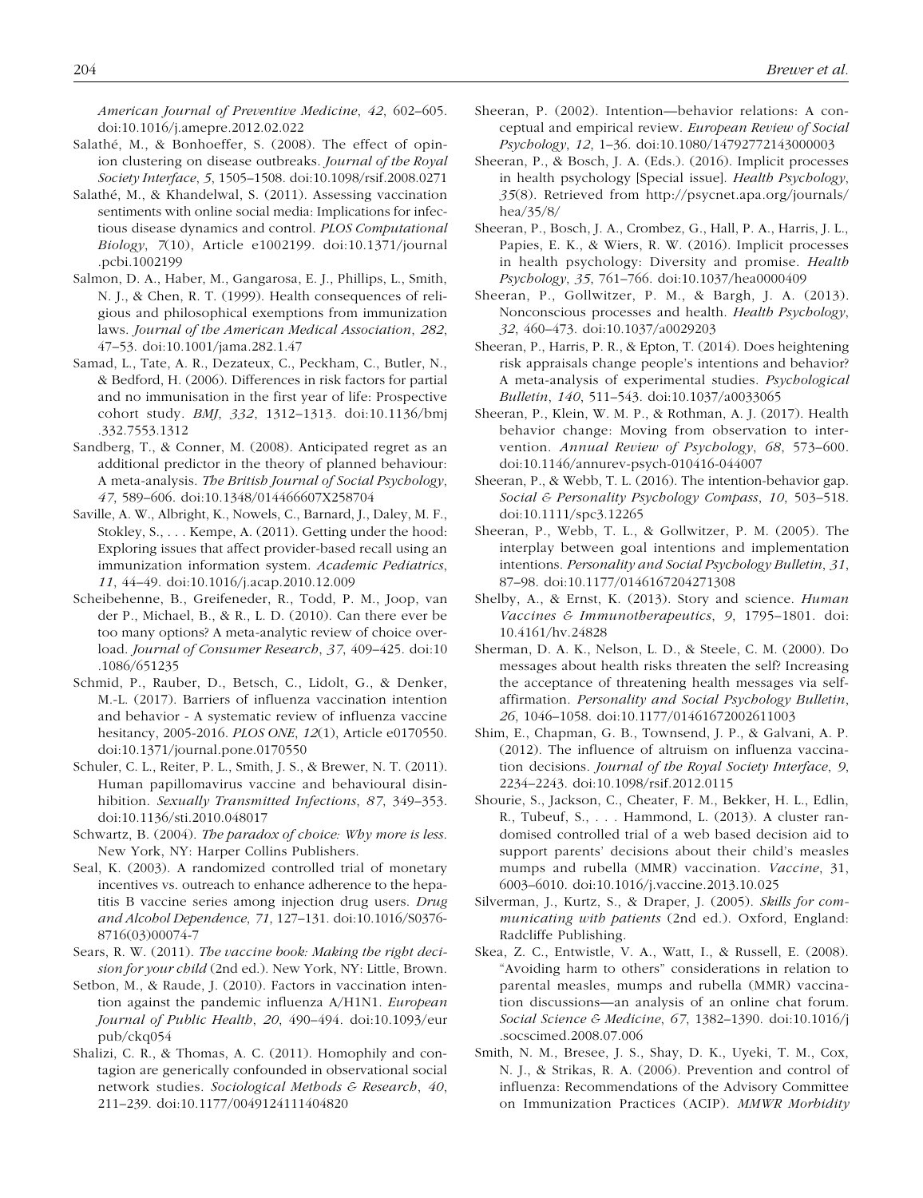*American Journal of Preventive Medicine*, *42*, 602–605. doi:10.1016/j.amepre.2012.02.022

Salathé, M., & Bonhoeffer, S. (2008). The effect of opinion clustering on disease outbreaks. *Journal of the Royal Society Interface*, *5*, 1505–1508. doi:10.1098/rsif.2008.0271

Salathé, M., & Khandelwal, S. (2011). Assessing vaccination sentiments with online social media: Implications for infectious disease dynamics and control. *PLOS Computational Biology*, *7*(10), Article e1002199. doi:10.1371/journal.pcbi.1002199

Salmon, D. A., Haber, M., Gangarosa, E. J., Phillips, L., Smith, N. J., & Chen, R. T. (1999). Health consequences of religious and philosophical exemptions from immunization laws. *Journal of the American Medical Association*, *282*, 47–53. doi:10.1001/jama.282.1.47

Samad, L., Tate, A. R., Dezateux, C., Peckham, C., Butler, N., & Bedford, H. (2006). Differences in risk factors for partial and no immunisation in the first year of life: Prospective cohort study. *BMJ*, *332*, 1312–1313. doi:10.1136/bmj.332.7553.1312

Sandberg, T., & Conner, M. (2008). Anticipated regret as an additional predictor in the theory of planned behaviour: A meta-analysis. *The British Journal of Social Psychology*, *47*, 589–606. doi:10.1348/014466607X258704

Saville, A. W., Albright, K., Nowels, C., Barnard, J., Daley, M. F., Stokley, S., . . . Kempe, A. (2011). Getting under the hood: Exploring issues that affect provider-based recall using an immunization information system. *Academic Pediatrics*, *11*, 44–49. doi:10.1016/j.acap.2010.12.009

Scheibehenne, B., Greifeneder, R., Todd, P. M., Joop, van der P., Michael, B., & R., L. D. (2010). Can there ever be too many options? A meta-analytic review of choice overload. *Journal of Consumer Research*, *37*, 409–425. doi:10.1086/651235

Schmid, P., Rauber, D., Betsch, C., Lidolt, G., & Denker, M.-L. (2017). Barriers of influenza vaccination intention and behavior - A systematic review of influenza vaccine hesitancy, 2005-2016. *PLOS ONE*, *12*(1), Article e0170550. doi:10.1371/journal.pone.0170550

Schuler, C. L., Reiter, P. L., Smith, J. S., & Brewer, N. T. (2011). Human papillomavirus vaccine and behavioural disinhibition. *Sexually Transmitted Infections*, *87*, 349–353. doi:10.1136/sti.2010.048017

Schwartz, B. (2004). *The paradox of choice: Why more is less*. New York, NY: Harper Collins Publishers.

Seal, K. (2003). A randomized controlled trial of monetary incentives vs. outreach to enhance adherence to the hepatitis B vaccine series among injection drug users. *Drug and Alcohol Dependence*, *71*, 127–131. doi:10.1016/S0376-8716(03)00074-7

Sears, R. W. (2011). *The vaccine book: Making the right decision for your child* (2nd ed.). New York, NY: Little, Brown.

Setbon, M., & Raude, J. (2010). Factors in vaccination intention against the pandemic influenza A/H1N1. *European Journal of Public Health*, *20*, 490–494. doi:10.1093/eurpub/ckq054

Shalizi, C. R., & Thomas, A. C. (2011). Homophily and contagion are generically confounded in observational social network studies. *Sociological Methods & Research*, *40*, 211–239. doi:10.1177/0049124111404820

Sheeran, P. (2002). Intention—behavior relations: A conceptual and empirical review. *European Review of Social Psychology*, *12*, 1–36. doi:10.1080/14792772143000003

Sheeran, P., & Bosch, J. A. (Eds.). (2016). Implicit processes in health psychology [Special issue]. *Health Psychology*, *35*(8). Retrieved from http://psycnet.apa.org/journals/hea/35/8/

Sheeran, P., Bosch, J. A., Crombez, G., Hall, P. A., Harris, J. L., Papies, E. K., & Wiers, R. W. (2016). Implicit processes in health psychology: Diversity and promise. *Health Psychology*, *35*, 761–766. doi:10.1037/hea0000409

Sheeran, P., Gollwitzer, P. M., & Bargh, J. A. (2013). Nonconscious processes and health. *Health Psychology*, *32*, 460–473. doi:10.1037/a0029203

Sheeran, P., Harris, P. R., & Epton, T. (2014). Does heightening risk appraisals change people's intentions and behavior? A meta-analysis of experimental studies. *Psychological Bulletin*, *140*, 511–543. doi:10.1037/a0033065

Sheeran, P., Klein, W. M. P., & Rothman, A. J. (2017). Health behavior change: Moving from observation to intervention. *Annual Review of Psychology*, *68*, 573–600. doi:10.1146/annurev-psych-010416-044007

Sheeran, P., & Webb, T. L. (2016). The intention-behavior gap. *Social & Personality Psychology Compass*, *10*, 503–518. doi:10.1111/spc3.12265

Sheeran, P., Webb, T. L., & Gollwitzer, P. M. (2005). The interplay between goal intentions and implementation intentions. *Personality and Social Psychology Bulletin*, *31*, 87–98. doi:10.1177/0146167204271308

Shelby, A., & Ernst, K. (2013). Story and science. *Human Vaccines & Immunotherapeutics*, *9*, 1795–1801. doi:10.4161/hv.24828

Sherman, D. A. K., Nelson, L. D., & Steele, C. M. (2000). Do messages about health risks threaten the self? Increasing the acceptance of threatening health messages via self-affirmation. *Personality and Social Psychology Bulletin*, *26*, 1046–1058. doi:10.1177/01461672002611003

Shim, E., Chapman, G. B., Townsend, J. P., & Galvani, A. P. (2012). The influence of altruism on influenza vaccination decisions. *Journal of the Royal Society Interface*, *9*, 2234–2243. doi:10.1098/rsif.2012.0115

Shourie, S., Jackson, C., Cheater, F. M., Bekker, H. L., Edlin, R., Tubeuf, S., . . . Hammond, L. (2013). A cluster randomised controlled trial of a web based decision aid to support parents' decisions about their child's measles mumps and rubella (MMR) vaccination. *Vaccine*, 31, 6003–6010. doi:10.1016/j.vaccine.2013.10.025

Silverman, J., Kurtz, S., & Draper, J. (2005). *Skills for communicating with patients* (2nd ed.). Oxford, England: Radcliffe Publishing.

Skea, Z. C., Entwistle, V. A., Watt, I., & Russell, E. (2008). "Avoiding harm to others" considerations in relation to parental measles, mumps and rubella (MMR) vaccination discussions—an analysis of an online chat forum. *Social Science & Medicine*, *67*, 1382–1390. doi:10.1016/j.socscimed.2008.07.006

Smith, N. M., Bresee, J. S., Shay, D. K., Uyeki, T. M., Cox, N. J., & Strikas, R. A. (2006). Prevention and control of influenza: Recommendations of the Advisory Committee on Immunization Practices (ACIP). *MMWR Morbidity*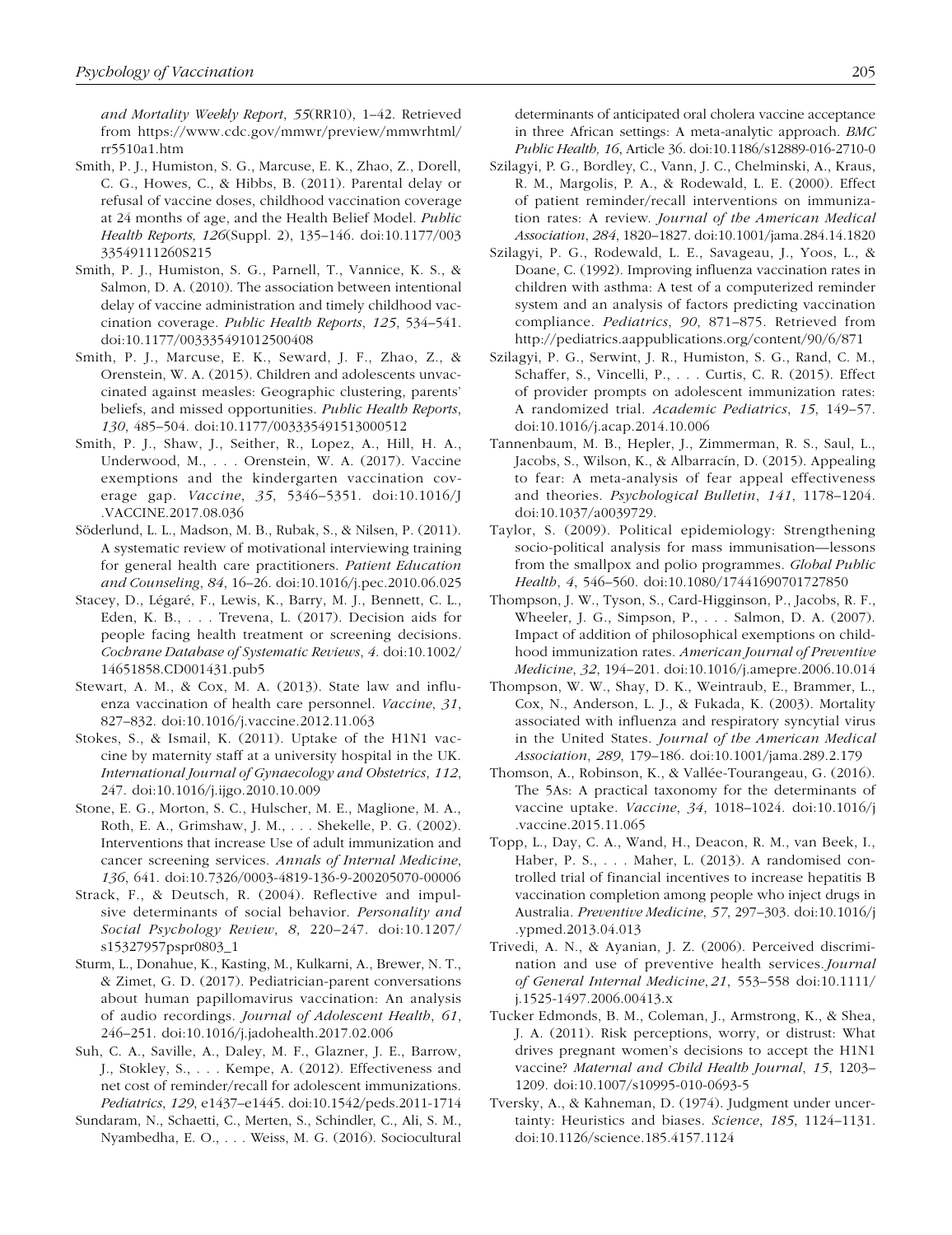*and Mortality Weekly Report*, *55*(RR10), 1–42. Retrieved from https://www.cdc.gov/mmwr/preview/mmwrhtml/rr5510a1.htm

Smith, P. J., Humiston, S. G., Marcuse, E. K., Zhao, Z., Dorell, C. G., Howes, C., & Hibbs, B. (2011). Parental delay or refusal of vaccine doses, childhood vaccination coverage at 24 months of age, and the Health Belief Model. *Public Health Reports, 126*(Suppl. 2), 135–146. doi:10.1177/00333549111260S215

Smith, P. J., Humiston, S. G., Parnell, T., Vannice, K. S., & Salmon, D. A. (2010). The association between intentional delay of vaccine administration and timely childhood vaccination coverage. *Public Health Reports*, *125*, 534–541. doi:10.1177/003335491012500408

Smith, P. J., Marcuse, E. K., Seward, J. F., Zhao, Z., & Orenstein, W. A. (2015). Children and adolescents unvaccinated against measles: Geographic clustering, parents' beliefs, and missed opportunities. *Public Health Reports*, *130*, 485–504. doi:10.1177/003335491513000512

Smith, P. J., Shaw, J., Seither, R., Lopez, A., Hill, H. A., Underwood, M., . . . Orenstein, W. A. (2017). Vaccine exemptions and the kindergarten vaccination coverage gap. *Vaccine*, *35*, 5346–5351. doi:10.1016/J.VACCINE.2017.08.036

Söderlund, L. L., Madson, M. B., Rubak, S., & Nilsen, P. (2011). A systematic review of motivational interviewing training for general health care practitioners. *Patient Education and Counseling*, *84*, 16–26. doi:10.1016/j.pec.2010.06.025

Stacey, D., Légaré, F., Lewis, K., Barry, M. J., Bennett, C. L., Eden, K. B., . . . Trevena, L. (2017). Decision aids for people facing health treatment or screening decisions. *Cochrane Database of Systematic Reviews*, *4*. doi:10.1002/14651858.CD001431.pub5

Stewart, A. M., & Cox, M. A. (2013). State law and influenza vaccination of health care personnel. *Vaccine*, *31*, 827–832. doi:10.1016/j.vaccine.2012.11.063

Stokes, S., & Ismail, K. (2011). Uptake of the H1N1 vaccine by maternity staff at a university hospital in the UK. *International Journal of Gynaecology and Obstetrics*, *112*, 247. doi:10.1016/j.ijgo.2010.10.009

Stone, E. G., Morton, S. C., Hulscher, M. E., Maglione, M. A., Roth, E. A., Grimshaw, J. M., . . . Shekelle, P. G. (2002). Interventions that increase Use of adult immunization and cancer screening services. *Annals of Internal Medicine*, *136*, 641. doi:10.7326/0003-4819-136-9-200205070-00006

Strack, F., & Deutsch, R. (2004). Reflective and impulsive determinants of social behavior. *Personality and Social Psychology Review*, *8*, 220–247. doi:10.1207/s15327957pspr0803_1

Sturm, L., Donahue, K., Kasting, M., Kulkarni, A., Brewer, N. T., & Zimet, G. D. (2017). Pediatrician-parent conversations about human papillomavirus vaccination: An analysis of audio recordings. *Journal of Adolescent Health*, *61*, 246–251. doi:10.1016/j.jadohealth.2017.02.006

Suh, C. A., Saville, A., Daley, M. F., Glazner, J. E., Barrow, J., Stokley, S., . . . Kempe, A. (2012). Effectiveness and net cost of reminder/recall for adolescent immunizations. *Pediatrics*, *129*, e1437–e1445. doi:10.1542/peds.2011-1714

Sundaram, N., Schaetti, C., Merten, S., Schindler, C., Ali, S. M., Nyambedha, E. O., . . . Weiss, M. G. (2016). Sociocultural determinants of anticipated oral cholera vaccine acceptance in three African settings: A meta-analytic approach. *BMC Public Health, 16*, Article 36. doi:10.1186/s12889-016-2710-0

Szilagyi, P. G., Bordley, C., Vann, J. C., Chelminski, A., Kraus, R. M., Margolis, P. A., & Rodewald, L. E. (2000). Effect of patient reminder/recall interventions on immunization rates: A review. *Journal of the American Medical Association*, *284*, 1820–1827. doi:10.1001/jama.284.14.1820

Szilagyi, P. G., Rodewald, L. E., Savageau, J., Yoos, L., & Doane, C. (1992). Improving influenza vaccination rates in children with asthma: A test of a computerized reminder system and an analysis of factors predicting vaccination compliance. *Pediatrics*, *90*, 871–875. Retrieved from http://pediatrics.aappublications.org/content/90/6/871

Szilagyi, P. G., Serwint, J. R., Humiston, S. G., Rand, C. M., Schaffer, S., Vincelli, P., . . . Curtis, C. R. (2015). Effect of provider prompts on adolescent immunization rates: A randomized trial. *Academic Pediatrics*, *15*, 149–57. doi:10.1016/j.acap.2014.10.006

Tannenbaum, M. B., Hepler, J., Zimmerman, R. S., Saul, L., Jacobs, S., Wilson, K., & Albarracín, D. (2015). Appealing to fear: A meta-analysis of fear appeal effectiveness and theories. *Psychological Bulletin*, *141*, 1178–1204. doi:10.1037/a0039729.

Taylor, S. (2009). Political epidemiology: Strengthening socio-political analysis for mass immunisation—lessons from the smallpox and polio programmes. *Global Public Health*, *4*, 546–560. doi:10.1080/17441690701727850

Thompson, J. W., Tyson, S., Card-Higginson, P., Jacobs, R. F., Wheeler, J. G., Simpson, P., . . . Salmon, D. A. (2007). Impact of addition of philosophical exemptions on childhood immunization rates. *American Journal of Preventive Medicine*, *32*, 194–201. doi:10.1016/j.amepre.2006.10.014

Thompson, W. W., Shay, D. K., Weintraub, E., Brammer, L., Cox, N., Anderson, L. J., & Fukada, K. (2003). Mortality associated with influenza and respiratory syncytial virus in the United States. *Journal of the American Medical Association*, *289*, 179–186. doi:10.1001/jama.289.2.179

Thomson, A., Robinson, K., & Vallée-Tourangeau, G. (2016). The 5As: A practical taxonomy for the determinants of vaccine uptake. *Vaccine*, *34*, 1018–1024. doi:10.1016/j.vaccine.2015.11.065

Topp, L., Day, C. A., Wand, H., Deacon, R. M., van Beek, I., Haber, P. S., . . . Maher, L. (2013). A randomised controlled trial of financial incentives to increase hepatitis B vaccination completion among people who inject drugs in Australia. *Preventive Medicine*, *57*, 297–303. doi:10.1016/j.ypmed.2013.04.013

Trivedi, A. N., & Ayanian, J. Z. (2006). Perceived discrimination and use of preventive health services. *Journal of General Internal Medicine*, *21*, 553–558 doi:10.1111/j.1525-1497.2006.00413.x

Tucker Edmonds, B. M., Coleman, J., Armstrong, K., & Shea, J. A. (2011). Risk perceptions, worry, or distrust: What drives pregnant women's decisions to accept the H1N1 vaccine? *Maternal and Child Health Journal*, *15*, 1203–1209. doi:10.1007/s10995-010-0693-5

Tversky, A., & Kahneman, D. (1974). Judgment under uncertainty: Heuristics and biases. *Science*, *185*, 1124–1131. doi:10.1126/science.185.4157.1124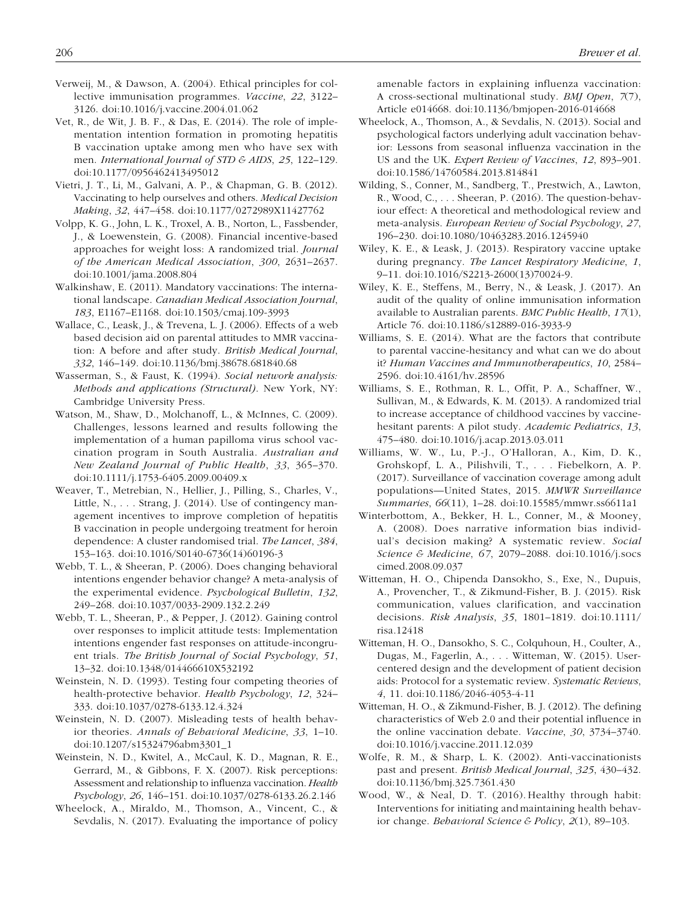Verweij, M., & Dawson, A. (2004). Ethical principles for collective immunisation programmes. *Vaccine*, *22*, 3122–3126. doi:10.1016/j.vaccine.2004.01.062

Vet, R., de Wit, J. B. F., & Das, E. (2014). The role of implementation intention formation in promoting hepatitis B vaccination uptake among men who have sex with men. *International Journal of STD & AIDS*, *25*, 122–129. doi:10.1177/0956462413495012

Vietri, J. T., Li, M., Galvani, A. P., & Chapman, G. B. (2012). Vaccinating to help ourselves and others. *Medical Decision Making*, *32*, 447–458. doi:10.1177/0272989X11427762

Volpp, K. G., John, L. K., Troxel, A. B., Norton, L., Fassbender, J., & Loewenstein, G. (2008). Financial incentive-based approaches for weight loss: A randomized trial. *Journal of the American Medical Association*, *300*, 2631–2637. doi:10.1001/jama.2008.804

Walkinshaw, E. (2011). Mandatory vaccinations: The international landscape. *Canadian Medical Association Journal*, *183*, E1167–E1168. doi:10.1503/cmaj.109-3993

Wallace, C., Leask, J., & Trevena, L. J. (2006). Effects of a web based decision aid on parental attitudes to MMR vaccination: A before and after study. *British Medical Journal*, *332*, 146–149. doi:10.1136/bmj.38678.681840.68

Wasserman, S., & Faust, K. (1994). *Social network analysis: Methods and applications (Structural)*. New York, NY: Cambridge University Press.

Watson, M., Shaw, D., Molchanoff, L., & McInnes, C. (2009). Challenges, lessons learned and results following the implementation of a human papilloma virus school vaccination program in South Australia. *Australian and New Zealand Journal of Public Health*, *33*, 365–370. doi:10.1111/j.1753-6405.2009.00409.x

Weaver, T., Metrebian, N., Hellier, J., Pilling, S., Charles, V., Little, N., . . . Strang, J. (2014). Use of contingency management incentives to improve completion of hepatitis B vaccination in people undergoing treatment for heroin dependence: A cluster randomised trial. *The Lancet*, *384*, 153–163. doi:10.1016/S0140-6736(14)60196-3

Webb, T. L., & Sheeran, P. (2006). Does changing behavioral intentions engender behavior change? A meta-analysis of the experimental evidence. *Psychological Bulletin*, *132*, 249–268. doi:10.1037/0033-2909.132.2.249

Webb, T. L., Sheeran, P., & Pepper, J. (2012). Gaining control over responses to implicit attitude tests: Implementation intentions engender fast responses on attitude-incongruent trials. *The British Journal of Social Psychology*, *51*, 13–32. doi:10.1348/014466610X532192

Weinstein, N. D. (1993). Testing four competing theories of health-protective behavior. *Health Psychology*, *12*, 324–333. doi:10.1037/0278-6133.12.4.324

Weinstein, N. D. (2007). Misleading tests of health behavior theories. *Annals of Behavioral Medicine*, *33*, 1–10. doi:10.1207/s15324796abm3301_1

Weinstein, N. D., Kwitel, A., McCaul, K. D., Magnan, R. E., Gerrard, M., & Gibbons, F. X. (2007). Risk perceptions: Assessment and relationship to influenza vaccination. *Health Psychology*, *26*, 146–151. doi:10.1037/0278-6133.26.2.146

Wheelock, A., Miraldo, M., Thomson, A., Vincent, C., & Sevdalis, N. (2017). Evaluating the importance of policy amenable factors in explaining influenza vaccination: A cross-sectional multinational study. *BMJ Open*, *7*(7), Article e014668. doi:10.1136/bmjopen-2016-014668

Wheelock, A., Thomson, A., & Sevdalis, N. (2013). Social and psychological factors underlying adult vaccination behavior: Lessons from seasonal influenza vaccination in the US and the UK. *Expert Review of Vaccines*, *12*, 893–901. doi:10.1586/14760584.2013.814841

Wilding, S., Conner, M., Sandberg, T., Prestwich, A., Lawton, R., Wood, C., . . . Sheeran, P. (2016). The question-behaviour effect: A theoretical and methodological review and meta-analysis. *European Review of Social Psychology*, *27*, 196–230. doi:10.1080/10463283.2016.1245940

Wiley, K. E., & Leask, J. (2013). Respiratory vaccine uptake during pregnancy. *The Lancet Respiratory Medicine*, *1*, 9–11. doi:10.1016/S2213-2600(13)70024-9.

Wiley, K. E., Steffens, M., Berry, N., & Leask, J. (2017). An audit of the quality of online immunisation information available to Australian parents. *BMC Public Health*, *17*(1), Article 76. doi:10.1186/s12889-016-3933-9

Williams, S. E. (2014). What are the factors that contribute to parental vaccine-hesitancy and what can we do about it? *Human Vaccines and Immunotherapeutics*, *10*, 2584–2596. doi:10.4161/hv.28596

Williams, S. E., Rothman, R. L., Offit, P. A., Schaffner, W., Sullivan, M., & Edwards, K. M. (2013). A randomized trial to increase acceptance of childhood vaccines by vaccine-hesitant parents: A pilot study. *Academic Pediatrics*, *13*, 475–480. doi:10.1016/j.acap.2013.03.011

Williams, W. W., Lu, P.-J., O'Halloran, A., Kim, D. K., Grohskopf, L. A., Pilishvili, T., . . . Fiebelkorn, A. P. (2017). Surveillance of vaccination coverage among adult populations—United States, 2015. *MMWR Surveillance Summaries*, *66*(11), 1–28. doi:10.15585/mmwr.ss6611a1

Winterbottom, A., Bekker, H. L., Conner, M., & Mooney, A. (2008). Does narrative information bias individual's decision making? A systematic review. *Social Science & Medicine*, *67*, 2079–2088. doi:10.1016/j.socscimed.2008.09.037

Witteman, H. O., Chipenda Dansokho, S., Exe, N., Dupuis, A., Provencher, T., & Zikmund-Fisher, B. J. (2015). Risk communication, values clarification, and vaccination decisions. *Risk Analysis*, *35*, 1801–1819. doi:10.1111/risa.12418

Witteman, H. O., Dansokho, S. C., Colquhoun, H., Coulter, A., Dugas, M., Fagerlin, A., . . . Witteman, W. (2015). User-centered design and the development of patient decision aids: Protocol for a systematic review. *Systematic Reviews*, *4*, 11. doi:10.1186/2046-4053-4-11

Witteman, H. O., & Zikmund-Fisher, B. J. (2012). The defining characteristics of Web 2.0 and their potential influence in the online vaccination debate. *Vaccine*, *30*, 3734–3740. doi:10.1016/j.vaccine.2011.12.039

Wolfe, R. M., & Sharp, L. K. (2002). Anti-vaccinationists past and present. *British Medical Journal*, *325*, 430–432. doi:10.1136/bmj.325.7361.430

Wood, W., & Neal, D. T. (2016). Healthy through habit: Interventions for initiating and maintaining health behavior change. *Behavioral Science & Policy*, *2*(1), 89–103.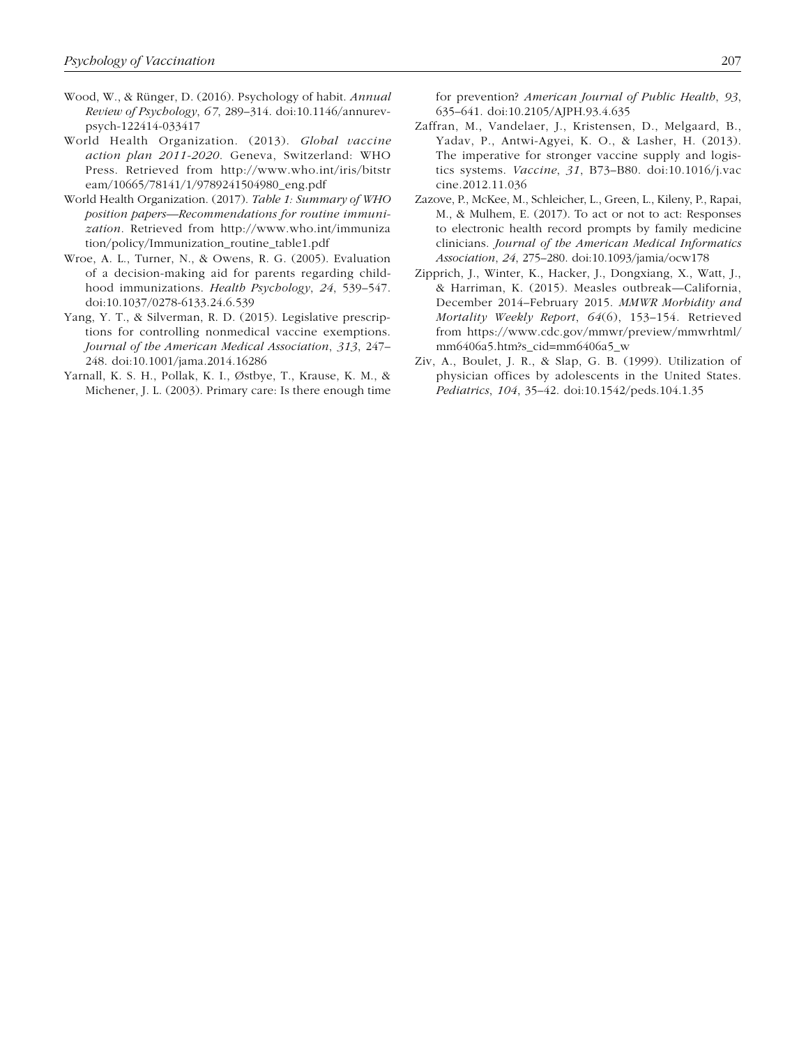Wood, W., & Rünger, D. (2016). Psychology of habit. *Annual Review of Psychology*, *67*, 289–314. doi:10.1146/annurev-psych-122414-033417

World Health Organization. (2013). *Global vaccine action plan 2011-2020*. Geneva, Switzerland: WHO Press. Retrieved from http://www.who.int/iris/bitstream/10665/78141/1/9789241504980_eng.pdf

World Health Organization. (2017). *Table 1: Summary of WHO position papers—Recommendations for routine immunization*. Retrieved from http://www.who.int/immunization/policy/Immunization_routine_table1.pdf

Wroe, A. L., Turner, N., & Owens, R. G. (2005). Evaluation of a decision-making aid for parents regarding childhood immunizations. *Health Psychology*, *24*, 539–547. doi:10.1037/0278-6133.24.6.539

Yang, Y. T., & Silverman, R. D. (2015). Legislative prescriptions for controlling nonmedical vaccine exemptions. *Journal of the American Medical Association*, *313*, 247–248. doi:10.1001/jama.2014.16286

Yarnall, K. S. H., Pollak, K. I., Østbye, T., Krause, K. M., & Michener, J. L. (2003). Primary care: Is there enough time for prevention? *American Journal of Public Health*, *93*, 635–641. doi:10.2105/AJPH.93.4.635

Zaffran, M., Vandelaer, J., Kristensen, D., Melgaard, B., Yadav, P., Antwi-Agyei, K. O., & Lasher, H. (2013). The imperative for stronger vaccine supply and logistics systems. *Vaccine*, *31*, B73–B80. doi:10.1016/j.vaccine.2012.11.036

Zazove, P., McKee, M., Schleicher, L., Green, L., Kileny, P., Rapai, M., & Mulhem, E. (2017). To act or not to act: Responses to electronic health record prompts by family medicine clinicians. *Journal of the American Medical Informatics Association*, *24*, 275–280. doi:10.1093/jamia/ocw178

Zipprich, J., Winter, K., Hacker, J., Dongxiang, X., Watt, J., & Harriman, K. (2015). Measles outbreak—California, December 2014–February 2015. *MMWR Morbidity and Mortality Weekly Report*, *64*(6), 153–154. Retrieved from https://www.cdc.gov/mmwr/preview/mmwrhtml/mm6406a5.htm?s_cid=mm6406a5_w

Ziv, A., Boulet, J. R., & Slap, G. B. (1999). Utilization of physician offices by adolescents in the United States. *Pediatrics*, *104*, 35–42. doi:10.1542/peds.104.1.35